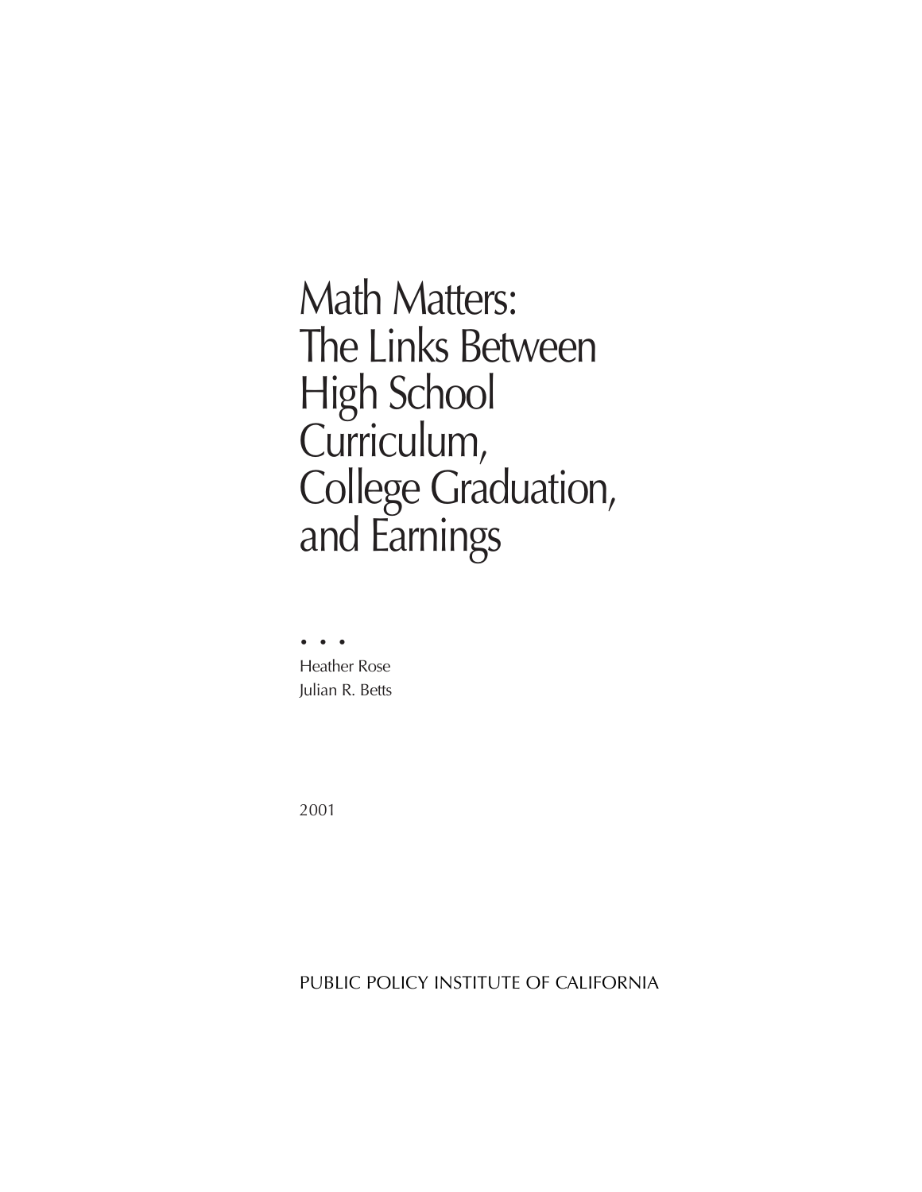# Math Matters: The Links Between High School Curriculum, College Graduation, and Earnings

• • •

Heather Rose
Julian R. Betts

2001

PUBLIC POLICY INSTITUTE OF CALIFORNIA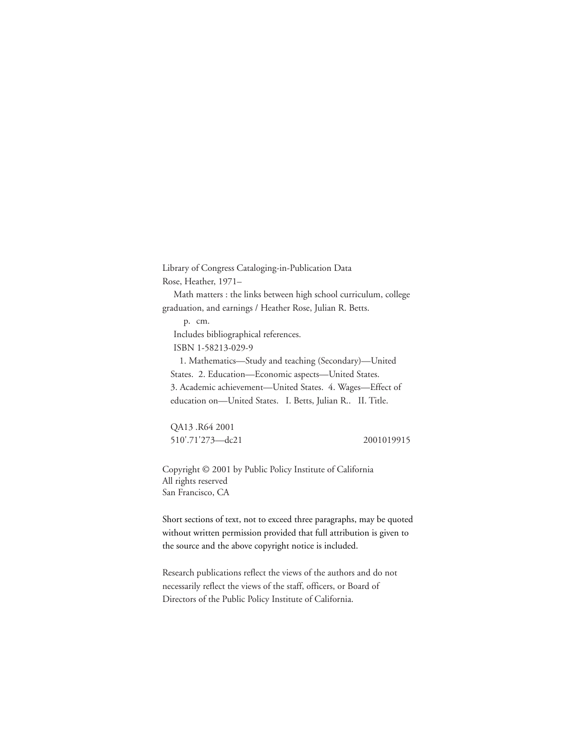Library of Congress Cataloging-in-Publication Data
Rose, Heather, 1971–

Math matters : the links between high school curriculum, college graduation, and earnings / Heather Rose, Julian R. Betts.

p. cm.

Includes bibliographical references.

ISBN 1-58213-029-9

1. Mathematics—Study and teaching (Secondary)—United States. 2. Education—Economic aspects—United States. 3. Academic achievement—United States. 4. Wages—Effect of education on—United States. I. Betts, Julian R.. II. Title.

QA13 .R64 2001
510'.71'273—dc21 2001019915

Copyright © 2001 by Public Policy Institute of California
All rights reserved
San Francisco, CA

Short sections of text, not to exceed three paragraphs, may be quoted without written permission provided that full attribution is given to the source and the above copyright notice is included.

Research publications reflect the views of the authors and do not necessarily reflect the views of the staff, officers, or Board of Directors of the Public Policy Institute of California.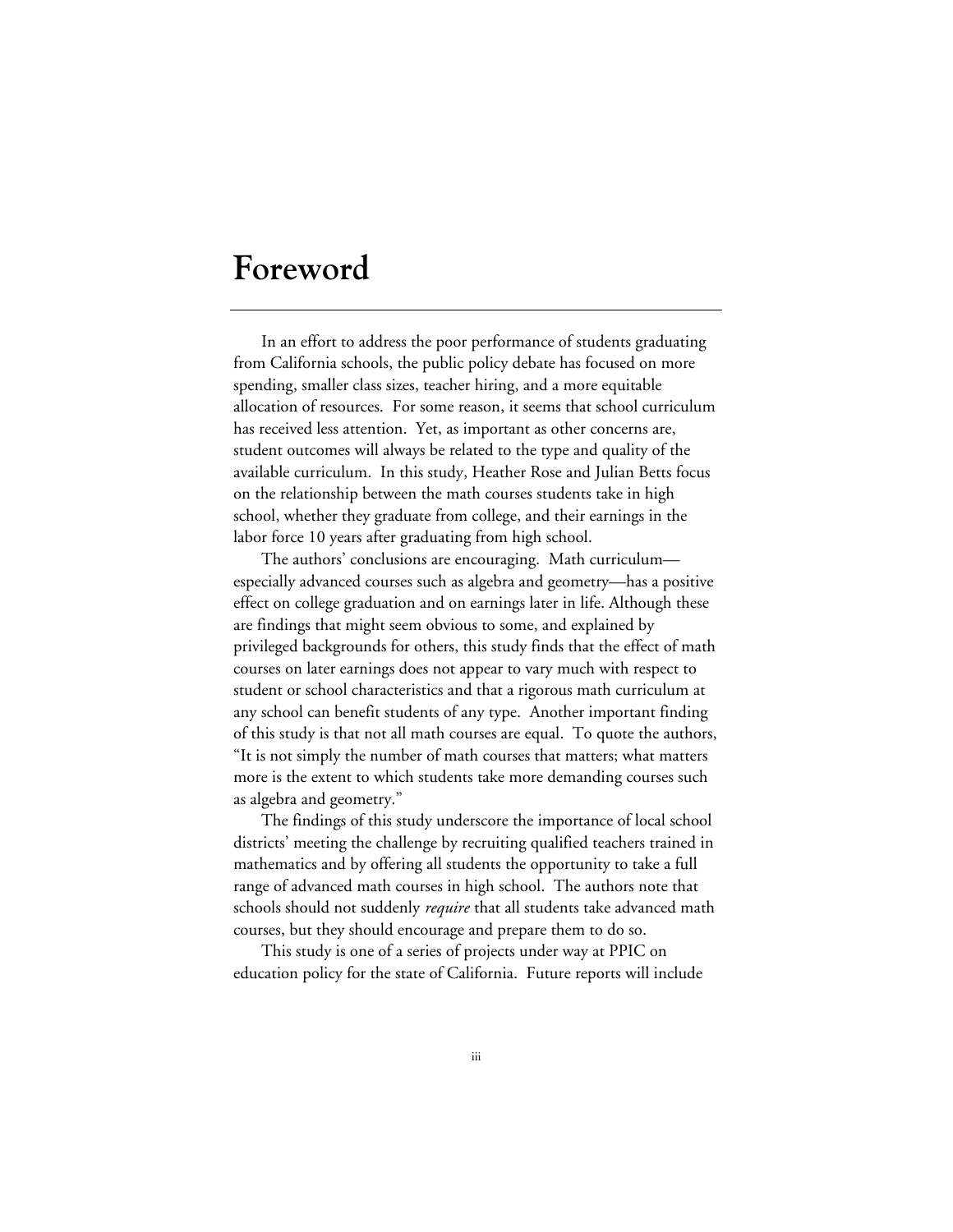# Foreword

In an effort to address the poor performance of students graduating from California schools, the public policy debate has focused on more spending, smaller class sizes, teacher hiring, and a more equitable allocation of resources. For some reason, it seems that school curriculum has received less attention. Yet, as important as other concerns are, student outcomes will always be related to the type and quality of the available curriculum. In this study, Heather Rose and Julian Betts focus on the relationship between the math courses students take in high school, whether they graduate from college, and their earnings in the labor force 10 years after graduating from high school.

The authors' conclusions are encouraging. Math curriculum—especially advanced courses such as algebra and geometry—has a positive effect on college graduation and on earnings later in life. Although these are findings that might seem obvious to some, and explained by privileged backgrounds for others, this study finds that the effect of math courses on later earnings does not appear to vary much with respect to student or school characteristics and that a rigorous math curriculum at any school can benefit students of any type. Another important finding of this study is that not all math courses are equal. To quote the authors, "It is not simply the number of math courses that matters; what matters more is the extent to which students take more demanding courses such as algebra and geometry."

The findings of this study underscore the importance of local school districts' meeting the challenge by recruiting qualified teachers trained in mathematics and by offering all students the opportunity to take a full range of advanced math courses in high school. The authors note that schools should not suddenly *require* that all students take advanced math courses, but they should encourage and prepare them to do so.

This study is one of a series of projects under way at PPIC on education policy for the state of California. Future reports will include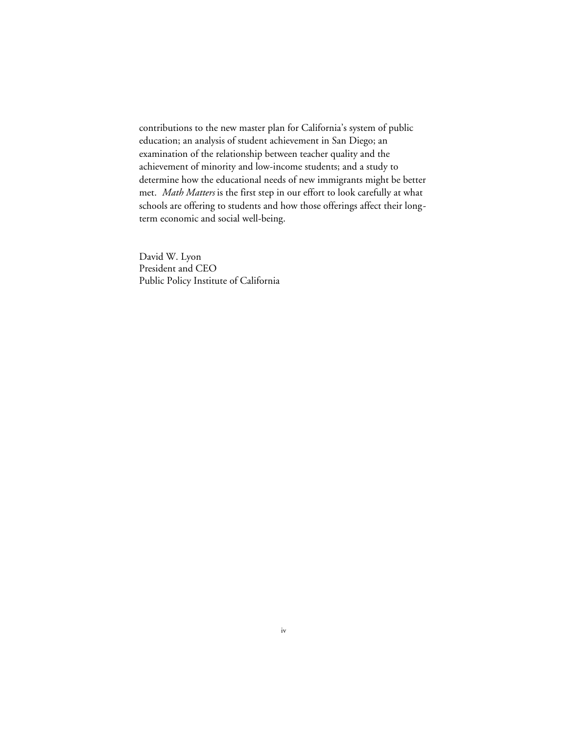contributions to the new master plan for California's system of public education; an analysis of student achievement in San Diego; an examination of the relationship between teacher quality and the achievement of minority and low-income students; and a study to determine how the educational needs of new immigrants might be better met. *Math Matters* is the first step in our effort to look carefully at what schools are offering to students and how those offerings affect their long-term economic and social well-being.

David W. Lyon
President and CEO
Public Policy Institute of California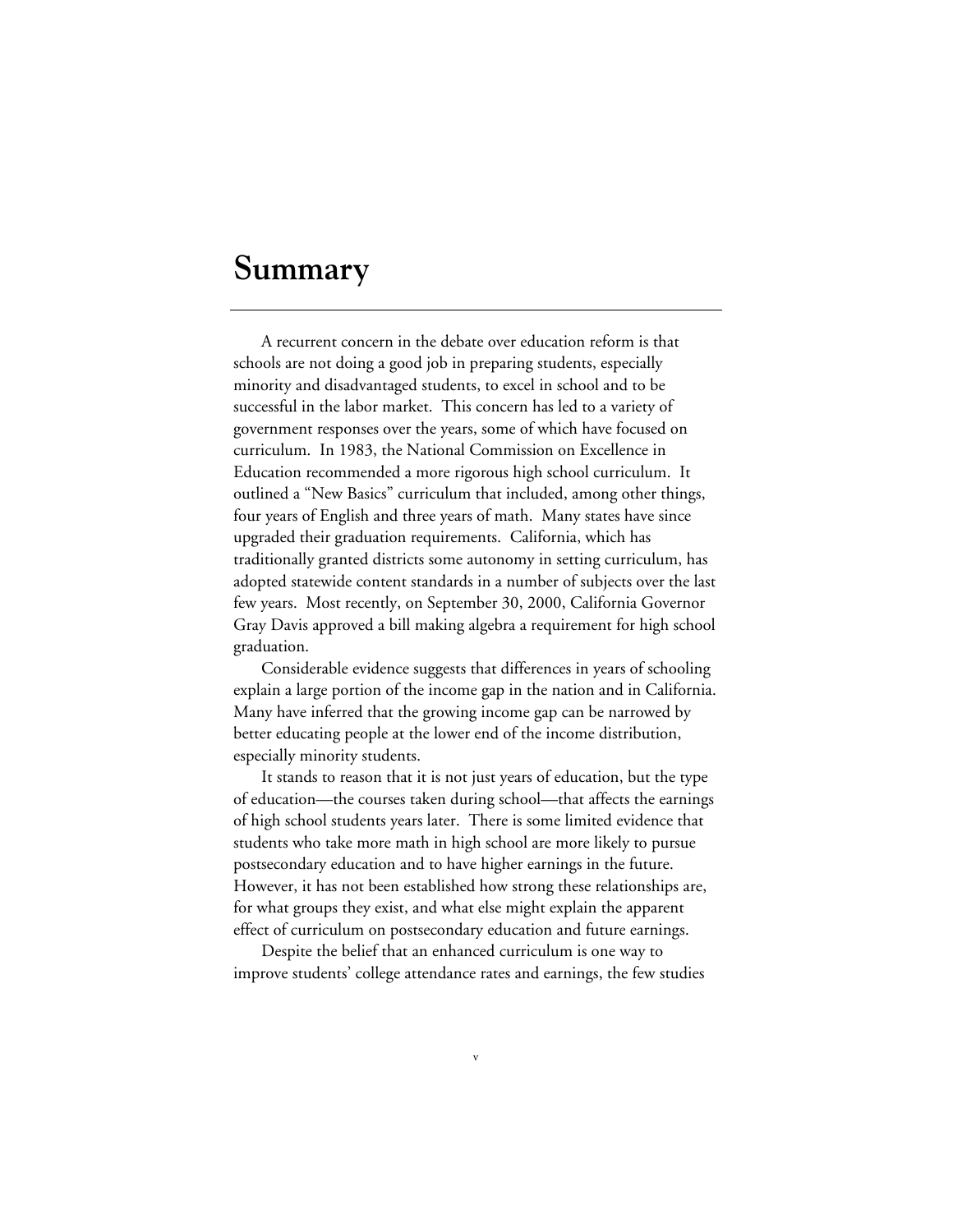# Summary

A recurrent concern in the debate over education reform is that schools are not doing a good job in preparing students, especially minority and disadvantaged students, to excel in school and to be successful in the labor market. This concern has led to a variety of government responses over the years, some of which have focused on curriculum. In 1983, the National Commission on Excellence in Education recommended a more rigorous high school curriculum. It outlined a "New Basics" curriculum that included, among other things, four years of English and three years of math. Many states have since upgraded their graduation requirements. California, which has traditionally granted districts some autonomy in setting curriculum, has adopted statewide content standards in a number of subjects over the last few years. Most recently, on September 30, 2000, California Governor Gray Davis approved a bill making algebra a requirement for high school graduation.

Considerable evidence suggests that differences in years of schooling explain a large portion of the income gap in the nation and in California. Many have inferred that the growing income gap can be narrowed by better educating people at the lower end of the income distribution, especially minority students.

It stands to reason that it is not just years of education, but the type of education—the courses taken during school—that affects the earnings of high school students years later. There is some limited evidence that students who take more math in high school are more likely to pursue postsecondary education and to have higher earnings in the future. However, it has not been established how strong these relationships are, for what groups they exist, and what else might explain the apparent effect of curriculum on postsecondary education and future earnings.

Despite the belief that an enhanced curriculum is one way to improve students' college attendance rates and earnings, the few studies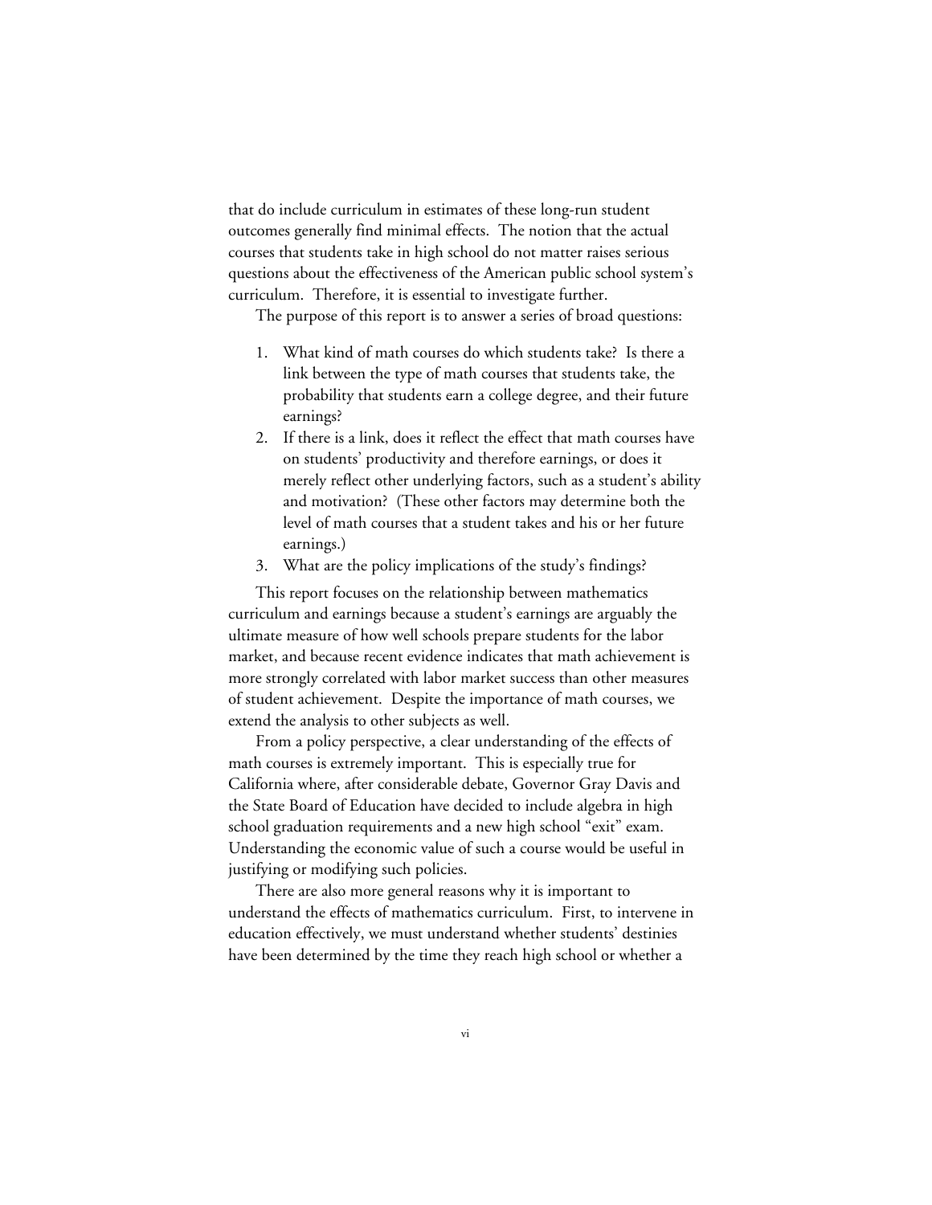that do include curriculum in estimates of these long-run student outcomes generally find minimal effects. The notion that the actual courses that students take in high school do not matter raises serious questions about the effectiveness of the American public school system's curriculum. Therefore, it is essential to investigate further.

The purpose of this report is to answer a series of broad questions:

1. What kind of math courses do which students take? Is there a link between the type of math courses that students take, the probability that students earn a college degree, and their future earnings?
2. If there is a link, does it reflect the effect that math courses have on students' productivity and therefore earnings, or does it merely reflect other underlying factors, such as a student's ability and motivation? (These other factors may determine both the level of math courses that a student takes and his or her future earnings.)
3. What are the policy implications of the study's findings?

This report focuses on the relationship between mathematics curriculum and earnings because a student's earnings are arguably the ultimate measure of how well schools prepare students for the labor market, and because recent evidence indicates that math achievement is more strongly correlated with labor market success than other measures of student achievement. Despite the importance of math courses, we extend the analysis to other subjects as well.

From a policy perspective, a clear understanding of the effects of math courses is extremely important. This is especially true for California where, after considerable debate, Governor Gray Davis and the State Board of Education have decided to include algebra in high school graduation requirements and a new high school "exit" exam. Understanding the economic value of such a course would be useful in justifying or modifying such policies.

There are also more general reasons why it is important to understand the effects of mathematics curriculum. First, to intervene in education effectively, we must understand whether students' destinies have been determined by the time they reach high school or whether a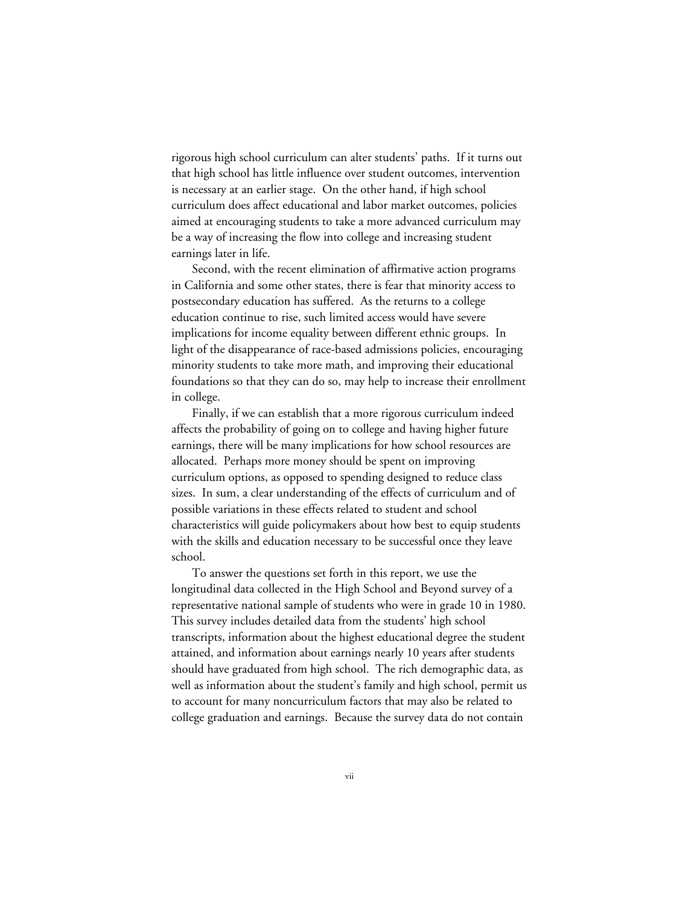rigorous high school curriculum can alter students' paths. If it turns out that high school has little influence over student outcomes, intervention is necessary at an earlier stage. On the other hand, if high school curriculum does affect educational and labor market outcomes, policies aimed at encouraging students to take a more advanced curriculum may be a way of increasing the flow into college and increasing student earnings later in life.

Second, with the recent elimination of affirmative action programs in California and some other states, there is fear that minority access to postsecondary education has suffered. As the returns to a college education continue to rise, such limited access would have severe implications for income equality between different ethnic groups. In light of the disappearance of race-based admissions policies, encouraging minority students to take more math, and improving their educational foundations so that they can do so, may help to increase their enrollment in college.

Finally, if we can establish that a more rigorous curriculum indeed affects the probability of going on to college and having higher future earnings, there will be many implications for how school resources are allocated. Perhaps more money should be spent on improving curriculum options, as opposed to spending designed to reduce class sizes. In sum, a clear understanding of the effects of curriculum and of possible variations in these effects related to student and school characteristics will guide policymakers about how best to equip students with the skills and education necessary to be successful once they leave school.

To answer the questions set forth in this report, we use the longitudinal data collected in the High School and Beyond survey of a representative national sample of students who were in grade 10 in 1980. This survey includes detailed data from the students' high school transcripts, information about the highest educational degree the student attained, and information about earnings nearly 10 years after students should have graduated from high school. The rich demographic data, as well as information about the student's family and high school, permit us to account for many noncurriculum factors that may also be related to college graduation and earnings. Because the survey data do not contain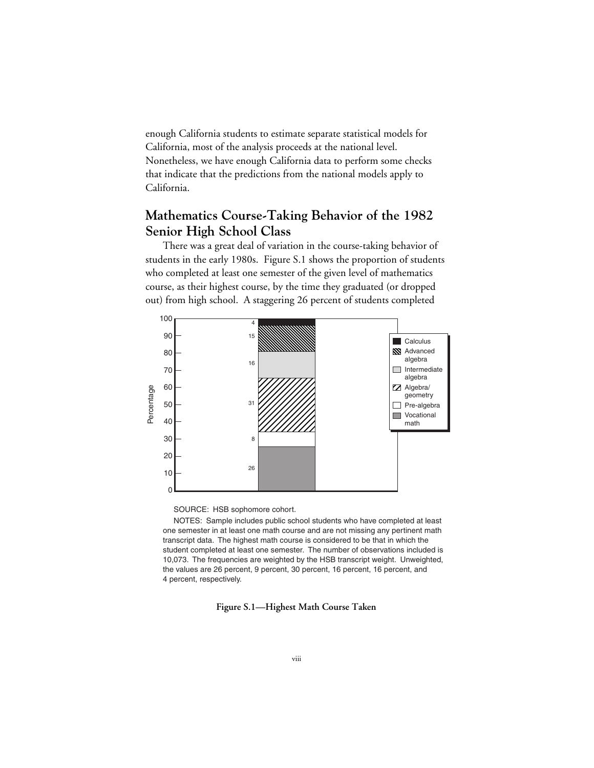enough California students to estimate separate statistical models for California, most of the analysis proceeds at the national level. Nonetheless, we have enough California data to perform some checks that indicate that the predictions from the national models apply to California.

## Mathematics Course-Taking Behavior of the 1982 Senior High School Class

There was a great deal of variation in the course-taking behavior of students in the early 1980s. Figure S.1 shows the proportion of students who completed at least one semester of the given level of mathematics course, as their highest course, by the time they graduated (or dropped out) from high school. A staggering 26 percent of students completed

| Highest math course | Percentage |
|---|---|
| Calculus | 4 |
| Advanced algebra | 15 |
| Intermediate algebra | 16 |
| Algebra/geometry | 31 |
| Pre-algebra | 8 |
| Vocational math | 26 |

SOURCE: HSB sophomore cohort.

NOTES: Sample includes public school students who have completed at least one semester in at least one math course and are not missing any pertinent math transcript data. The highest math course is considered to be that in which the student completed at least one semester. The number of observations included is 10,073. The frequencies are weighted by the HSB transcript weight. Unweighted, the values are 26 percent, 9 percent, 30 percent, 16 percent, 16 percent, and 4 percent, respectively.

**Figure S.1—Highest Math Course Taken**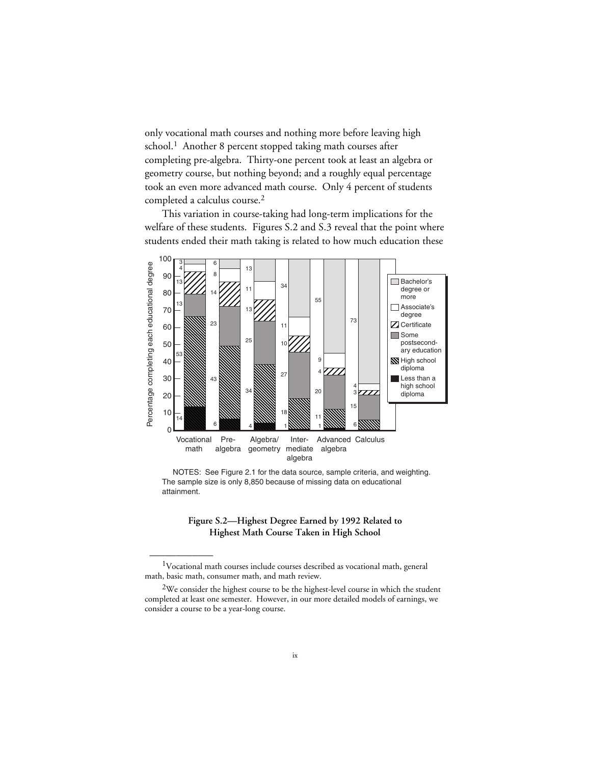only vocational math courses and nothing more before leaving high school.[1] Another 8 percent stopped taking math courses after completing pre-algebra. Thirty-one percent took at least an algebra or geometry course, but nothing beyond; and a roughly equal percentage took an even more advanced math course. Only 4 percent of students completed a calculus course.[2]

This variation in course-taking had long-term implications for the welfare of these students. Figures S.2 and S.3 reveal that the point where students ended their math taking is related to how much education these

| Percentage completing each educational degree | Vocational math | Pre-algebra | Algebra/geometry | Intermediate algebra | Advanced algebra | Calculus |
|---|---|---|---|---|---|---|
| Bachelor's degree or more | 3 | 6 | 13 | 34 | 55 | 73 |
| Associate's degree | 4 | 8 | 11 | 11 | 9 | 4 |
| Certificate | 13 | 14 | 13 | 10 | 4 | 3 |
| Some postsecondary education | 13 | 23 | 25 | 27 | 20 | 15 |
| High school diploma | 53 | 43 | 34 | 18 | 11 | 6 |
| Less than a high school diploma | 14 | 6 | 4 | 1 | 1 | |

NOTES: See Figure 2.1 for the data source, sample criteria, and weighting. The sample size is only 8,850 because of missing data on educational attainment.

**Figure S.2—Highest Degree Earned by 1992 Related to Highest Math Course Taken in High School**

---

[1] Vocational math courses include courses described as vocational math, general math, basic math, consumer math, and math review.

[2] We consider the highest course to be the highest-level course in which the student completed at least one semester. However, in our more detailed models of earnings, we consider a course to be a year-long course.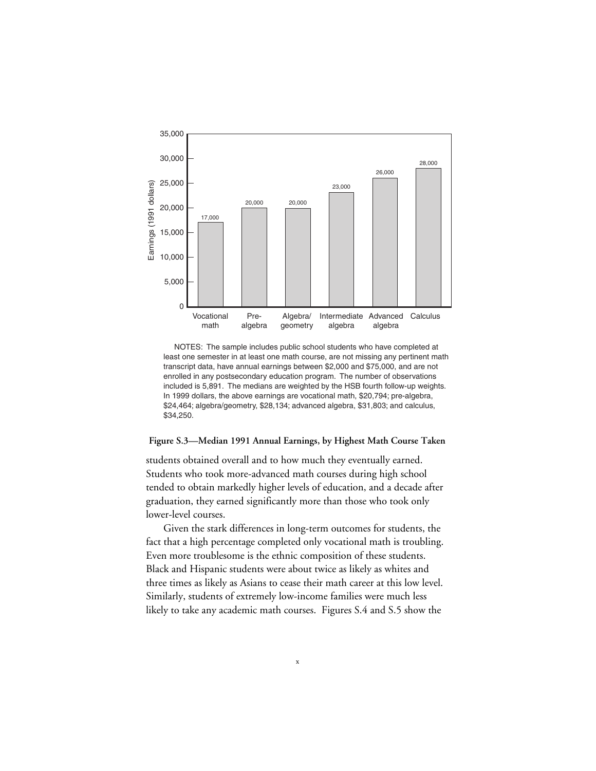| Highest math course taken | Median earnings (1991 dollars) |
| --- | --- |
| Vocational math | 17,000 |
| Pre-algebra | 20,000 |
| Algebra/geometry | 20,000 |
| Intermediate algebra | 23,000 |
| Advanced algebra | 26,000 |
| Calculus | 28,000 |

NOTES: The sample includes public school students who have completed at least one semester in at least one math course, are not missing any pertinent math transcript data, have annual earnings between $2,000 and $75,000, and are not enrolled in any postsecondary education program. The number of observations included is 5,891. The medians are weighted by the HSB fourth follow-up weights. In 1999 dollars, the above earnings are vocational math, $20,794; pre-algebra, $24,464; algebra/geometry, $28,134; advanced algebra, $31,803; and calculus, $34,250.

**Figure S.3—Median 1991 Annual Earnings, by Highest Math Course Taken**

students obtained overall and to how much they eventually earned. Students who took more-advanced math courses during high school tended to obtain markedly higher levels of education, and a decade after graduation, they earned significantly more than those who took only lower-level courses.

Given the stark differences in long-term outcomes for students, the fact that a high percentage completed only vocational math is troubling. Even more troublesome is the ethnic composition of these students. Black and Hispanic students were about twice as likely as whites and three times as likely as Asians to cease their math career at this low level. Similarly, students of extremely low-income families were much less likely to take any academic math courses. Figures S.4 and S.5 show the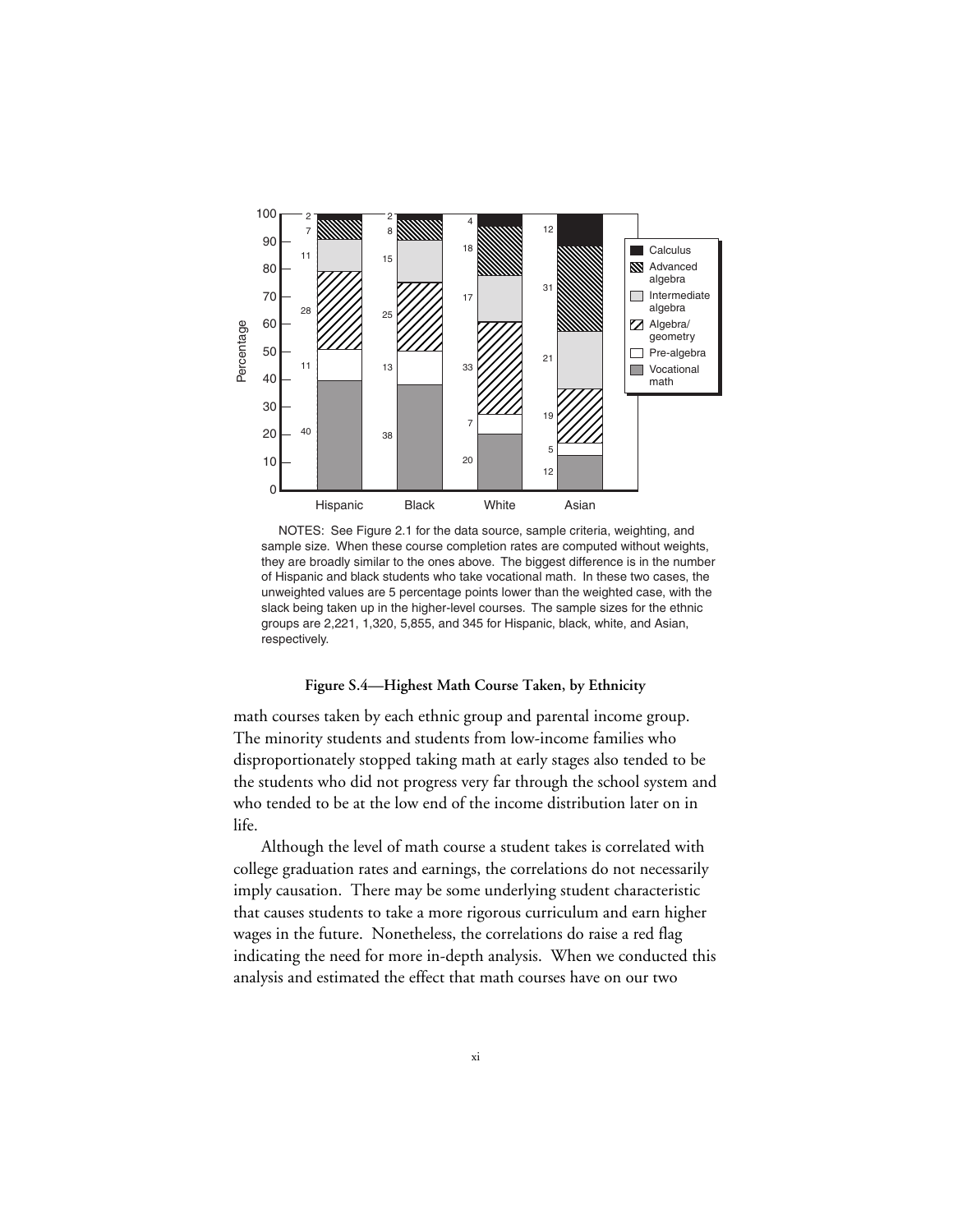| Highest math course (%) | Hispanic | Black | White | Asian |
|---|---|---|---|---|
| Calculus | 2 | 2 | 4 | 12 |
| Advanced algebra | 7 | 8 | 18 | 31 |
| Intermediate algebra | 11 | 15 | 17 | 21 |
| Algebra/geometry | 28 | 25 | 33 | 19 |
| Pre-algebra | 11 | 13 | 7 | 5 |
| Vocational math | 40 | 38 | 20 | 12 |

NOTES: See Figure 2.1 for the data source, sample criteria, weighting, and sample size. When these course completion rates are computed without weights, they are broadly similar to the ones above. The biggest difference is in the number of Hispanic and black students who take vocational math. In these two cases, the unweighted values are 5 percentage points lower than the weighted case, with the slack being taken up in the higher-level courses. The sample sizes for the ethnic groups are 2,221, 1,320, 5,855, and 345 for Hispanic, black, white, and Asian, respectively.

**Figure S.4—Highest Math Course Taken, by Ethnicity**

math courses taken by each ethnic group and parental income group. The minority students and students from low-income families who disproportionately stopped taking math at early stages also tended to be the students who did not progress very far through the school system and who tended to be at the low end of the income distribution later on in life.

Although the level of math course a student takes is correlated with college graduation rates and earnings, the correlations do not necessarily imply causation. There may be some underlying student characteristic that causes students to take a more rigorous curriculum and earn higher wages in the future. Nonetheless, the correlations do raise a red flag indicating the need for more in-depth analysis. When we conducted this analysis and estimated the effect that math courses have on our two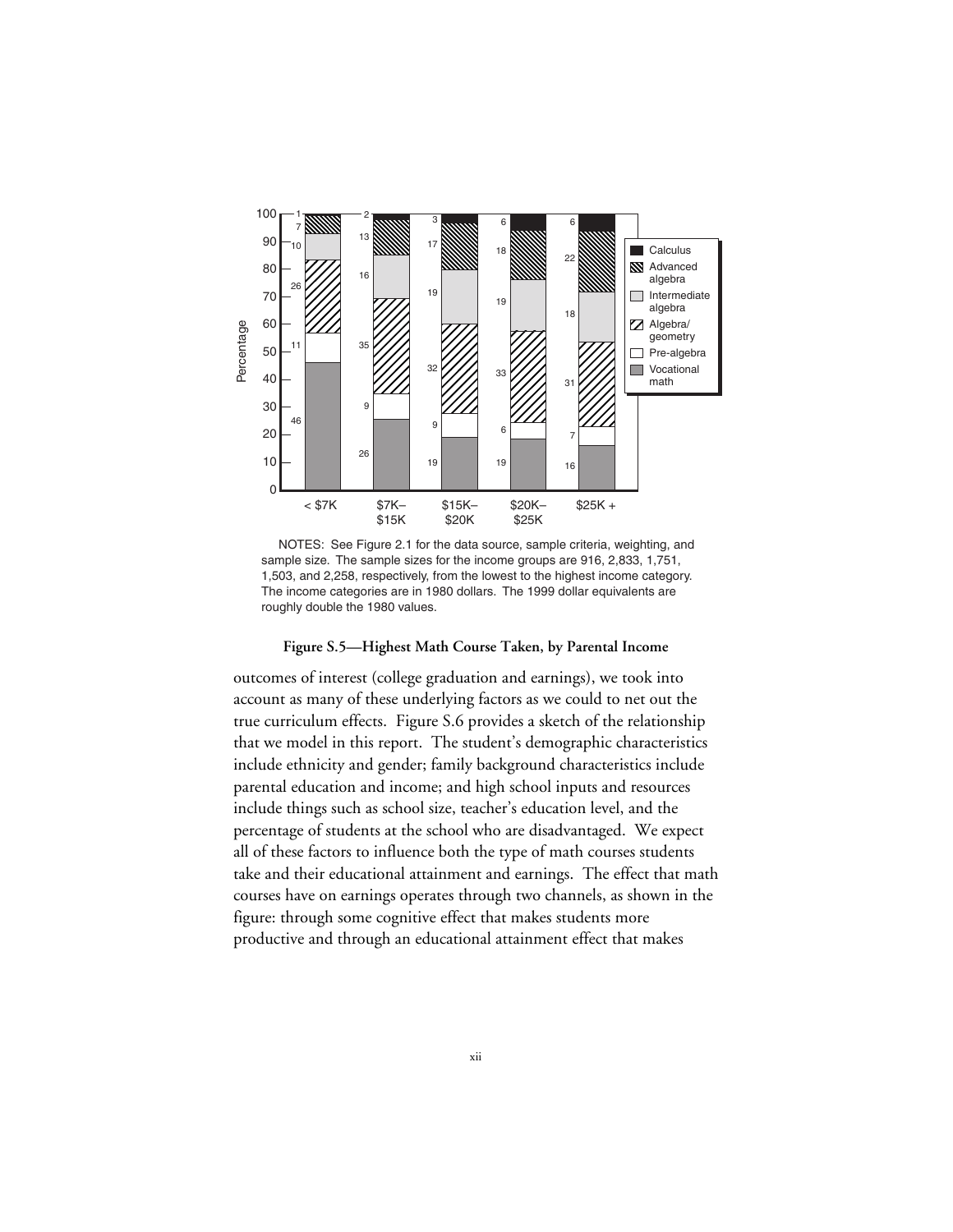| Highest math course | < \$7K | \$7K–\$15K | \$15K–\$20K | \$20K–\$25K | \$25K + |
|---|---|---|---|---|---|
| Calculus | 1 | 2 | 3 | 6 | 6 |
| Advanced algebra | 7 | 13 | 17 | 18 | 22 |
| Intermediate algebra | 10 | 16 | 19 | 19 | 18 |
| Algebra/geometry | 26 | 35 | 32 | 33 | 31 |
| Pre-algebra | 11 | 9 | 9 | 6 | 7 |
| Vocational math | 46 | 26 | 19 | 19 | 16 |

Percentage

NOTES: See Figure 2.1 for the data source, sample criteria, weighting, and sample size. The sample sizes for the income groups are 916, 2,833, 1,751, 1,503, and 2,258, respectively, from the lowest to the highest income category. The income categories are in 1980 dollars. The 1999 dollar equivalents are roughly double the 1980 values.

**Figure S.5—Highest Math Course Taken, by Parental Income**

outcomes of interest (college graduation and earnings), we took into account as many of these underlying factors as we could to net out the true curriculum effects. Figure S.6 provides a sketch of the relationship that we model in this report. The student's demographic characteristics include ethnicity and gender; family background characteristics include parental education and income; and high school inputs and resources include things such as school size, teacher's education level, and the percentage of students at the school who are disadvantaged. We expect all of these factors to influence both the type of math courses students take and their educational attainment and earnings. The effect that math courses have on earnings operates through two channels, as shown in the figure: through some cognitive effect that makes students more productive and through an educational attainment effect that makes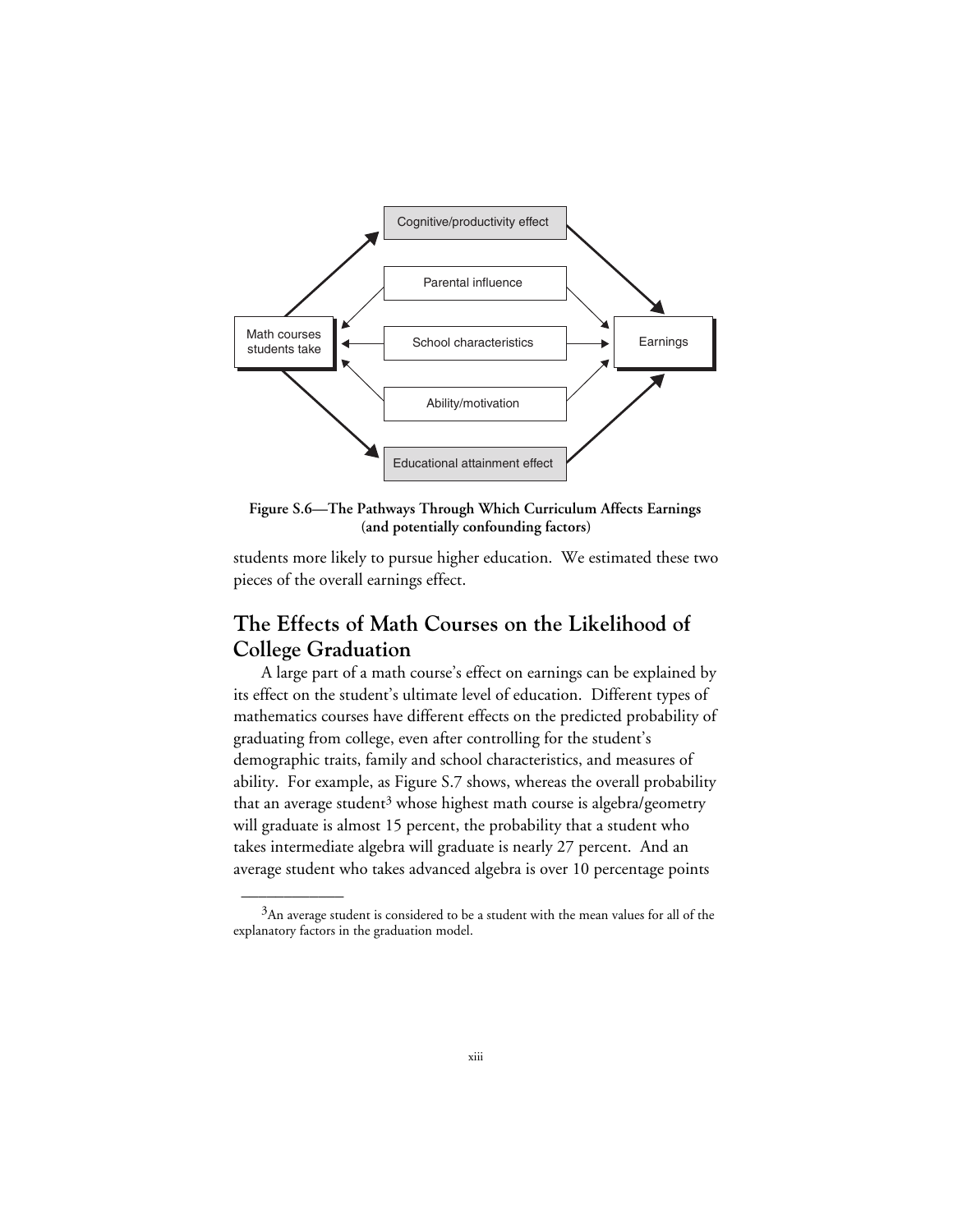**Figure S.6—The Pathways Through Which Curriculum Affects Earnings (and potentially confounding factors)**

students more likely to pursue higher education. We estimated these two pieces of the overall earnings effect.

## The Effects of Math Courses on the Likelihood of College Graduation

A large part of a math course's effect on earnings can be explained by its effect on the student's ultimate level of education. Different types of mathematics courses have different effects on the predicted probability of graduating from college, even after controlling for the student's demographic traits, family and school characteristics, and measures of ability. For example, as Figure S.7 shows, whereas the overall probability that an average student[3] whose highest math course is algebra/geometry will graduate is almost 15 percent, the probability that a student who takes intermediate algebra will graduate is nearly 27 percent. And an average student who takes advanced algebra is over 10 percentage points

[3]An average student is considered to be a student with the mean values for all of the explanatory factors in the graduation model.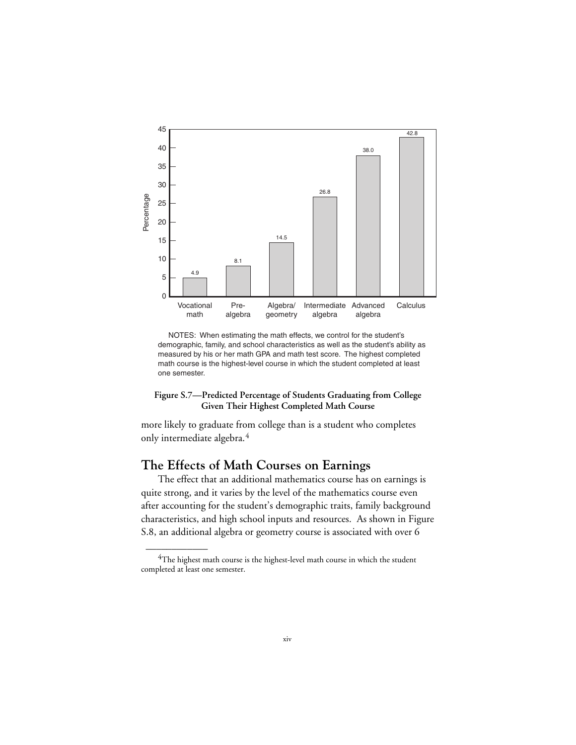| Highest completed math course | Percentage |
| --- | --- |
| Vocational math | 4.9 |
| Pre-algebra | 8.1 |
| Algebra/geometry | 14.5 |
| Intermediate algebra | 26.8 |
| Advanced algebra | 38.0 |
| Calculus | 42.8 |

NOTES: When estimating the math effects, we control for the student's demographic, family, and school characteristics as well as the student's ability as measured by his or her math GPA and math test score. The highest completed math course is the highest-level course in which the student completed at least one semester.

**Figure S.7—Predicted Percentage of Students Graduating from College Given Their Highest Completed Math Course**

more likely to graduate from college than is a student who completes only intermediate algebra.[4]

## The Effects of Math Courses on Earnings

The effect that an additional mathematics course has on earnings is quite strong, and it varies by the level of the mathematics course even after accounting for the student's demographic traits, family background characteristics, and high school inputs and resources. As shown in Figure S.8, an additional algebra or geometry course is associated with over 6

[4]The highest math course is the highest-level math course in which the student completed at least one semester.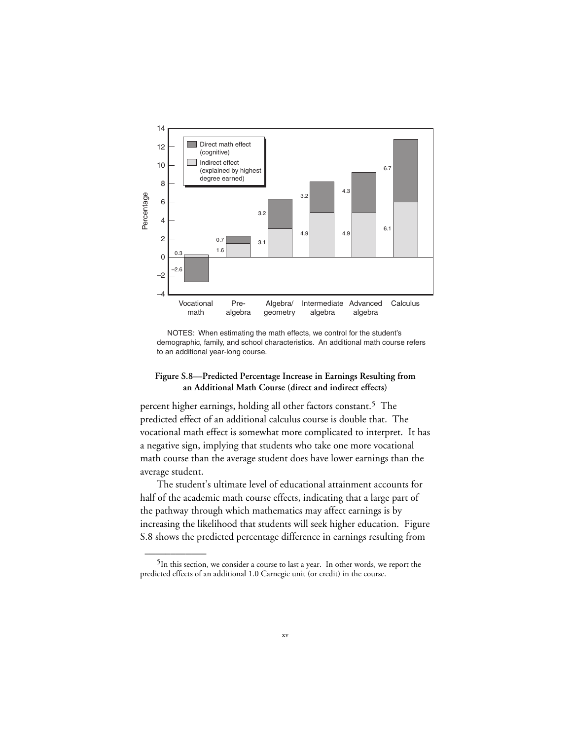| | Vocational math | Pre-algebra | Algebra/geometry | Intermediate algebra | Advanced algebra | Calculus |
|---|---|---|---|---|---|---|
| Direct math effect (cognitive) | −2.6 | 0.7 | 3.2 | 3.2 | 4.3 | 6.7 |
| Indirect effect (explained by highest degree earned) | 0.3 | 1.6 | 3.1 | 4.9 | 4.9 | 6.1 |

NOTES: When estimating the math effects, we control for the student's demographic, family, and school characteristics. An additional math course refers to an additional year-long course.

**Figure S.8—Predicted Percentage Increase in Earnings Resulting from an Additional Math Course (direct and indirect effects)**

percent higher earnings, holding all other factors constant.[5] The predicted effect of an additional calculus course is double that. The vocational math effect is somewhat more complicated to interpret. It has a negative sign, implying that students who take one more vocational math course than the average student does have lower earnings than the average student.

The student's ultimate level of educational attainment accounts for half of the academic math course effects, indicating that a large part of the pathway through which mathematics may affect earnings is by increasing the likelihood that students will seek higher education. Figure S.8 shows the predicted percentage difference in earnings resulting from

---

[5] In this section, we consider a course to last a year. In other words, we report the predicted effects of an additional 1.0 Carnegie unit (or credit) in the course.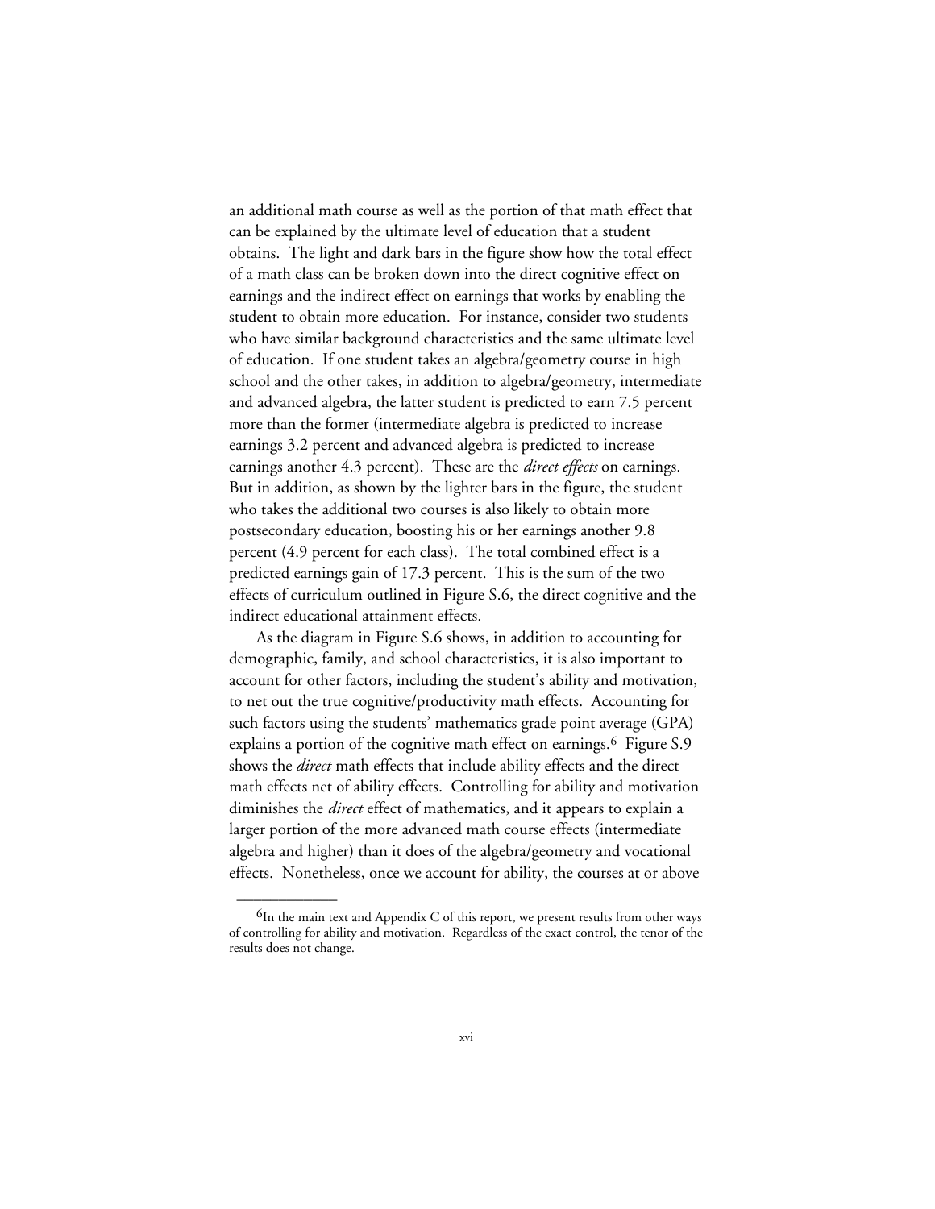an additional math course as well as the portion of that math effect that can be explained by the ultimate level of education that a student obtains. The light and dark bars in the figure show how the total effect of a math class can be broken down into the direct cognitive effect on earnings and the indirect effect on earnings that works by enabling the student to obtain more education. For instance, consider two students who have similar background characteristics and the same ultimate level of education. If one student takes an algebra/geometry course in high school and the other takes, in addition to algebra/geometry, intermediate and advanced algebra, the latter student is predicted to earn 7.5 percent more than the former (intermediate algebra is predicted to increase earnings 3.2 percent and advanced algebra is predicted to increase earnings another 4.3 percent). These are the *direct effects* on earnings. But in addition, as shown by the lighter bars in the figure, the student who takes the additional two courses is also likely to obtain more postsecondary education, boosting his or her earnings another 9.8 percent (4.9 percent for each class). The total combined effect is a predicted earnings gain of 17.3 percent. This is the sum of the two effects of curriculum outlined in Figure S.6, the direct cognitive and the indirect educational attainment effects.

As the diagram in Figure S.6 shows, in addition to accounting for demographic, family, and school characteristics, it is also important to account for other factors, including the student's ability and motivation, to net out the true cognitive/productivity math effects. Accounting for such factors using the students' mathematics grade point average (GPA) explains a portion of the cognitive math effect on earnings.[6] Figure S.9 shows the *direct* math effects that include ability effects and the direct math effects net of ability effects. Controlling for ability and motivation diminishes the *direct* effect of mathematics, and it appears to explain a larger portion of the more advanced math course effects (intermediate algebra and higher) than it does of the algebra/geometry and vocational effects. Nonetheless, once we account for ability, the courses at or above

---

[6]In the main text and Appendix C of this report, we present results from other ways of controlling for ability and motivation. Regardless of the exact control, the tenor of the results does not change.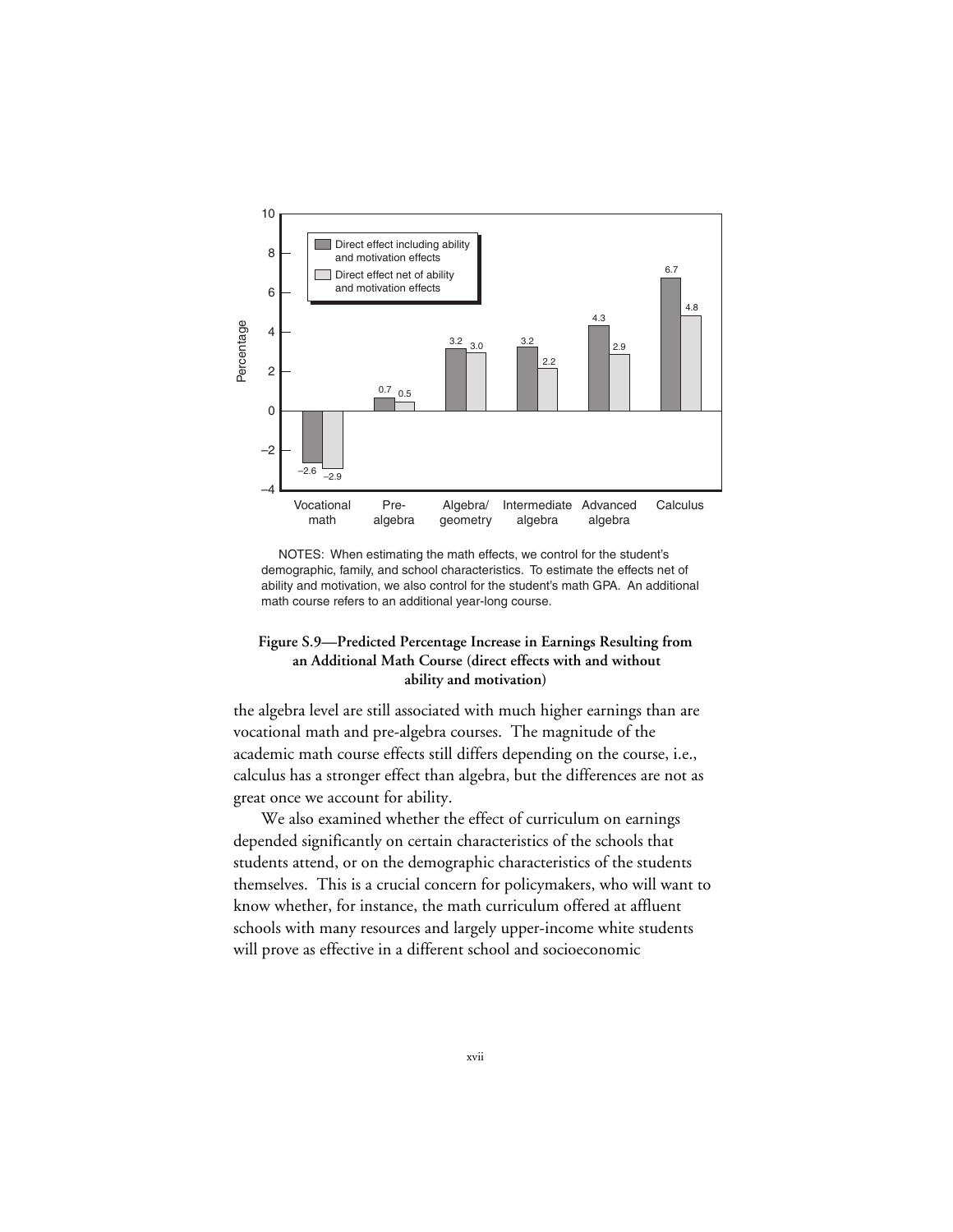| | Direct effect including ability and motivation effects | Direct effect net of ability and motivation effects |
|---|---|---|
| Vocational math | –2.6 | –2.9 |
| Pre-algebra | 0.7 | 0.5 |
| Algebra/geometry | 3.2 | 3.0 |
| Intermediate algebra | 3.2 | 2.2 |
| Advanced algebra | 4.3 | 2.9 |
| Calculus | 6.7 | 4.8 |

NOTES: When estimating the math effects, we control for the student's demographic, family, and school characteristics. To estimate the effects net of ability and motivation, we also control for the student's math GPA. An additional math course refers to an additional year-long course.

**Figure S.9—Predicted Percentage Increase in Earnings Resulting from an Additional Math Course (direct effects with and without ability and motivation)**

the algebra level are still associated with much higher earnings than are vocational math and pre-algebra courses. The magnitude of the academic math course effects still differs depending on the course, i.e., calculus has a stronger effect than algebra, but the differences are not as great once we account for ability.

We also examined whether the effect of curriculum on earnings depended significantly on certain characteristics of the schools that students attend, or on the demographic characteristics of the students themselves. This is a crucial concern for policymakers, who will want to know whether, for instance, the math curriculum offered at affluent schools with many resources and largely upper-income white students will prove as effective in a different school and socioeconomic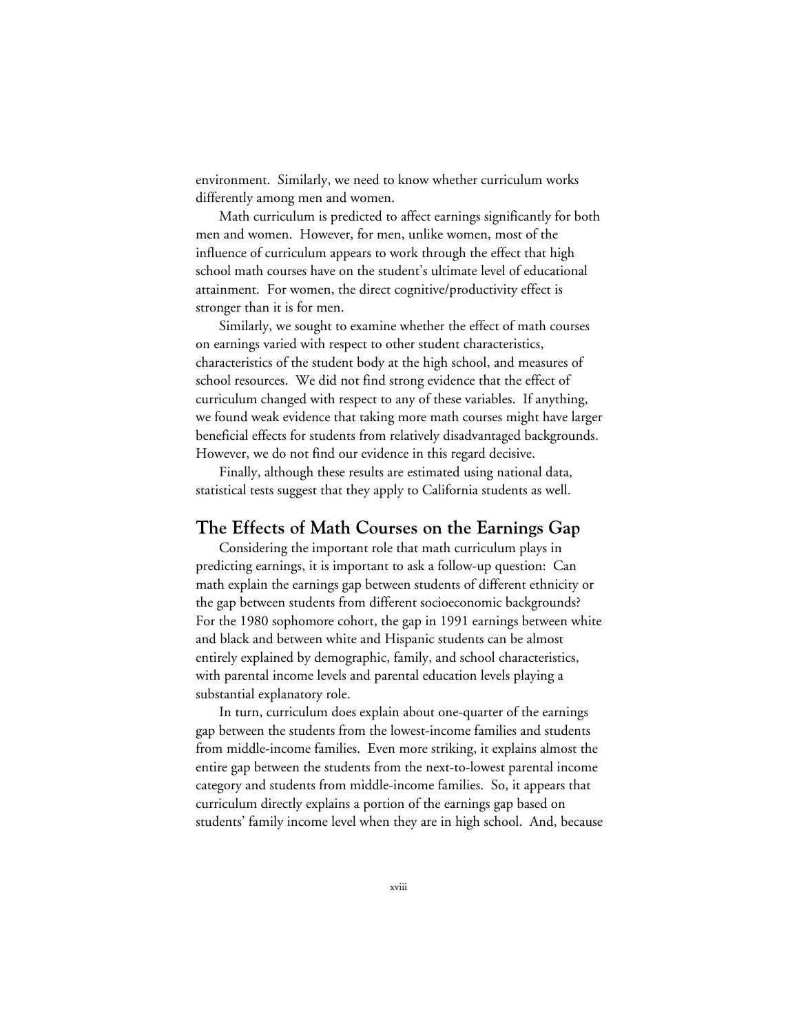environment. Similarly, we need to know whether curriculum works differently among men and women.

Math curriculum is predicted to affect earnings significantly for both men and women. However, for men, unlike women, most of the influence of curriculum appears to work through the effect that high school math courses have on the student's ultimate level of educational attainment. For women, the direct cognitive/productivity effect is stronger than it is for men.

Similarly, we sought to examine whether the effect of math courses on earnings varied with respect to other student characteristics, characteristics of the student body at the high school, and measures of school resources. We did not find strong evidence that the effect of curriculum changed with respect to any of these variables. If anything, we found weak evidence that taking more math courses might have larger beneficial effects for students from relatively disadvantaged backgrounds. However, we do not find our evidence in this regard decisive.

Finally, although these results are estimated using national data, statistical tests suggest that they apply to California students as well.

## The Effects of Math Courses on the Earnings Gap

Considering the important role that math curriculum plays in predicting earnings, it is important to ask a follow-up question: Can math explain the earnings gap between students of different ethnicity or the gap between students from different socioeconomic backgrounds? For the 1980 sophomore cohort, the gap in 1991 earnings between white and black and between white and Hispanic students can be almost entirely explained by demographic, family, and school characteristics, with parental income levels and parental education levels playing a substantial explanatory role.

In turn, curriculum does explain about one-quarter of the earnings gap between the students from the lowest-income families and students from middle-income families. Even more striking, it explains almost the entire gap between the students from the next-to-lowest parental income category and students from middle-income families. So, it appears that curriculum directly explains a portion of the earnings gap based on students' family income level when they are in high school. And, because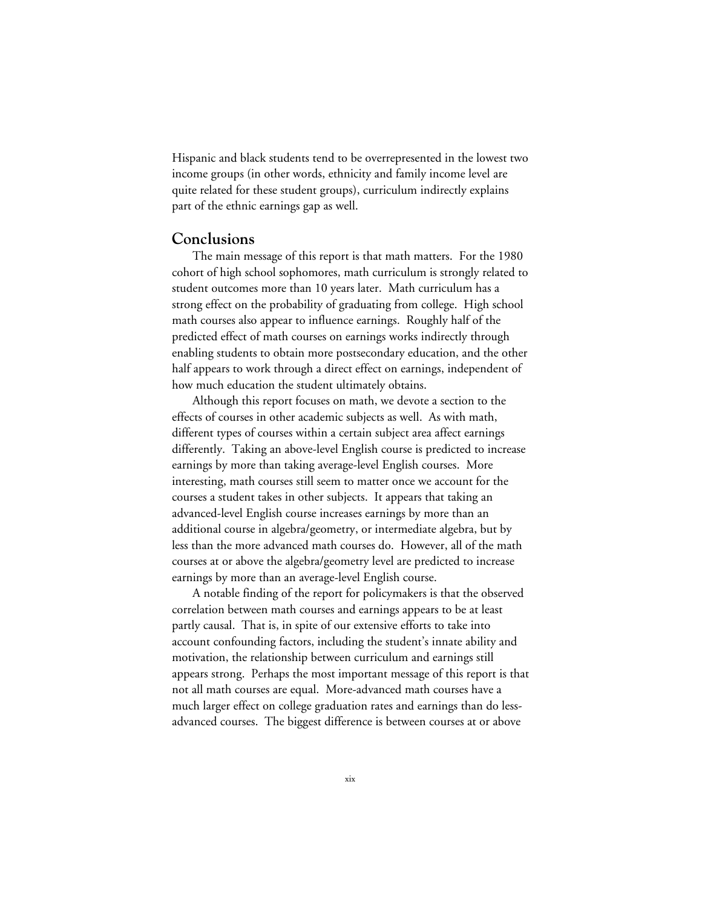Hispanic and black students tend to be overrepresented in the lowest two income groups (in other words, ethnicity and family income level are quite related for these student groups), curriculum indirectly explains part of the ethnic earnings gap as well.

## Conclusions

The main message of this report is that math matters. For the 1980 cohort of high school sophomores, math curriculum is strongly related to student outcomes more than 10 years later. Math curriculum has a strong effect on the probability of graduating from college. High school math courses also appear to influence earnings. Roughly half of the predicted effect of math courses on earnings works indirectly through enabling students to obtain more postsecondary education, and the other half appears to work through a direct effect on earnings, independent of how much education the student ultimately obtains.

Although this report focuses on math, we devote a section to the effects of courses in other academic subjects as well. As with math, different types of courses within a certain subject area affect earnings differently. Taking an above-level English course is predicted to increase earnings by more than taking average-level English courses. More interesting, math courses still seem to matter once we account for the courses a student takes in other subjects. It appears that taking an advanced-level English course increases earnings by more than an additional course in algebra/geometry, or intermediate algebra, but by less than the more advanced math courses do. However, all of the math courses at or above the algebra/geometry level are predicted to increase earnings by more than an average-level English course.

A notable finding of the report for policymakers is that the observed correlation between math courses and earnings appears to be at least partly causal. That is, in spite of our extensive efforts to take into account confounding factors, including the student's innate ability and motivation, the relationship between curriculum and earnings still appears strong. Perhaps the most important message of this report is that not all math courses are equal. More-advanced math courses have a much larger effect on college graduation rates and earnings than do less-advanced courses. The biggest difference is between courses at or above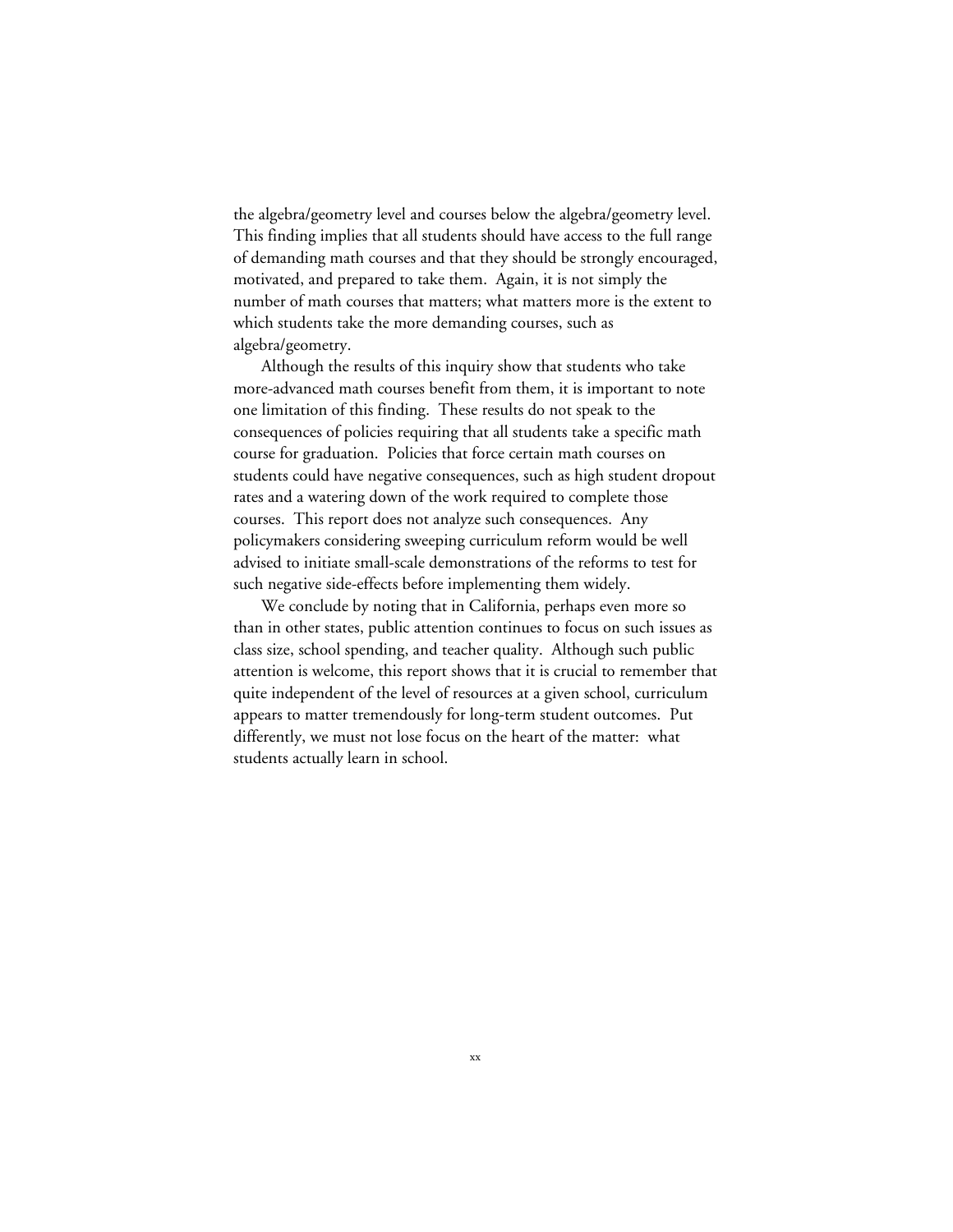the algebra/geometry level and courses below the algebra/geometry level. This finding implies that all students should have access to the full range of demanding math courses and that they should be strongly encouraged, motivated, and prepared to take them. Again, it is not simply the number of math courses that matters; what matters more is the extent to which students take the more demanding courses, such as algebra/geometry.

Although the results of this inquiry show that students who take more-advanced math courses benefit from them, it is important to note one limitation of this finding. These results do not speak to the consequences of policies requiring that all students take a specific math course for graduation. Policies that force certain math courses on students could have negative consequences, such as high student dropout rates and a watering down of the work required to complete those courses. This report does not analyze such consequences. Any policymakers considering sweeping curriculum reform would be well advised to initiate small-scale demonstrations of the reforms to test for such negative side-effects before implementing them widely.

We conclude by noting that in California, perhaps even more so than in other states, public attention continues to focus on such issues as class size, school spending, and teacher quality. Although such public attention is welcome, this report shows that it is crucial to remember that quite independent of the level of resources at a given school, curriculum appears to matter tremendously for long-term student outcomes. Put differently, we must not lose focus on the heart of the matter: what students actually learn in school.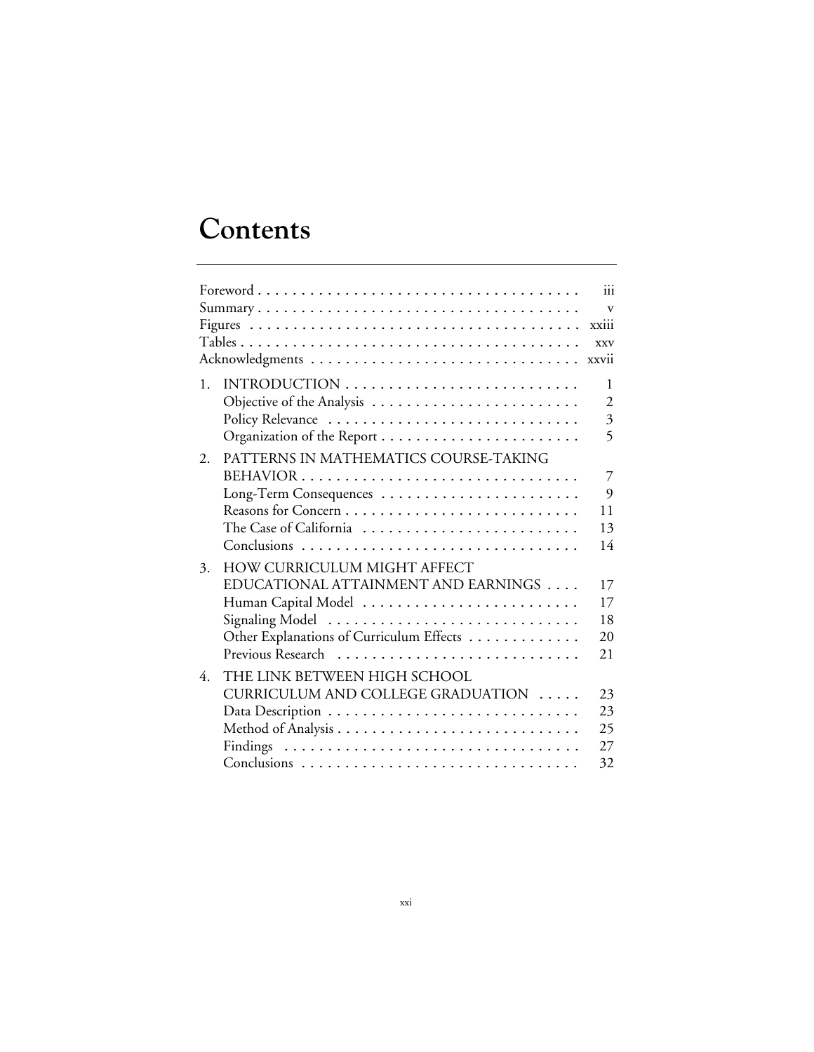# Contents

| | | |
|---|---|---|
| Foreword | | iii |
| Summary | | v |
| Figures | | xxiii |
| Tables | | xxv |
| Acknowledgments | | xxvii |
| 1. | INTRODUCTION | 1 |
| | Objective of the Analysis | 2 |
| | Policy Relevance | 3 |
| | Organization of the Report | 5 |
| 2. | PATTERNS IN MATHEMATICS COURSE-TAKING BEHAVIOR | 7 |
| | Long-Term Consequences | 9 |
| | Reasons for Concern | 11 |
| | The Case of California | 13 |
| | Conclusions | 14 |
| 3. | HOW CURRICULUM MIGHT AFFECT EDUCATIONAL ATTAINMENT AND EARNINGS | 17 |
| | Human Capital Model | 17 |
| | Signaling Model | 18 |
| | Other Explanations of Curriculum Effects | 20 |
| | Previous Research | 21 |
| 4. | THE LINK BETWEEN HIGH SCHOOL CURRICULUM AND COLLEGE GRADUATION | 23 |
| | Data Description | 23 |
| | Method of Analysis | 25 |
| | Findings | 27 |
| | Conclusions | 32 |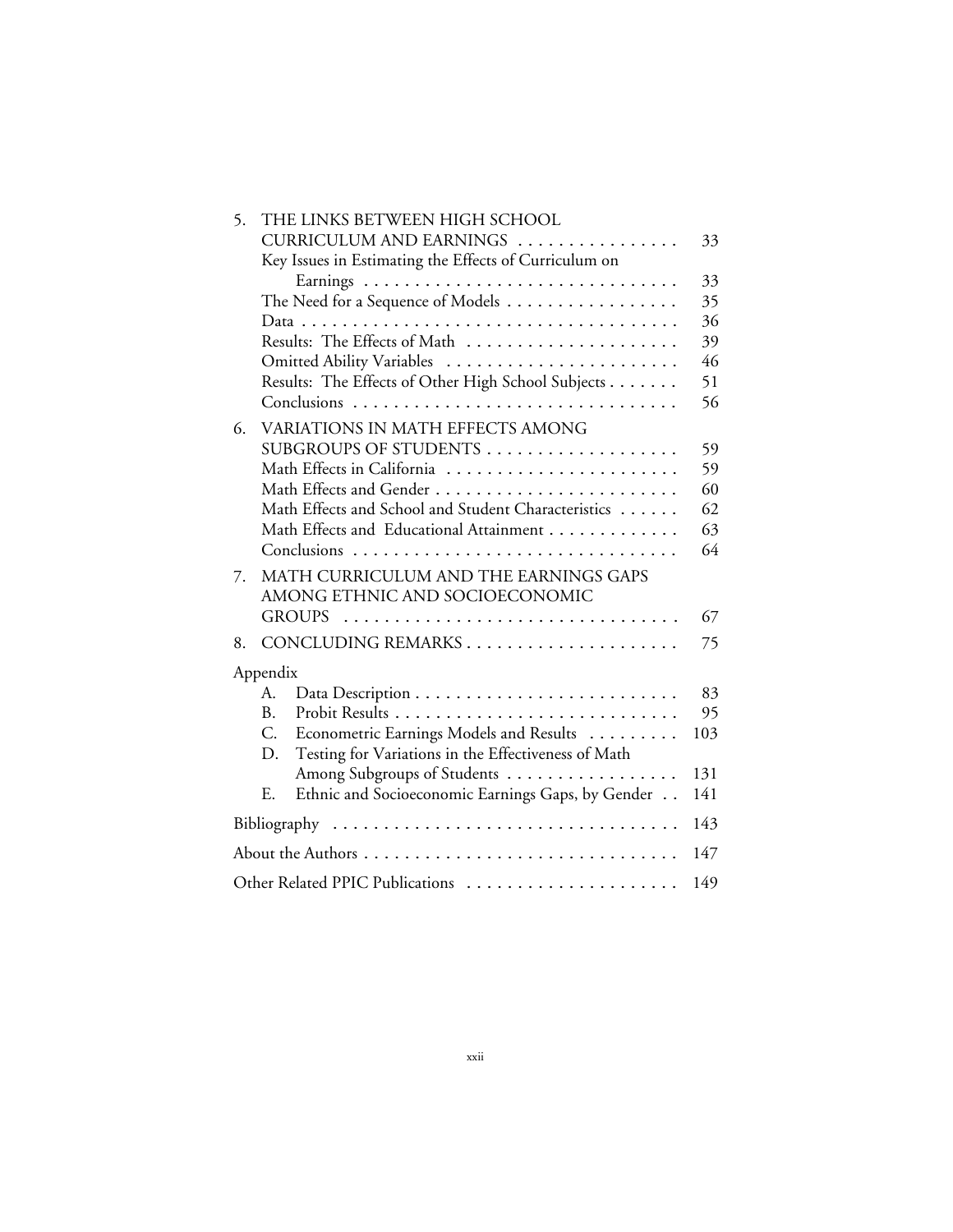5. THE LINKS BETWEEN HIGH SCHOOL CURRICULUM AND EARNINGS . . . . . . . . . . . . . . . . 33
   - Key Issues in Estimating the Effects of Curriculum on Earnings . . . . . . . . . . . . . . . . . . . . . . . . . . . . . . 33
   - The Need for a Sequence of Models . . . . . . . . . . . . . . . . . 35
   - Data . . . . . . . . . . . . . . . . . . . . . . . . . . . . . . . . . . . . . 36
   - Results: The Effects of Math . . . . . . . . . . . . . . . . . . . . . 39
   - Omitted Ability Variables . . . . . . . . . . . . . . . . . . . . . . . 46
   - Results: The Effects of Other High School Subjects . . . . . . . 51
   - Conclusions . . . . . . . . . . . . . . . . . . . . . . . . . . . . . . . 56
6. VARIATIONS IN MATH EFFECTS AMONG SUBGROUPS OF STUDENTS . . . . . . . . . . . . . . . . . . . 59
   - Math Effects in California . . . . . . . . . . . . . . . . . . . . . . . 59
   - Math Effects and Gender . . . . . . . . . . . . . . . . . . . . . . . . 60
   - Math Effects and School and Student Characteristics . . . . . . 62
   - Math Effects and Educational Attainment . . . . . . . . . . . . . 63
   - Conclusions . . . . . . . . . . . . . . . . . . . . . . . . . . . . . . . 64
7. MATH CURRICULUM AND THE EARNINGS GAPS AMONG ETHNIC AND SOCIOECONOMIC GROUPS . . . . . . . . . . . . . . . . . . . . . . . . . . . . . . . . . 67
8. CONCLUDING REMARKS . . . . . . . . . . . . . . . . . . . . . 75

Appendix
- A. Data Description . . . . . . . . . . . . . . . . . . . . . . . . . . 83
- B. Probit Results . . . . . . . . . . . . . . . . . . . . . . . . . . . . 95
- C. Econometric Earnings Models and Results . . . . . . . . . 103
- D. Testing for Variations in the Effectiveness of Math Among Subgroups of Students . . . . . . . . . . . . . . . . . 131
- E. Ethnic and Socioeconomic Earnings Gaps, by Gender . . 141

Bibliography . . . . . . . . . . . . . . . . . . . . . . . . . . . . . . . . . . 143

About the Authors . . . . . . . . . . . . . . . . . . . . . . . . . . . . . . . 147

Other Related PPIC Publications . . . . . . . . . . . . . . . . . . . . . 149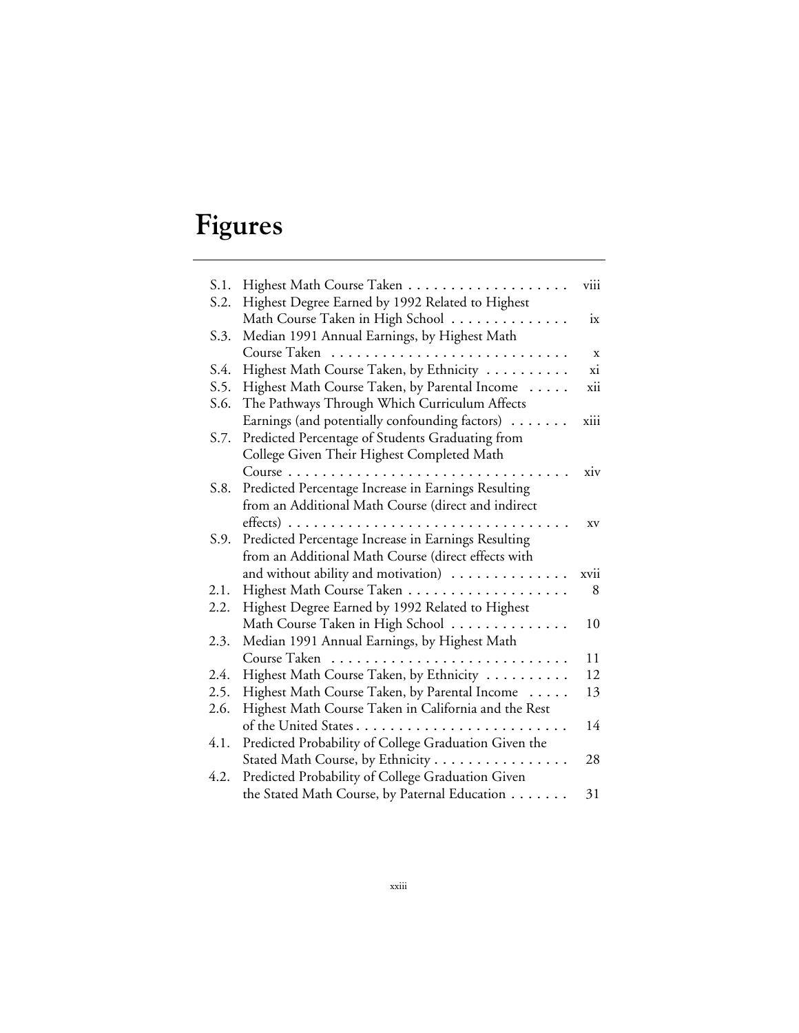# Figures

| | | |
|---|---|---|
| S.1. | Highest Math Course Taken | viii |
| S.2. | Highest Degree Earned by 1992 Related to Highest Math Course Taken in High School | ix |
| S.3. | Median 1991 Annual Earnings, by Highest Math Course Taken | x |
| S.4. | Highest Math Course Taken, by Ethnicity | xi |
| S.5. | Highest Math Course Taken, by Parental Income | xii |
| S.6. | The Pathways Through Which Curriculum Affects Earnings (and potentially confounding factors) | xiii |
| S.7. | Predicted Percentage of Students Graduating from College Given Their Highest Completed Math Course | xiv |
| S.8. | Predicted Percentage Increase in Earnings Resulting from an Additional Math Course (direct and indirect effects) | xv |
| S.9. | Predicted Percentage Increase in Earnings Resulting from an Additional Math Course (direct effects with and without ability and motivation) | xvii |
| 2.1. | Highest Math Course Taken | 8 |
| 2.2. | Highest Degree Earned by 1992 Related to Highest Math Course Taken in High School | 10 |
| 2.3. | Median 1991 Annual Earnings, by Highest Math Course Taken | 11 |
| 2.4. | Highest Math Course Taken, by Ethnicity | 12 |
| 2.5. | Highest Math Course Taken, by Parental Income | 13 |
| 2.6. | Highest Math Course Taken in California and the Rest of the United States | 14 |
| 4.1. | Predicted Probability of College Graduation Given the Stated Math Course, by Ethnicity | 28 |
| 4.2. | Predicted Probability of College Graduation Given the Stated Math Course, by Paternal Education | 31 |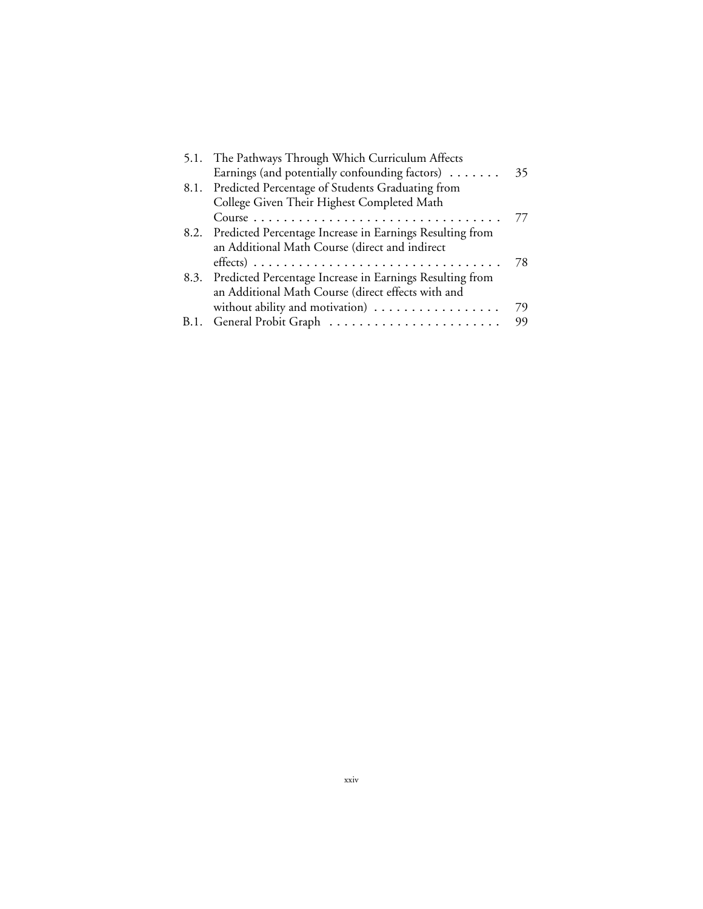| | | |
|---|---|---|
| 5.1. | The Pathways Through Which Curriculum Affects Earnings (and potentially confounding factors) | 35 |
| 8.1. | Predicted Percentage of Students Graduating from College Given Their Highest Completed Math Course | 77 |
| 8.2. | Predicted Percentage Increase in Earnings Resulting from an Additional Math Course (direct and indirect effects) | 78 |
| 8.3. | Predicted Percentage Increase in Earnings Resulting from an Additional Math Course (direct effects with and without ability and motivation) | 79 |
| B.1. | General Probit Graph | 99 |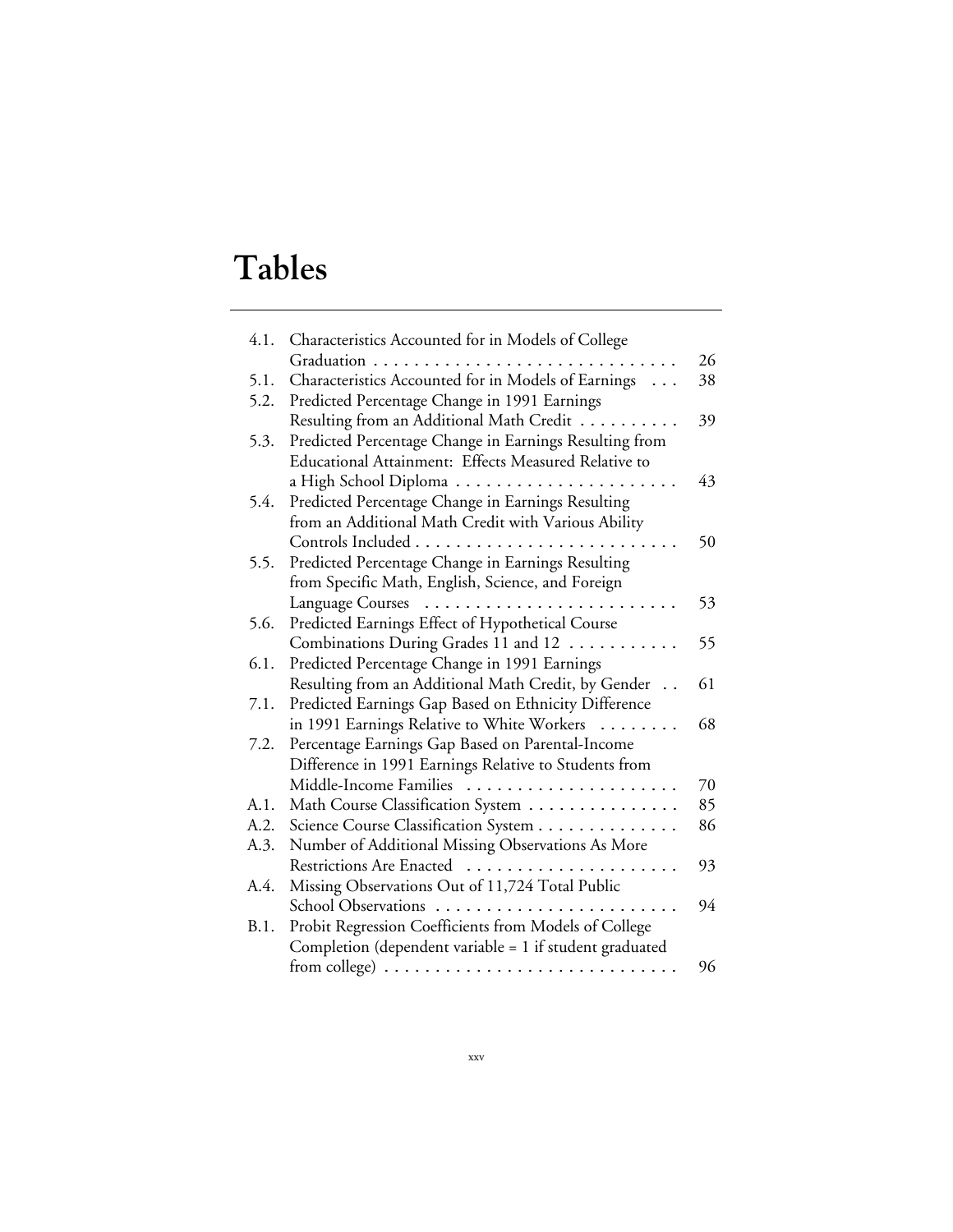# Tables

| | | |
|---|---|---|
| 4.1. | Characteristics Accounted for in Models of College Graduation | 26 |
| 5.1. | Characteristics Accounted for in Models of Earnings | 38 |
| 5.2. | Predicted Percentage Change in 1991 Earnings Resulting from an Additional Math Credit | 39 |
| 5.3. | Predicted Percentage Change in Earnings Resulting from Educational Attainment: Effects Measured Relative to a High School Diploma | 43 |
| 5.4. | Predicted Percentage Change in Earnings Resulting from an Additional Math Credit with Various Ability Controls Included | 50 |
| 5.5. | Predicted Percentage Change in Earnings Resulting from Specific Math, English, Science, and Foreign Language Courses | 53 |
| 5.6. | Predicted Earnings Effect of Hypothetical Course Combinations During Grades 11 and 12 | 55 |
| 6.1. | Predicted Percentage Change in 1991 Earnings Resulting from an Additional Math Credit, by Gender | 61 |
| 7.1. | Predicted Earnings Gap Based on Ethnicity Difference in 1991 Earnings Relative to White Workers | 68 |
| 7.2. | Percentage Earnings Gap Based on Parental-Income Difference in 1991 Earnings Relative to Students from Middle-Income Families | 70 |
| A.1. | Math Course Classification System | 85 |
| A.2. | Science Course Classification System | 86 |
| A.3. | Number of Additional Missing Observations As More Restrictions Are Enacted | 93 |
| A.4. | Missing Observations Out of 11,724 Total Public School Observations | 94 |
| B.1. | Probit Regression Coefficients from Models of College Completion (dependent variable = 1 if student graduated from college) | 96 |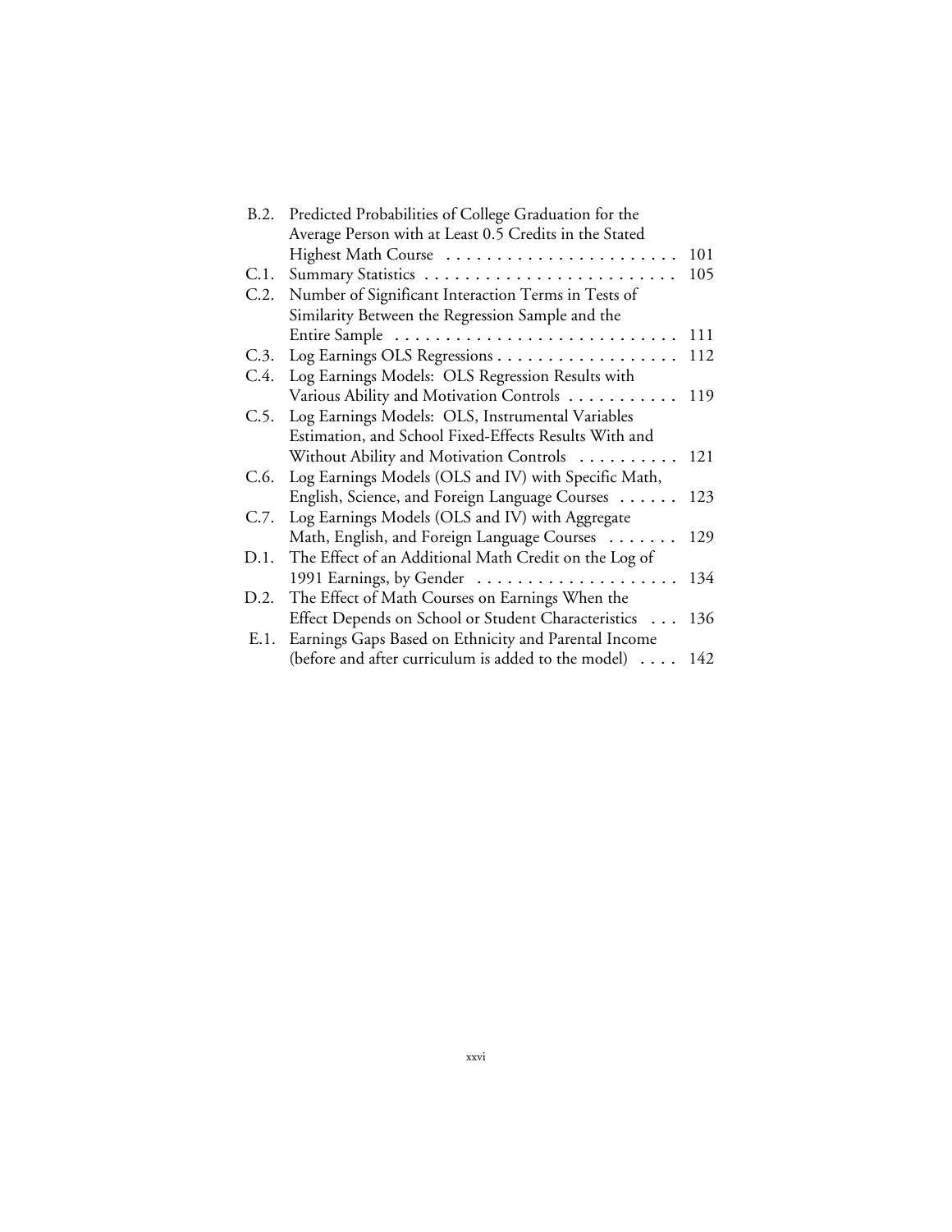| | | |
|---|---|---|
| B.2. | Predicted Probabilities of College Graduation for the Average Person with at Least 0.5 Credits in the Stated Highest Math Course | 101 |
| C.1. | Summary Statistics | 105 |
| C.2. | Number of Significant Interaction Terms in Tests of Similarity Between the Regression Sample and the Entire Sample | 111 |
| C.3. | Log Earnings OLS Regressions | 112 |
| C.4. | Log Earnings Models: OLS Regression Results with Various Ability and Motivation Controls | 119 |
| C.5. | Log Earnings Models: OLS, Instrumental Variables Estimation, and School Fixed-Effects Results With and Without Ability and Motivation Controls | 121 |
| C.6. | Log Earnings Models (OLS and IV) with Specific Math, English, Science, and Foreign Language Courses | 123 |
| C.7. | Log Earnings Models (OLS and IV) with Aggregate Math, English, and Foreign Language Courses | 129 |
| D.1. | The Effect of an Additional Math Credit on the Log of 1991 Earnings, by Gender | 134 |
| D.2. | The Effect of Math Courses on Earnings When the Effect Depends on School or Student Characteristics | 136 |
| E.1. | Earnings Gaps Based on Ethnicity and Parental Income (before and after curriculum is added to the model) | 142 |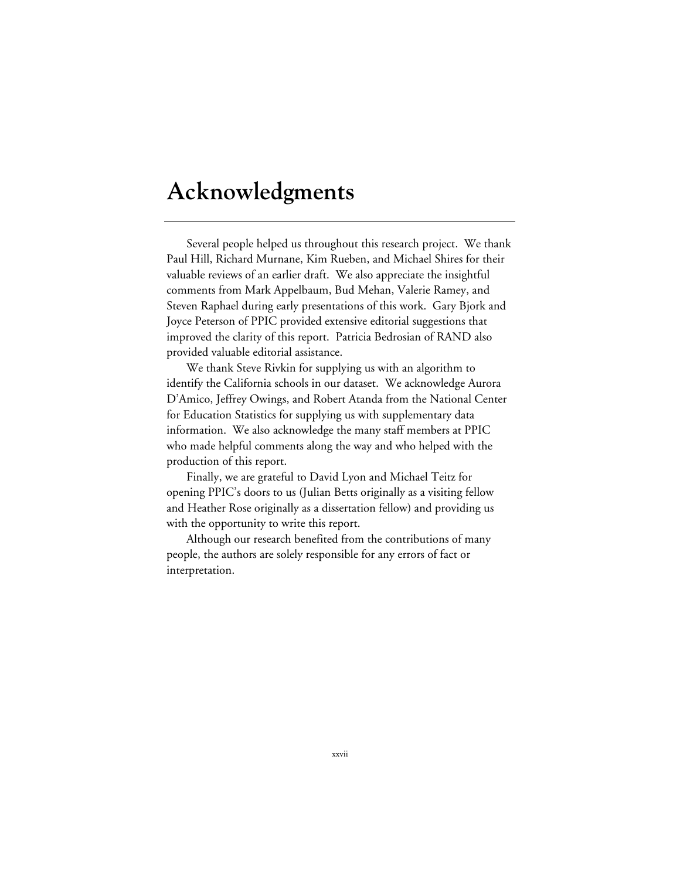# Acknowledgments

Several people helped us throughout this research project. We thank Paul Hill, Richard Murnane, Kim Rueben, and Michael Shires for their valuable reviews of an earlier draft. We also appreciate the insightful comments from Mark Appelbaum, Bud Mehan, Valerie Ramey, and Steven Raphael during early presentations of this work. Gary Bjork and Joyce Peterson of PPIC provided extensive editorial suggestions that improved the clarity of this report. Patricia Bedrosian of RAND also provided valuable editorial assistance.

We thank Steve Rivkin for supplying us with an algorithm to identify the California schools in our dataset. We acknowledge Aurora D'Amico, Jeffrey Owings, and Robert Atanda from the National Center for Education Statistics for supplying us with supplementary data information. We also acknowledge the many staff members at PPIC who made helpful comments along the way and who helped with the production of this report.

Finally, we are grateful to David Lyon and Michael Teitz for opening PPIC's doors to us (Julian Betts originally as a visiting fellow and Heather Rose originally as a dissertation fellow) and providing us with the opportunity to write this report.

Although our research benefited from the contributions of many people, the authors are solely responsible for any errors of fact or interpretation.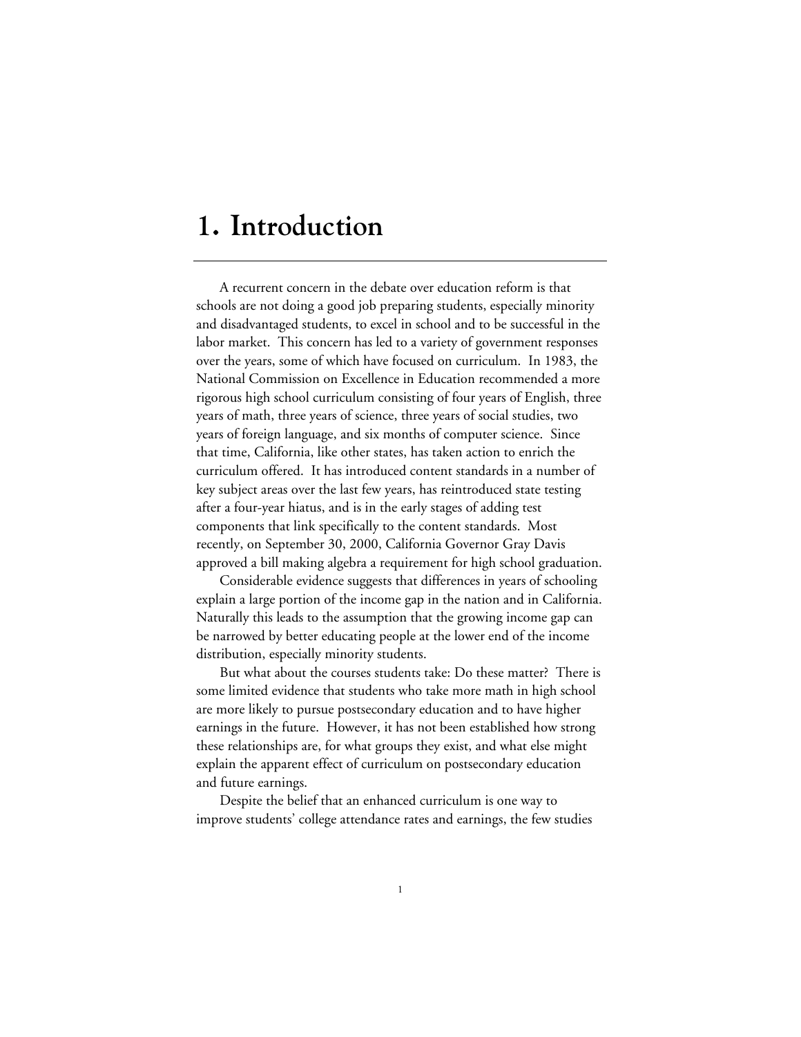# 1. Introduction

A recurrent concern in the debate over education reform is that schools are not doing a good job preparing students, especially minority and disadvantaged students, to excel in school and to be successful in the labor market. This concern has led to a variety of government responses over the years, some of which have focused on curriculum. In 1983, the National Commission on Excellence in Education recommended a more rigorous high school curriculum consisting of four years of English, three years of math, three years of science, three years of social studies, two years of foreign language, and six months of computer science. Since that time, California, like other states, has taken action to enrich the curriculum offered. It has introduced content standards in a number of key subject areas over the last few years, has reintroduced state testing after a four-year hiatus, and is in the early stages of adding test components that link specifically to the content standards. Most recently, on September 30, 2000, California Governor Gray Davis approved a bill making algebra a requirement for high school graduation.

Considerable evidence suggests that differences in years of schooling explain a large portion of the income gap in the nation and in California. Naturally this leads to the assumption that the growing income gap can be narrowed by better educating people at the lower end of the income distribution, especially minority students.

But what about the courses students take: Do these matter? There is some limited evidence that students who take more math in high school are more likely to pursue postsecondary education and to have higher earnings in the future. However, it has not been established how strong these relationships are, for what groups they exist, and what else might explain the apparent effect of curriculum on postsecondary education and future earnings.

Despite the belief that an enhanced curriculum is one way to improve students' college attendance rates and earnings, the few studies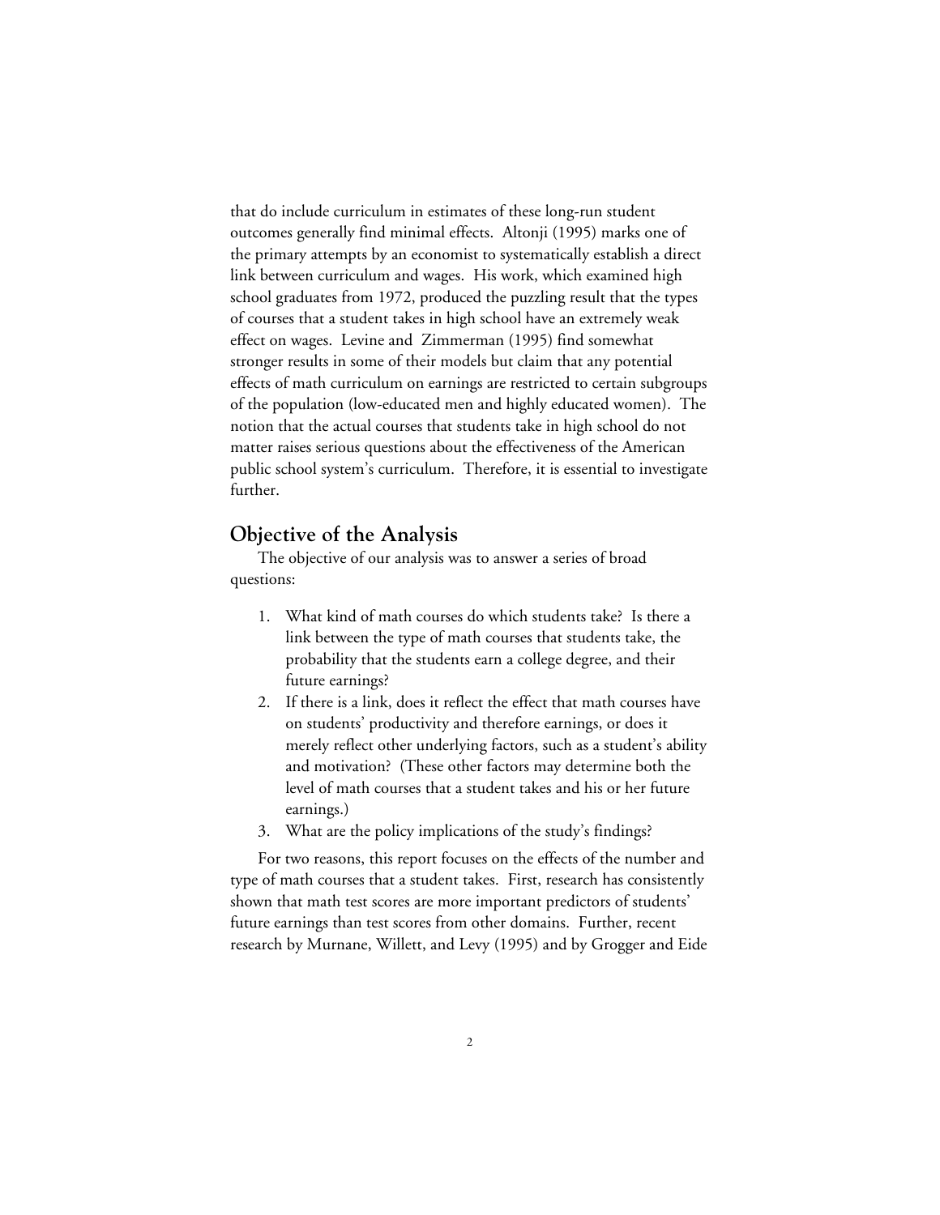that do include curriculum in estimates of these long-run student outcomes generally find minimal effects. Altonji (1995) marks one of the primary attempts by an economist to systematically establish a direct link between curriculum and wages. His work, which examined high school graduates from 1972, produced the puzzling result that the types of courses that a student takes in high school have an extremely weak effect on wages. Levine and Zimmerman (1995) find somewhat stronger results in some of their models but claim that any potential effects of math curriculum on earnings are restricted to certain subgroups of the population (low-educated men and highly educated women). The notion that the actual courses that students take in high school do not matter raises serious questions about the effectiveness of the American public school system's curriculum. Therefore, it is essential to investigate further.

## Objective of the Analysis

The objective of our analysis was to answer a series of broad questions:

1. What kind of math courses do which students take? Is there a link between the type of math courses that students take, the probability that the students earn a college degree, and their future earnings?
2. If there is a link, does it reflect the effect that math courses have on students' productivity and therefore earnings, or does it merely reflect other underlying factors, such as a student's ability and motivation? (These other factors may determine both the level of math courses that a student takes and his or her future earnings.)
3. What are the policy implications of the study's findings?

For two reasons, this report focuses on the effects of the number and type of math courses that a student takes. First, research has consistently shown that math test scores are more important predictors of students' future earnings than test scores from other domains. Further, recent research by Murnane, Willett, and Levy (1995) and by Grogger and Eide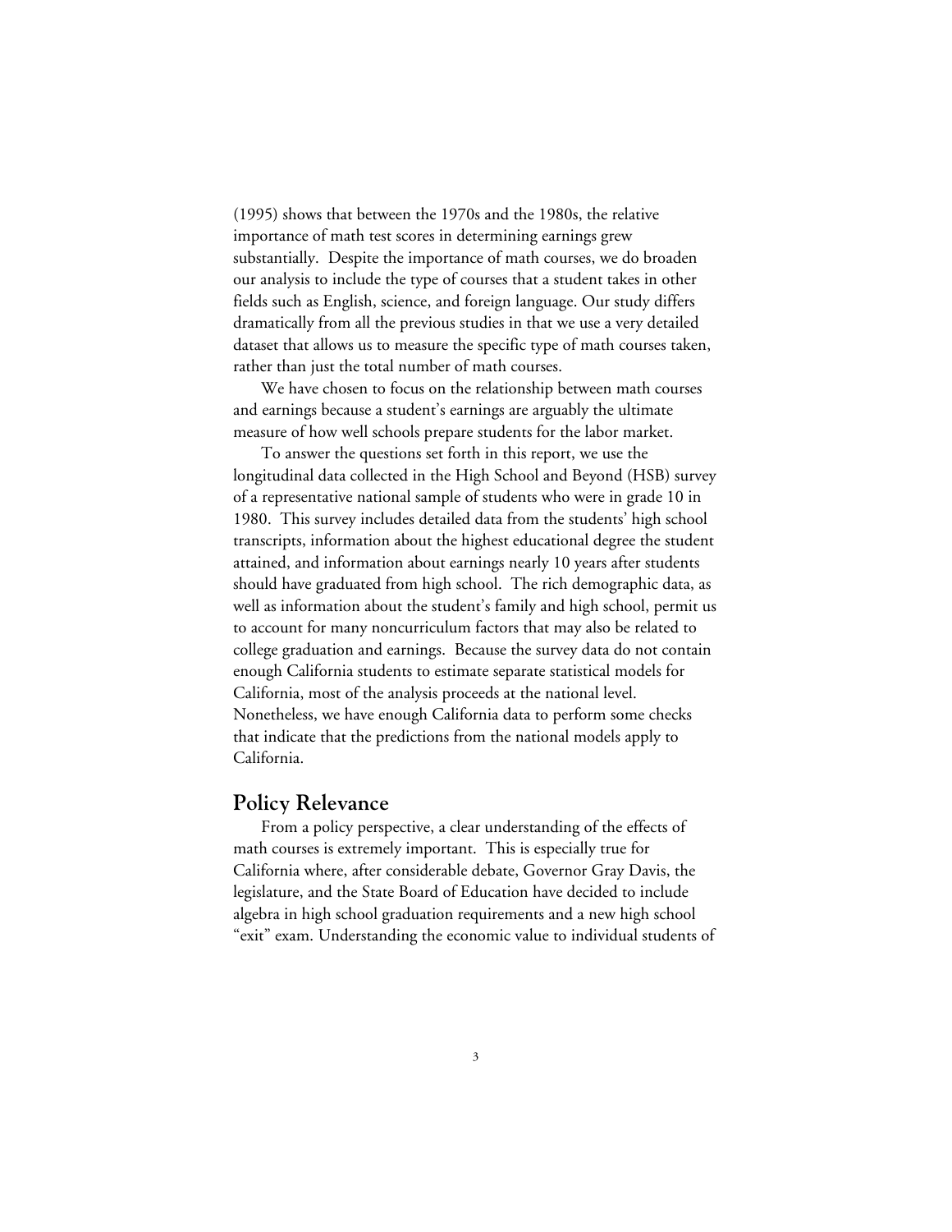(1995) shows that between the 1970s and the 1980s, the relative importance of math test scores in determining earnings grew substantially. Despite the importance of math courses, we do broaden our analysis to include the type of courses that a student takes in other fields such as English, science, and foreign language. Our study differs dramatically from all the previous studies in that we use a very detailed dataset that allows us to measure the specific type of math courses taken, rather than just the total number of math courses.

We have chosen to focus on the relationship between math courses and earnings because a student's earnings are arguably the ultimate measure of how well schools prepare students for the labor market.

To answer the questions set forth in this report, we use the longitudinal data collected in the High School and Beyond (HSB) survey of a representative national sample of students who were in grade 10 in 1980. This survey includes detailed data from the students' high school transcripts, information about the highest educational degree the student attained, and information about earnings nearly 10 years after students should have graduated from high school. The rich demographic data, as well as information about the student's family and high school, permit us to account for many noncurriculum factors that may also be related to college graduation and earnings. Because the survey data do not contain enough California students to estimate separate statistical models for California, most of the analysis proceeds at the national level. Nonetheless, we have enough California data to perform some checks that indicate that the predictions from the national models apply to California.

## Policy Relevance

From a policy perspective, a clear understanding of the effects of math courses is extremely important. This is especially true for California where, after considerable debate, Governor Gray Davis, the legislature, and the State Board of Education have decided to include algebra in high school graduation requirements and a new high school "exit" exam. Understanding the economic value to individual students of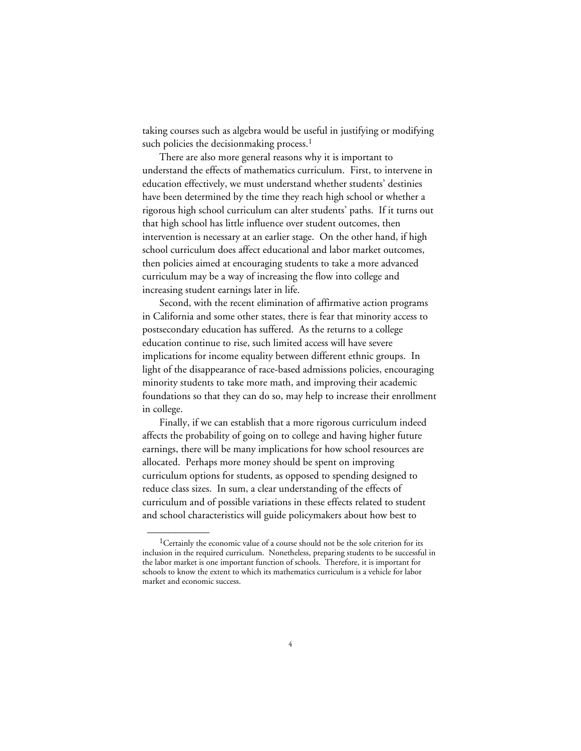taking courses such as algebra would be useful in justifying or modifying such policies the decisionmaking process.[1]

There are also more general reasons why it is important to understand the effects of mathematics curriculum. First, to intervene in education effectively, we must understand whether students' destinies have been determined by the time they reach high school or whether a rigorous high school curriculum can alter students' paths. If it turns out that high school has little influence over student outcomes, then intervention is necessary at an earlier stage. On the other hand, if high school curriculum does affect educational and labor market outcomes, then policies aimed at encouraging students to take a more advanced curriculum may be a way of increasing the flow into college and increasing student earnings later in life.

Second, with the recent elimination of affirmative action programs in California and some other states, there is fear that minority access to postsecondary education has suffered. As the returns to a college education continue to rise, such limited access will have severe implications for income equality between different ethnic groups. In light of the disappearance of race-based admissions policies, encouraging minority students to take more math, and improving their academic foundations so that they can do so, may help to increase their enrollment in college.

Finally, if we can establish that a more rigorous curriculum indeed affects the probability of going on to college and having higher future earnings, there will be many implications for how school resources are allocated. Perhaps more money should be spent on improving curriculum options for students, as opposed to spending designed to reduce class sizes. In sum, a clear understanding of the effects of curriculum and of possible variations in these effects related to student and school characteristics will guide policymakers about how best to

---

[1]Certainly the economic value of a course should not be the sole criterion for its inclusion in the required curriculum. Nonetheless, preparing students to be successful in the labor market is one important function of schools. Therefore, it is important for schools to know the extent to which its mathematics curriculum is a vehicle for labor market and economic success.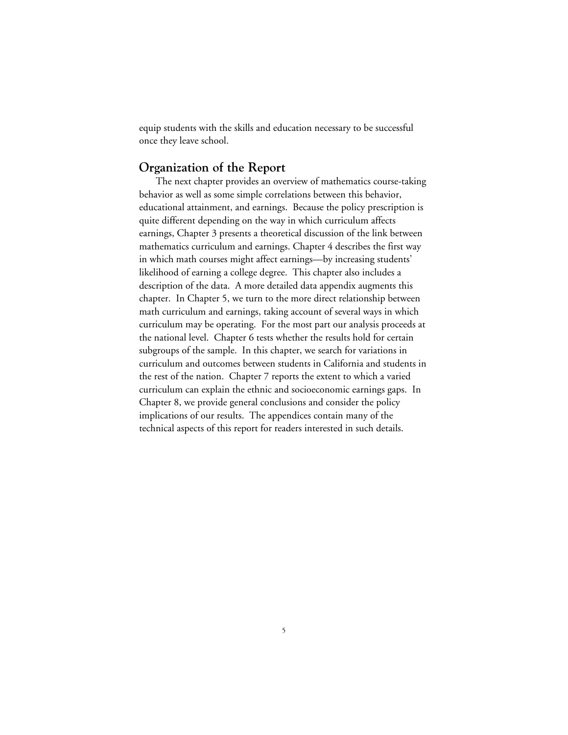equip students with the skills and education necessary to be successful once they leave school.

## Organization of the Report

The next chapter provides an overview of mathematics course-taking behavior as well as some simple correlations between this behavior, educational attainment, and earnings. Because the policy prescription is quite different depending on the way in which curriculum affects earnings, Chapter 3 presents a theoretical discussion of the link between mathematics curriculum and earnings. Chapter 4 describes the first way in which math courses might affect earnings—by increasing students' likelihood of earning a college degree. This chapter also includes a description of the data. A more detailed data appendix augments this chapter. In Chapter 5, we turn to the more direct relationship between math curriculum and earnings, taking account of several ways in which curriculum may be operating. For the most part our analysis proceeds at the national level. Chapter 6 tests whether the results hold for certain subgroups of the sample. In this chapter, we search for variations in curriculum and outcomes between students in California and students in the rest of the nation. Chapter 7 reports the extent to which a varied curriculum can explain the ethnic and socioeconomic earnings gaps. In Chapter 8, we provide general conclusions and consider the policy implications of our results. The appendices contain many of the technical aspects of this report for readers interested in such details.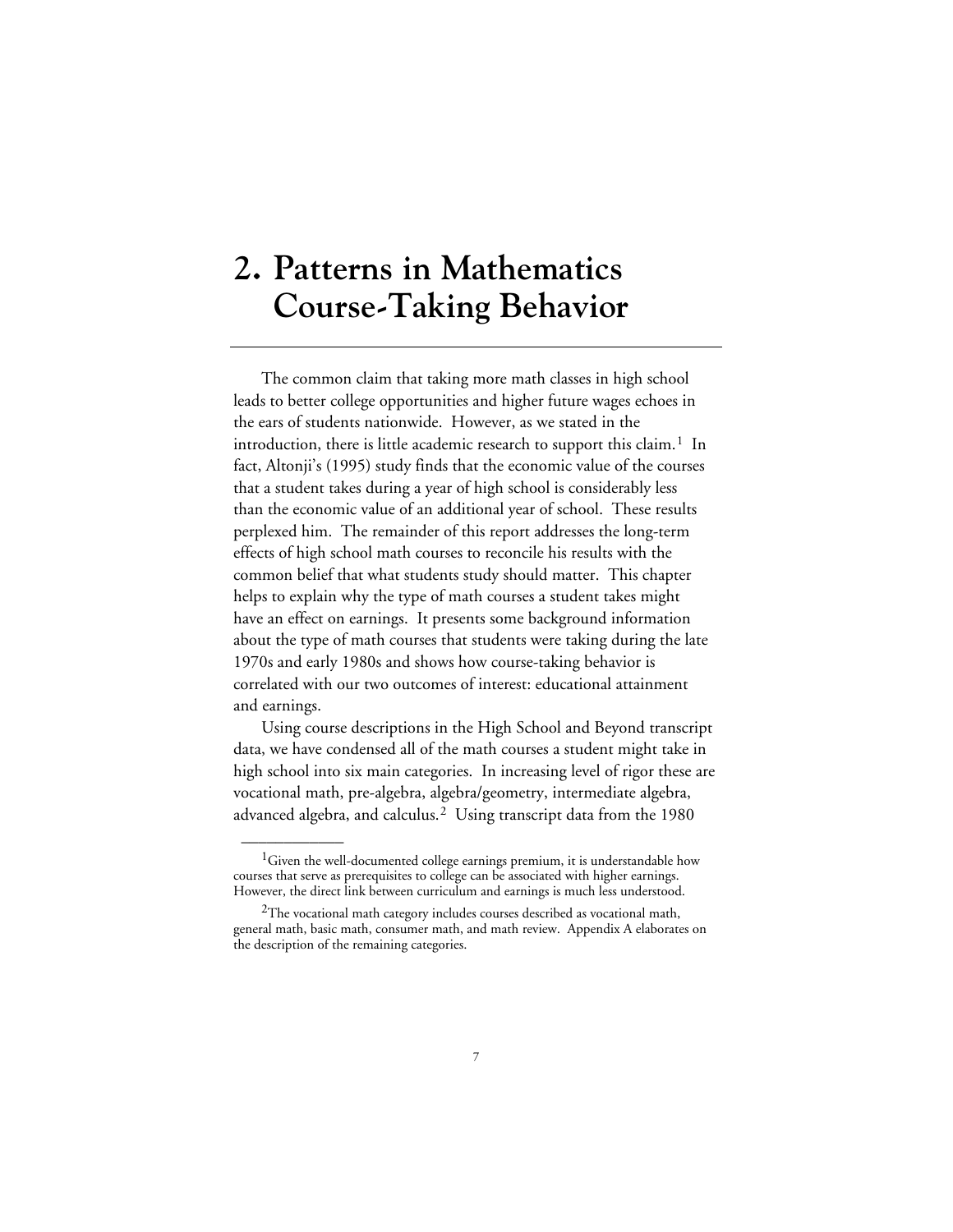# 2. Patterns in Mathematics Course-Taking Behavior

The common claim that taking more math classes in high school leads to better college opportunities and higher future wages echoes in the ears of students nationwide. However, as we stated in the introduction, there is little academic research to support this claim.[1] In fact, Altonji's (1995) study finds that the economic value of the courses that a student takes during a year of high school is considerably less than the economic value of an additional year of school. These results perplexed him. The remainder of this report addresses the long-term effects of high school math courses to reconcile his results with the common belief that what students study should matter. This chapter helps to explain why the type of math courses a student takes might have an effect on earnings. It presents some background information about the type of math courses that students were taking during the late 1970s and early 1980s and shows how course-taking behavior is correlated with our two outcomes of interest: educational attainment and earnings.

Using course descriptions in the High School and Beyond transcript data, we have condensed all of the math courses a student might take in high school into six main categories. In increasing level of rigor these are vocational math, pre-algebra, algebra/geometry, intermediate algebra, advanced algebra, and calculus.[2] Using transcript data from the 1980

---

[1] Given the well-documented college earnings premium, it is understandable how courses that serve as prerequisites to college can be associated with higher earnings. However, the direct link between curriculum and earnings is much less understood.

[2] The vocational math category includes courses described as vocational math, general math, basic math, consumer math, and math review. Appendix A elaborates on the description of the remaining categories.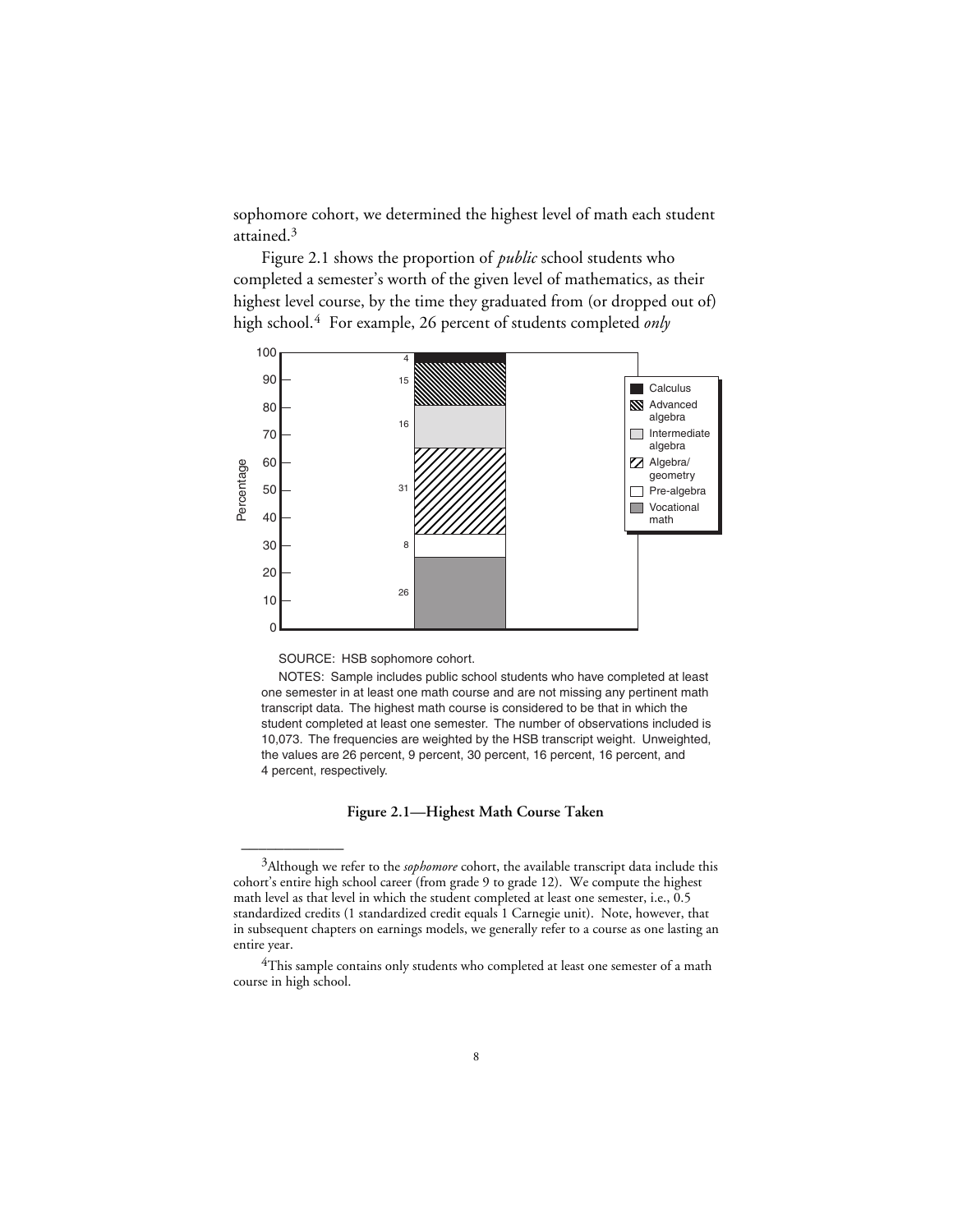sophomore cohort, we determined the highest level of math each student attained.[3]

Figure 2.1 shows the proportion of *public* school students who completed a semester's worth of the given level of mathematics, as their highest level course, by the time they graduated from (or dropped out of) high school.[4] For example, 26 percent of students completed *only*

SOURCE: HSB sophomore cohort.

NOTES: Sample includes public school students who have completed at least one semester in at least one math course and are not missing any pertinent math transcript data. The highest math course is considered to be that in which the student completed at least one semester. The number of observations included is 10,073. The frequencies are weighted by the HSB transcript weight. Unweighted, the values are 26 percent, 9 percent, 30 percent, 16 percent, 16 percent, and 4 percent, respectively.

**Figure 2.1—Highest Math Course Taken**

---

[3]Although we refer to the *sophomore* cohort, the available transcript data include this cohort's entire high school career (from grade 9 to grade 12). We compute the highest math level as that level in which the student completed at least one semester, i.e., 0.5 standardized credits (1 standardized credit equals 1 Carnegie unit). Note, however, that in subsequent chapters on earnings models, we generally refer to a course as one lasting an entire year.

[4]This sample contains only students who completed at least one semester of a math course in high school.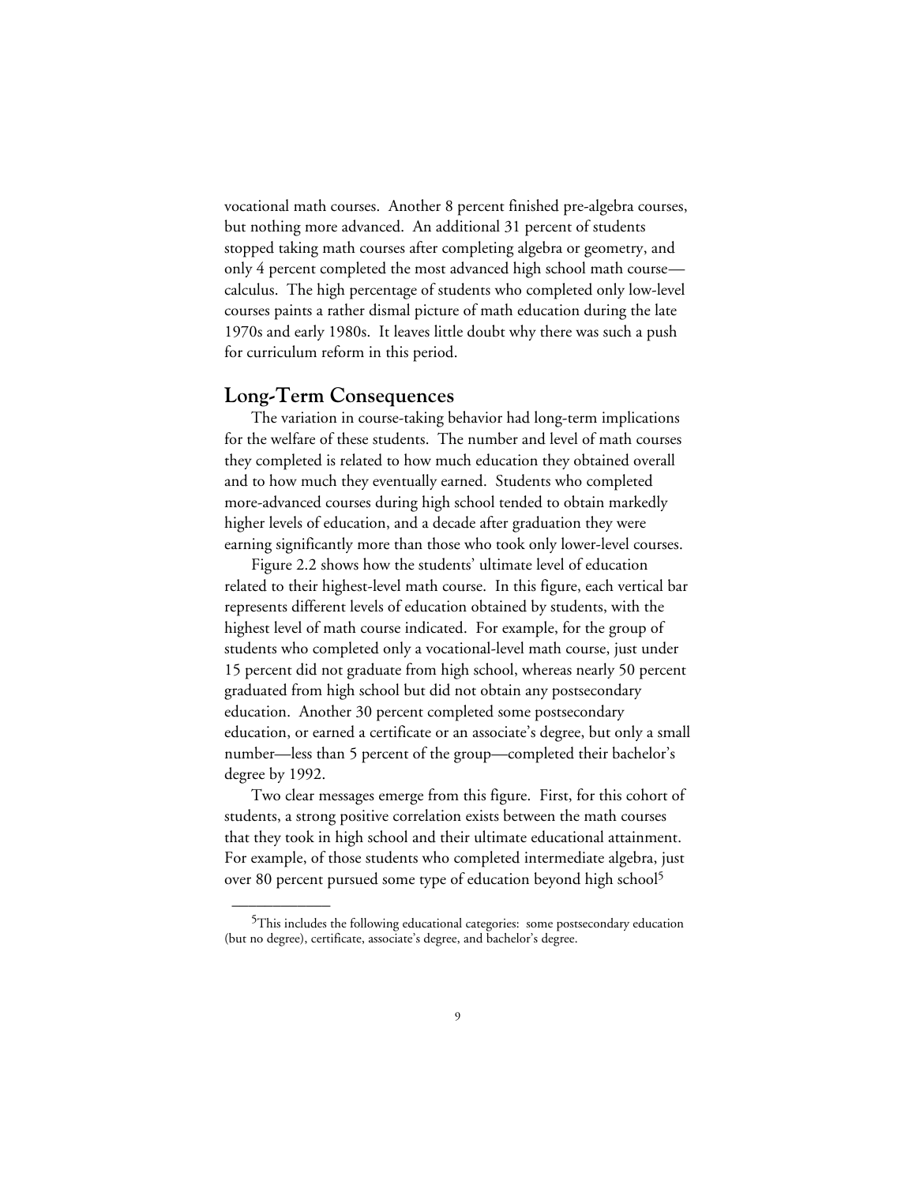vocational math courses. Another 8 percent finished pre-algebra courses, but nothing more advanced. An additional 31 percent of students stopped taking math courses after completing algebra or geometry, and only 4 percent completed the most advanced high school math course—calculus. The high percentage of students who completed only low-level courses paints a rather dismal picture of math education during the late 1970s and early 1980s. It leaves little doubt why there was such a push for curriculum reform in this period.

## Long-Term Consequences

The variation in course-taking behavior had long-term implications for the welfare of these students. The number and level of math courses they completed is related to how much education they obtained overall and to how much they eventually earned. Students who completed more-advanced courses during high school tended to obtain markedly higher levels of education, and a decade after graduation they were earning significantly more than those who took only lower-level courses.

Figure 2.2 shows how the students' ultimate level of education related to their highest-level math course. In this figure, each vertical bar represents different levels of education obtained by students, with the highest level of math course indicated. For example, for the group of students who completed only a vocational-level math course, just under 15 percent did not graduate from high school, whereas nearly 50 percent graduated from high school but did not obtain any postsecondary education. Another 30 percent completed some postsecondary education, or earned a certificate or an associate's degree, but only a small number—less than 5 percent of the group—completed their bachelor's degree by 1992.

Two clear messages emerge from this figure. First, for this cohort of students, a strong positive correlation exists between the math courses that they took in high school and their ultimate educational attainment. For example, of those students who completed intermediate algebra, just over 80 percent pursued some type of education beyond high school[5]

[5]This includes the following educational categories: some postsecondary education (but no degree), certificate, associate's degree, and bachelor's degree.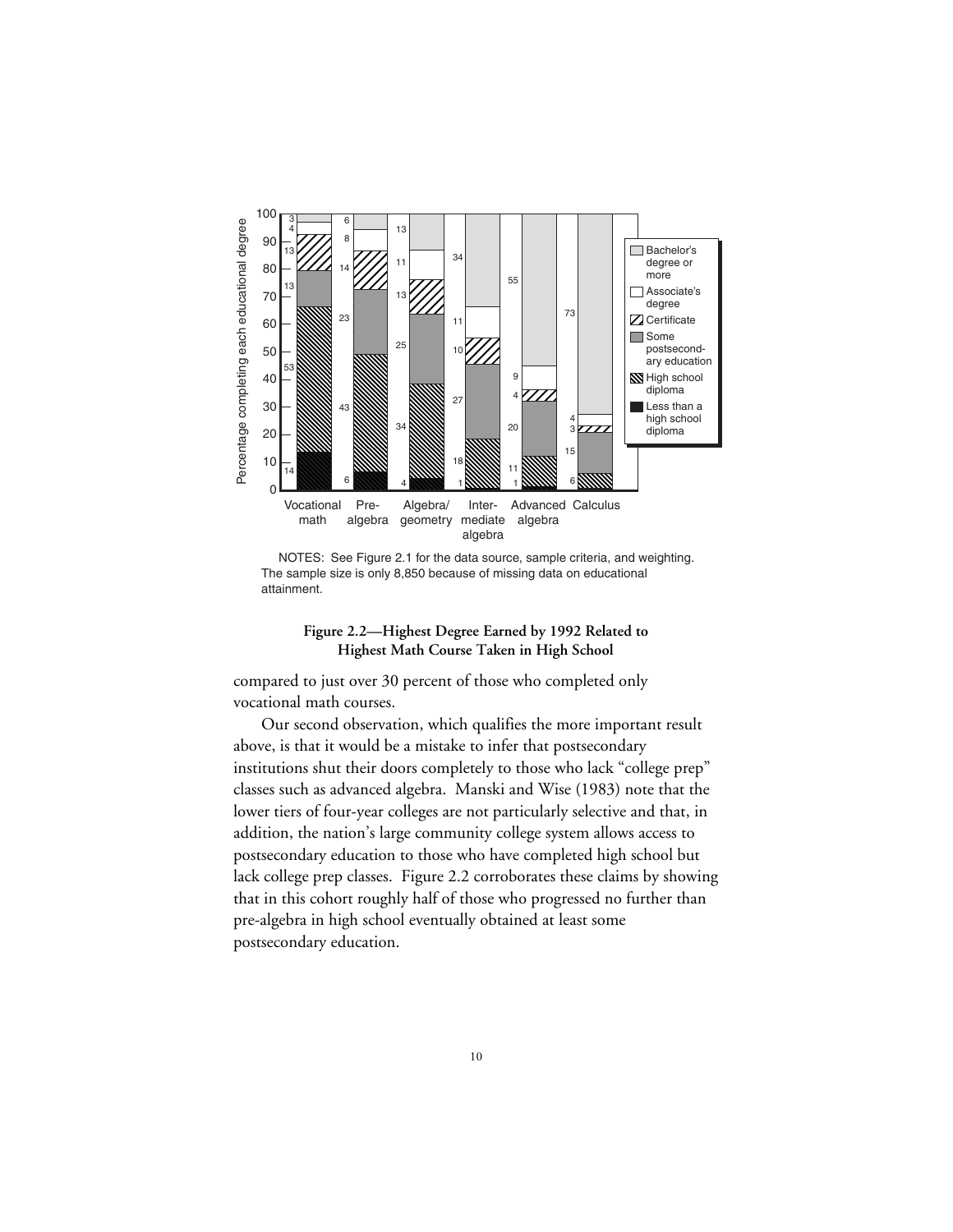NOTES: See Figure 2.1 for the data source, sample criteria, and weighting. The sample size is only 8,850 because of missing data on educational attainment.

**Figure 2.2—Highest Degree Earned by 1992 Related to Highest Math Course Taken in High School**

compared to just over 30 percent of those who completed only vocational math courses.

Our second observation, which qualifies the more important result above, is that it would be a mistake to infer that postsecondary institutions shut their doors completely to those who lack "college prep" classes such as advanced algebra. Manski and Wise (1983) note that the lower tiers of four-year colleges are not particularly selective and that, in addition, the nation's large community college system allows access to postsecondary education to those who have completed high school but lack college prep classes. Figure 2.2 corroborates these claims by showing that in this cohort roughly half of those who progressed no further than pre-algebra in high school eventually obtained at least some postsecondary education.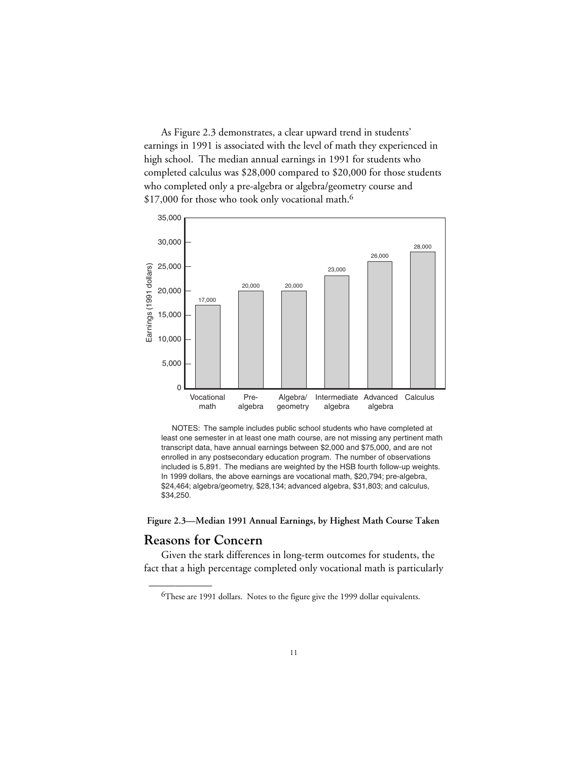As Figure 2.3 demonstrates, a clear upward trend in students' earnings in 1991 is associated with the level of math they experienced in high school. The median annual earnings in 1991 for students who completed calculus was $28,000 compared to $20,000 for those students who completed only a pre-algebra or algebra/geometry course and $17,000 for those who took only vocational math.[6]

| Highest math course | Earnings (1991 dollars) |
|---|---|
| Vocational math | 17,000 |
| Pre-algebra | 20,000 |
| Algebra/geometry | 20,000 |
| Intermediate algebra | 23,000 |
| Advanced algebra | 26,000 |
| Calculus | 28,000 |

NOTES: The sample includes public school students who have completed at least one semester in at least one math course, are not missing any pertinent math transcript data, have annual earnings between $2,000 and $75,000, and are not enrolled in any postsecondary education program. The number of observations included is 5,891. The medians are weighted by the HSB fourth follow-up weights. In 1999 dollars, the above earnings are vocational math, $20,794; pre-algebra, $24,464; algebra/geometry, $28,134; advanced algebra, $31,803; and calculus, $34,250.

**Figure 2.3—Median 1991 Annual Earnings, by Highest Math Course Taken**

## Reasons for Concern

Given the stark differences in long-term outcomes for students, the fact that a high percentage completed only vocational math is particularly

---

[6]These are 1991 dollars. Notes to the figure give the 1999 dollar equivalents.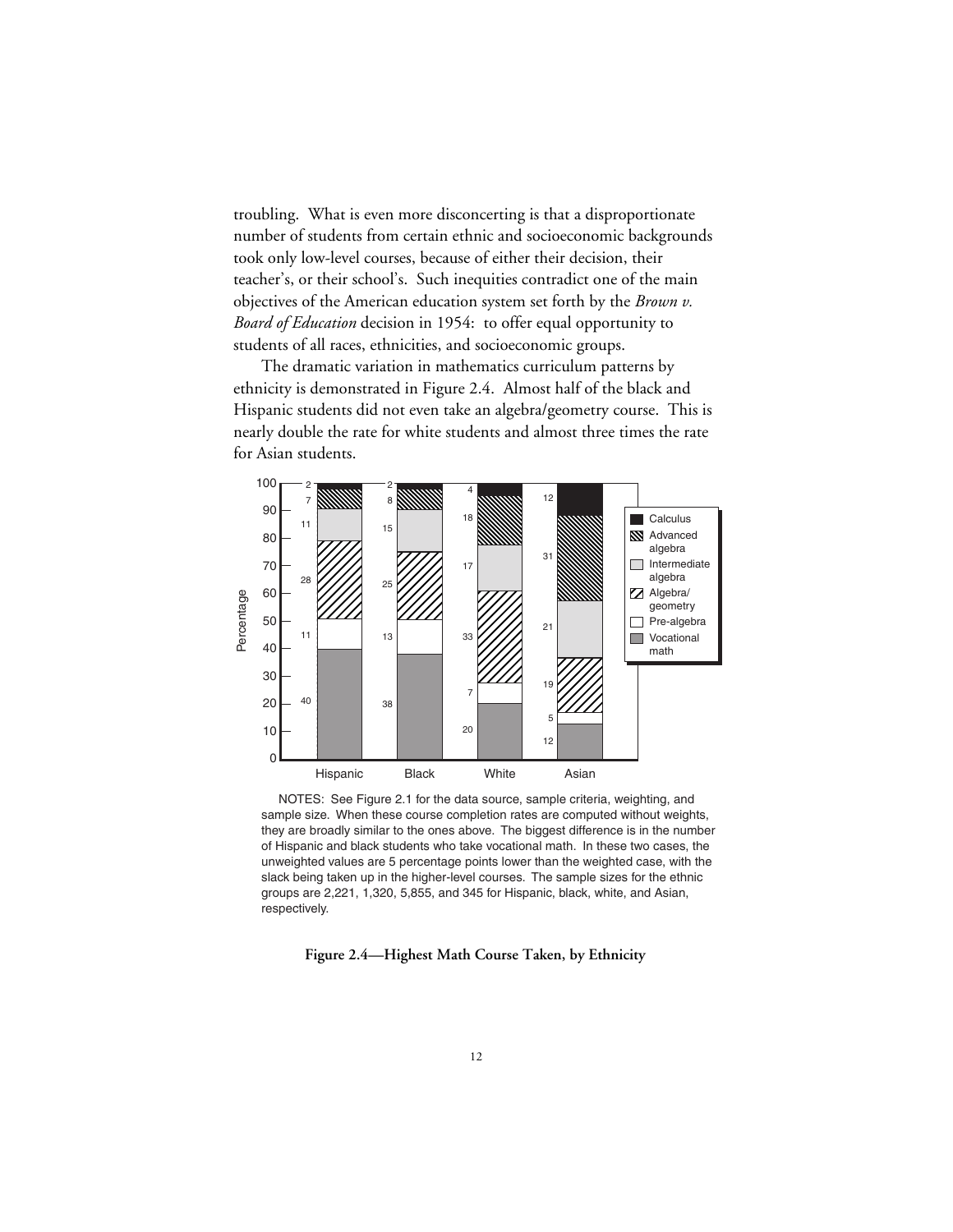troubling. What is even more disconcerting is that a disproportionate number of students from certain ethnic and socioeconomic backgrounds took only low-level courses, because of either their decision, their teacher's, or their school's. Such inequities contradict one of the main objectives of the American education system set forth by the *Brown v. Board of Education* decision in 1954: to offer equal opportunity to students of all races, ethnicities, and socioeconomic groups.

The dramatic variation in mathematics curriculum patterns by ethnicity is demonstrated in Figure 2.4. Almost half of the black and Hispanic students did not even take an algebra/geometry course. This is nearly double the rate for white students and almost three times the rate for Asian students.

| Highest math course (Percentage) | Hispanic | Black | White | Asian |
|---|---|---|---|---|
| Calculus | 2 | 2 | 4 | 12 |
| Advanced algebra | 7 | 8 | 18 | 31 |
| Intermediate algebra | 11 | 15 | 17 | 21 |
| Algebra/geometry | 28 | 25 | 33 | 19 |
| Pre-algebra | 11 | 13 | 7 | 5 |
| Vocational math | 40 | 38 | 20 | 12 |

NOTES: See Figure 2.1 for the data source, sample criteria, weighting, and sample size. When these course completion rates are computed without weights, they are broadly similar to the ones above. The biggest difference is in the number of Hispanic and black students who take vocational math. In these two cases, the unweighted values are 5 percentage points lower than the weighted case, with the slack being taken up in the higher-level courses. The sample sizes for the ethnic groups are 2,221, 1,320, 5,855, and 345 for Hispanic, black, white, and Asian, respectively.

**Figure 2.4—Highest Math Course Taken, by Ethnicity**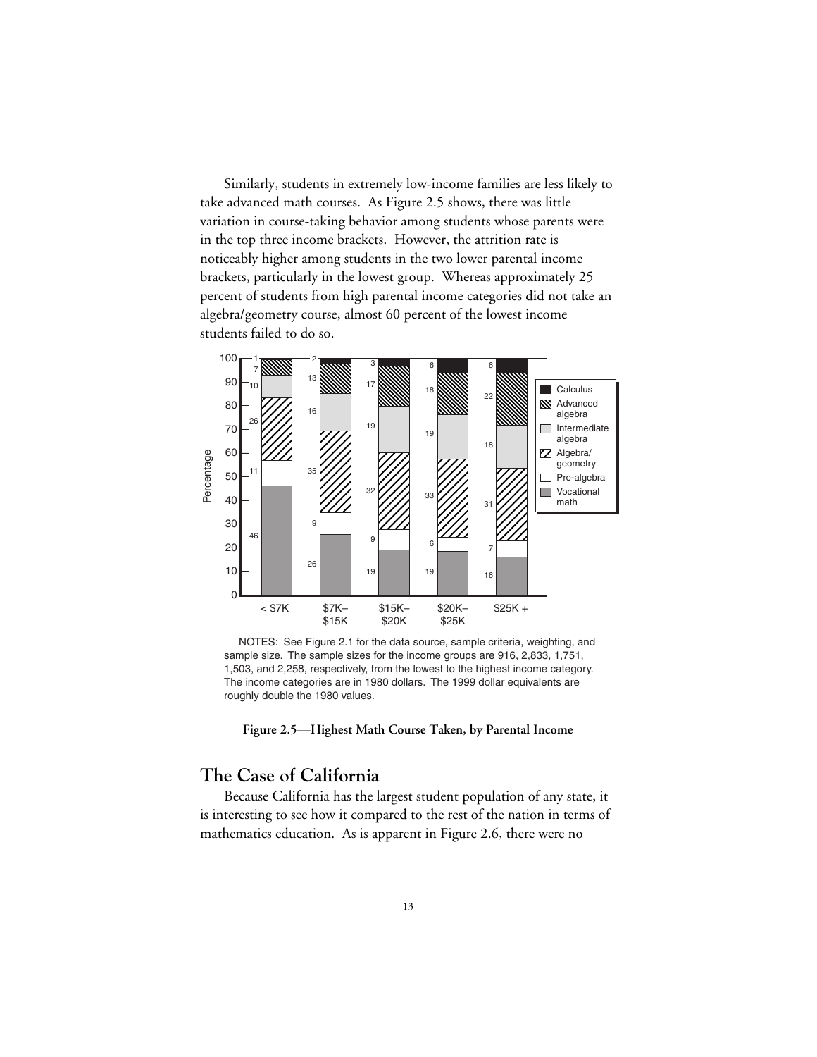Similarly, students in extremely low-income families are less likely to take advanced math courses. As Figure 2.5 shows, there was little variation in course-taking behavior among students whose parents were in the top three income brackets. However, the attrition rate is noticeably higher among students in the two lower parental income brackets, particularly in the lowest group. Whereas approximately 25 percent of students from high parental income categories did not take an algebra/geometry course, almost 60 percent of the lowest income students failed to do so.

| Highest math course (percentage) | < $7K | $7K–$15K | $15K–$20K | $20K–$25K | $25K + |
|---|---|---|---|---|---|
| Calculus | 1 | 2 | 3 | 6 | 6 |
| Advanced algebra | 7 | 13 | 17 | 18 | 22 |
| Intermediate algebra | 10 | 16 | 19 | 19 | 18 |
| Algebra/geometry | 26 | 35 | 32 | 33 | 31 |
| Pre-algebra | 11 | 9 | 9 | 6 | 7 |
| Vocational math | 46 | 26 | 19 | 19 | 16 |

NOTES: See Figure 2.1 for the data source, sample criteria, weighting, and sample size. The sample sizes for the income groups are 916, 2,833, 1,751, 1,503, and 2,258, respectively, from the lowest to the highest income category. The income categories are in 1980 dollars. The 1999 dollar equivalents are roughly double the 1980 values.

**Figure 2.5—Highest Math Course Taken, by Parental Income**

## The Case of California

Because California has the largest student population of any state, it is interesting to see how it compared to the rest of the nation in terms of mathematics education. As is apparent in Figure 2.6, there were no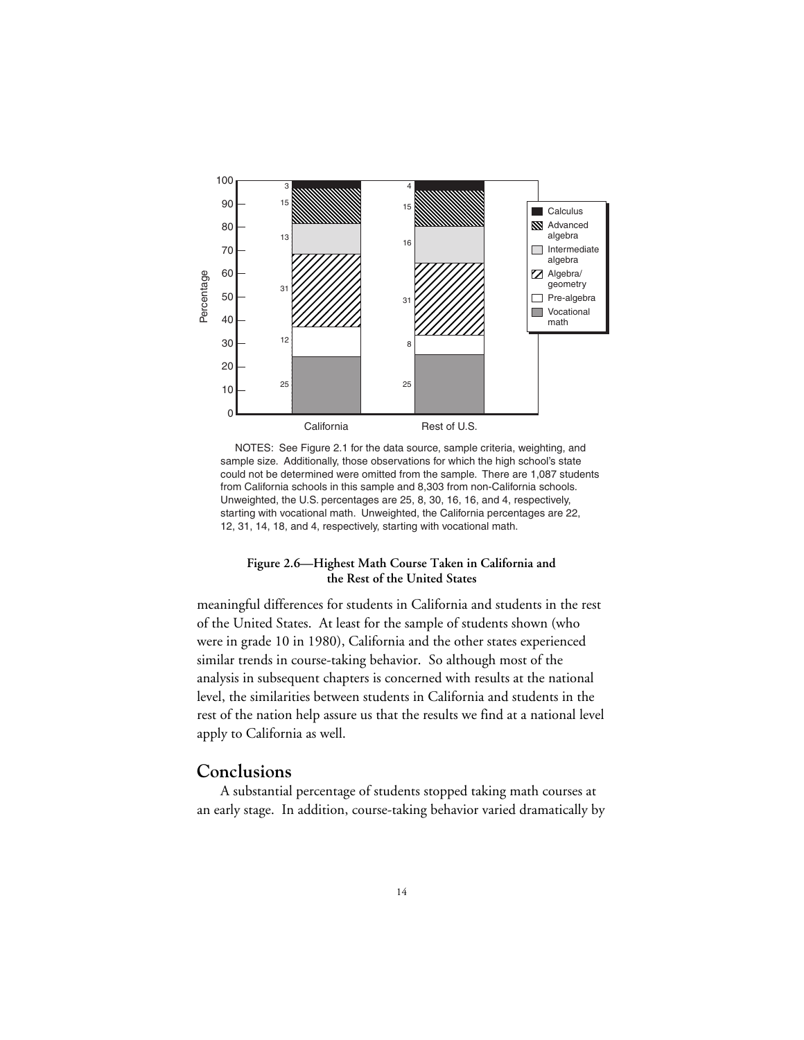NOTES: See Figure 2.1 for the data source, sample criteria, weighting, and sample size. Additionally, those observations for which the high school's state could not be determined were omitted from the sample. There are 1,087 students from California schools in this sample and 8,303 from non-California schools. Unweighted, the U.S. percentages are 25, 8, 30, 16, 16, and 4, respectively, starting with vocational math. Unweighted, the California percentages are 22, 12, 31, 14, 18, and 4, respectively, starting with vocational math.

**Figure 2.6—Highest Math Course Taken in California and the Rest of the United States**

meaningful differences for students in California and students in the rest of the United States. At least for the sample of students shown (who were in grade 10 in 1980), California and the other states experienced similar trends in course-taking behavior. So although most of the analysis in subsequent chapters is concerned with results at the national level, the similarities between students in California and students in the rest of the nation help assure us that the results we find at a national level apply to California as well.

## Conclusions

A substantial percentage of students stopped taking math courses at an early stage. In addition, course-taking behavior varied dramatically by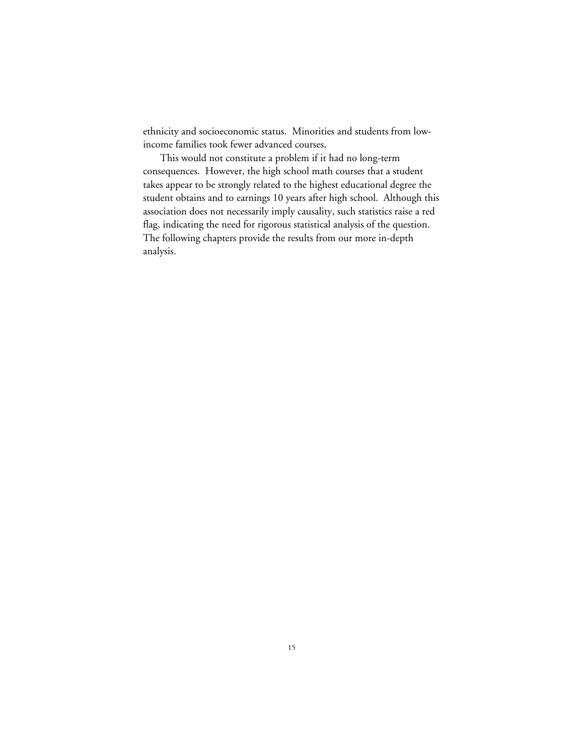ethnicity and socioeconomic status. Minorities and students from low-income families took fewer advanced courses.

This would not constitute a problem if it had no long-term consequences. However, the high school math courses that a student takes appear to be strongly related to the highest educational degree the student obtains and to earnings 10 years after high school. Although this association does not necessarily imply causality, such statistics raise a red flag, indicating the need for rigorous statistical analysis of the question. The following chapters provide the results from our more in-depth analysis.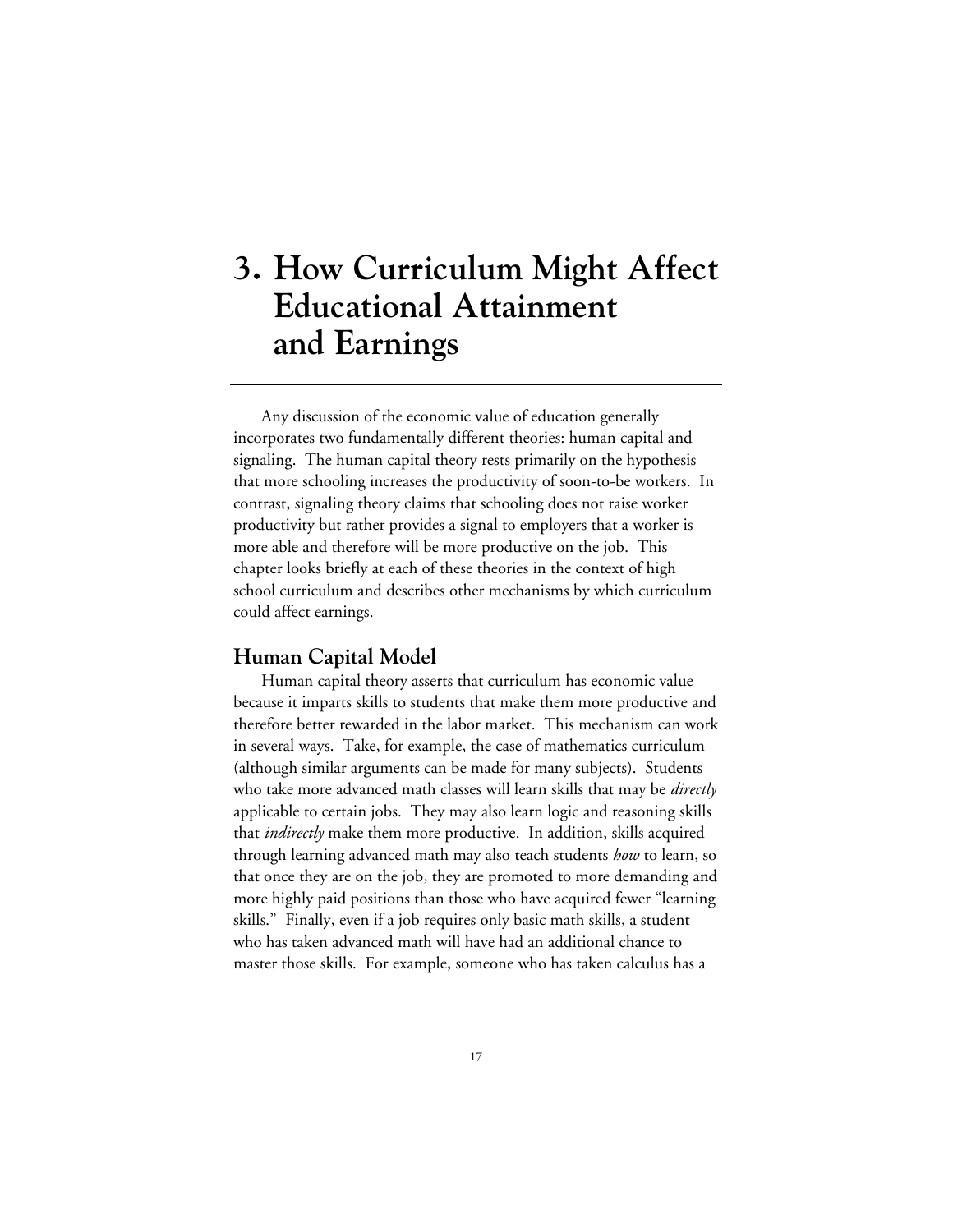# 3. How Curriculum Might Affect Educational Attainment and Earnings

Any discussion of the economic value of education generally incorporates two fundamentally different theories: human capital and signaling. The human capital theory rests primarily on the hypothesis that more schooling increases the productivity of soon-to-be workers. In contrast, signaling theory claims that schooling does not raise worker productivity but rather provides a signal to employers that a worker is more able and therefore will be more productive on the job. This chapter looks briefly at each of these theories in the context of high school curriculum and describes other mechanisms by which curriculum could affect earnings.

## Human Capital Model

Human capital theory asserts that curriculum has economic value because it imparts skills to students that make them more productive and therefore better rewarded in the labor market. This mechanism can work in several ways. Take, for example, the case of mathematics curriculum (although similar arguments can be made for many subjects). Students who take more advanced math classes will learn skills that may be *directly* applicable to certain jobs. They may also learn logic and reasoning skills that *indirectly* make them more productive. In addition, skills acquired through learning advanced math may also teach students *how* to learn, so that once they are on the job, they are promoted to more demanding and more highly paid positions than those who have acquired fewer "learning skills." Finally, even if a job requires only basic math skills, a student who has taken advanced math will have had an additional chance to master those skills. For example, someone who has taken calculus has a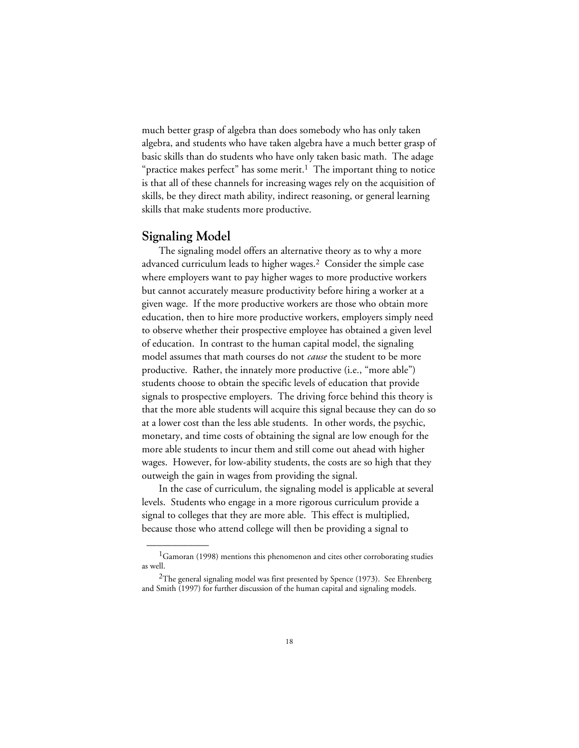much better grasp of algebra than does somebody who has only taken algebra, and students who have taken algebra have a much better grasp of basic skills than do students who have only taken basic math. The adage "practice makes perfect" has some merit.[1] The important thing to notice is that all of these channels for increasing wages rely on the acquisition of skills, be they direct math ability, indirect reasoning, or general learning skills that make students more productive.

## Signaling Model

The signaling model offers an alternative theory as to why a more advanced curriculum leads to higher wages.[2] Consider the simple case where employers want to pay higher wages to more productive workers but cannot accurately measure productivity before hiring a worker at a given wage. If the more productive workers are those who obtain more education, then to hire more productive workers, employers simply need to observe whether their prospective employee has obtained a given level of education. In contrast to the human capital model, the signaling model assumes that math courses do not *cause* the student to be more productive. Rather, the innately more productive (i.e., "more able") students choose to obtain the specific levels of education that provide signals to prospective employers. The driving force behind this theory is that the more able students will acquire this signal because they can do so at a lower cost than the less able students. In other words, the psychic, monetary, and time costs of obtaining the signal are low enough for the more able students to incur them and still come out ahead with higher wages. However, for low-ability students, the costs are so high that they outweigh the gain in wages from providing the signal.

In the case of curriculum, the signaling model is applicable at several levels. Students who engage in a more rigorous curriculum provide a signal to colleges that they are more able. This effect is multiplied, because those who attend college will then be providing a signal to

---

[1] Gamoran (1998) mentions this phenomenon and cites other corroborating studies as well.

[2] The general signaling model was first presented by Spence (1973). See Ehrenberg and Smith (1997) for further discussion of the human capital and signaling models.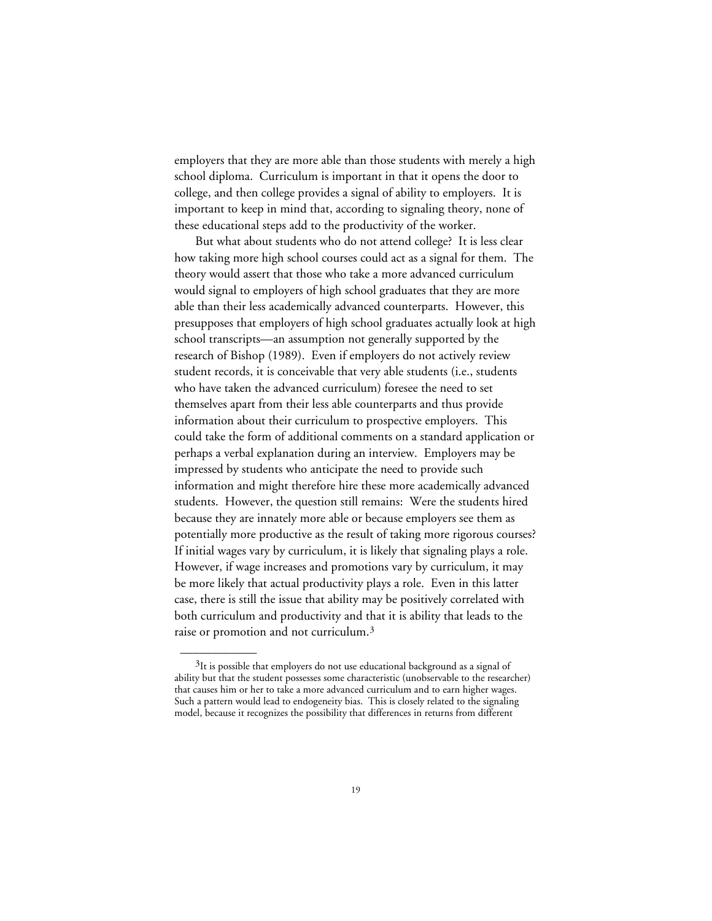employers that they are more able than those students with merely a high school diploma. Curriculum is important in that it opens the door to college, and then college provides a signal of ability to employers. It is important to keep in mind that, according to signaling theory, none of these educational steps add to the productivity of the worker.

But what about students who do not attend college? It is less clear how taking more high school courses could act as a signal for them. The theory would assert that those who take a more advanced curriculum would signal to employers of high school graduates that they are more able than their less academically advanced counterparts. However, this presupposes that employers of high school graduates actually look at high school transcripts—an assumption not generally supported by the research of Bishop (1989). Even if employers do not actively review student records, it is conceivable that very able students (i.e., students who have taken the advanced curriculum) foresee the need to set themselves apart from their less able counterparts and thus provide information about their curriculum to prospective employers. This could take the form of additional comments on a standard application or perhaps a verbal explanation during an interview. Employers may be impressed by students who anticipate the need to provide such information and might therefore hire these more academically advanced students. However, the question still remains: Were the students hired because they are innately more able or because employers see them as potentially more productive as the result of taking more rigorous courses? If initial wages vary by curriculum, it is likely that signaling plays a role. However, if wage increases and promotions vary by curriculum, it may be more likely that actual productivity plays a role. Even in this latter case, there is still the issue that ability may be positively correlated with both curriculum and productivity and that it is ability that leads to the raise or promotion and not curriculum.[3]

---

[3]It is possible that employers do not use educational background as a signal of ability but that the student possesses some characteristic (unobservable to the researcher) that causes him or her to take a more advanced curriculum and to earn higher wages. Such a pattern would lead to endogeneity bias. This is closely related to the signaling model, because it recognizes the possibility that differences in returns from different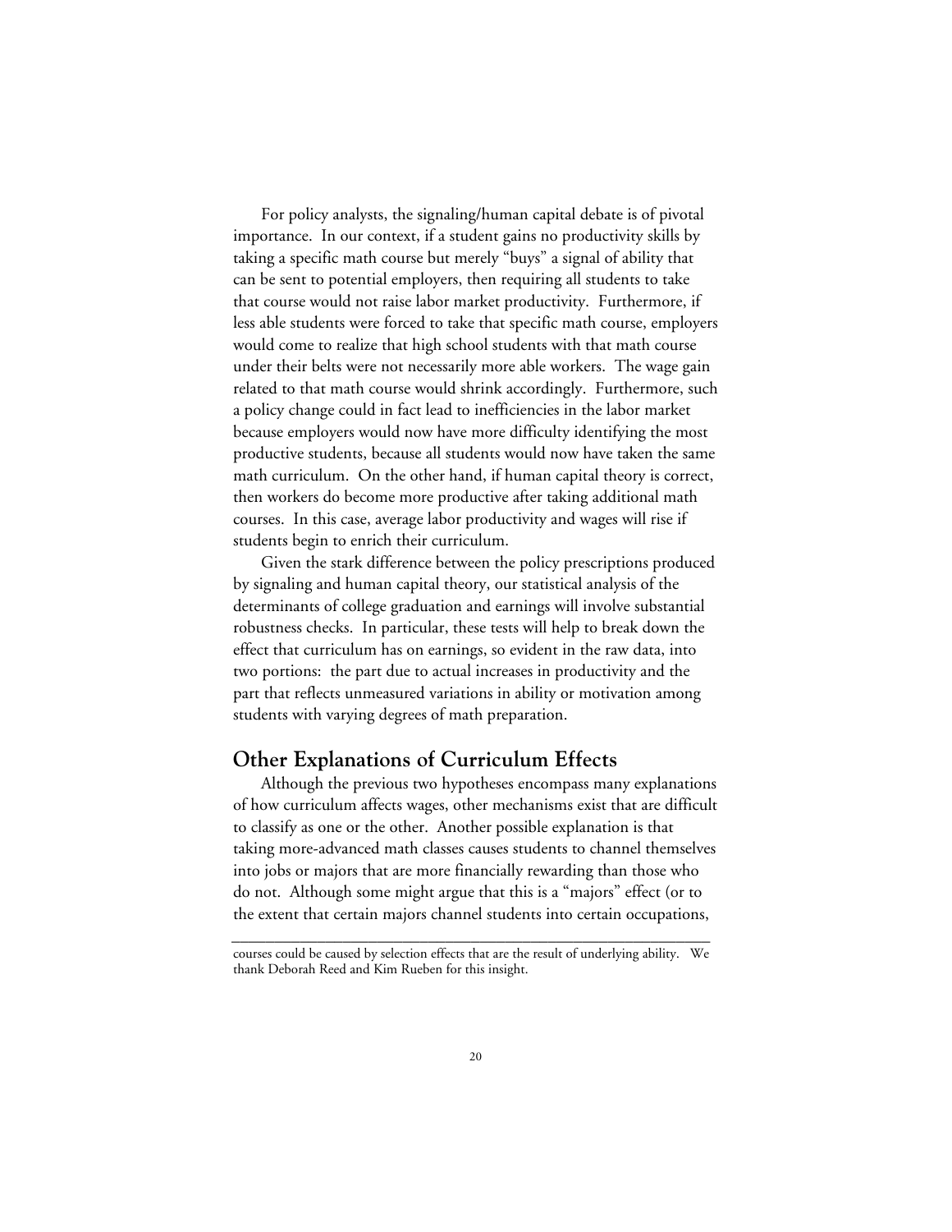For policy analysts, the signaling/human capital debate is of pivotal importance. In our context, if a student gains no productivity skills by taking a specific math course but merely "buys" a signal of ability that can be sent to potential employers, then requiring all students to take that course would not raise labor market productivity. Furthermore, if less able students were forced to take that specific math course, employers would come to realize that high school students with that math course under their belts were not necessarily more able workers. The wage gain related to that math course would shrink accordingly. Furthermore, such a policy change could in fact lead to inefficiencies in the labor market because employers would now have more difficulty identifying the most productive students, because all students would now have taken the same math curriculum. On the other hand, if human capital theory is correct, then workers do become more productive after taking additional math courses. In this case, average labor productivity and wages will rise if students begin to enrich their curriculum.

Given the stark difference between the policy prescriptions produced by signaling and human capital theory, our statistical analysis of the determinants of college graduation and earnings will involve substantial robustness checks. In particular, these tests will help to break down the effect that curriculum has on earnings, so evident in the raw data, into two portions: the part due to actual increases in productivity and the part that reflects unmeasured variations in ability or motivation among students with varying degrees of math preparation.

## Other Explanations of Curriculum Effects

Although the previous two hypotheses encompass many explanations of how curriculum affects wages, other mechanisms exist that are difficult to classify as one or the other. Another possible explanation is that taking more-advanced math classes causes students to channel themselves into jobs or majors that are more financially rewarding than those who do not. Although some might argue that this is a "majors" effect (or to the extent that certain majors channel students into certain occupations,

---

courses could be caused by selection effects that are the result of underlying ability. We thank Deborah Reed and Kim Rueben for this insight.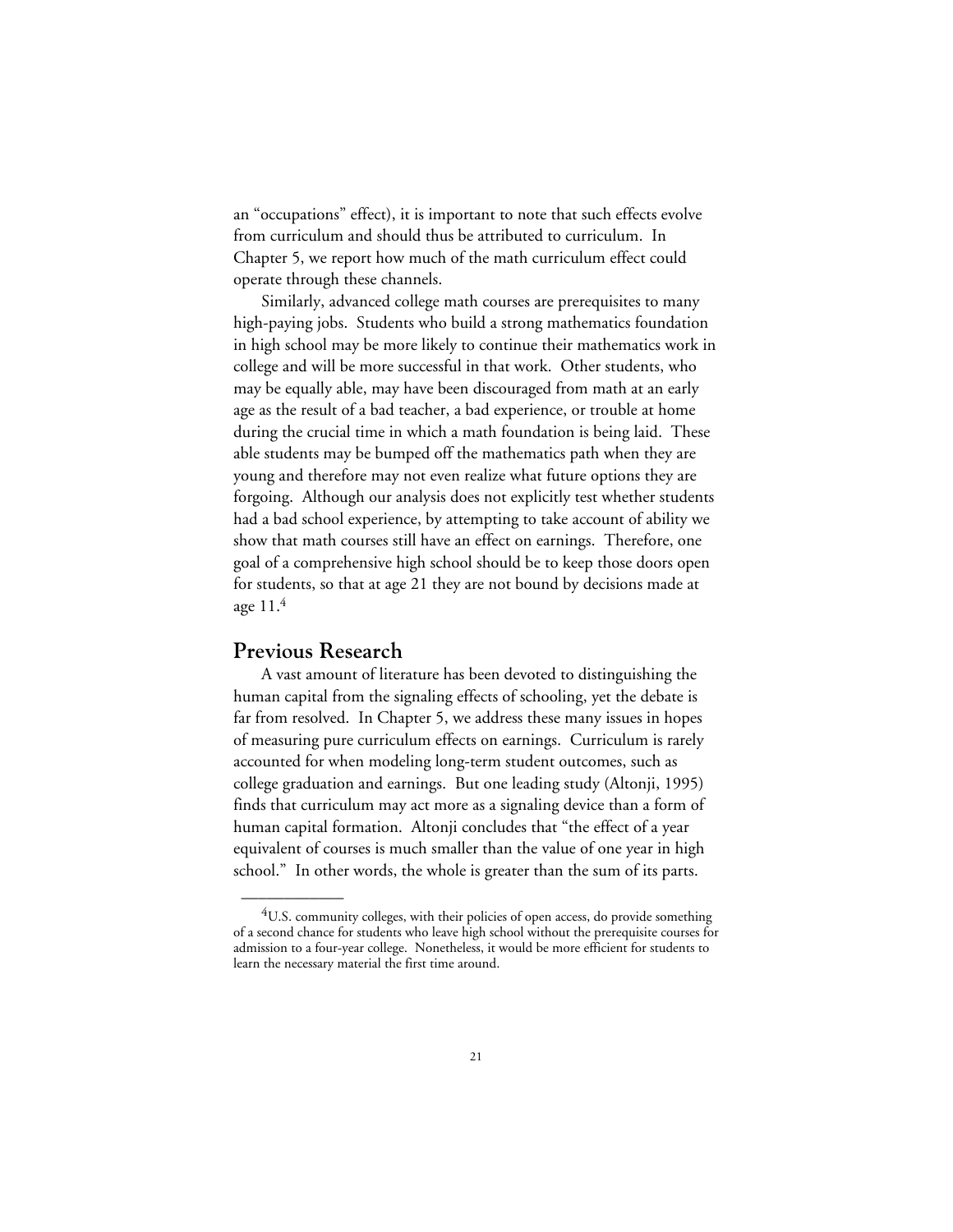an "occupations" effect), it is important to note that such effects evolve from curriculum and should thus be attributed to curriculum. In Chapter 5, we report how much of the math curriculum effect could operate through these channels.

Similarly, advanced college math courses are prerequisites to many high-paying jobs. Students who build a strong mathematics foundation in high school may be more likely to continue their mathematics work in college and will be more successful in that work. Other students, who may be equally able, may have been discouraged from math at an early age as the result of a bad teacher, a bad experience, or trouble at home during the crucial time in which a math foundation is being laid. These able students may be bumped off the mathematics path when they are young and therefore may not even realize what future options they are forgoing. Although our analysis does not explicitly test whether students had a bad school experience, by attempting to take account of ability we show that math courses still have an effect on earnings. Therefore, one goal of a comprehensive high school should be to keep those doors open for students, so that at age 21 they are not bound by decisions made at age 11.[4]

## Previous Research

A vast amount of literature has been devoted to distinguishing the human capital from the signaling effects of schooling, yet the debate is far from resolved. In Chapter 5, we address these many issues in hopes of measuring pure curriculum effects on earnings. Curriculum is rarely accounted for when modeling long-term student outcomes, such as college graduation and earnings. But one leading study (Altonji, 1995) finds that curriculum may act more as a signaling device than a form of human capital formation. Altonji concludes that "the effect of a year equivalent of courses is much smaller than the value of one year in high school." In other words, the whole is greater than the sum of its parts.

---

[4] U.S. community colleges, with their policies of open access, do provide something of a second chance for students who leave high school without the prerequisite courses for admission to a four-year college. Nonetheless, it would be more efficient for students to learn the necessary material the first time around.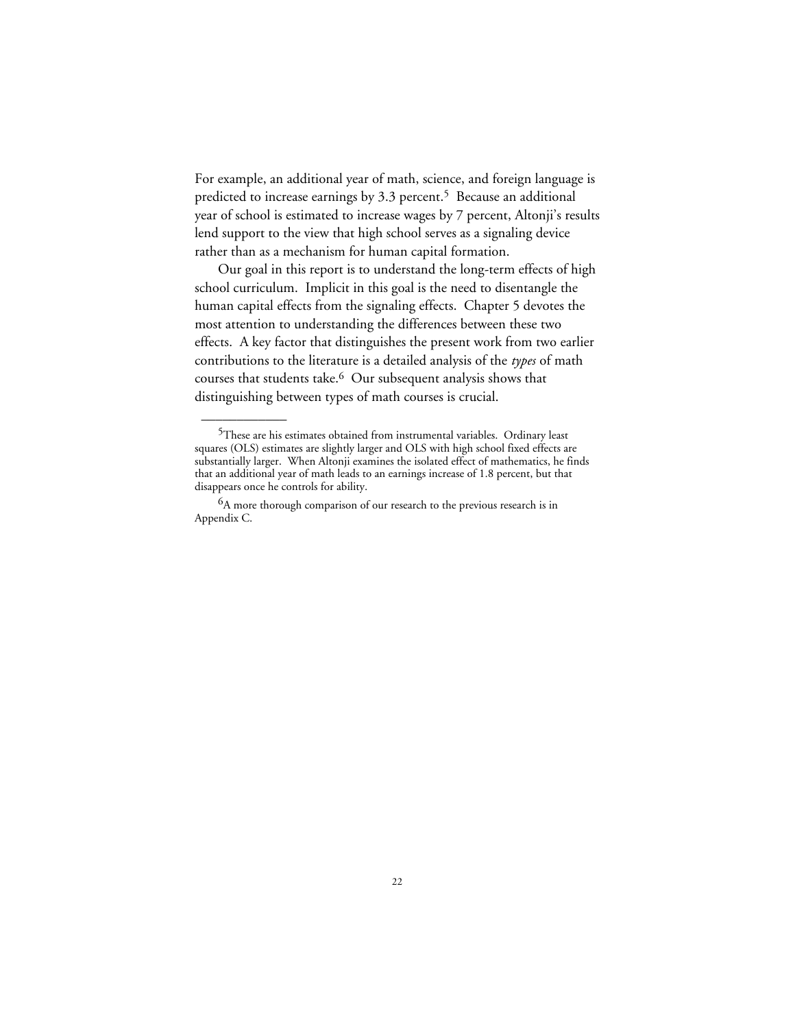For example, an additional year of math, science, and foreign language is predicted to increase earnings by 3.3 percent.[5] Because an additional year of school is estimated to increase wages by 7 percent, Altonji's results lend support to the view that high school serves as a signaling device rather than as a mechanism for human capital formation.

Our goal in this report is to understand the long-term effects of high school curriculum. Implicit in this goal is the need to disentangle the human capital effects from the signaling effects. Chapter 5 devotes the most attention to understanding the differences between these two effects. A key factor that distinguishes the present work from two earlier contributions to the literature is a detailed analysis of the *types* of math courses that students take.[6] Our subsequent analysis shows that distinguishing between types of math courses is crucial.

---

[5]These are his estimates obtained from instrumental variables. Ordinary least squares (OLS) estimates are slightly larger and OLS with high school fixed effects are substantially larger. When Altonji examines the isolated effect of mathematics, he finds that an additional year of math leads to an earnings increase of 1.8 percent, but that disappears once he controls for ability.

[6]A more thorough comparison of our research to the previous research is in Appendix C.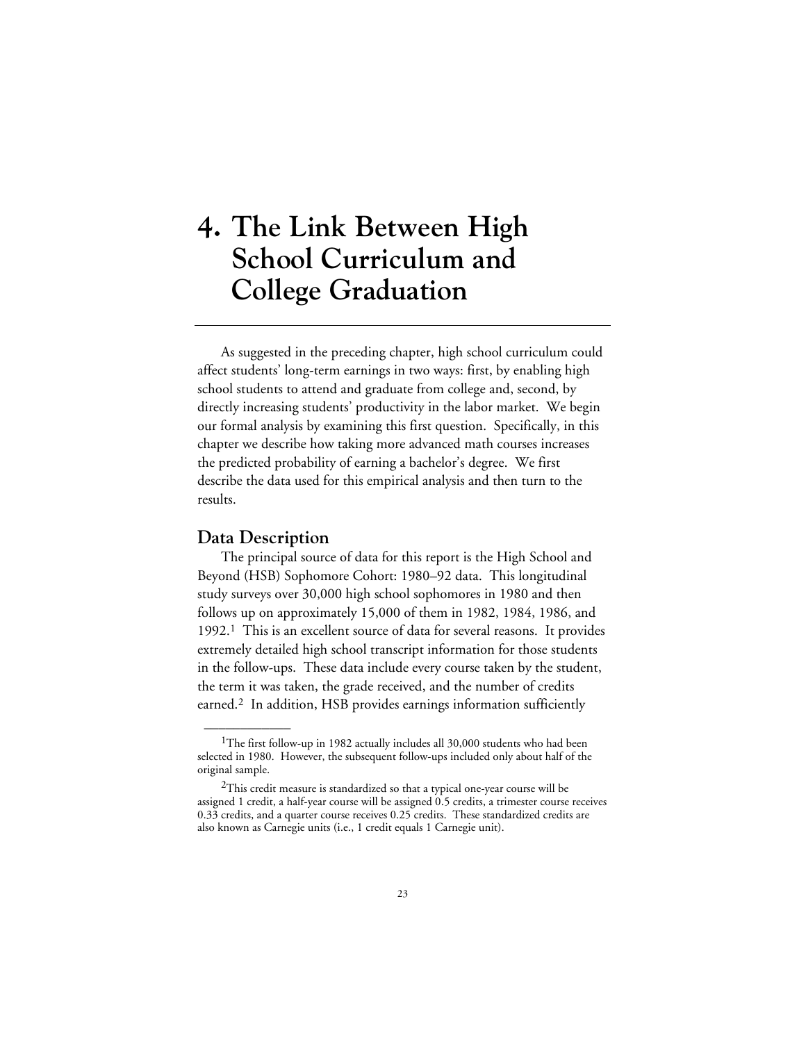# 4. The Link Between High School Curriculum and College Graduation

As suggested in the preceding chapter, high school curriculum could affect students' long-term earnings in two ways: first, by enabling high school students to attend and graduate from college and, second, by directly increasing students' productivity in the labor market. We begin our formal analysis by examining this first question. Specifically, in this chapter we describe how taking more advanced math courses increases the predicted probability of earning a bachelor's degree. We first describe the data used for this empirical analysis and then turn to the results.

## Data Description

The principal source of data for this report is the High School and Beyond (HSB) Sophomore Cohort: 1980–92 data. This longitudinal study surveys over 30,000 high school sophomores in 1980 and then follows up on approximately 15,000 of them in 1982, 1984, 1986, and 1992.[1] This is an excellent source of data for several reasons. It provides extremely detailed high school transcript information for those students in the follow-ups. These data include every course taken by the student, the term it was taken, the grade received, and the number of credits earned.[2] In addition, HSB provides earnings information sufficiently

---

[1]The first follow-up in 1982 actually includes all 30,000 students who had been selected in 1980. However, the subsequent follow-ups included only about half of the original sample.

[2]This credit measure is standardized so that a typical one-year course will be assigned 1 credit, a half-year course will be assigned 0.5 credits, a trimester course receives 0.33 credits, and a quarter course receives 0.25 credits. These standardized credits are also known as Carnegie units (i.e., 1 credit equals 1 Carnegie unit).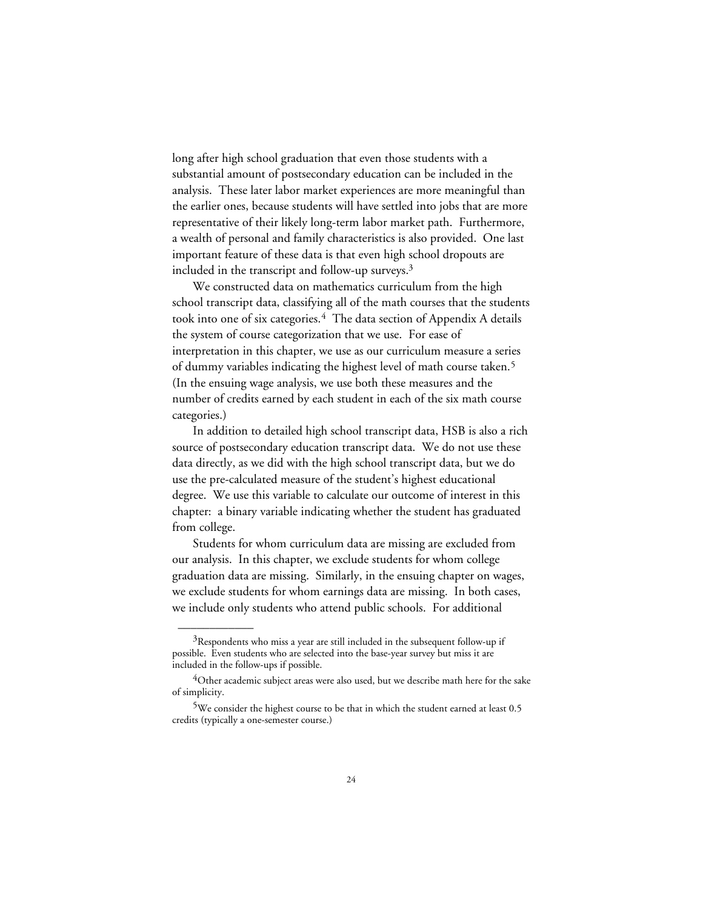long after high school graduation that even those students with a substantial amount of postsecondary education can be included in the analysis. These later labor market experiences are more meaningful than the earlier ones, because students will have settled into jobs that are more representative of their likely long-term labor market path. Furthermore, a wealth of personal and family characteristics is also provided. One last important feature of these data is that even high school dropouts are included in the transcript and follow-up surveys.[3]

We constructed data on mathematics curriculum from the high school transcript data, classifying all of the math courses that the students took into one of six categories.[4] The data section of Appendix A details the system of course categorization that we use. For ease of interpretation in this chapter, we use as our curriculum measure a series of dummy variables indicating the highest level of math course taken.[5] (In the ensuing wage analysis, we use both these measures and the number of credits earned by each student in each of the six math course categories.)

In addition to detailed high school transcript data, HSB is also a rich source of postsecondary education transcript data. We do not use these data directly, as we did with the high school transcript data, but we do use the pre-calculated measure of the student's highest educational degree. We use this variable to calculate our outcome of interest in this chapter: a binary variable indicating whether the student has graduated from college.

Students for whom curriculum data are missing are excluded from our analysis. In this chapter, we exclude students for whom college graduation data are missing. Similarly, in the ensuing chapter on wages, we exclude students for whom earnings data are missing. In both cases, we include only students who attend public schools. For additional

---

[3]Respondents who miss a year are still included in the subsequent follow-up if possible. Even students who are selected into the base-year survey but miss it are included in the follow-ups if possible.

[4]Other academic subject areas were also used, but we describe math here for the sake of simplicity.

[5]We consider the highest course to be that in which the student earned at least 0.5 credits (typically a one-semester course.)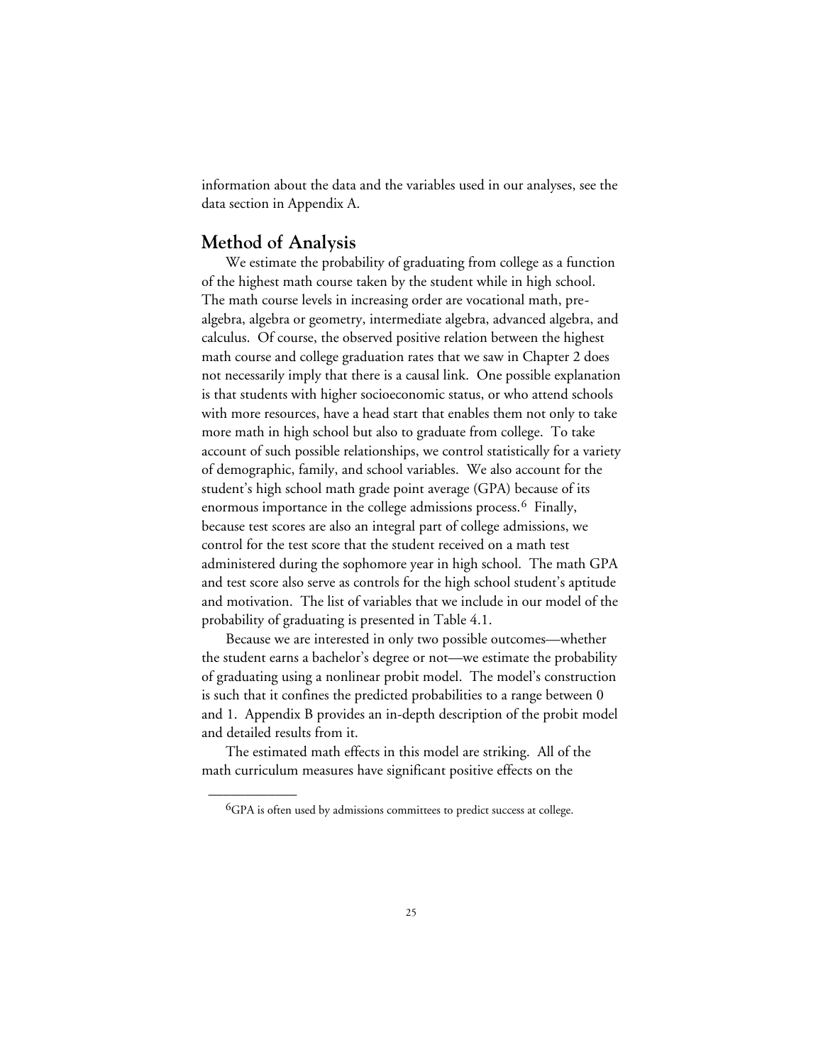information about the data and the variables used in our analyses, see the data section in Appendix A.

## Method of Analysis

We estimate the probability of graduating from college as a function of the highest math course taken by the student while in high school. The math course levels in increasing order are vocational math, pre-algebra, algebra or geometry, intermediate algebra, advanced algebra, and calculus. Of course, the observed positive relation between the highest math course and college graduation rates that we saw in Chapter 2 does not necessarily imply that there is a causal link. One possible explanation is that students with higher socioeconomic status, or who attend schools with more resources, have a head start that enables them not only to take more math in high school but also to graduate from college. To take account of such possible relationships, we control statistically for a variety of demographic, family, and school variables. We also account for the student's high school math grade point average (GPA) because of its enormous importance in the college admissions process.[6] Finally, because test scores are also an integral part of college admissions, we control for the test score that the student received on a math test administered during the sophomore year in high school. The math GPA and test score also serve as controls for the high school student's aptitude and motivation. The list of variables that we include in our model of the probability of graduating is presented in Table 4.1.

Because we are interested in only two possible outcomes—whether the student earns a bachelor's degree or not—we estimate the probability of graduating using a nonlinear probit model. The model's construction is such that it confines the predicted probabilities to a range between 0 and 1. Appendix B provides an in-depth description of the probit model and detailed results from it.

The estimated math effects in this model are striking. All of the math curriculum measures have significant positive effects on the

---

[6]GPA is often used by admissions committees to predict success at college.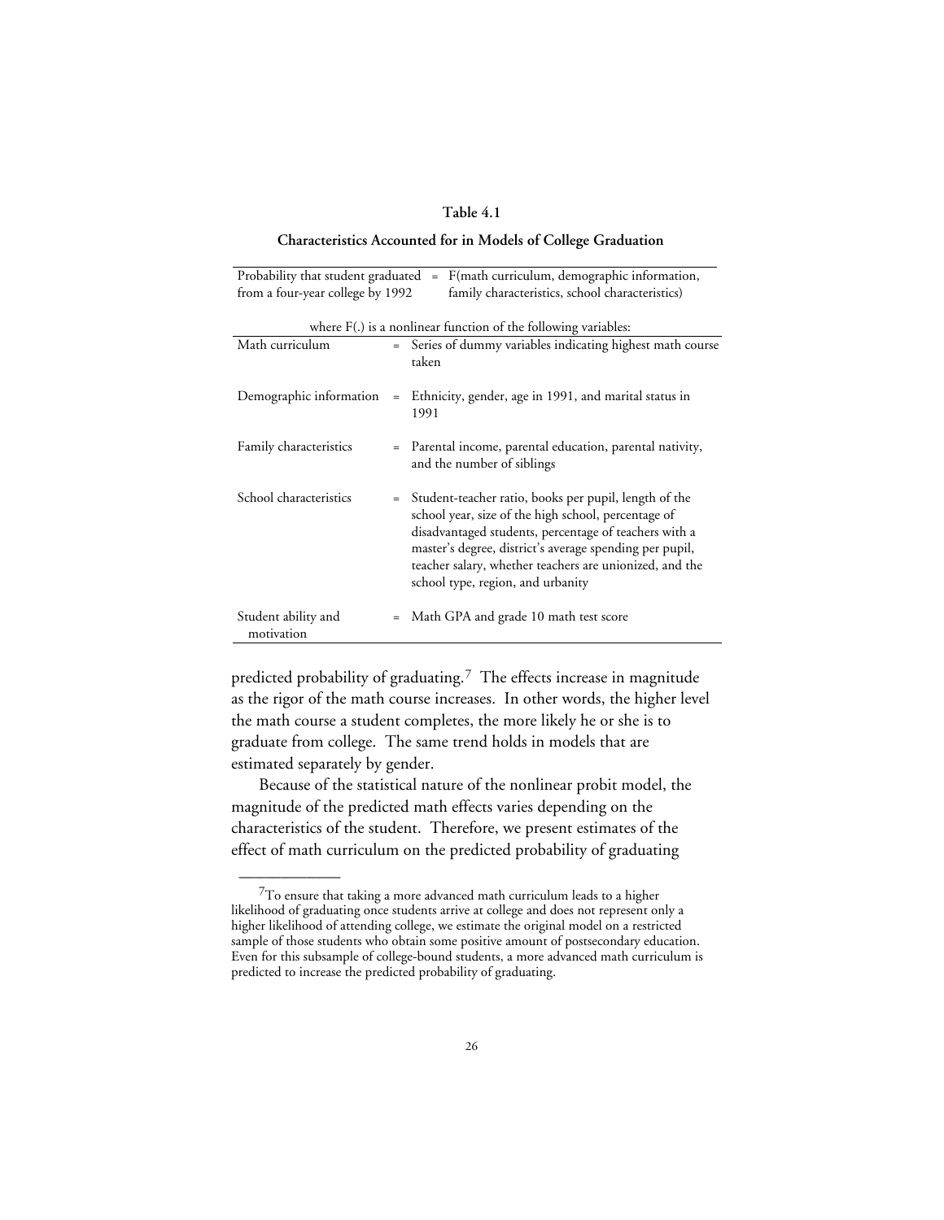**Table 4.1**

**Characteristics Accounted for in Models of College Graduation**

| Probability that student graduated from a four-year college by 1992 | = | F(math curriculum, demographic information, family characteristics, school characteristics) |
|---|---|---|

where F(.) is a nonlinear function of the following variables:

| Variable | | Description |
|---|---|---|
| Math curriculum | = | Series of dummy variables indicating highest math course taken |
| Demographic information | = | Ethnicity, gender, age in 1991, and marital status in 1991 |
| Family characteristics | = | Parental income, parental education, parental nativity, and the number of siblings |
| School characteristics | = | Student-teacher ratio, books per pupil, length of the school year, size of the high school, percentage of disadvantaged students, percentage of teachers with a master's degree, district's average spending per pupil, teacher salary, whether teachers are unionized, and the school type, region, and urbanity |
| Student ability and motivation | = | Math GPA and grade 10 math test score |

predicted probability of graduating.[7] The effects increase in magnitude as the rigor of the math course increases. In other words, the higher level the math course a student completes, the more likely he or she is to graduate from college. The same trend holds in models that are estimated separately by gender.

Because of the statistical nature of the nonlinear probit model, the magnitude of the predicted math effects varies depending on the characteristics of the student. Therefore, we present estimates of the effect of math curriculum on the predicted probability of graduating

---

[7]To ensure that taking a more advanced math curriculum leads to a higher likelihood of graduating once students arrive at college and does not represent only a higher likelihood of attending college, we estimate the original model on a restricted sample of those students who obtain some positive amount of postsecondary education. Even for this subsample of college-bound students, a more advanced math curriculum is predicted to increase the predicted probability of graduating.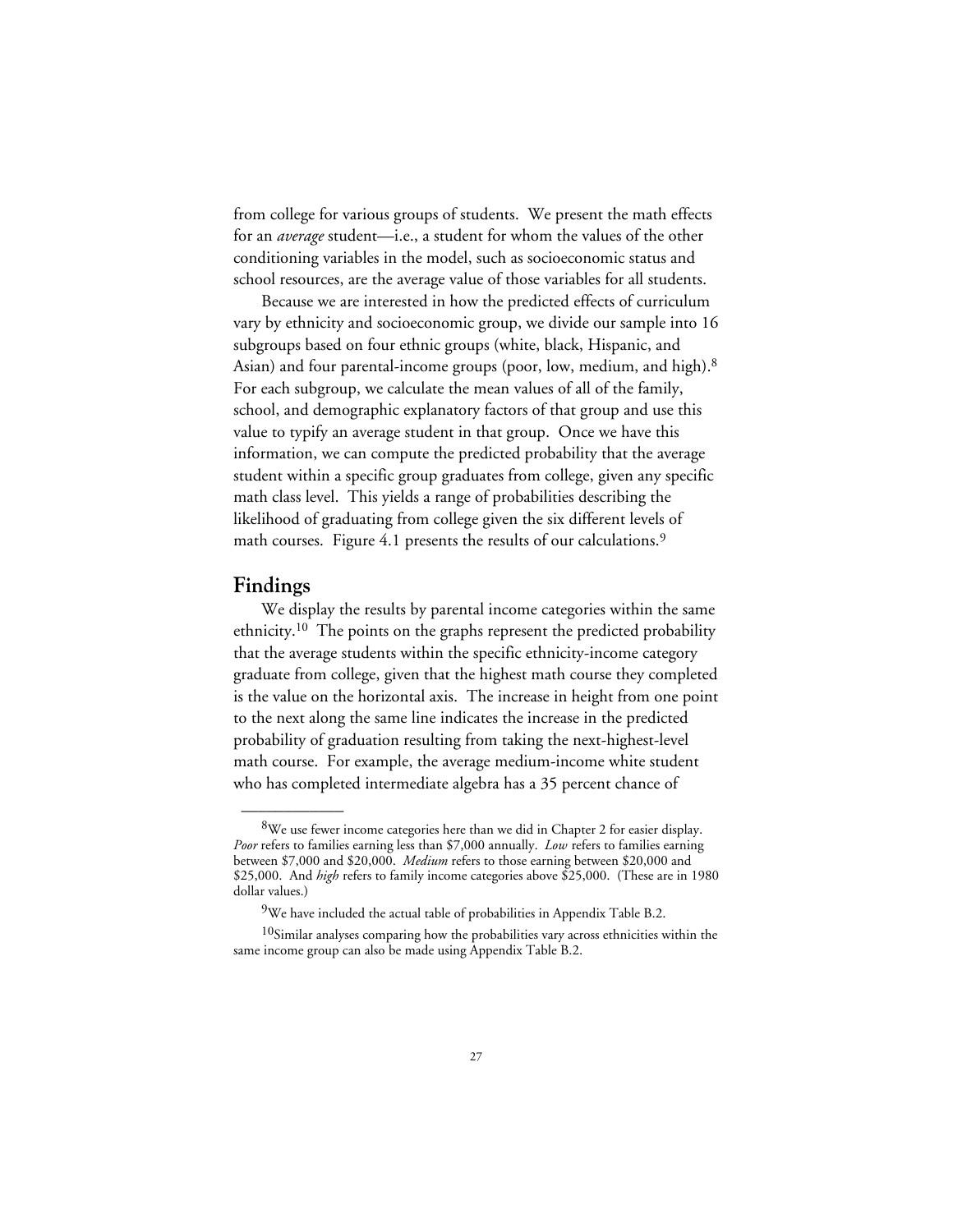from college for various groups of students. We present the math effects for an *average* student—i.e., a student for whom the values of the other conditioning variables in the model, such as socioeconomic status and school resources, are the average value of those variables for all students.

Because we are interested in how the predicted effects of curriculum vary by ethnicity and socioeconomic group, we divide our sample into 16 subgroups based on four ethnic groups (white, black, Hispanic, and Asian) and four parental-income groups (poor, low, medium, and high).[8] For each subgroup, we calculate the mean values of all of the family, school, and demographic explanatory factors of that group and use this value to typify an average student in that group. Once we have this information, we can compute the predicted probability that the average student within a specific group graduates from college, given any specific math class level. This yields a range of probabilities describing the likelihood of graduating from college given the six different levels of math courses. Figure 4.1 presents the results of our calculations.[9]

## Findings

We display the results by parental income categories within the same ethnicity.[10] The points on the graphs represent the predicted probability that the average students within the specific ethnicity-income category graduate from college, given that the highest math course they completed is the value on the horizontal axis. The increase in height from one point to the next along the same line indicates the increase in the predicted probability of graduation resulting from taking the next-highest-level math course. For example, the average medium-income white student who has completed intermediate algebra has a 35 percent chance of

---

[8]We use fewer income categories here than we did in Chapter 2 for easier display. *Poor* refers to families earning less than $7,000 annually. *Low* refers to families earning between $7,000 and $20,000. *Medium* refers to those earning between $20,000 and $25,000. And *high* refers to family income categories above $25,000. (These are in 1980 dollar values.)

[9]We have included the actual table of probabilities in Appendix Table B.2.

[10]Similar analyses comparing how the probabilities vary across ethnicities within the same income group can also be made using Appendix Table B.2.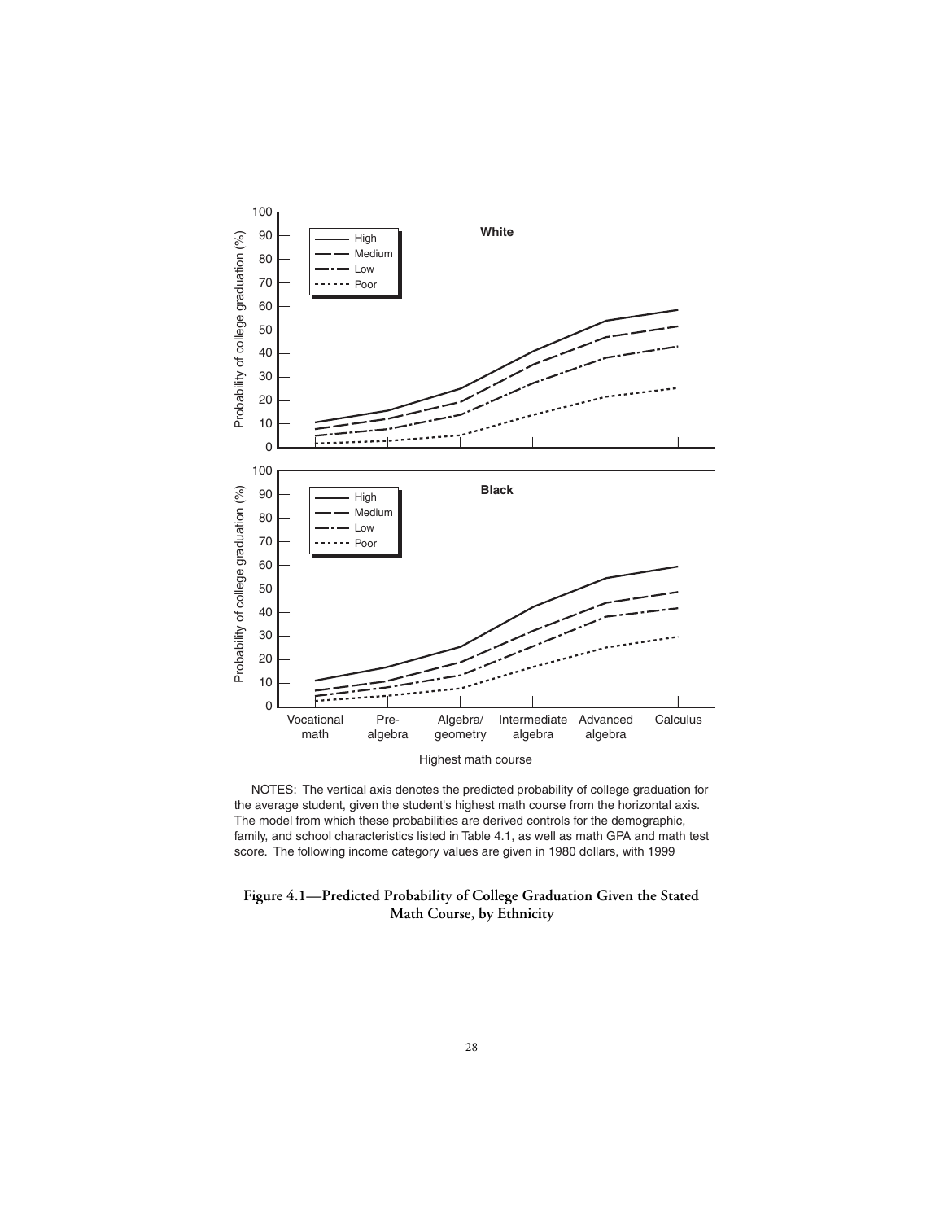NOTES: The vertical axis denotes the predicted probability of college graduation for the average student, given the student's highest math course from the horizontal axis. The model from which these probabilities are derived controls for the demographic, family, and school characteristics listed in Table 4.1, as well as math GPA and math test score. The following income category values are given in 1980 dollars, with 1999

**Figure 4.1—Predicted Probability of College Graduation Given the Stated Math Course, by Ethnicity**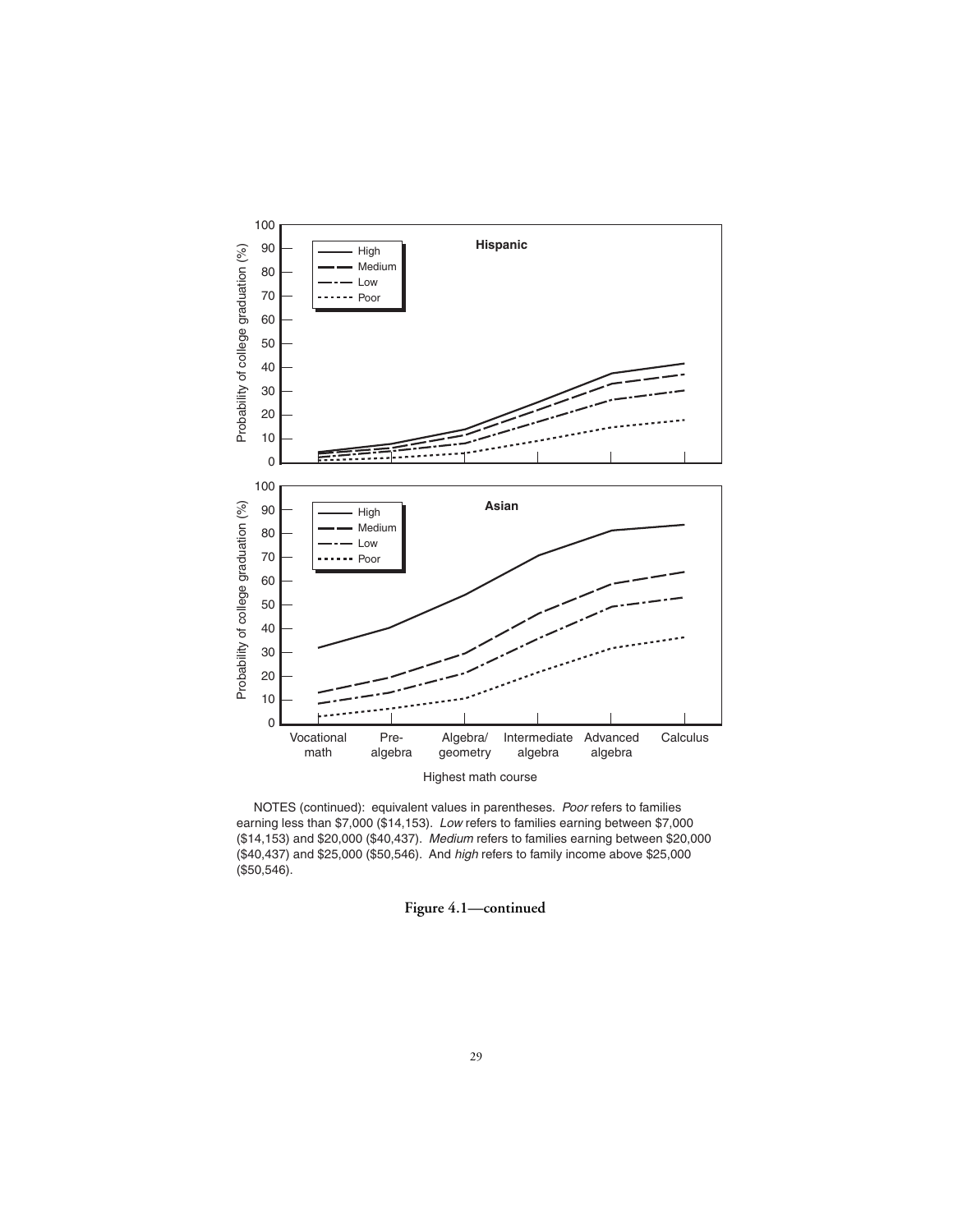NOTES (continued): equivalent values in parentheses. *Poor* refers to families earning less than $7,000 ($14,153). *Low* refers to families earning between $7,000 ($14,153) and $20,000 ($40,437). *Medium* refers to families earning between $20,000 ($40,437) and $25,000 ($50,546). And *high* refers to family income above $25,000 ($50,546).

**Figure 4.1—continued**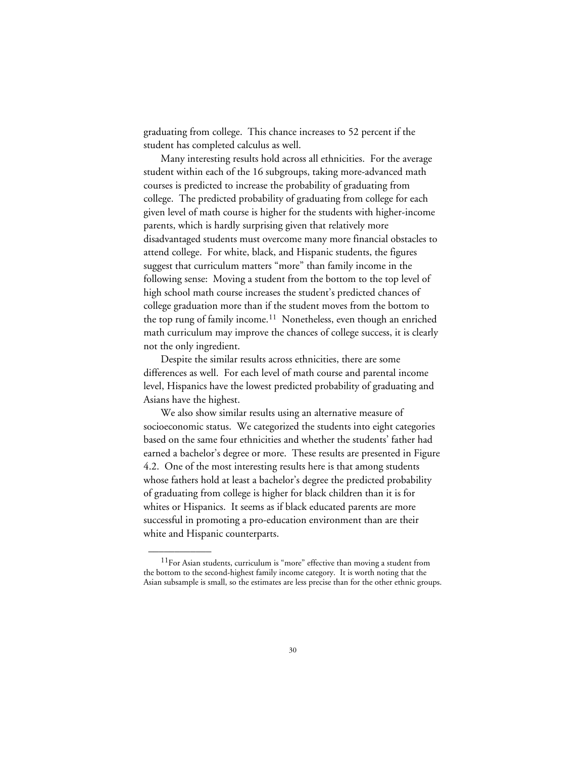graduating from college. This chance increases to 52 percent if the student has completed calculus as well.

Many interesting results hold across all ethnicities. For the average student within each of the 16 subgroups, taking more-advanced math courses is predicted to increase the probability of graduating from college. The predicted probability of graduating from college for each given level of math course is higher for the students with higher-income parents, which is hardly surprising given that relatively more disadvantaged students must overcome many more financial obstacles to attend college. For white, black, and Hispanic students, the figures suggest that curriculum matters "more" than family income in the following sense: Moving a student from the bottom to the top level of high school math course increases the student's predicted chances of college graduation more than if the student moves from the bottom to the top rung of family income.[11] Nonetheless, even though an enriched math curriculum may improve the chances of college success, it is clearly not the only ingredient.

Despite the similar results across ethnicities, there are some differences as well. For each level of math course and parental income level, Hispanics have the lowest predicted probability of graduating and Asians have the highest.

We also show similar results using an alternative measure of socioeconomic status. We categorized the students into eight categories based on the same four ethnicities and whether the students' father had earned a bachelor's degree or more. These results are presented in Figure 4.2. One of the most interesting results here is that among students whose fathers hold at least a bachelor's degree the predicted probability of graduating from college is higher for black children than it is for whites or Hispanics. It seems as if black educated parents are more successful in promoting a pro-education environment than are their white and Hispanic counterparts.

---

[11] For Asian students, curriculum is "more" effective than moving a student from the bottom to the second-highest family income category. It is worth noting that the Asian subsample is small, so the estimates are less precise than for the other ethnic groups.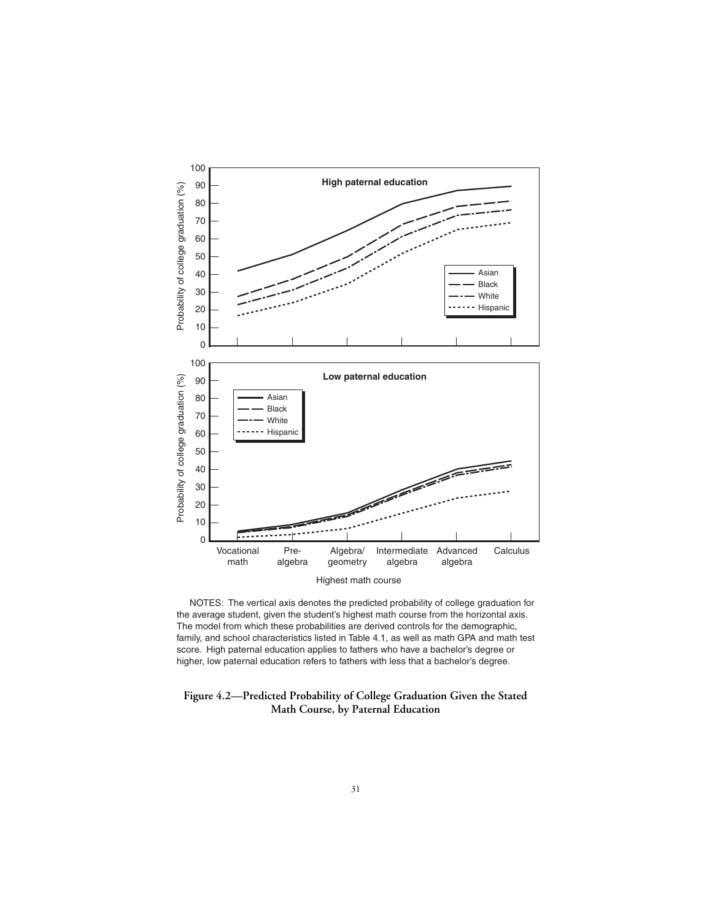NOTES: The vertical axis denotes the predicted probability of college graduation for the average student, given the student's highest math course from the horizontal axis. The model from which these probabilities are derived controls for the demographic, family, and school characteristics listed in Table 4.1, as well as math GPA and math test score. High paternal education applies to fathers who have a bachelor's degree or higher, low paternal education refers to fathers with less that a bachelor's degree.

**Figure 4.2—Predicted Probability of College Graduation Given the Stated Math Course, by Paternal Education**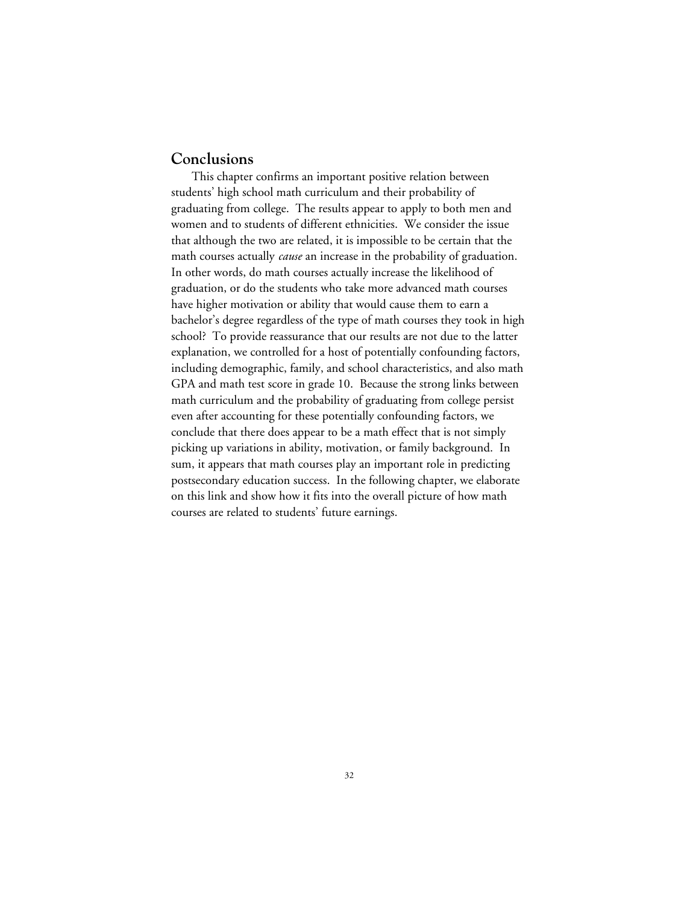## Conclusions

This chapter confirms an important positive relation between students' high school math curriculum and their probability of graduating from college. The results appear to apply to both men and women and to students of different ethnicities. We consider the issue that although the two are related, it is impossible to be certain that the math courses actually *cause* an increase in the probability of graduation. In other words, do math courses actually increase the likelihood of graduation, or do the students who take more advanced math courses have higher motivation or ability that would cause them to earn a bachelor's degree regardless of the type of math courses they took in high school? To provide reassurance that our results are not due to the latter explanation, we controlled for a host of potentially confounding factors, including demographic, family, and school characteristics, and also math GPA and math test score in grade 10. Because the strong links between math curriculum and the probability of graduating from college persist even after accounting for these potentially confounding factors, we conclude that there does appear to be a math effect that is not simply picking up variations in ability, motivation, or family background. In sum, it appears that math courses play an important role in predicting postsecondary education success. In the following chapter, we elaborate on this link and show how it fits into the overall picture of how math courses are related to students' future earnings.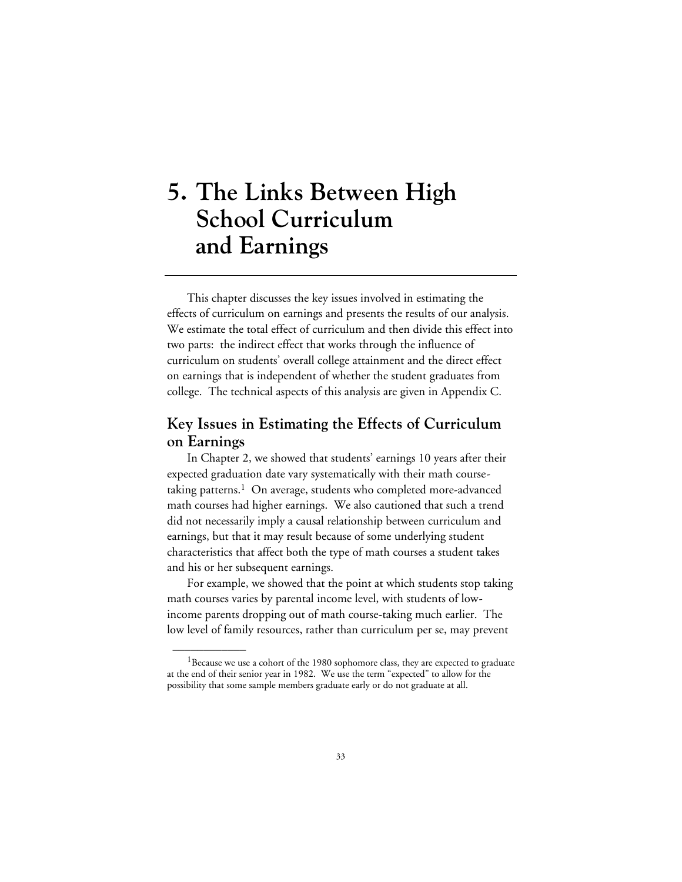# 5. The Links Between High School Curriculum and Earnings

This chapter discusses the key issues involved in estimating the effects of curriculum on earnings and presents the results of our analysis. We estimate the total effect of curriculum and then divide this effect into two parts: the indirect effect that works through the influence of curriculum on students' overall college attainment and the direct effect on earnings that is independent of whether the student graduates from college. The technical aspects of this analysis are given in Appendix C.

## Key Issues in Estimating the Effects of Curriculum on Earnings

In Chapter 2, we showed that students' earnings 10 years after their expected graduation date vary systematically with their math course-taking patterns.[1] On average, students who completed more-advanced math courses had higher earnings. We also cautioned that such a trend did not necessarily imply a causal relationship between curriculum and earnings, but that it may result because of some underlying student characteristics that affect both the type of math courses a student takes and his or her subsequent earnings.

For example, we showed that the point at which students stop taking math courses varies by parental income level, with students of low-income parents dropping out of math course-taking much earlier. The low level of family resources, rather than curriculum per se, may prevent

---

[1] Because we use a cohort of the 1980 sophomore class, they are expected to graduate at the end of their senior year in 1982. We use the term "expected" to allow for the possibility that some sample members graduate early or do not graduate at all.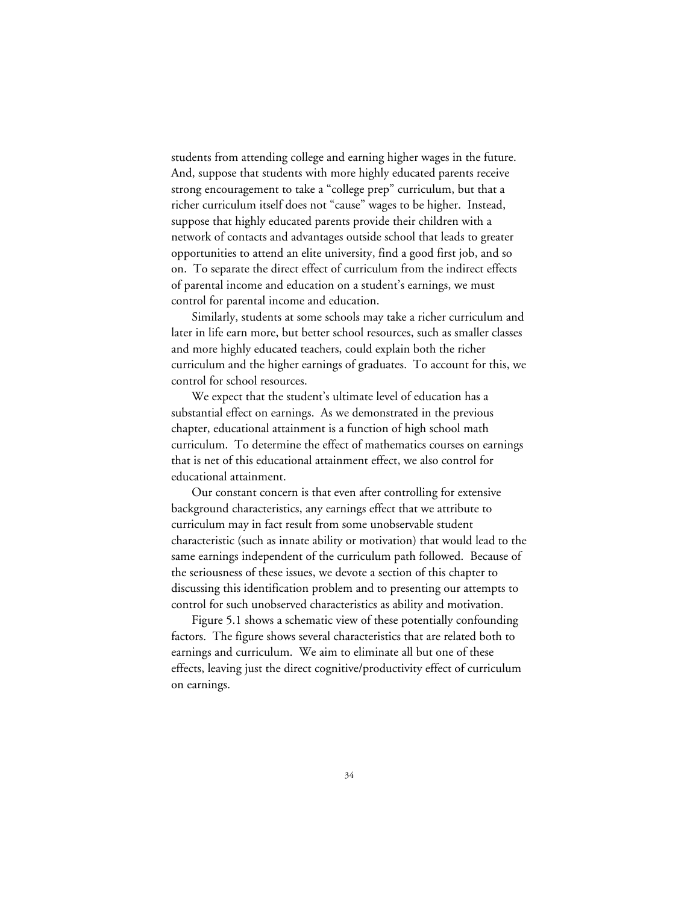students from attending college and earning higher wages in the future. And, suppose that students with more highly educated parents receive strong encouragement to take a "college prep" curriculum, but that a richer curriculum itself does not "cause" wages to be higher. Instead, suppose that highly educated parents provide their children with a network of contacts and advantages outside school that leads to greater opportunities to attend an elite university, find a good first job, and so on. To separate the direct effect of curriculum from the indirect effects of parental income and education on a student's earnings, we must control for parental income and education.

Similarly, students at some schools may take a richer curriculum and later in life earn more, but better school resources, such as smaller classes and more highly educated teachers, could explain both the richer curriculum and the higher earnings of graduates. To account for this, we control for school resources.

We expect that the student's ultimate level of education has a substantial effect on earnings. As we demonstrated in the previous chapter, educational attainment is a function of high school math curriculum. To determine the effect of mathematics courses on earnings that is net of this educational attainment effect, we also control for educational attainment.

Our constant concern is that even after controlling for extensive background characteristics, any earnings effect that we attribute to curriculum may in fact result from some unobservable student characteristic (such as innate ability or motivation) that would lead to the same earnings independent of the curriculum path followed. Because of the seriousness of these issues, we devote a section of this chapter to discussing this identification problem and to presenting our attempts to control for such unobserved characteristics as ability and motivation.

Figure 5.1 shows a schematic view of these potentially confounding factors. The figure shows several characteristics that are related both to earnings and curriculum. We aim to eliminate all but one of these effects, leaving just the direct cognitive/productivity effect of curriculum on earnings.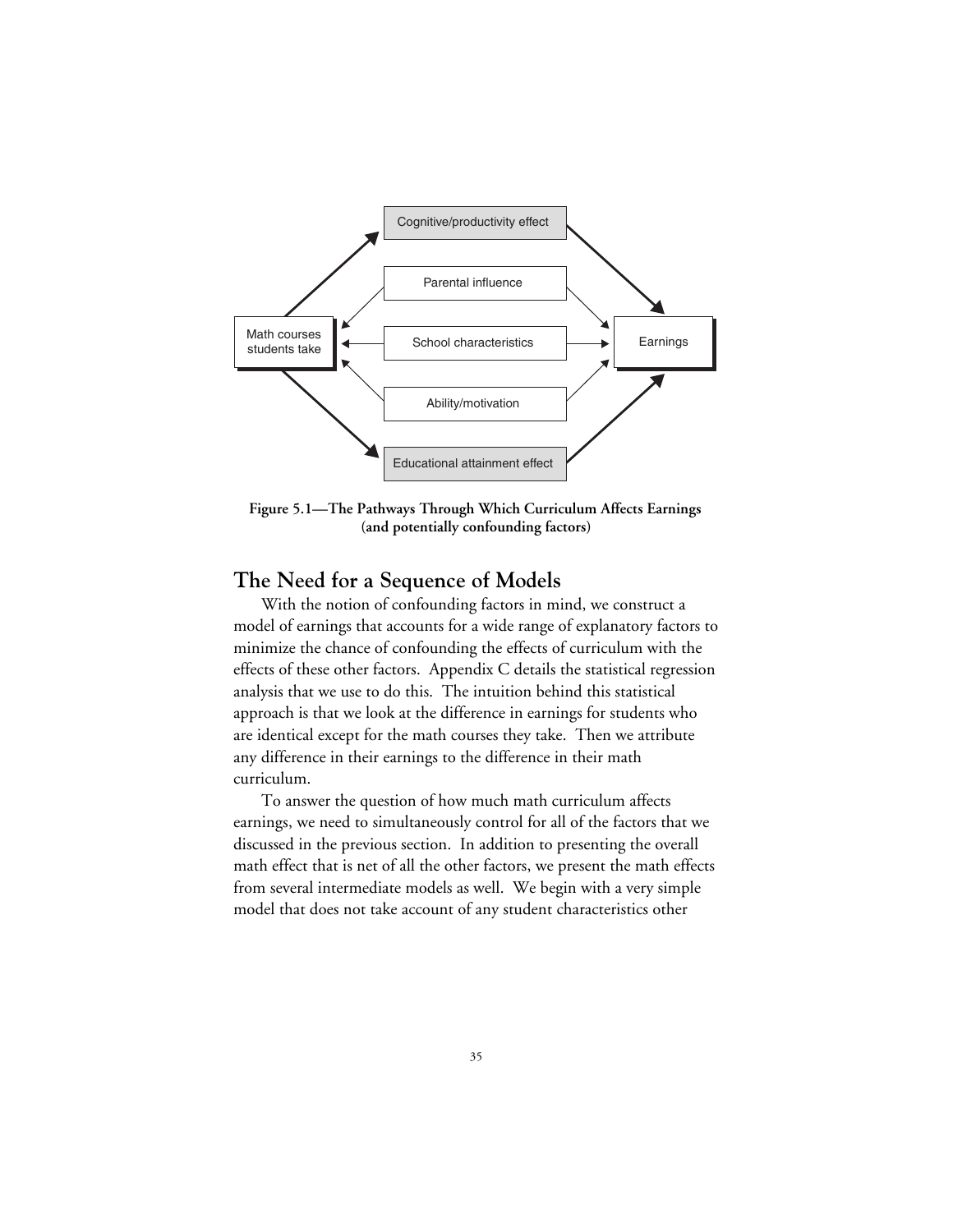Cognitive/productivity effect

Parental influence

Math courses students take

School characteristics

Earnings

Ability/motivation

Educational attainment effect

**Figure 5.1—The Pathways Through Which Curriculum Affects Earnings (and potentially confounding factors)**

## The Need for a Sequence of Models

With the notion of confounding factors in mind, we construct a model of earnings that accounts for a wide range of explanatory factors to minimize the chance of confounding the effects of curriculum with the effects of these other factors. Appendix C details the statistical regression analysis that we use to do this. The intuition behind this statistical approach is that we look at the difference in earnings for students who are identical except for the math courses they take. Then we attribute any difference in their earnings to the difference in their math curriculum.

To answer the question of how much math curriculum affects earnings, we need to simultaneously control for all of the factors that we discussed in the previous section. In addition to presenting the overall math effect that is net of all the other factors, we present the math effects from several intermediate models as well. We begin with a very simple model that does not take account of any student characteristics other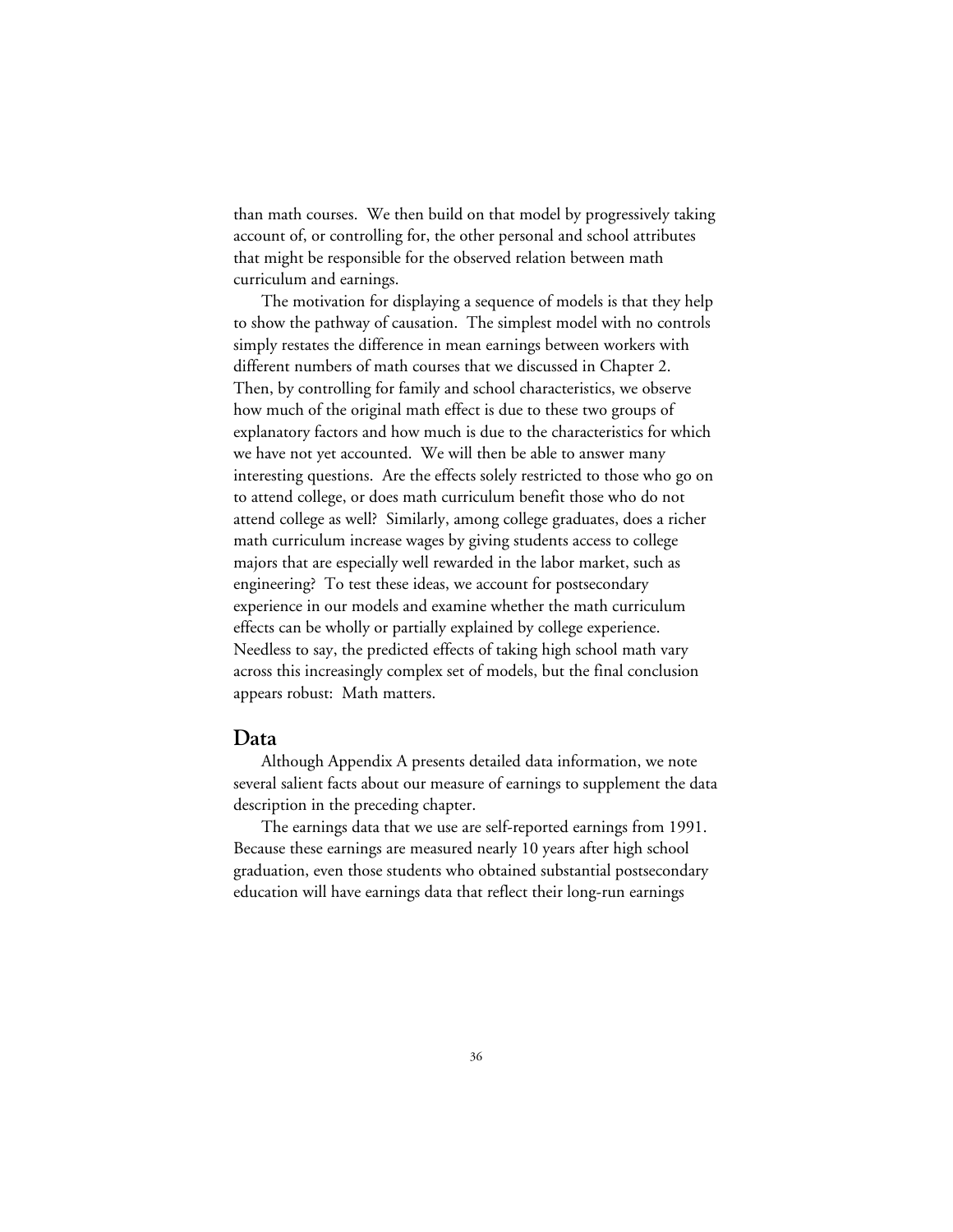than math courses. We then build on that model by progressively taking account of, or controlling for, the other personal and school attributes that might be responsible for the observed relation between math curriculum and earnings.

The motivation for displaying a sequence of models is that they help to show the pathway of causation. The simplest model with no controls simply restates the difference in mean earnings between workers with different numbers of math courses that we discussed in Chapter 2. Then, by controlling for family and school characteristics, we observe how much of the original math effect is due to these two groups of explanatory factors and how much is due to the characteristics for which we have not yet accounted. We will then be able to answer many interesting questions. Are the effects solely restricted to those who go on to attend college, or does math curriculum benefit those who do not attend college as well? Similarly, among college graduates, does a richer math curriculum increase wages by giving students access to college majors that are especially well rewarded in the labor market, such as engineering? To test these ideas, we account for postsecondary experience in our models and examine whether the math curriculum effects can be wholly or partially explained by college experience. Needless to say, the predicted effects of taking high school math vary across this increasingly complex set of models, but the final conclusion appears robust: Math matters.

## Data

Although Appendix A presents detailed data information, we note several salient facts about our measure of earnings to supplement the data description in the preceding chapter.

The earnings data that we use are self-reported earnings from 1991. Because these earnings are measured nearly 10 years after high school graduation, even those students who obtained substantial postsecondary education will have earnings data that reflect their long-run earnings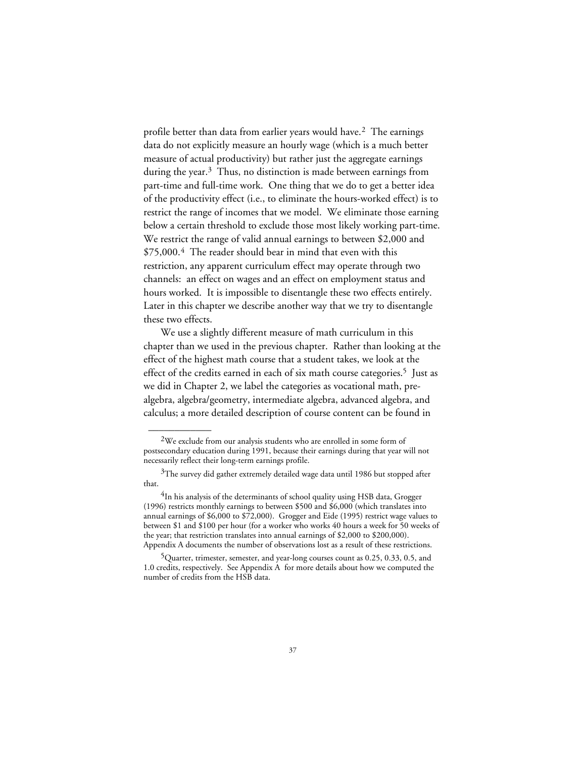profile better than data from earlier years would have.[2] The earnings data do not explicitly measure an hourly wage (which is a much better measure of actual productivity) but rather just the aggregate earnings during the year.[3] Thus, no distinction is made between earnings from part-time and full-time work. One thing that we do to get a better idea of the productivity effect (i.e., to eliminate the hours-worked effect) is to restrict the range of incomes that we model. We eliminate those earning below a certain threshold to exclude those most likely working part-time. We restrict the range of valid annual earnings to between \$2,000 and \$75,000.[4] The reader should bear in mind that even with this restriction, any apparent curriculum effect may operate through two channels: an effect on wages and an effect on employment status and hours worked. It is impossible to disentangle these two effects entirely. Later in this chapter we describe another way that we try to disentangle these two effects.

We use a slightly different measure of math curriculum in this chapter than we used in the previous chapter. Rather than looking at the effect of the highest math course that a student takes, we look at the effect of the credits earned in each of six math course categories.[5] Just as we did in Chapter 2, we label the categories as vocational math, pre-algebra, algebra/geometry, intermediate algebra, advanced algebra, and calculus; a more detailed description of course content can be found in

---

[2]We exclude from our analysis students who are enrolled in some form of postsecondary education during 1991, because their earnings during that year will not necessarily reflect their long-term earnings profile.

[3]The survey did gather extremely detailed wage data until 1986 but stopped after that.

[4]In his analysis of the determinants of school quality using HSB data, Grogger (1996) restricts monthly earnings to between \$500 and \$6,000 (which translates into annual earnings of \$6,000 to \$72,000). Grogger and Eide (1995) restrict wage values to between \$1 and \$100 per hour (for a worker who works 40 hours a week for 50 weeks of the year; that restriction translates into annual earnings of \$2,000 to \$200,000). Appendix A documents the number of observations lost as a result of these restrictions.

[5]Quarter, trimester, semester, and year-long courses count as 0.25, 0.33, 0.5, and 1.0 credits, respectively. See Appendix A for more details about how we computed the number of credits from the HSB data.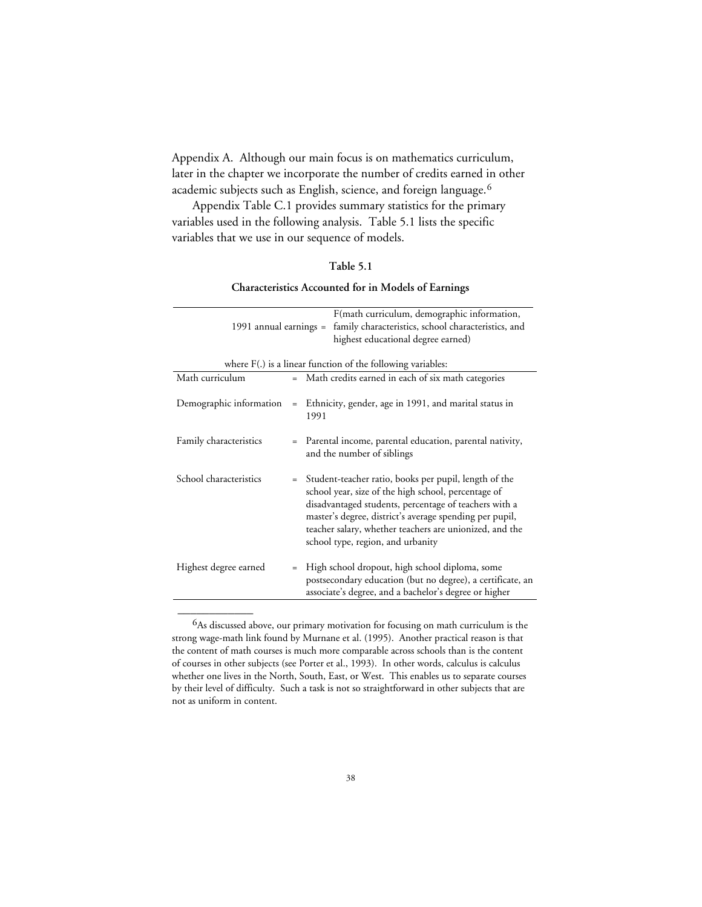Appendix A. Although our main focus is on mathematics curriculum, later in the chapter we incorporate the number of credits earned in other academic subjects such as English, science, and foreign language.[6]

Appendix Table C.1 provides summary statistics for the primary variables used in the following analysis. Table 5.1 lists the specific variables that we use in our sequence of models.

**Table 5.1**

**Characteristics Accounted for in Models of Earnings**

| | | |
|---|---|---|
| 1991 annual earnings | = | F(math curriculum, demographic information, family characteristics, school characteristics, and highest educational degree earned) |
| where F(.) is a linear function of the following variables: | | |
| Math curriculum | = | Math credits earned in each of six math categories |
| Demographic information | = | Ethnicity, gender, age in 1991, and marital status in 1991 |
| Family characteristics | = | Parental income, parental education, parental nativity, and the number of siblings |
| School characteristics | = | Student-teacher ratio, books per pupil, length of the school year, size of the high school, percentage of disadvantaged students, percentage of teachers with a master's degree, district's average spending per pupil, teacher salary, whether teachers are unionized, and the school type, region, and urbanity |
| Highest degree earned | = | High school dropout, high school diploma, some postsecondary education (but no degree), a certificate, an associate's degree, and a bachelor's degree or higher |

---

[6]As discussed above, our primary motivation for focusing on math curriculum is the strong wage-math link found by Murnane et al. (1995). Another practical reason is that the content of math courses is much more comparable across schools than is the content of courses in other subjects (see Porter et al., 1993). In other words, calculus is calculus whether one lives in the North, South, East, or West. This enables us to separate courses by their level of difficulty. Such a task is not so straightforward in other subjects that are not as uniform in content.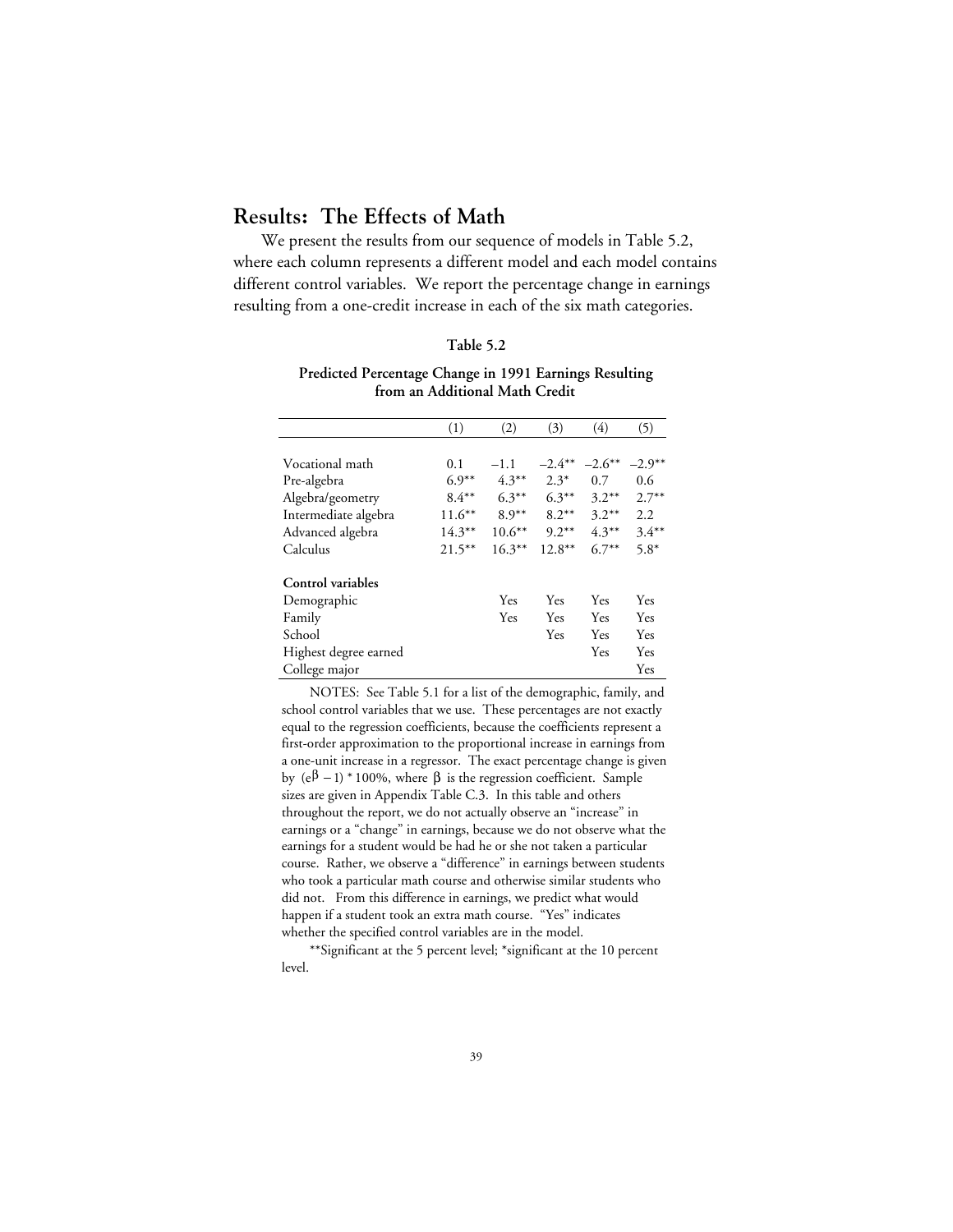## Results: The Effects of Math

We present the results from our sequence of models in Table 5.2, where each column represents a different model and each model contains different control variables. We report the percentage change in earnings resulting from a one-credit increase in each of the six math categories.

**Table 5.2**

**Predicted Percentage Change in 1991 Earnings Resulting from an Additional Math Credit**

| | (1) | (2) | (3) | (4) | (5) |
|---|---|---|---|---|---|
| Vocational math | 0.1 | −1.1 | −2.4** | −2.6** | −2.9** |
| Pre-algebra | 6.9** | 4.3** | 2.3* | 0.7 | 0.6 |
| Algebra/geometry | 8.4** | 6.3** | 6.3** | 3.2** | 2.7** |
| Intermediate algebra | 11.6** | 8.9** | 8.2** | 3.2** | 2.2 |
| Advanced algebra | 14.3** | 10.6** | 9.2** | 4.3** | 3.4** |
| Calculus | 21.5** | 16.3** | 12.8** | 6.7** | 5.8* |
| **Control variables** | | | | | |
| Demographic | | Yes | Yes | Yes | Yes |
| Family | | Yes | Yes | Yes | Yes |
| School | | | Yes | Yes | Yes |
| Highest degree earned | | | | Yes | Yes |
| College major | | | | | Yes |

NOTES: See Table 5.1 for a list of the demographic, family, and school control variables that we use. These percentages are not exactly equal to the regression coefficients, because the coefficients represent a first-order approximation to the proportional increase in earnings from a one-unit increase in a regressor. The exact percentage change is given by $(e^{\beta} - 1) * 100\%$, where $\beta$ is the regression coefficient. Sample sizes are given in Appendix Table C.3. In this table and others throughout the report, we do not actually observe an "increase" in earnings or a "change" in earnings, because we do not observe what the earnings for a student would be had he or she not taken a particular course. Rather, we observe a "difference" in earnings between students who took a particular math course and otherwise similar students who did not. From this difference in earnings, we predict what would happen if a student took an extra math course. "Yes" indicates whether the specified control variables are in the model.

**Significant at the 5 percent level; *significant at the 10 percent level.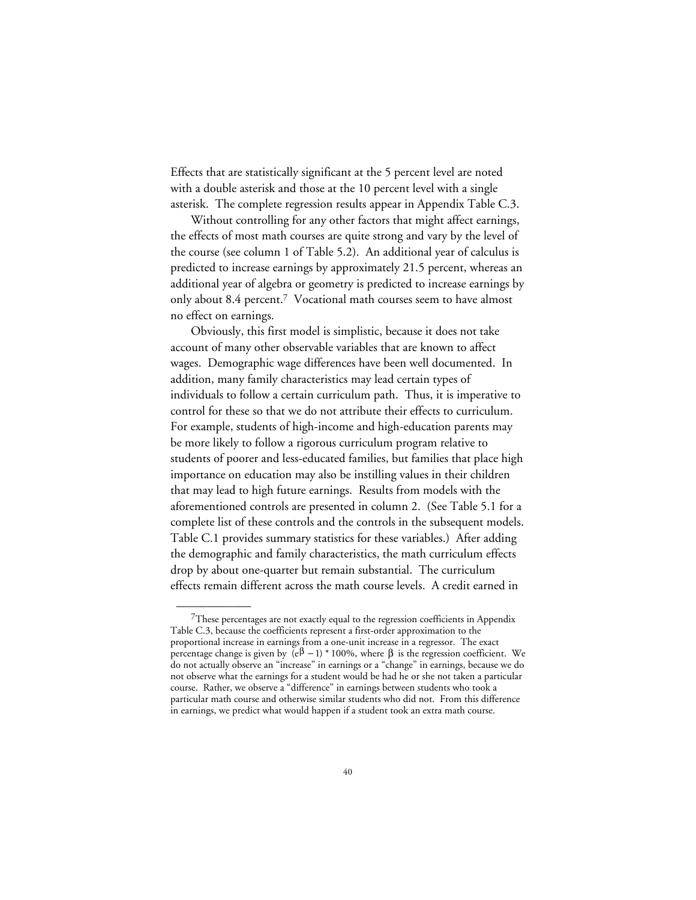Effects that are statistically significant at the 5 percent level are noted with a double asterisk and those at the 10 percent level with a single asterisk. The complete regression results appear in Appendix Table C.3.

Without controlling for any other factors that might affect earnings, the effects of most math courses are quite strong and vary by the level of the course (see column 1 of Table 5.2). An additional year of calculus is predicted to increase earnings by approximately 21.5 percent, whereas an additional year of algebra or geometry is predicted to increase earnings by only about 8.4 percent.[7] Vocational math courses seem to have almost no effect on earnings.

Obviously, this first model is simplistic, because it does not take account of many other observable variables that are known to affect wages. Demographic wage differences have been well documented. In addition, many family characteristics may lead certain types of individuals to follow a certain curriculum path. Thus, it is imperative to control for these so that we do not attribute their effects to curriculum. For example, students of high-income and high-education parents may be more likely to follow a rigorous curriculum program relative to students of poorer and less-educated families, but families that place high importance on education may also be instilling values in their children that may lead to high future earnings. Results from models with the aforementioned controls are presented in column 2. (See Table 5.1 for a complete list of these controls and the controls in the subsequent models. Table C.1 provides summary statistics for these variables.) After adding the demographic and family characteristics, the math curriculum effects drop by about one-quarter but remain substantial. The curriculum effects remain different across the math course levels. A credit earned in

---

[7]These percentages are not exactly equal to the regression coefficients in Appendix Table C.3, because the coefficients represent a first-order approximation to the proportional increase in earnings from a one-unit increase in a regressor. The exact percentage change is given by $(e^{\beta} - 1) * 100\%$, where $\beta$ is the regression coefficient. We do not actually observe an "increase" in earnings or a "change" in earnings, because we do not observe what the earnings for a student would be had he or she not taken a particular course. Rather, we observe a "difference" in earnings between students who took a particular math course and otherwise similar students who did not. From this difference in earnings, we predict what would happen if a student took an extra math course.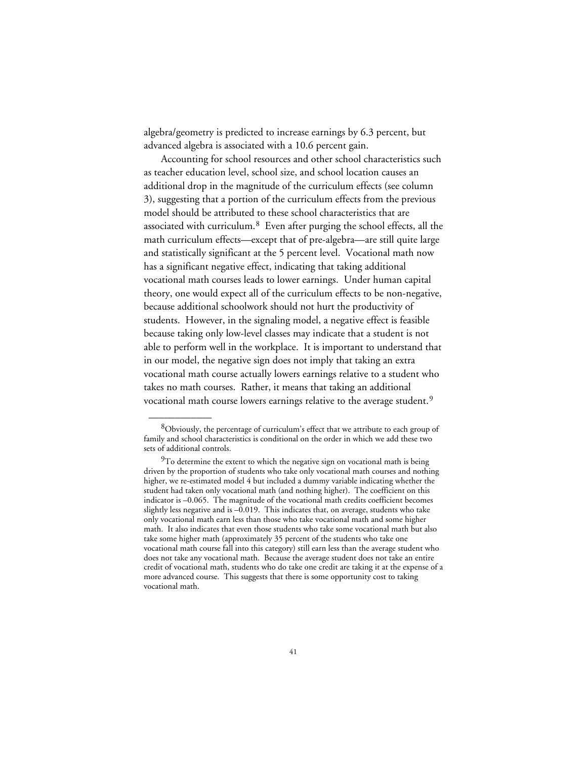algebra/geometry is predicted to increase earnings by 6.3 percent, but advanced algebra is associated with a 10.6 percent gain.

Accounting for school resources and other school characteristics such as teacher education level, school size, and school location causes an additional drop in the magnitude of the curriculum effects (see column 3), suggesting that a portion of the curriculum effects from the previous model should be attributed to these school characteristics that are associated with curriculum.[8] Even after purging the school effects, all the math curriculum effects—except that of pre-algebra—are still quite large and statistically significant at the 5 percent level. Vocational math now has a significant negative effect, indicating that taking additional vocational math courses leads to lower earnings. Under human capital theory, one would expect all of the curriculum effects to be non-negative, because additional schoolwork should not hurt the productivity of students. However, in the signaling model, a negative effect is feasible because taking only low-level classes may indicate that a student is not able to perform well in the workplace. It is important to understand that in our model, the negative sign does not imply that taking an extra vocational math course actually lowers earnings relative to a student who takes no math courses. Rather, it means that taking an additional vocational math course lowers earnings relative to the average student.[9]

---

[8]Obviously, the percentage of curriculum's effect that we attribute to each group of family and school characteristics is conditional on the order in which we add these two sets of additional controls.

[9]To determine the extent to which the negative sign on vocational math is being driven by the proportion of students who take only vocational math courses and nothing higher, we re-estimated model 4 but included a dummy variable indicating whether the student had taken only vocational math (and nothing higher). The coefficient on this indicator is –0.065. The magnitude of the vocational math credits coefficient becomes slightly less negative and is –0.019. This indicates that, on average, students who take only vocational math earn less than those who take vocational math and some higher math. It also indicates that even those students who take some vocational math but also take some higher math (approximately 35 percent of the students who take one vocational math course fall into this category) still earn less than the average student who does not take any vocational math. Because the average student does not take an entire credit of vocational math, students who do take one credit are taking it at the expense of a more advanced course. This suggests that there is some opportunity cost to taking vocational math.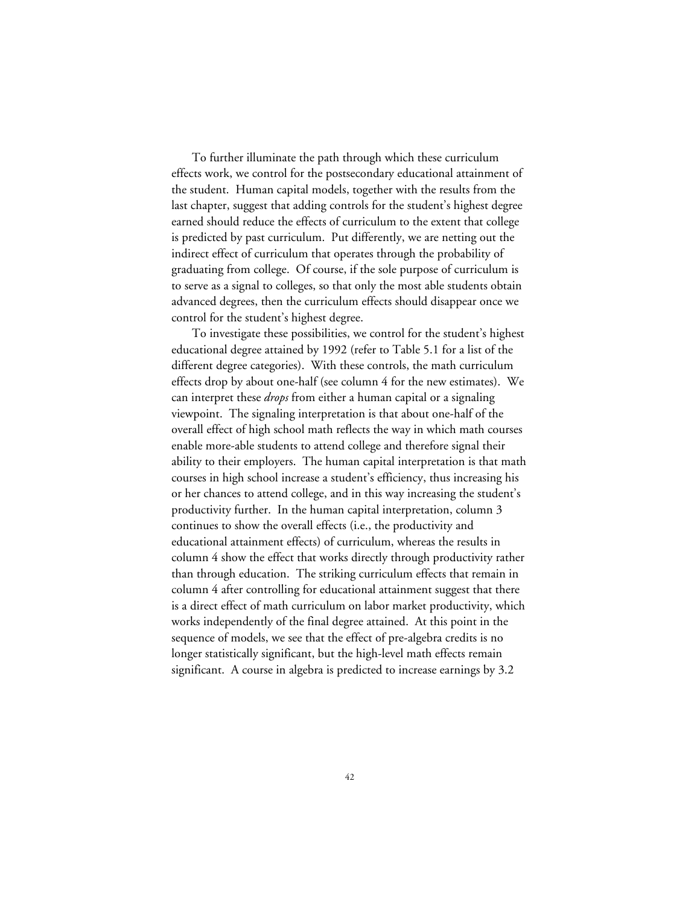To further illuminate the path through which these curriculum effects work, we control for the postsecondary educational attainment of the student. Human capital models, together with the results from the last chapter, suggest that adding controls for the student's highest degree earned should reduce the effects of curriculum to the extent that college is predicted by past curriculum. Put differently, we are netting out the indirect effect of curriculum that operates through the probability of graduating from college. Of course, if the sole purpose of curriculum is to serve as a signal to colleges, so that only the most able students obtain advanced degrees, then the curriculum effects should disappear once we control for the student's highest degree.

To investigate these possibilities, we control for the student's highest educational degree attained by 1992 (refer to Table 5.1 for a list of the different degree categories). With these controls, the math curriculum effects drop by about one-half (see column 4 for the new estimates). We can interpret these *drops* from either a human capital or a signaling viewpoint. The signaling interpretation is that about one-half of the overall effect of high school math reflects the way in which math courses enable more-able students to attend college and therefore signal their ability to their employers. The human capital interpretation is that math courses in high school increase a student's efficiency, thus increasing his or her chances to attend college, and in this way increasing the student's productivity further. In the human capital interpretation, column 3 continues to show the overall effects (i.e., the productivity and educational attainment effects) of curriculum, whereas the results in column 4 show the effect that works directly through productivity rather than through education. The striking curriculum effects that remain in column 4 after controlling for educational attainment suggest that there is a direct effect of math curriculum on labor market productivity, which works independently of the final degree attained. At this point in the sequence of models, we see that the effect of pre-algebra credits is no longer statistically significant, but the high-level math effects remain significant. A course in algebra is predicted to increase earnings by 3.2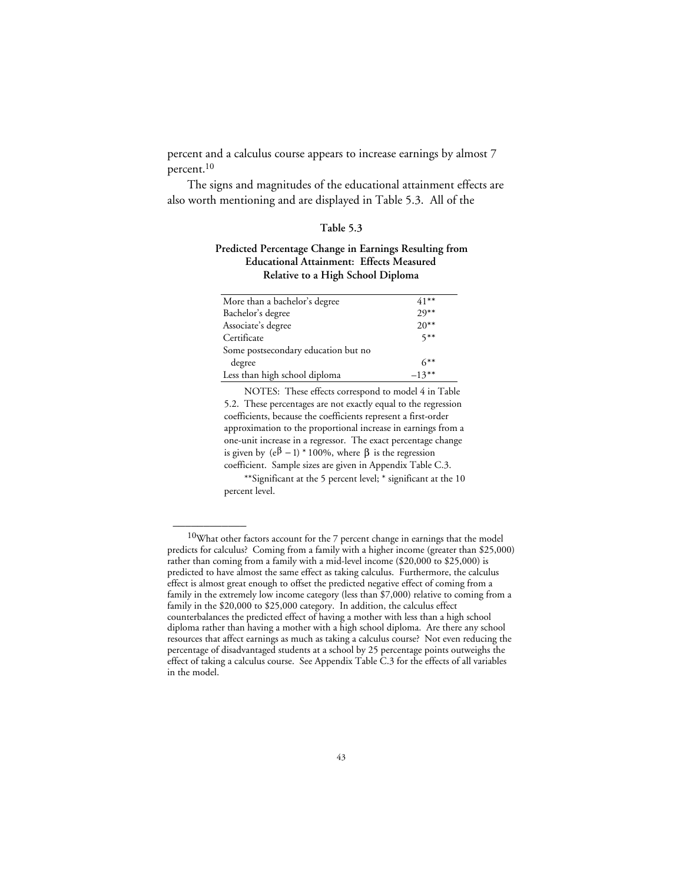percent and a calculus course appears to increase earnings by almost 7 percent.[10]

The signs and magnitudes of the educational attainment effects are also worth mentioning and are displayed in Table 5.3. All of the

**Table 5.3**

**Predicted Percentage Change in Earnings Resulting from Educational Attainment: Effects Measured Relative to a High School Diploma**

| | |
|---|---|
| More than a bachelor's degree | 41** |
| Bachelor's degree | 29** |
| Associate's degree | 20** |
| Certificate | 5** |
| Some postsecondary education but no degree | 6** |
| Less than high school diploma | –13** |

NOTES: These effects correspond to model 4 in Table 5.2. These percentages are not exactly equal to the regression coefficients, because the coefficients represent a first-order approximation to the proportional increase in earnings from a one-unit increase in a regressor. The exact percentage change is given by $(e^{\beta} - 1) * 100\%$, where $\beta$ is the regression coefficient. Sample sizes are given in Appendix Table C.3.

**Significant at the 5 percent level; * significant at the 10 percent level.

---

[10] What other factors account for the 7 percent change in earnings that the model predicts for calculus? Coming from a family with a higher income (greater than $25,000) rather than coming from a family with a mid-level income ($20,000 to $25,000) is predicted to have almost the same effect as taking calculus. Furthermore, the calculus effect is almost great enough to offset the predicted negative effect of coming from a family in the extremely low income category (less than $7,000) relative to coming from a family in the $20,000 to $25,000 category. In addition, the calculus effect counterbalances the predicted effect of having a mother with less than a high school diploma rather than having a mother with a high school diploma. Are there any school resources that affect earnings as much as taking a calculus course? Not even reducing the percentage of disadvantaged students at a school by 25 percentage points outweighs the effect of taking a calculus course. See Appendix Table C.3 for the effects of all variables in the model.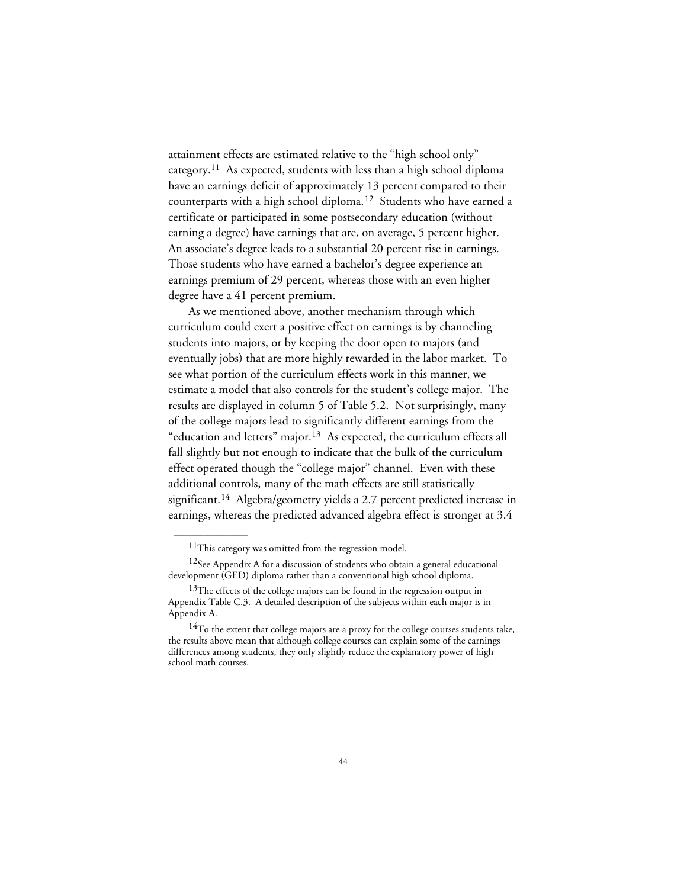attainment effects are estimated relative to the "high school only" category.[11] As expected, students with less than a high school diploma have an earnings deficit of approximately 13 percent compared to their counterparts with a high school diploma.[12] Students who have earned a certificate or participated in some postsecondary education (without earning a degree) have earnings that are, on average, 5 percent higher. An associate's degree leads to a substantial 20 percent rise in earnings. Those students who have earned a bachelor's degree experience an earnings premium of 29 percent, whereas those with an even higher degree have a 41 percent premium.

As we mentioned above, another mechanism through which curriculum could exert a positive effect on earnings is by channeling students into majors, or by keeping the door open to majors (and eventually jobs) that are more highly rewarded in the labor market. To see what portion of the curriculum effects work in this manner, we estimate a model that also controls for the student's college major. The results are displayed in column 5 of Table 5.2. Not surprisingly, many of the college majors lead to significantly different earnings from the "education and letters" major.[13] As expected, the curriculum effects all fall slightly but not enough to indicate that the bulk of the curriculum effect operated though the "college major" channel. Even with these additional controls, many of the math effects are still statistically significant.[14] Algebra/geometry yields a 2.7 percent predicted increase in earnings, whereas the predicted advanced algebra effect is stronger at 3.4

---

[11]This category was omitted from the regression model.

[12]See Appendix A for a discussion of students who obtain a general educational development (GED) diploma rather than a conventional high school diploma.

[13]The effects of the college majors can be found in the regression output in Appendix Table C.3. A detailed description of the subjects within each major is in Appendix A.

[14]To the extent that college majors are a proxy for the college courses students take, the results above mean that although college courses can explain some of the earnings differences among students, they only slightly reduce the explanatory power of high school math courses.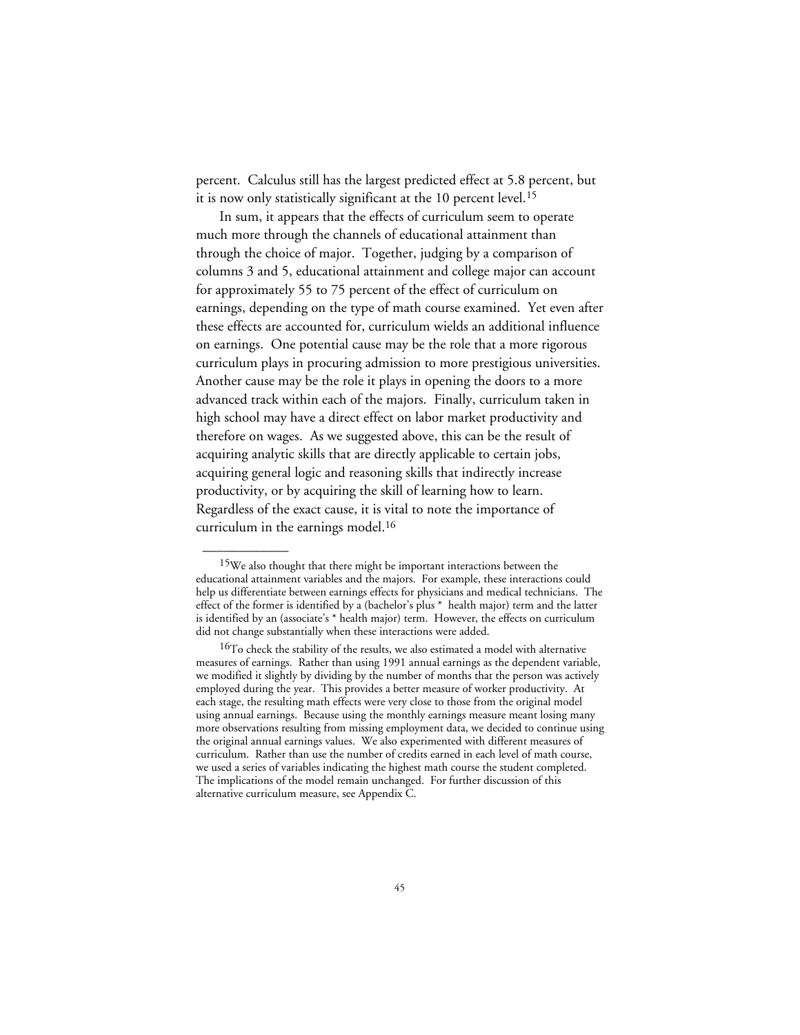percent. Calculus still has the largest predicted effect at 5.8 percent, but it is now only statistically significant at the 10 percent level.[15]

In sum, it appears that the effects of curriculum seem to operate much more through the channels of educational attainment than through the choice of major. Together, judging by a comparison of columns 3 and 5, educational attainment and college major can account for approximately 55 to 75 percent of the effect of curriculum on earnings, depending on the type of math course examined. Yet even after these effects are accounted for, curriculum wields an additional influence on earnings. One potential cause may be the role that a more rigorous curriculum plays in procuring admission to more prestigious universities. Another cause may be the role it plays in opening the doors to a more advanced track within each of the majors. Finally, curriculum taken in high school may have a direct effect on labor market productivity and therefore on wages. As we suggested above, this can be the result of acquiring analytic skills that are directly applicable to certain jobs, acquiring general logic and reasoning skills that indirectly increase productivity, or by acquiring the skill of learning how to learn. Regardless of the exact cause, it is vital to note the importance of curriculum in the earnings model.[16]

---

[15]We also thought that there might be important interactions between the educational attainment variables and the majors. For example, these interactions could help us differentiate between earnings effects for physicians and medical technicians. The effect of the former is identified by a (bachelor's plus * health major) term and the latter is identified by an (associate's * health major) term. However, the effects on curriculum did not change substantially when these interactions were added.

[16]To check the stability of the results, we also estimated a model with alternative measures of earnings. Rather than using 1991 annual earnings as the dependent variable, we modified it slightly by dividing by the number of months that the person was actively employed during the year. This provides a better measure of worker productivity. At each stage, the resulting math effects were very close to those from the original model using annual earnings. Because using the monthly earnings measure meant losing many more observations resulting from missing employment data, we decided to continue using the original annual earnings values. We also experimented with different measures of curriculum. Rather than use the number of credits earned in each level of math course, we used a series of variables indicating the highest math course the student completed. The implications of the model remain unchanged. For further discussion of this alternative curriculum measure, see Appendix C.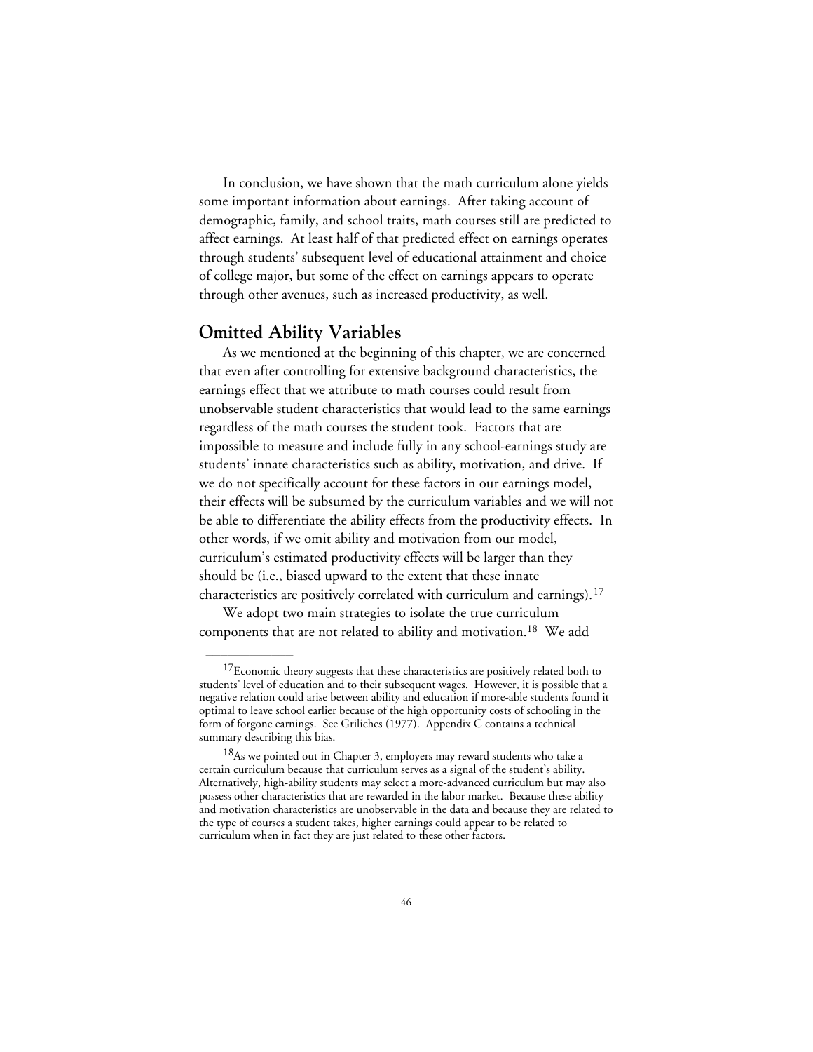In conclusion, we have shown that the math curriculum alone yields some important information about earnings. After taking account of demographic, family, and school traits, math courses still are predicted to affect earnings. At least half of that predicted effect on earnings operates through students' subsequent level of educational attainment and choice of college major, but some of the effect on earnings appears to operate through other avenues, such as increased productivity, as well.

## Omitted Ability Variables

As we mentioned at the beginning of this chapter, we are concerned that even after controlling for extensive background characteristics, the earnings effect that we attribute to math courses could result from unobservable student characteristics that would lead to the same earnings regardless of the math courses the student took. Factors that are impossible to measure and include fully in any school-earnings study are students' innate characteristics such as ability, motivation, and drive. If we do not specifically account for these factors in our earnings model, their effects will be subsumed by the curriculum variables and we will not be able to differentiate the ability effects from the productivity effects. In other words, if we omit ability and motivation from our model, curriculum's estimated productivity effects will be larger than they should be (i.e., biased upward to the extent that these innate characteristics are positively correlated with curriculum and earnings).[17]

We adopt two main strategies to isolate the true curriculum components that are not related to ability and motivation.[18] We add

---

[17]Economic theory suggests that these characteristics are positively related both to students' level of education and to their subsequent wages. However, it is possible that a negative relation could arise between ability and education if more-able students found it optimal to leave school earlier because of the high opportunity costs of schooling in the form of forgone earnings. See Griliches (1977). Appendix C contains a technical summary describing this bias.

[18]As we pointed out in Chapter 3, employers may reward students who take a certain curriculum because that curriculum serves as a signal of the student's ability. Alternatively, high-ability students may select a more-advanced curriculum but may also possess other characteristics that are rewarded in the labor market. Because these ability and motivation characteristics are unobservable in the data and because they are related to the type of courses a student takes, higher earnings could appear to be related to curriculum when in fact they are just related to these other factors.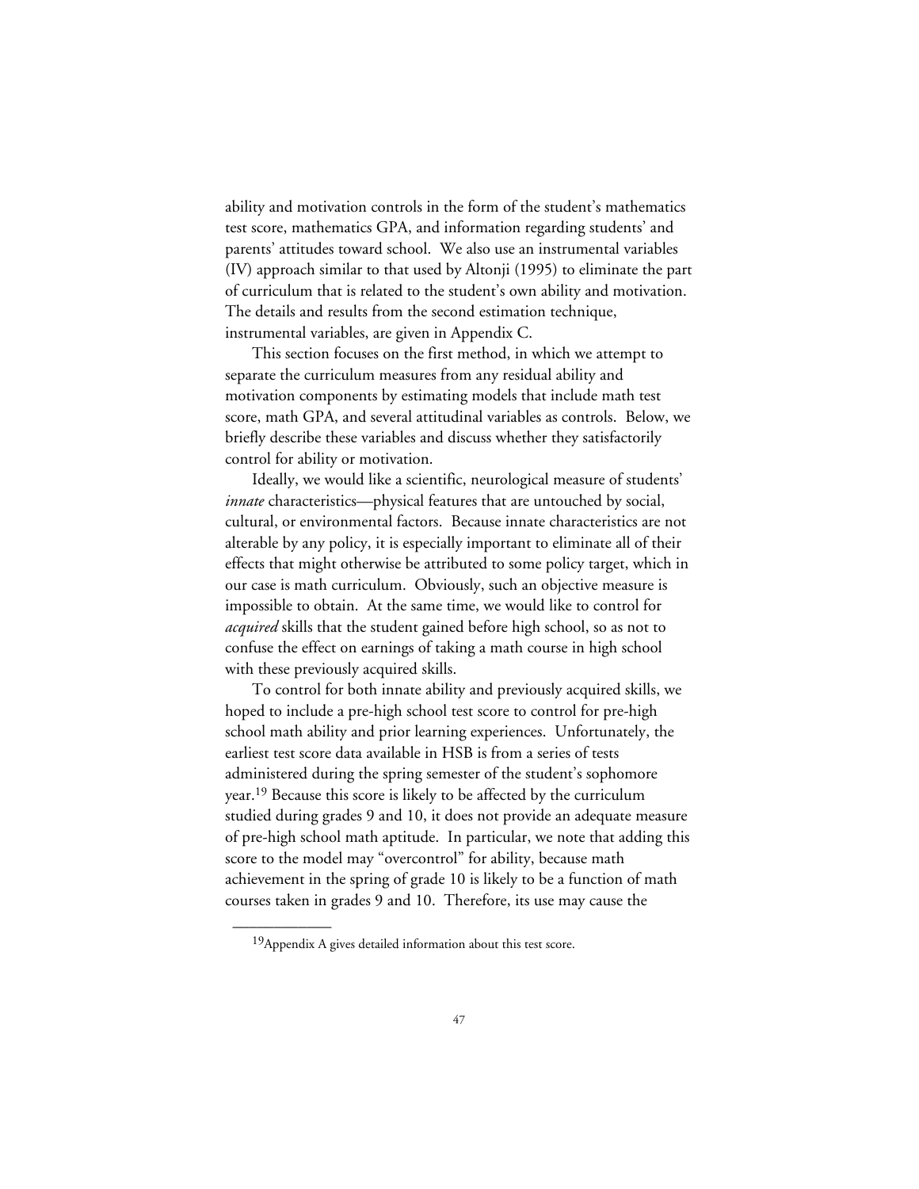ability and motivation controls in the form of the student's mathematics test score, mathematics GPA, and information regarding students' and parents' attitudes toward school. We also use an instrumental variables (IV) approach similar to that used by Altonji (1995) to eliminate the part of curriculum that is related to the student's own ability and motivation. The details and results from the second estimation technique, instrumental variables, are given in Appendix C.

This section focuses on the first method, in which we attempt to separate the curriculum measures from any residual ability and motivation components by estimating models that include math test score, math GPA, and several attitudinal variables as controls. Below, we briefly describe these variables and discuss whether they satisfactorily control for ability or motivation.

Ideally, we would like a scientific, neurological measure of students' *innate* characteristics—physical features that are untouched by social, cultural, or environmental factors. Because innate characteristics are not alterable by any policy, it is especially important to eliminate all of their effects that might otherwise be attributed to some policy target, which in our case is math curriculum. Obviously, such an objective measure is impossible to obtain. At the same time, we would like to control for *acquired* skills that the student gained before high school, so as not to confuse the effect on earnings of taking a math course in high school with these previously acquired skills.

To control for both innate ability and previously acquired skills, we hoped to include a pre-high school test score to control for pre-high school math ability and prior learning experiences. Unfortunately, the earliest test score data available in HSB is from a series of tests administered during the spring semester of the student's sophomore year.[19] Because this score is likely to be affected by the curriculum studied during grades 9 and 10, it does not provide an adequate measure of pre-high school math aptitude. In particular, we note that adding this score to the model may "overcontrol" for ability, because math achievement in the spring of grade 10 is likely to be a function of math courses taken in grades 9 and 10. Therefore, its use may cause the

---

[19]Appendix A gives detailed information about this test score.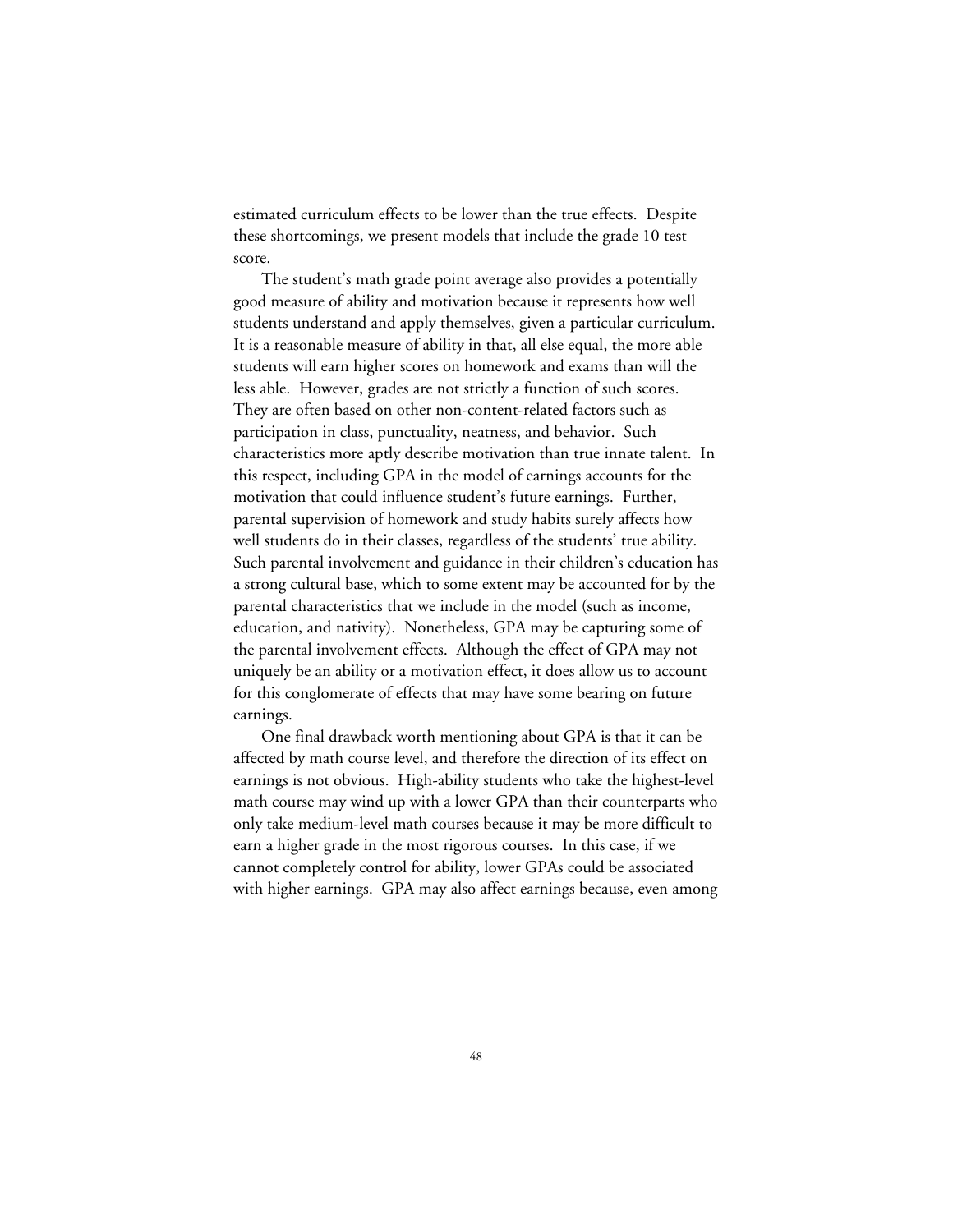estimated curriculum effects to be lower than the true effects. Despite these shortcomings, we present models that include the grade 10 test score.

The student's math grade point average also provides a potentially good measure of ability and motivation because it represents how well students understand and apply themselves, given a particular curriculum. It is a reasonable measure of ability in that, all else equal, the more able students will earn higher scores on homework and exams than will the less able. However, grades are not strictly a function of such scores. They are often based on other non-content-related factors such as participation in class, punctuality, neatness, and behavior. Such characteristics more aptly describe motivation than true innate talent. In this respect, including GPA in the model of earnings accounts for the motivation that could influence student's future earnings. Further, parental supervision of homework and study habits surely affects how well students do in their classes, regardless of the students' true ability. Such parental involvement and guidance in their children's education has a strong cultural base, which to some extent may be accounted for by the parental characteristics that we include in the model (such as income, education, and nativity). Nonetheless, GPA may be capturing some of the parental involvement effects. Although the effect of GPA may not uniquely be an ability or a motivation effect, it does allow us to account for this conglomerate of effects that may have some bearing on future earnings.

One final drawback worth mentioning about GPA is that it can be affected by math course level, and therefore the direction of its effect on earnings is not obvious. High-ability students who take the highest-level math course may wind up with a lower GPA than their counterparts who only take medium-level math courses because it may be more difficult to earn a higher grade in the most rigorous courses. In this case, if we cannot completely control for ability, lower GPAs could be associated with higher earnings. GPA may also affect earnings because, even among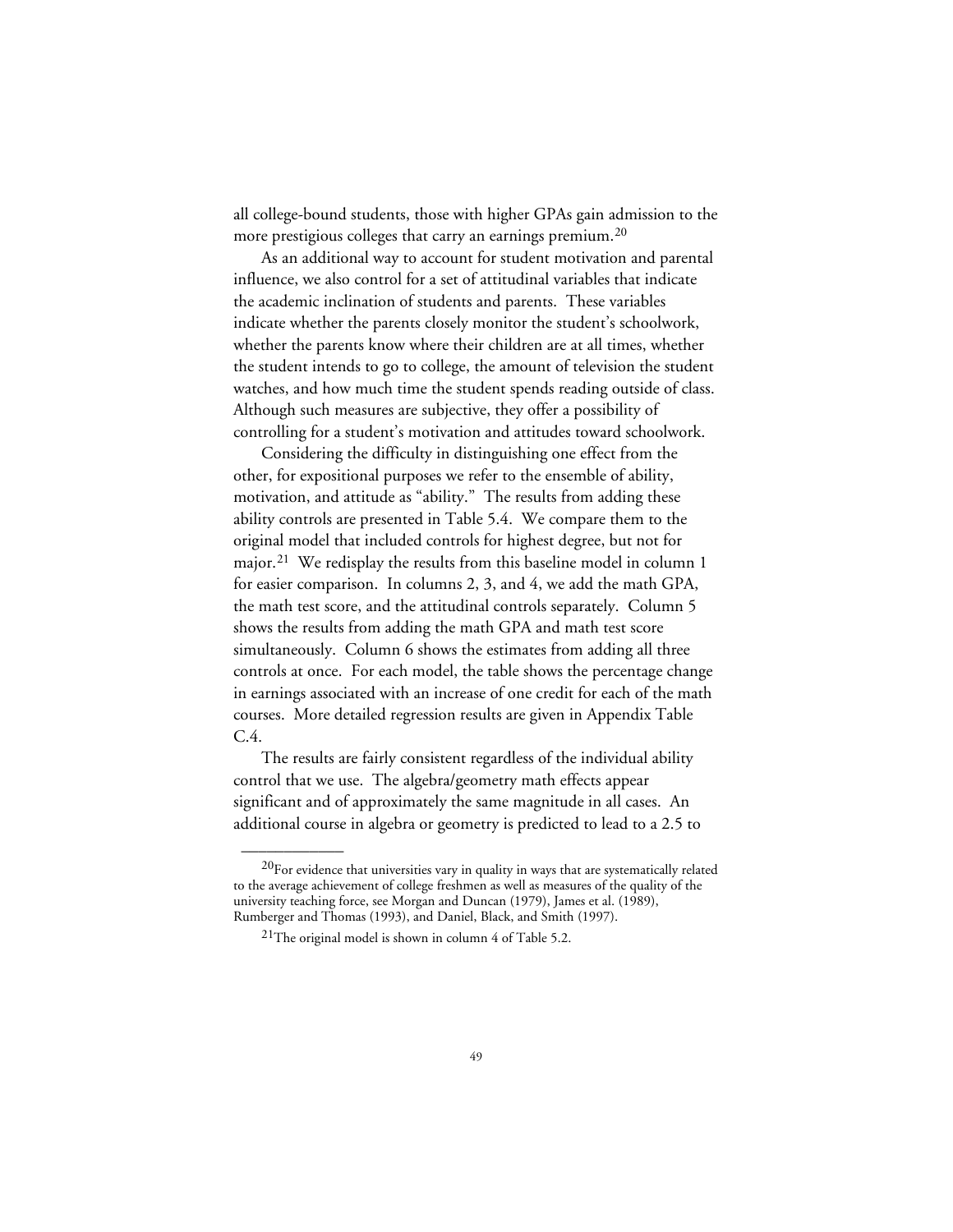all college-bound students, those with higher GPAs gain admission to the more prestigious colleges that carry an earnings premium.[20]

As an additional way to account for student motivation and parental influence, we also control for a set of attitudinal variables that indicate the academic inclination of students and parents. These variables indicate whether the parents closely monitor the student's schoolwork, whether the parents know where their children are at all times, whether the student intends to go to college, the amount of television the student watches, and how much time the student spends reading outside of class. Although such measures are subjective, they offer a possibility of controlling for a student's motivation and attitudes toward schoolwork.

Considering the difficulty in distinguishing one effect from the other, for expositional purposes we refer to the ensemble of ability, motivation, and attitude as "ability." The results from adding these ability controls are presented in Table 5.4. We compare them to the original model that included controls for highest degree, but not for major.[21] We redisplay the results from this baseline model in column 1 for easier comparison. In columns 2, 3, and 4, we add the math GPA, the math test score, and the attitudinal controls separately. Column 5 shows the results from adding the math GPA and math test score simultaneously. Column 6 shows the estimates from adding all three controls at once. For each model, the table shows the percentage change in earnings associated with an increase of one credit for each of the math courses. More detailed regression results are given in Appendix Table C.4.

The results are fairly consistent regardless of the individual ability control that we use. The algebra/geometry math effects appear significant and of approximately the same magnitude in all cases. An additional course in algebra or geometry is predicted to lead to a 2.5 to

---

[20]For evidence that universities vary in quality in ways that are systematically related to the average achievement of college freshmen as well as measures of the quality of the university teaching force, see Morgan and Duncan (1979), James et al. (1989), Rumberger and Thomas (1993), and Daniel, Black, and Smith (1997).

[21]The original model is shown in column 4 of Table 5.2.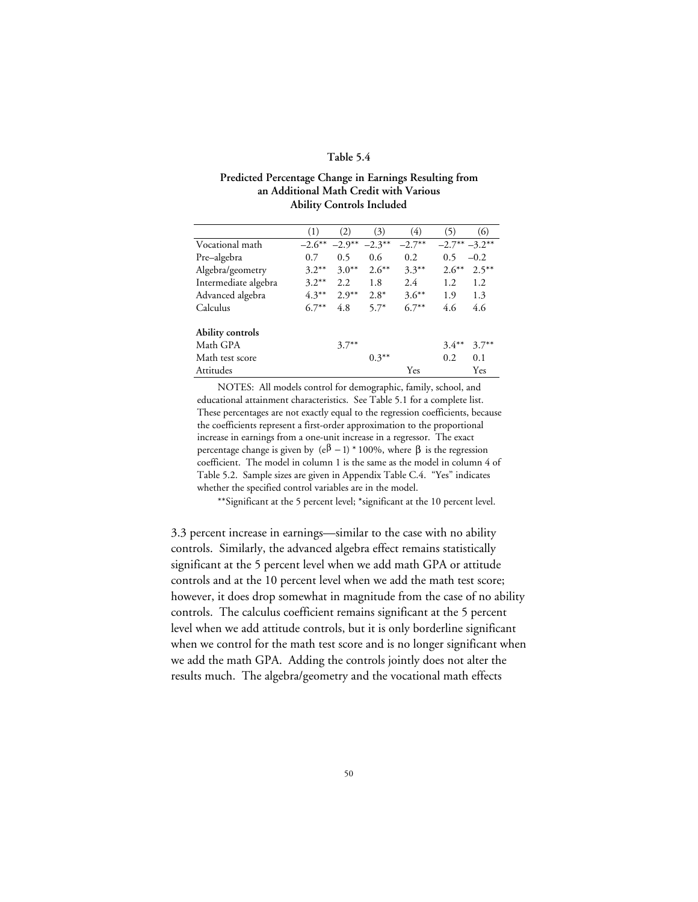**Table 5.4**

**Predicted Percentage Change in Earnings Resulting from an Additional Math Credit with Various Ability Controls Included**

| | (1) | (2) | (3) | (4) | (5) | (6) |
|---|---|---|---|---|---|---|
| Vocational math | –2.6** | –2.9** | –2.3** | –2.7** | –2.7** | –3.2** |
| Pre–algebra | 0.7 | 0.5 | 0.6 | 0.2 | 0.5 | –0.2 |
| Algebra/geometry | 3.2** | 3.0** | 2.6** | 3.3** | 2.6** | 2.5** |
| Intermediate algebra | 3.2** | 2.2 | 1.8 | 2.4 | 1.2 | 1.2 |
| Advanced algebra | 4.3** | 2.9** | 2.8* | 3.6** | 1.9 | 1.3 |
| Calculus | 6.7** | 4.8 | 5.7* | 6.7** | 4.6 | 4.6 |
| **Ability controls** | | | | | | |
| Math GPA | | 3.7** | | | 3.4** | 3.7** |
| Math test score | | | 0.3** | | 0.2 | 0.1 |
| Attitudes | | | | Yes | | Yes |

NOTES: All models control for demographic, family, school, and educational attainment characteristics. See Table 5.1 for a complete list. These percentages are not exactly equal to the regression coefficients, because the coefficients represent a first-order approximation to the proportional increase in earnings from a one-unit increase in a regressor. The exact percentage change is given by $(e^{\beta} - 1) * 100\%$, where $\beta$ is the regression coefficient. The model in column 1 is the same as the model in column 4 of Table 5.2. Sample sizes are given in Appendix Table C.4. "Yes" indicates whether the specified control variables are in the model.

**Significant at the 5 percent level; *significant at the 10 percent level.

3.3 percent increase in earnings—similar to the case with no ability controls. Similarly, the advanced algebra effect remains statistically significant at the 5 percent level when we add math GPA or attitude controls and at the 10 percent level when we add the math test score; however, it does drop somewhat in magnitude from the case of no ability controls. The calculus coefficient remains significant at the 5 percent level when we add attitude controls, but it is only borderline significant when we control for the math test score and is no longer significant when we add the math GPA. Adding the controls jointly does not alter the results much. The algebra/geometry and the vocational math effects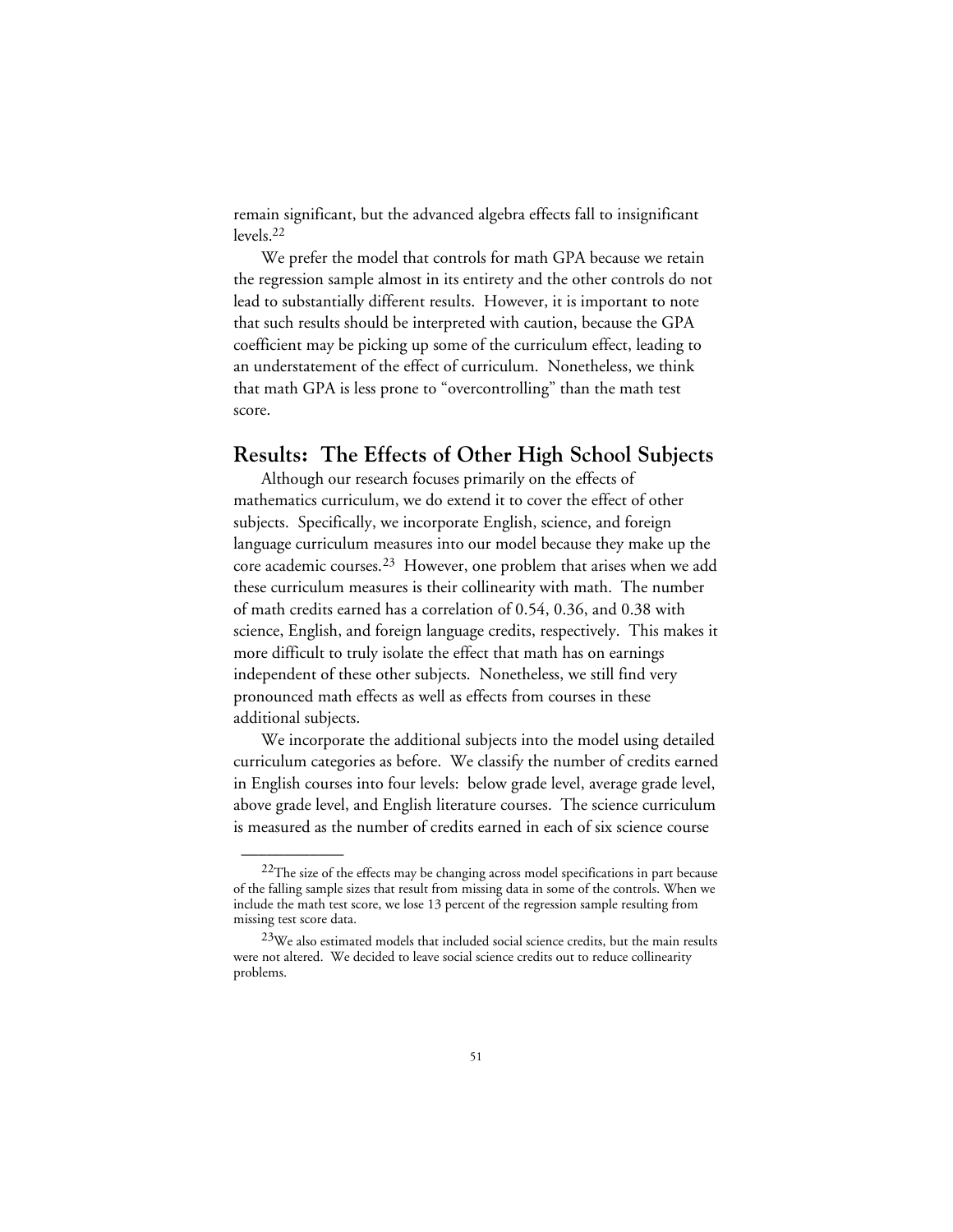remain significant, but the advanced algebra effects fall to insignificant levels.[22]

We prefer the model that controls for math GPA because we retain the regression sample almost in its entirety and the other controls do not lead to substantially different results. However, it is important to note that such results should be interpreted with caution, because the GPA coefficient may be picking up some of the curriculum effect, leading to an understatement of the effect of curriculum. Nonetheless, we think that math GPA is less prone to "overcontrolling" than the math test score.

## Results: The Effects of Other High School Subjects

Although our research focuses primarily on the effects of mathematics curriculum, we do extend it to cover the effect of other subjects. Specifically, we incorporate English, science, and foreign language curriculum measures into our model because they make up the core academic courses.[23] However, one problem that arises when we add these curriculum measures is their collinearity with math. The number of math credits earned has a correlation of 0.54, 0.36, and 0.38 with science, English, and foreign language credits, respectively. This makes it more difficult to truly isolate the effect that math has on earnings independent of these other subjects. Nonetheless, we still find very pronounced math effects as well as effects from courses in these additional subjects.

We incorporate the additional subjects into the model using detailed curriculum categories as before. We classify the number of credits earned in English courses into four levels: below grade level, average grade level, above grade level, and English literature courses. The science curriculum is measured as the number of credits earned in each of six science course

---

[22]The size of the effects may be changing across model specifications in part because of the falling sample sizes that result from missing data in some of the controls. When we include the math test score, we lose 13 percent of the regression sample resulting from missing test score data.

[23]We also estimated models that included social science credits, but the main results were not altered. We decided to leave social science credits out to reduce collinearity problems.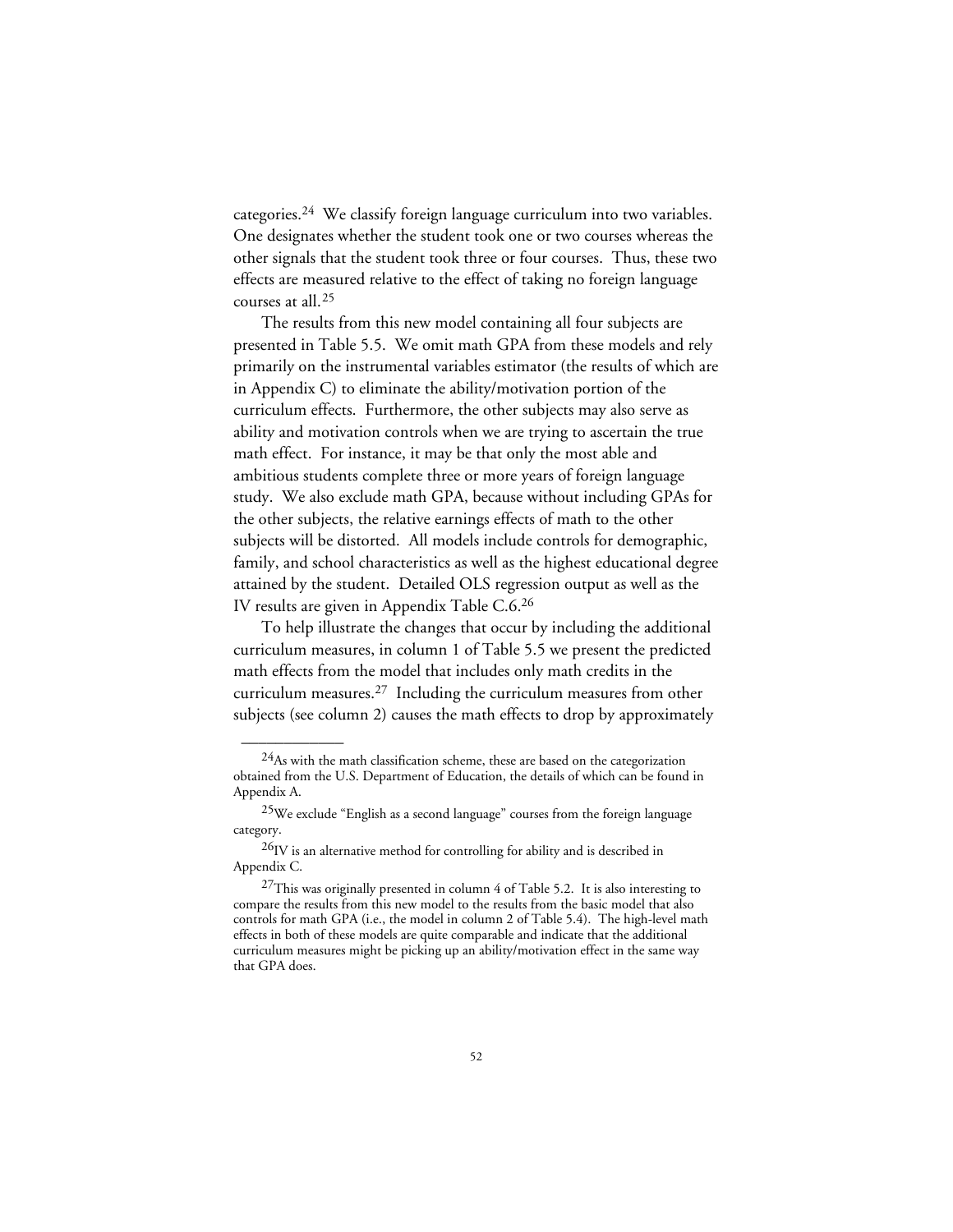categories.[24] We classify foreign language curriculum into two variables. One designates whether the student took one or two courses whereas the other signals that the student took three or four courses. Thus, these two effects are measured relative to the effect of taking no foreign language courses at all.[25]

The results from this new model containing all four subjects are presented in Table 5.5. We omit math GPA from these models and rely primarily on the instrumental variables estimator (the results of which are in Appendix C) to eliminate the ability/motivation portion of the curriculum effects. Furthermore, the other subjects may also serve as ability and motivation controls when we are trying to ascertain the true math effect. For instance, it may be that only the most able and ambitious students complete three or more years of foreign language study. We also exclude math GPA, because without including GPAs for the other subjects, the relative earnings effects of math to the other subjects will be distorted. All models include controls for demographic, family, and school characteristics as well as the highest educational degree attained by the student. Detailed OLS regression output as well as the IV results are given in Appendix Table C.6.[26]

To help illustrate the changes that occur by including the additional curriculum measures, in column 1 of Table 5.5 we present the predicted math effects from the model that includes only math credits in the curriculum measures.[27] Including the curriculum measures from other subjects (see column 2) causes the math effects to drop by approximately

---

[24] As with the math classification scheme, these are based on the categorization obtained from the U.S. Department of Education, the details of which can be found in Appendix A.

[25] We exclude "English as a second language" courses from the foreign language category.

[26] IV is an alternative method for controlling for ability and is described in Appendix C.

[27] This was originally presented in column 4 of Table 5.2. It is also interesting to compare the results from this new model to the results from the basic model that also controls for math GPA (i.e., the model in column 2 of Table 5.4). The high-level math effects in both of these models are quite comparable and indicate that the additional curriculum measures might be picking up an ability/motivation effect in the same way that GPA does.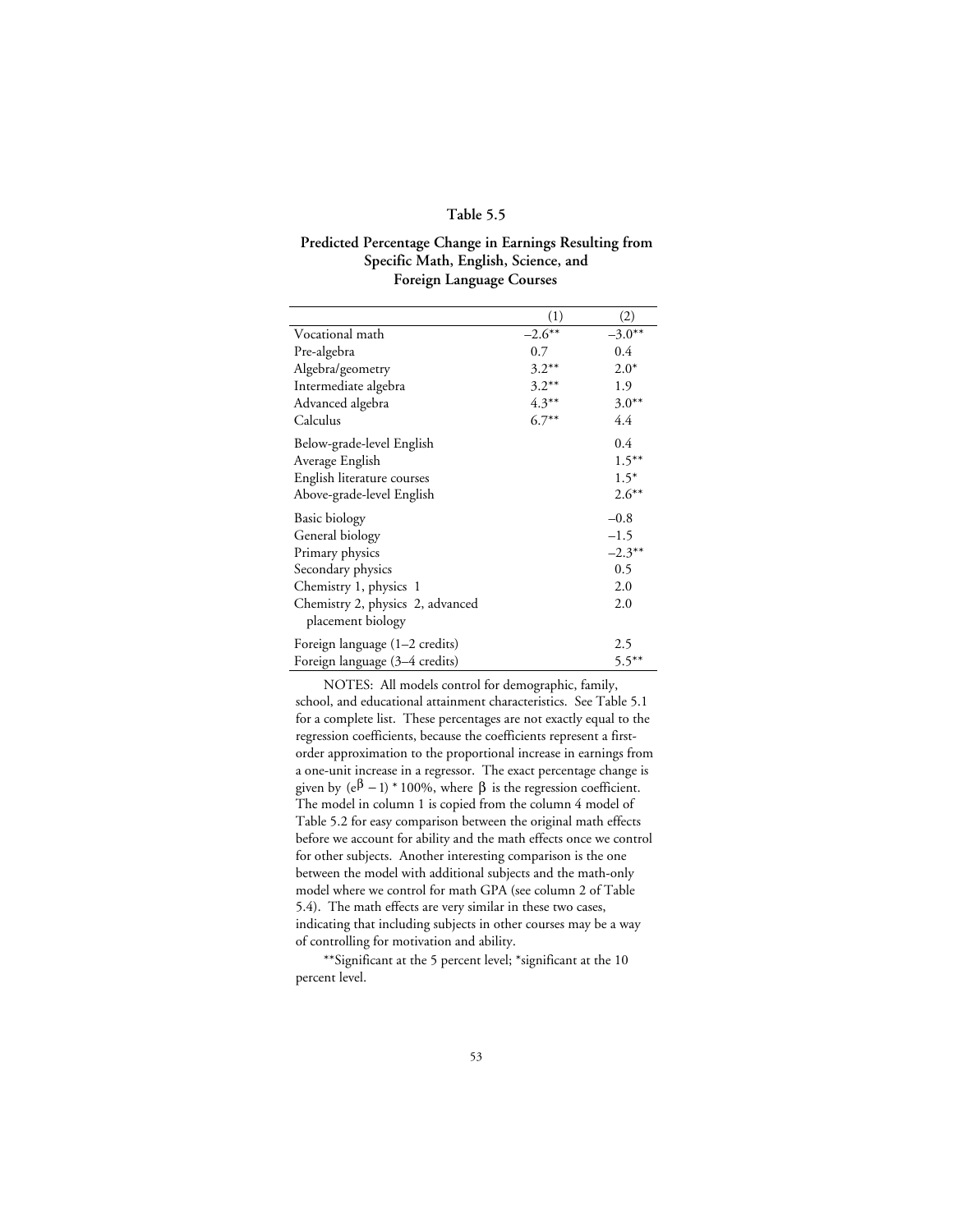**Table 5.5**

**Predicted Percentage Change in Earnings Resulting from Specific Math, English, Science, and Foreign Language Courses**

| | (1) | (2) |
|---|---|---|
| Vocational math | –2.6** | –3.0** |
| Pre-algebra | 0.7 | 0.4 |
| Algebra/geometry | 3.2** | 2.0* |
| Intermediate algebra | 3.2** | 1.9 |
| Advanced algebra | 4.3** | 3.0** |
| Calculus | 6.7** | 4.4 |
| Below-grade-level English | | 0.4 |
| Average English | | 1.5** |
| English literature courses | | 1.5* |
| Above-grade-level English | | 2.6** |
| Basic biology | | –0.8 |
| General biology | | –1.5 |
| Primary physics | | –2.3** |
| Secondary physics | | 0.5 |
| Chemistry 1, physics 1 | | 2.0 |
| Chemistry 2, physics 2, advanced placement biology | | 2.0 |
| Foreign language (1–2 credits) | | 2.5 |
| Foreign language (3–4 credits) | | 5.5** |

NOTES: All models control for demographic, family, school, and educational attainment characteristics. See Table 5.1 for a complete list. These percentages are not exactly equal to the regression coefficients, because the coefficients represent a first-order approximation to the proportional increase in earnings from a one-unit increase in a regressor. The exact percentage change is given by $(e^{\beta} - 1) * 100\%$, where $\beta$ is the regression coefficient. The model in column 1 is copied from the column 4 model of Table 5.2 for easy comparison between the original math effects before we account for ability and the math effects once we control for other subjects. Another interesting comparison is the one between the model with additional subjects and the math-only model where we control for math GPA (see column 2 of Table 5.4). The math effects are very similar in these two cases, indicating that including subjects in other courses may be a way of controlling for motivation and ability.

**Significant at the 5 percent level; *significant at the 10 percent level.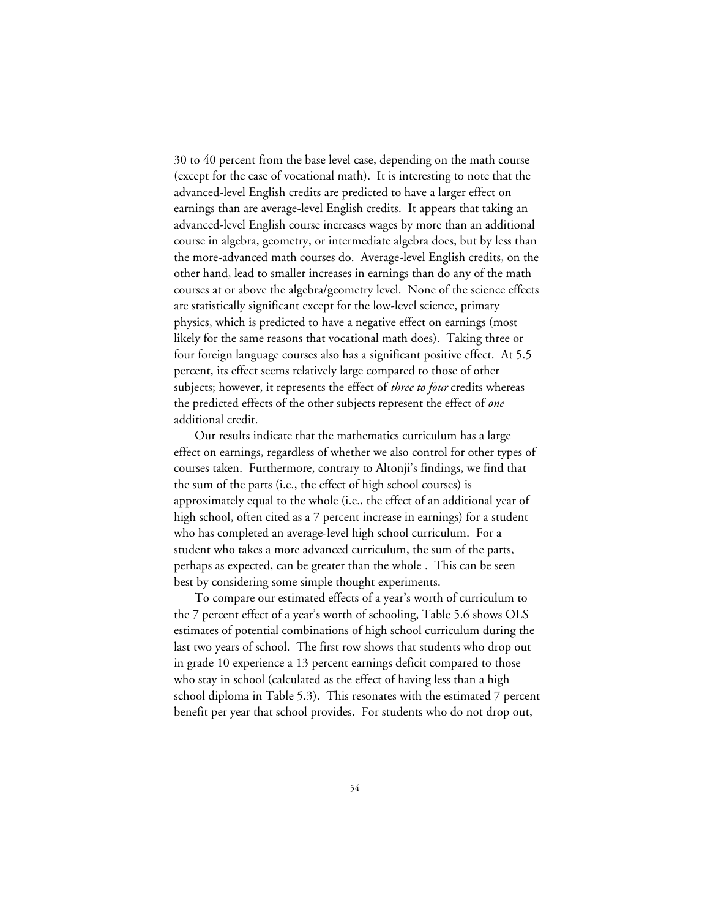30 to 40 percent from the base level case, depending on the math course (except for the case of vocational math). It is interesting to note that the advanced-level English credits are predicted to have a larger effect on earnings than are average-level English credits. It appears that taking an advanced-level English course increases wages by more than an additional course in algebra, geometry, or intermediate algebra does, but by less than the more-advanced math courses do. Average-level English credits, on the other hand, lead to smaller increases in earnings than do any of the math courses at or above the algebra/geometry level. None of the science effects are statistically significant except for the low-level science, primary physics, which is predicted to have a negative effect on earnings (most likely for the same reasons that vocational math does). Taking three or four foreign language courses also has a significant positive effect. At 5.5 percent, its effect seems relatively large compared to those of other subjects; however, it represents the effect of *three to four* credits whereas the predicted effects of the other subjects represent the effect of *one* additional credit.

Our results indicate that the mathematics curriculum has a large effect on earnings, regardless of whether we also control for other types of courses taken. Furthermore, contrary to Altonji's findings, we find that the sum of the parts (i.e., the effect of high school courses) is approximately equal to the whole (i.e., the effect of an additional year of high school, often cited as a 7 percent increase in earnings) for a student who has completed an average-level high school curriculum. For a student who takes a more advanced curriculum, the sum of the parts, perhaps as expected, can be greater than the whole . This can be seen best by considering some simple thought experiments.

To compare our estimated effects of a year's worth of curriculum to the 7 percent effect of a year's worth of schooling, Table 5.6 shows OLS estimates of potential combinations of high school curriculum during the last two years of school. The first row shows that students who drop out in grade 10 experience a 13 percent earnings deficit compared to those who stay in school (calculated as the effect of having less than a high school diploma in Table 5.3). This resonates with the estimated 7 percent benefit per year that school provides. For students who do not drop out,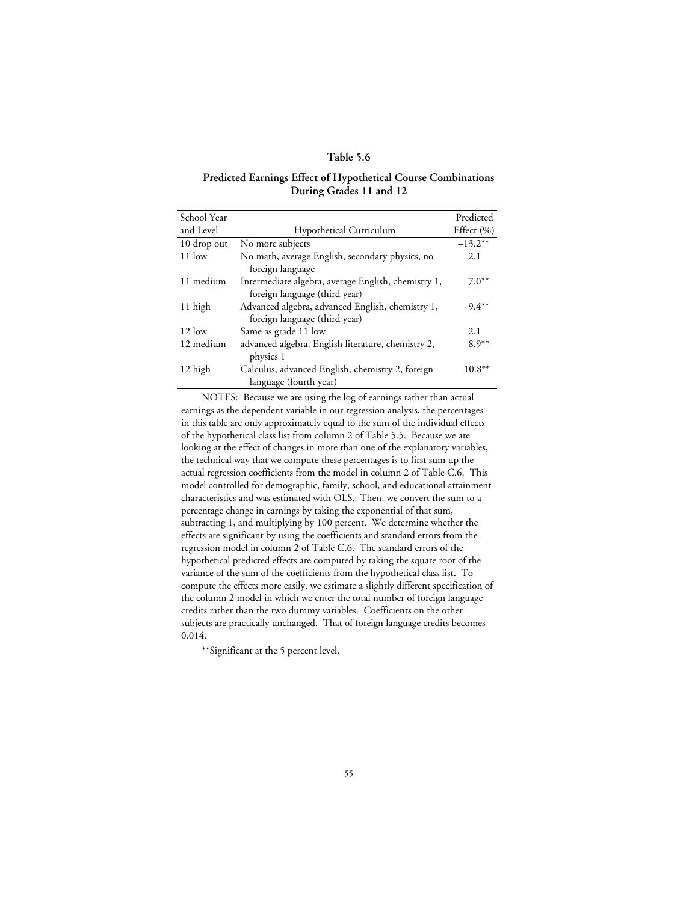**Table 5.6**

**Predicted Earnings Effect of Hypothetical Course Combinations During Grades 11 and 12**

| School Year and Level | Hypothetical Curriculum | Predicted Effect (%) |
|---|---|---|
| 10 drop out | No more subjects | −13.2** |
| 11 low | No math, average English, secondary physics, no foreign language | 2.1 |
| 11 medium | Intermediate algebra, average English, chemistry 1, foreign language (third year) | 7.0** |
| 11 high | Advanced algebra, advanced English, chemistry 1, foreign language (third year) | 9.4** |
| 12 low | Same as grade 11 low | 2.1 |
| 12 medium | advanced algebra, English literature, chemistry 2, physics 1 | 8.9** |
| 12 high | Calculus, advanced English, chemistry 2, foreign language (fourth year) | 10.8** |

NOTES: Because we are using the log of earnings rather than actual earnings as the dependent variable in our regression analysis, the percentages in this table are only approximately equal to the sum of the individual effects of the hypothetical class list from column 2 of Table 5.5. Because we are looking at the effect of changes in more than one of the explanatory variables, the technical way that we compute these percentages is to first sum up the actual regression coefficients from the model in column 2 of Table C.6. This model controlled for demographic, family, school, and educational attainment characteristics and was estimated with OLS. Then, we convert the sum to a percentage change in earnings by taking the exponential of that sum, subtracting 1, and multiplying by 100 percent. We determine whether the effects are significant by using the coefficients and standard errors from the regression model in column 2 of Table C.6. The standard errors of the hypothetical predicted effects are computed by taking the square root of the variance of the sum of the coefficients from the hypothetical class list. To compute the effects more easily, we estimate a slightly different specification of the column 2 model in which we enter the total number of foreign language credits rather than the two dummy variables. Coefficients on the other subjects are practically unchanged. That of foreign language credits becomes 0.014.

**Significant at the 5 percent level.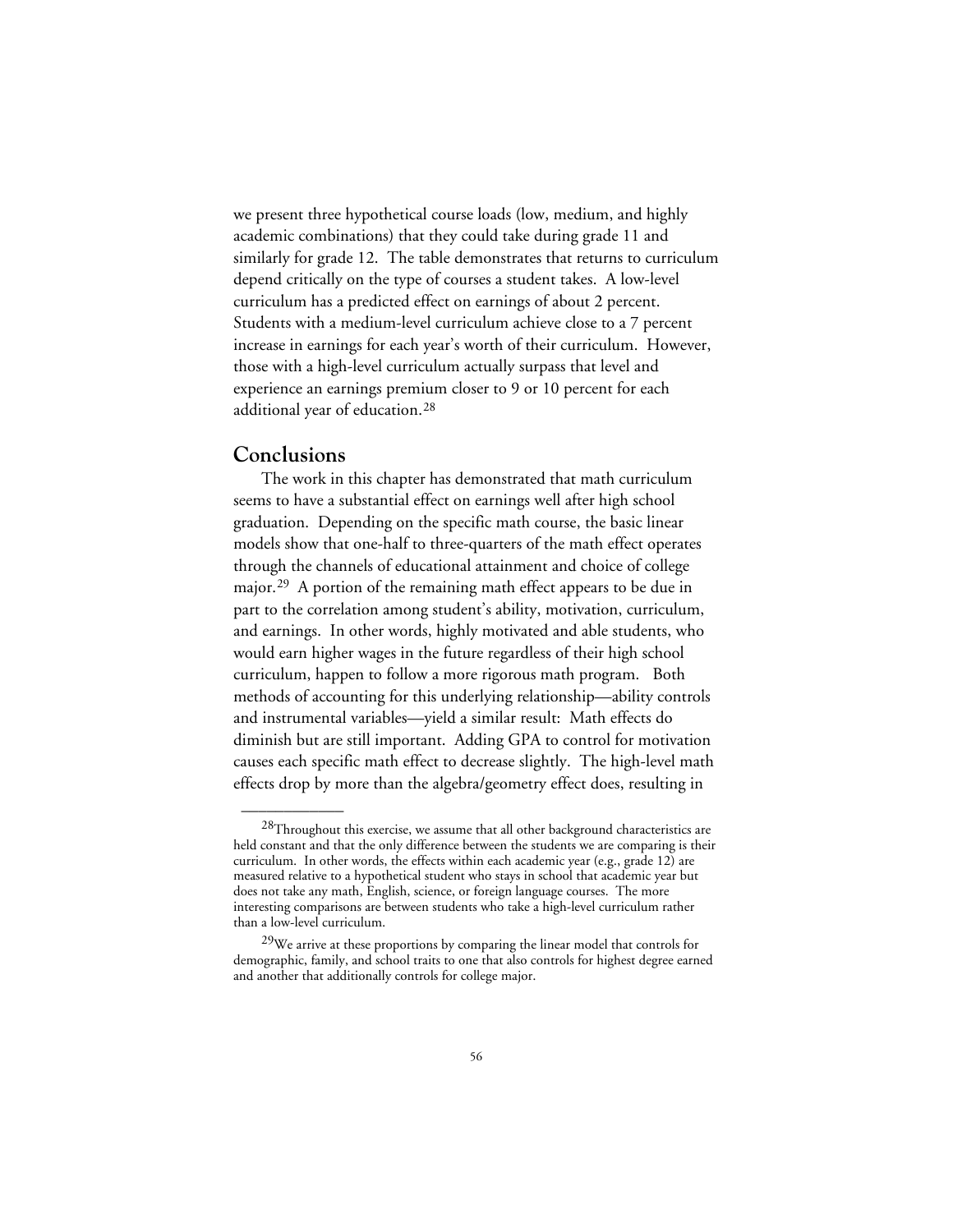we present three hypothetical course loads (low, medium, and highly academic combinations) that they could take during grade 11 and similarly for grade 12. The table demonstrates that returns to curriculum depend critically on the type of courses a student takes. A low-level curriculum has a predicted effect on earnings of about 2 percent. Students with a medium-level curriculum achieve close to a 7 percent increase in earnings for each year's worth of their curriculum. However, those with a high-level curriculum actually surpass that level and experience an earnings premium closer to 9 or 10 percent for each additional year of education.[28]

## Conclusions

The work in this chapter has demonstrated that math curriculum seems to have a substantial effect on earnings well after high school graduation. Depending on the specific math course, the basic linear models show that one-half to three-quarters of the math effect operates through the channels of educational attainment and choice of college major.[29] A portion of the remaining math effect appears to be due in part to the correlation among student's ability, motivation, curriculum, and earnings. In other words, highly motivated and able students, who would earn higher wages in the future regardless of their high school curriculum, happen to follow a more rigorous math program. Both methods of accounting for this underlying relationship—ability controls and instrumental variables—yield a similar result: Math effects do diminish but are still important. Adding GPA to control for motivation causes each specific math effect to decrease slightly. The high-level math effects drop by more than the algebra/geometry effect does, resulting in

---

[28]Throughout this exercise, we assume that all other background characteristics are held constant and that the only difference between the students we are comparing is their curriculum. In other words, the effects within each academic year (e.g., grade 12) are measured relative to a hypothetical student who stays in school that academic year but does not take any math, English, science, or foreign language courses. The more interesting comparisons are between students who take a high-level curriculum rather than a low-level curriculum.

[29]We arrive at these proportions by comparing the linear model that controls for demographic, family, and school traits to one that also controls for highest degree earned and another that additionally controls for college major.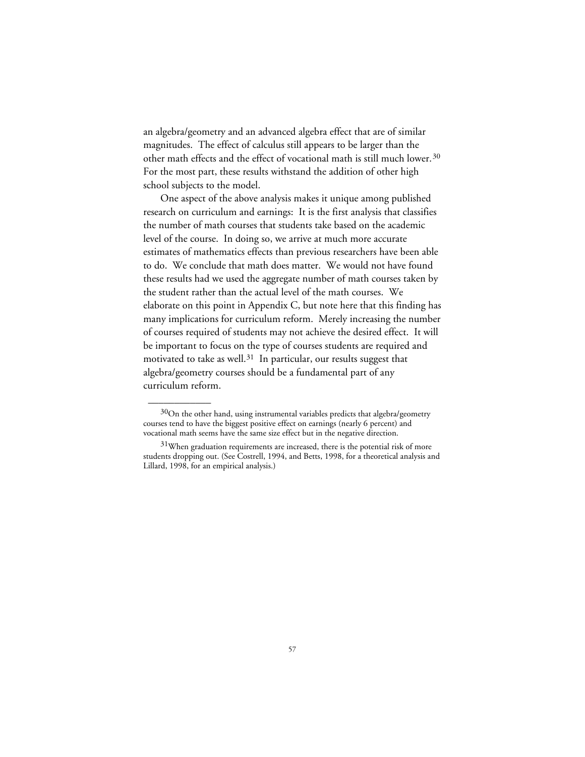an algebra/geometry and an advanced algebra effect that are of similar magnitudes. The effect of calculus still appears to be larger than the other math effects and the effect of vocational math is still much lower.[30] For the most part, these results withstand the addition of other high school subjects to the model.

One aspect of the above analysis makes it unique among published research on curriculum and earnings: It is the first analysis that classifies the number of math courses that students take based on the academic level of the course. In doing so, we arrive at much more accurate estimates of mathematics effects than previous researchers have been able to do. We conclude that math does matter. We would not have found these results had we used the aggregate number of math courses taken by the student rather than the actual level of the math courses. We elaborate on this point in Appendix C, but note here that this finding has many implications for curriculum reform. Merely increasing the number of courses required of students may not achieve the desired effect. It will be important to focus on the type of courses students are required and motivated to take as well.[31] In particular, our results suggest that algebra/geometry courses should be a fundamental part of any curriculum reform.

---

[30] On the other hand, using instrumental variables predicts that algebra/geometry courses tend to have the biggest positive effect on earnings (nearly 6 percent) and vocational math seems have the same size effect but in the negative direction.

[31] When graduation requirements are increased, there is the potential risk of more students dropping out. (See Costrell, 1994, and Betts, 1998, for a theoretical analysis and Lillard, 1998, for an empirical analysis.)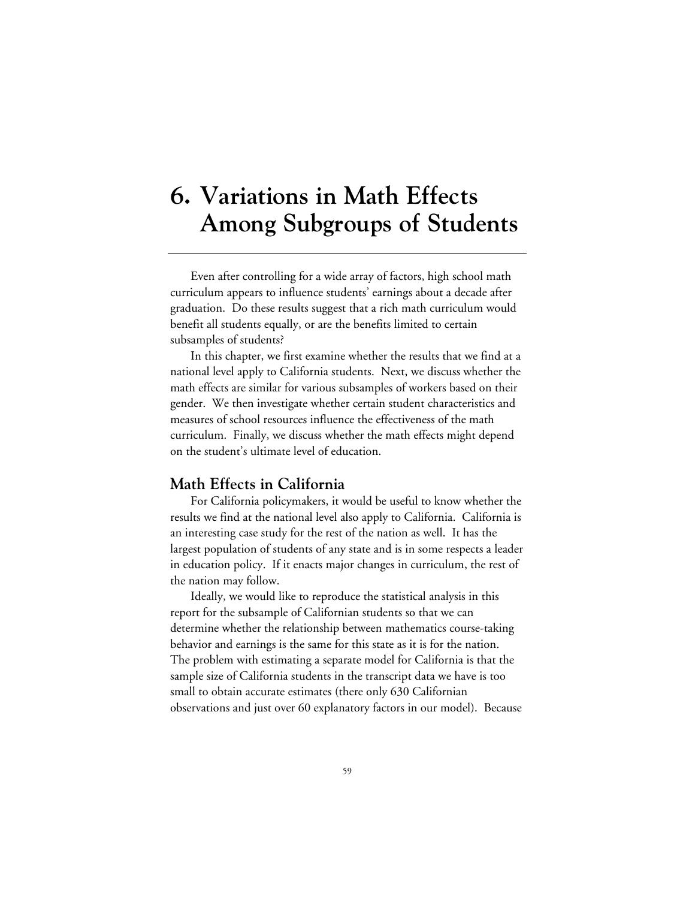# 6. Variations in Math Effects Among Subgroups of Students

Even after controlling for a wide array of factors, high school math curriculum appears to influence students' earnings about a decade after graduation. Do these results suggest that a rich math curriculum would benefit all students equally, or are the benefits limited to certain subsamples of students?

In this chapter, we first examine whether the results that we find at a national level apply to California students. Next, we discuss whether the math effects are similar for various subsamples of workers based on their gender. We then investigate whether certain student characteristics and measures of school resources influence the effectiveness of the math curriculum. Finally, we discuss whether the math effects might depend on the student's ultimate level of education.

## Math Effects in California

For California policymakers, it would be useful to know whether the results we find at the national level also apply to California. California is an interesting case study for the rest of the nation as well. It has the largest population of students of any state and is in some respects a leader in education policy. If it enacts major changes in curriculum, the rest of the nation may follow.

Ideally, we would like to reproduce the statistical analysis in this report for the subsample of Californian students so that we can determine whether the relationship between mathematics course-taking behavior and earnings is the same for this state as it is for the nation. The problem with estimating a separate model for California is that the sample size of California students in the transcript data we have is too small to obtain accurate estimates (there only 630 Californian observations and just over 60 explanatory factors in our model). Because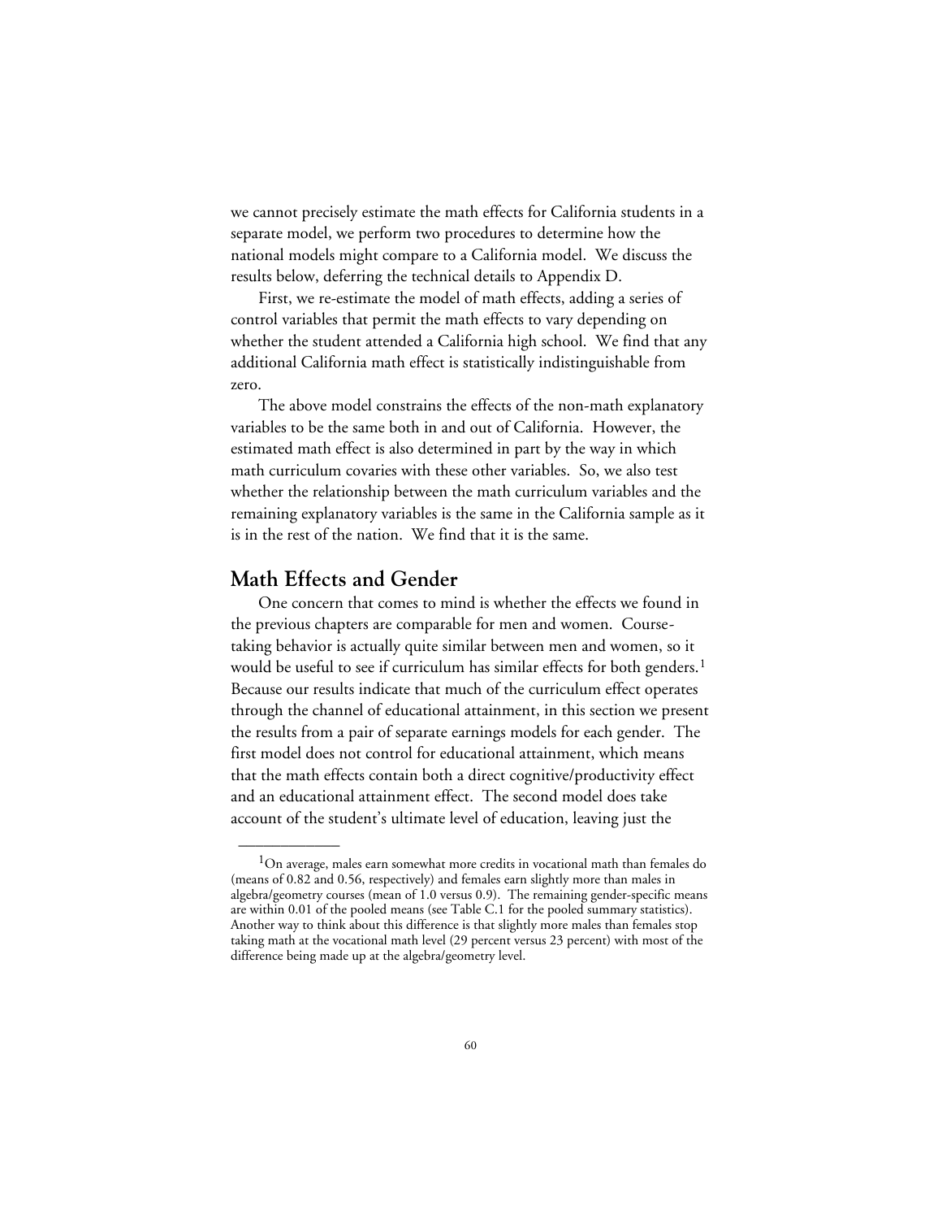we cannot precisely estimate the math effects for California students in a separate model, we perform two procedures to determine how the national models might compare to a California model. We discuss the results below, deferring the technical details to Appendix D.

First, we re-estimate the model of math effects, adding a series of control variables that permit the math effects to vary depending on whether the student attended a California high school. We find that any additional California math effect is statistically indistinguishable from zero.

The above model constrains the effects of the non-math explanatory variables to be the same both in and out of California. However, the estimated math effect is also determined in part by the way in which math curriculum covaries with these other variables. So, we also test whether the relationship between the math curriculum variables and the remaining explanatory variables is the same in the California sample as it is in the rest of the nation. We find that it is the same.

## Math Effects and Gender

One concern that comes to mind is whether the effects we found in the previous chapters are comparable for men and women. Course-taking behavior is actually quite similar between men and women, so it would be useful to see if curriculum has similar effects for both genders.[1] Because our results indicate that much of the curriculum effect operates through the channel of educational attainment, in this section we present the results from a pair of separate earnings models for each gender. The first model does not control for educational attainment, which means that the math effects contain both a direct cognitive/productivity effect and an educational attainment effect. The second model does take account of the student's ultimate level of education, leaving just the

---

[1]On average, males earn somewhat more credits in vocational math than females do (means of 0.82 and 0.56, respectively) and females earn slightly more than males in algebra/geometry courses (mean of 1.0 versus 0.9). The remaining gender-specific means are within 0.01 of the pooled means (see Table C.1 for the pooled summary statistics). Another way to think about this difference is that slightly more males than females stop taking math at the vocational math level (29 percent versus 23 percent) with most of the difference being made up at the algebra/geometry level.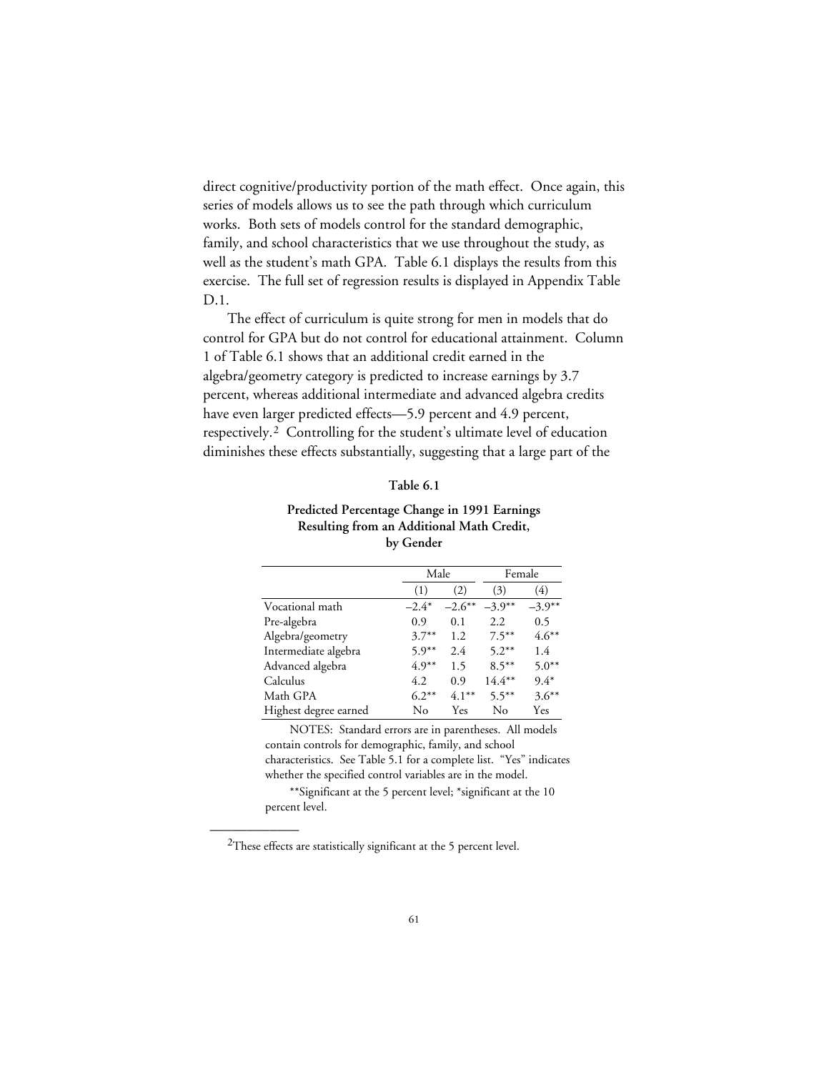direct cognitive/productivity portion of the math effect. Once again, this series of models allows us to see the path through which curriculum works. Both sets of models control for the standard demographic, family, and school characteristics that we use throughout the study, as well as the student's math GPA. Table 6.1 displays the results from this exercise. The full set of regression results is displayed in Appendix Table D.1.

The effect of curriculum is quite strong for men in models that do control for GPA but do not control for educational attainment. Column 1 of Table 6.1 shows that an additional credit earned in the algebra/geometry category is predicted to increase earnings by 3.7 percent, whereas additional intermediate and advanced algebra credits have even larger predicted effects—5.9 percent and 4.9 percent, respectively.[2] Controlling for the student's ultimate level of education diminishes these effects substantially, suggesting that a large part of the

**Table 6.1**

**Predicted Percentage Change in 1991 Earnings Resulting from an Additional Math Credit, by Gender**

| | Male | | Female | |
|---|---|---|---|---|
| | (1) | (2) | (3) | (4) |
| Vocational math | –2.4* | –2.6** | –3.9** | –3.9** |
| Pre-algebra | 0.9 | 0.1 | 2.2 | 0.5 |
| Algebra/geometry | 3.7** | 1.2 | 7.5** | 4.6** |
| Intermediate algebra | 5.9** | 2.4 | 5.2** | 1.4 |
| Advanced algebra | 4.9** | 1.5 | 8.5** | 5.0** |
| Calculus | 4.2 | 0.9 | 14.4** | 9.4* |
| Math GPA | 6.2** | 4.1** | 5.5** | 3.6** |
| Highest degree earned | No | Yes | No | Yes |

NOTES: Standard errors are in parentheses. All models contain controls for demographic, family, and school characteristics. See Table 5.1 for a complete list. "Yes" indicates whether the specified control variables are in the model.

**Significant at the 5 percent level; *significant at the 10 percent level.

---

[2]These effects are statistically significant at the 5 percent level.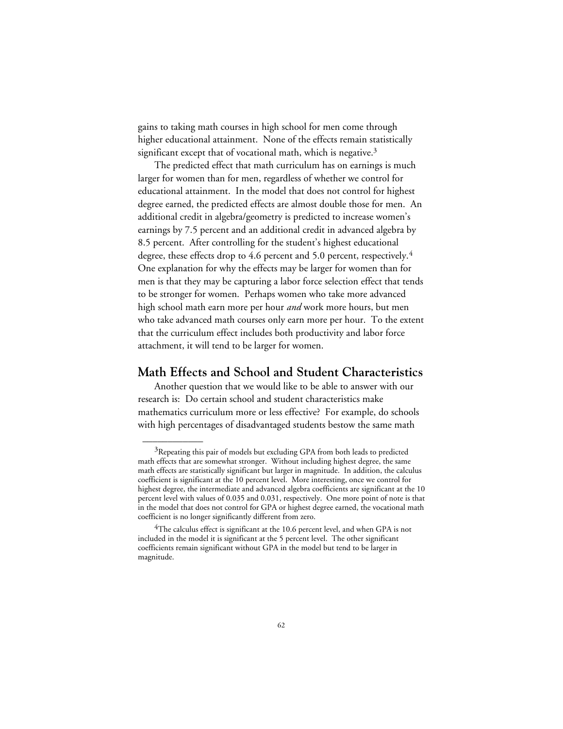gains to taking math courses in high school for men come through higher educational attainment. None of the effects remain statistically significant except that of vocational math, which is negative.[3]

The predicted effect that math curriculum has on earnings is much larger for women than for men, regardless of whether we control for educational attainment. In the model that does not control for highest degree earned, the predicted effects are almost double those for men. An additional credit in algebra/geometry is predicted to increase women's earnings by 7.5 percent and an additional credit in advanced algebra by 8.5 percent. After controlling for the student's highest educational degree, these effects drop to 4.6 percent and 5.0 percent, respectively.[4] One explanation for why the effects may be larger for women than for men is that they may be capturing a labor force selection effect that tends to be stronger for women. Perhaps women who take more advanced high school math earn more per hour *and* work more hours, but men who take advanced math courses only earn more per hour. To the extent that the curriculum effect includes both productivity and labor force attachment, it will tend to be larger for women.

## Math Effects and School and Student Characteristics

Another question that we would like to be able to answer with our research is: Do certain school and student characteristics make mathematics curriculum more or less effective? For example, do schools with high percentages of disadvantaged students bestow the same math

---

[3]Repeating this pair of models but excluding GPA from both leads to predicted math effects that are somewhat stronger. Without including highest degree, the same math effects are statistically significant but larger in magnitude. In addition, the calculus coefficient is significant at the 10 percent level. More interesting, once we control for highest degree, the intermediate and advanced algebra coefficients are significant at the 10 percent level with values of 0.035 and 0.031, respectively. One more point of note is that in the model that does not control for GPA or highest degree earned, the vocational math coefficient is no longer significantly different from zero.

[4]The calculus effect is significant at the 10.6 percent level, and when GPA is not included in the model it is significant at the 5 percent level. The other significant coefficients remain significant without GPA in the model but tend to be larger in magnitude.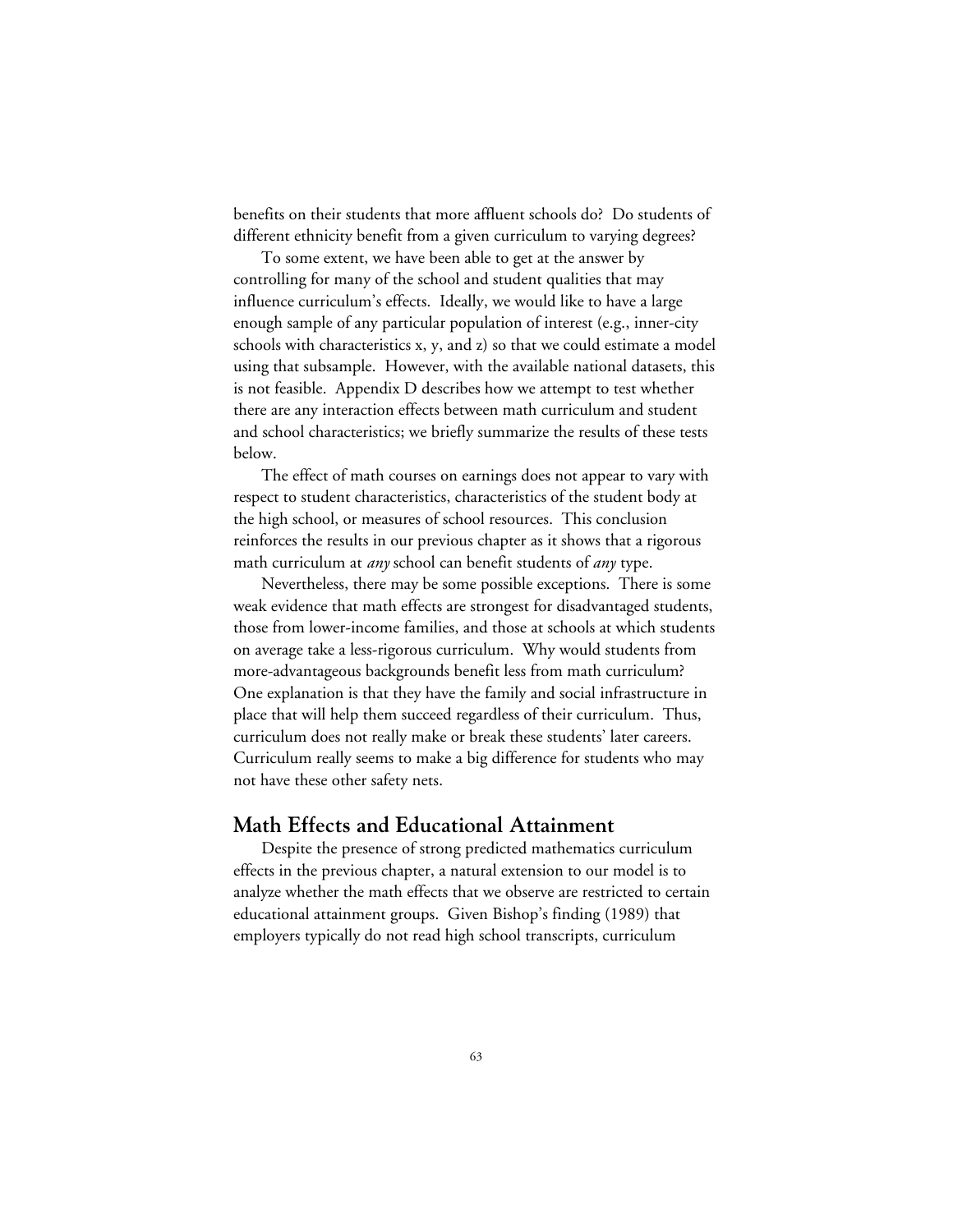benefits on their students that more affluent schools do? Do students of different ethnicity benefit from a given curriculum to varying degrees?

To some extent, we have been able to get at the answer by controlling for many of the school and student qualities that may influence curriculum's effects. Ideally, we would like to have a large enough sample of any particular population of interest (e.g., inner-city schools with characteristics x, y, and z) so that we could estimate a model using that subsample. However, with the available national datasets, this is not feasible. Appendix D describes how we attempt to test whether there are any interaction effects between math curriculum and student and school characteristics; we briefly summarize the results of these tests below.

The effect of math courses on earnings does not appear to vary with respect to student characteristics, characteristics of the student body at the high school, or measures of school resources. This conclusion reinforces the results in our previous chapter as it shows that a rigorous math curriculum at *any* school can benefit students of *any* type.

Nevertheless, there may be some possible exceptions. There is some weak evidence that math effects are strongest for disadvantaged students, those from lower-income families, and those at schools at which students on average take a less-rigorous curriculum. Why would students from more-advantageous backgrounds benefit less from math curriculum? One explanation is that they have the family and social infrastructure in place that will help them succeed regardless of their curriculum. Thus, curriculum does not really make or break these students' later careers. Curriculum really seems to make a big difference for students who may not have these other safety nets.

## Math Effects and Educational Attainment

Despite the presence of strong predicted mathematics curriculum effects in the previous chapter, a natural extension to our model is to analyze whether the math effects that we observe are restricted to certain educational attainment groups. Given Bishop's finding (1989) that employers typically do not read high school transcripts, curriculum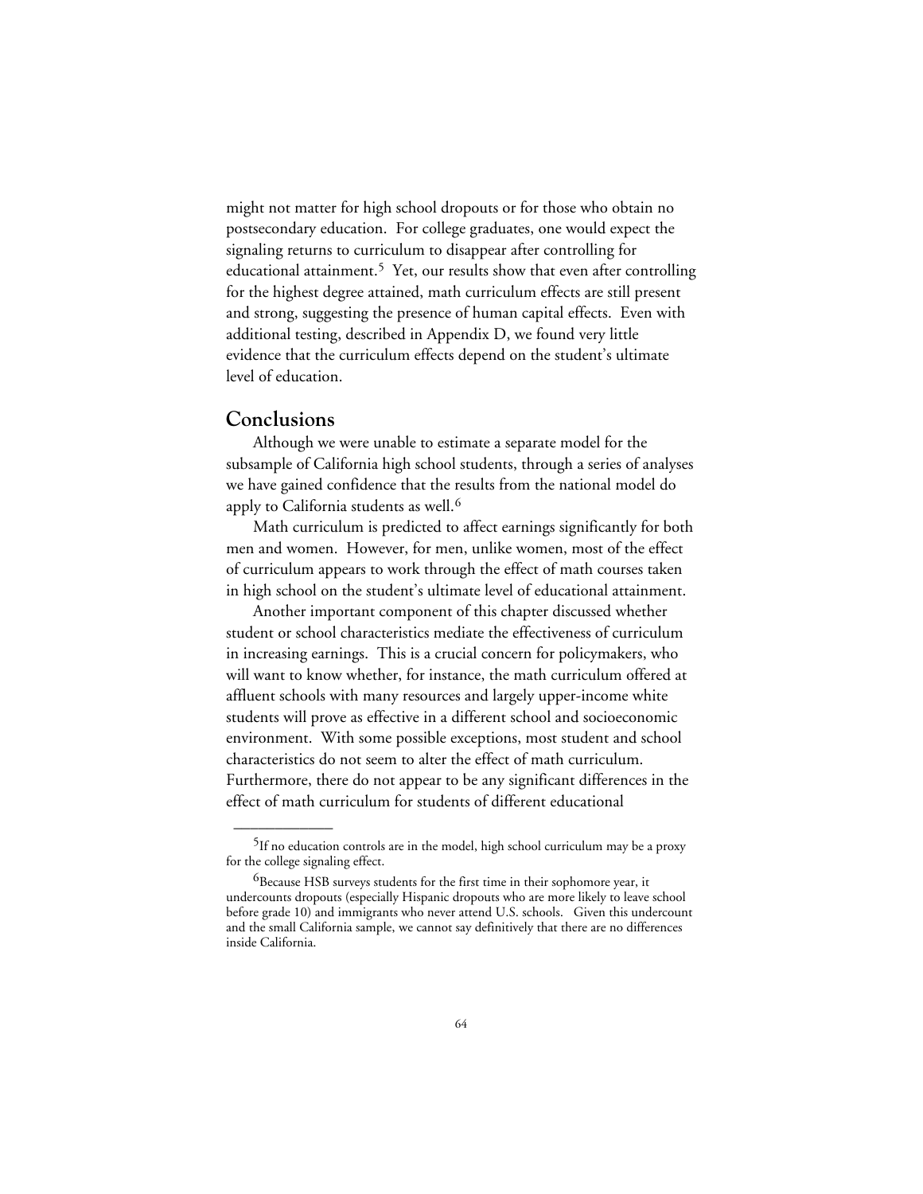might not matter for high school dropouts or for those who obtain no postsecondary education. For college graduates, one would expect the signaling returns to curriculum to disappear after controlling for educational attainment.[5] Yet, our results show that even after controlling for the highest degree attained, math curriculum effects are still present and strong, suggesting the presence of human capital effects. Even with additional testing, described in Appendix D, we found very little evidence that the curriculum effects depend on the student's ultimate level of education.

## Conclusions

Although we were unable to estimate a separate model for the subsample of California high school students, through a series of analyses we have gained confidence that the results from the national model do apply to California students as well.[6]

Math curriculum is predicted to affect earnings significantly for both men and women. However, for men, unlike women, most of the effect of curriculum appears to work through the effect of math courses taken in high school on the student's ultimate level of educational attainment.

Another important component of this chapter discussed whether student or school characteristics mediate the effectiveness of curriculum in increasing earnings. This is a crucial concern for policymakers, who will want to know whether, for instance, the math curriculum offered at affluent schools with many resources and largely upper-income white students will prove as effective in a different school and socioeconomic environment. With some possible exceptions, most student and school characteristics do not seem to alter the effect of math curriculum. Furthermore, there do not appear to be any significant differences in the effect of math curriculum for students of different educational

---

[5] If no education controls are in the model, high school curriculum may be a proxy for the college signaling effect.

[6] Because HSB surveys students for the first time in their sophomore year, it undercounts dropouts (especially Hispanic dropouts who are more likely to leave school before grade 10) and immigrants who never attend U.S. schools. Given this undercount and the small California sample, we cannot say definitively that there are no differences inside California.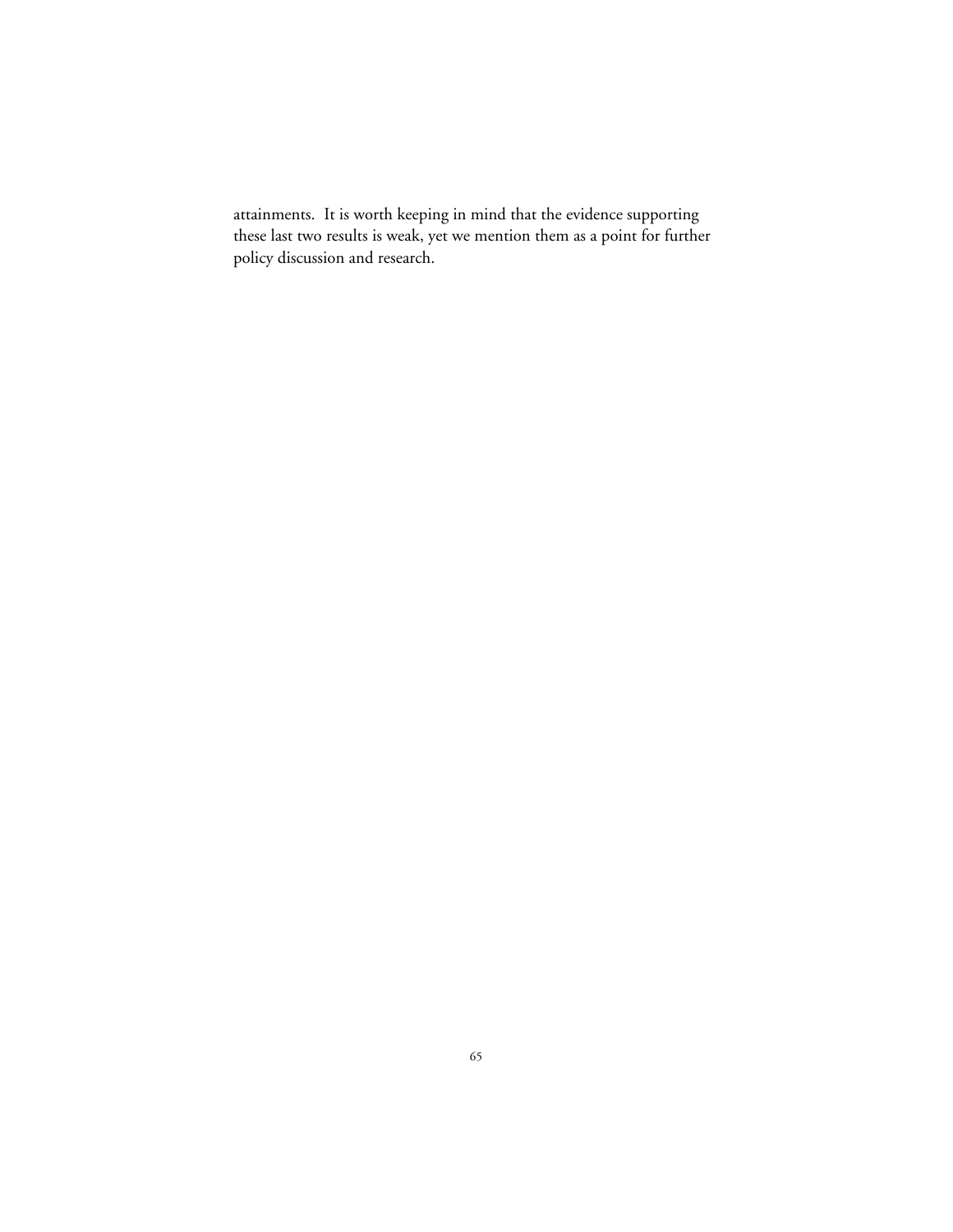attainments. It is worth keeping in mind that the evidence supporting these last two results is weak, yet we mention them as a point for further policy discussion and research.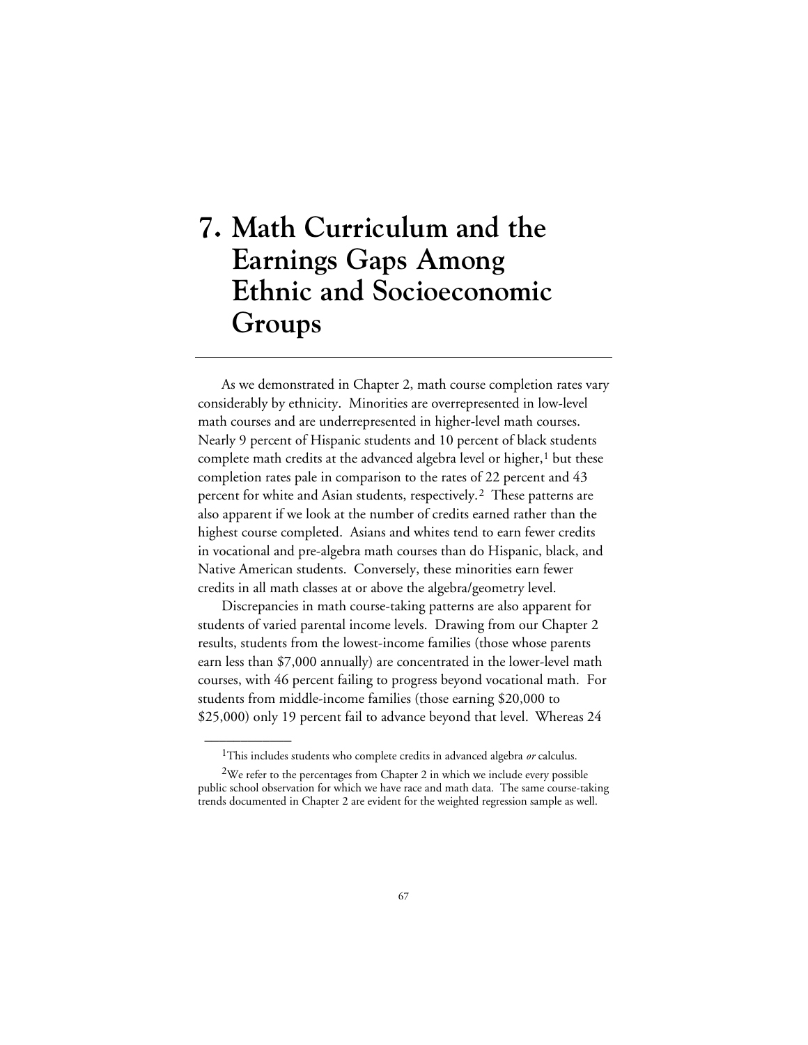# 7. Math Curriculum and the Earnings Gaps Among Ethnic and Socioeconomic Groups

As we demonstrated in Chapter 2, math course completion rates vary considerably by ethnicity. Minorities are overrepresented in low-level math courses and are underrepresented in higher-level math courses. Nearly 9 percent of Hispanic students and 10 percent of black students complete math credits at the advanced algebra level or higher,[1] but these completion rates pale in comparison to the rates of 22 percent and 43 percent for white and Asian students, respectively.[2] These patterns are also apparent if we look at the number of credits earned rather than the highest course completed. Asians and whites tend to earn fewer credits in vocational and pre-algebra math courses than do Hispanic, black, and Native American students. Conversely, these minorities earn fewer credits in all math classes at or above the algebra/geometry level.

Discrepancies in math course-taking patterns are also apparent for students of varied parental income levels. Drawing from our Chapter 2 results, students from the lowest-income families (those whose parents earn less than $7,000 annually) are concentrated in the lower-level math courses, with 46 percent failing to progress beyond vocational math. For students from middle-income families (those earning $20,000 to $25,000) only 19 percent fail to advance beyond that level. Whereas 24

---

[1] This includes students who complete credits in advanced algebra *or* calculus.

[2] We refer to the percentages from Chapter 2 in which we include every possible public school observation for which we have race and math data. The same course-taking trends documented in Chapter 2 are evident for the weighted regression sample as well.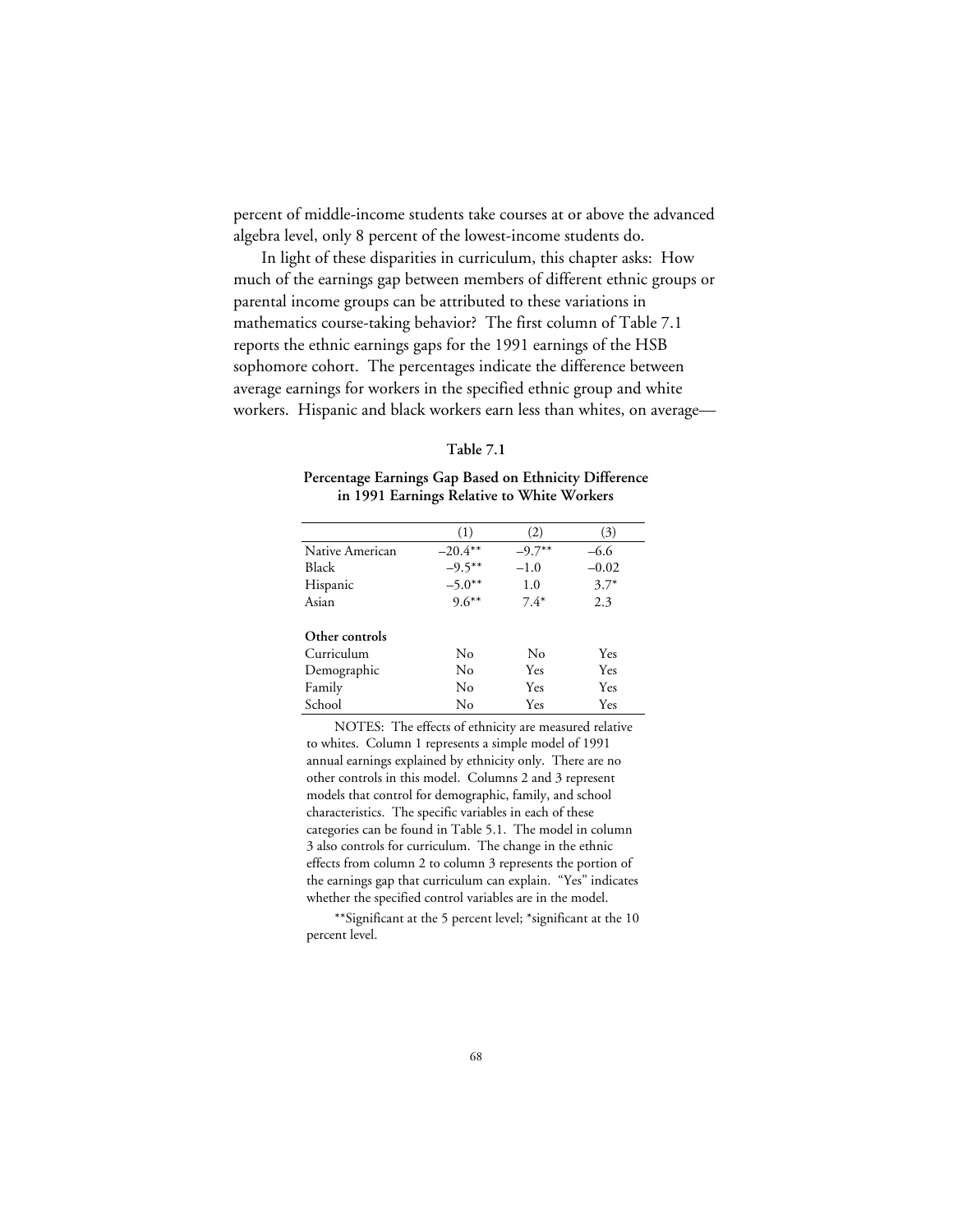percent of middle-income students take courses at or above the advanced algebra level, only 8 percent of the lowest-income students do.

In light of these disparities in curriculum, this chapter asks: How much of the earnings gap between members of different ethnic groups or parental income groups can be attributed to these variations in mathematics course-taking behavior? The first column of Table 7.1 reports the ethnic earnings gaps for the 1991 earnings of the HSB sophomore cohort. The percentages indicate the difference between average earnings for workers in the specified ethnic group and white workers. Hispanic and black workers earn less than whites, on average—

**Table 7.1**

**Percentage Earnings Gap Based on Ethnicity Difference in 1991 Earnings Relative to White Workers**

| | (1) | (2) | (3) |
|---|---|---|---|
| Native American | –20.4** | –9.7** | –6.6 |
| Black | –9.5** | –1.0 | –0.02 |
| Hispanic | –5.0** | 1.0 | 3.7* |
| Asian | 9.6** | 7.4* | 2.3 |
| **Other controls** | | | |
| Curriculum | No | No | Yes |
| Demographic | No | Yes | Yes |
| Family | No | Yes | Yes |
| School | No | Yes | Yes |

NOTES: The effects of ethnicity are measured relative to whites. Column 1 represents a simple model of 1991 annual earnings explained by ethnicity only. There are no other controls in this model. Columns 2 and 3 represent models that control for demographic, family, and school characteristics. The specific variables in each of these categories can be found in Table 5.1. The model in column 3 also controls for curriculum. The change in the ethnic effects from column 2 to column 3 represents the portion of the earnings gap that curriculum can explain. "Yes" indicates whether the specified control variables are in the model.

**Significant at the 5 percent level; *significant at the 10 percent level.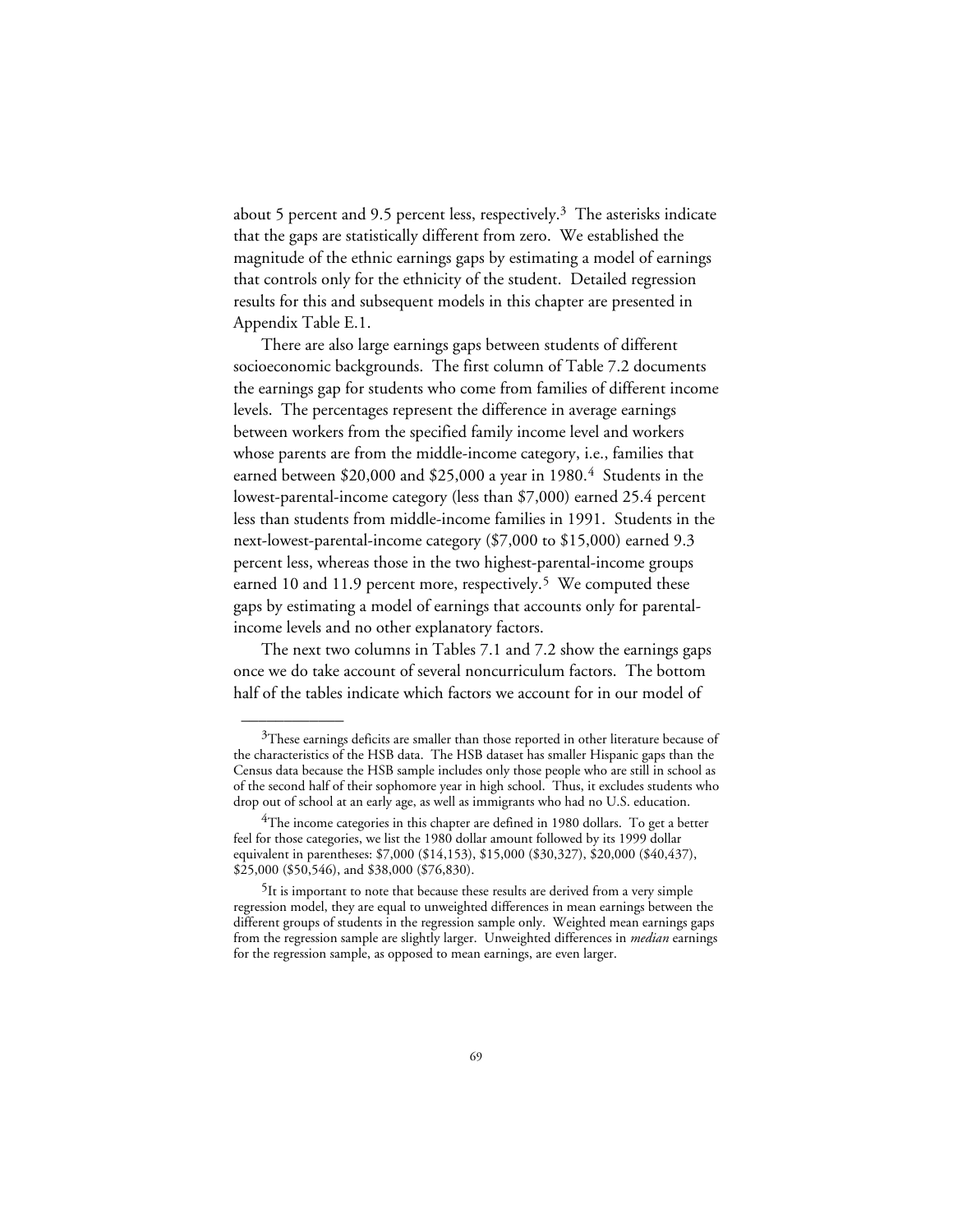about 5 percent and 9.5 percent less, respectively.[3] The asterisks indicate that the gaps are statistically different from zero. We established the magnitude of the ethnic earnings gaps by estimating a model of earnings that controls only for the ethnicity of the student. Detailed regression results for this and subsequent models in this chapter are presented in Appendix Table E.1.

There are also large earnings gaps between students of different socioeconomic backgrounds. The first column of Table 7.2 documents the earnings gap for students who come from families of different income levels. The percentages represent the difference in average earnings between workers from the specified family income level and workers whose parents are from the middle-income category, i.e., families that earned between $20,000 and $25,000 a year in 1980.[4] Students in the lowest-parental-income category (less than $7,000) earned 25.4 percent less than students from middle-income families in 1991. Students in the next-lowest-parental-income category ($7,000 to $15,000) earned 9.3 percent less, whereas those in the two highest-parental-income groups earned 10 and 11.9 percent more, respectively.[5] We computed these gaps by estimating a model of earnings that accounts only for parental-income levels and no other explanatory factors.

The next two columns in Tables 7.1 and 7.2 show the earnings gaps once we do take account of several noncurriculum factors. The bottom half of the tables indicate which factors we account for in our model of

---

[3]These earnings deficits are smaller than those reported in other literature because of the characteristics of the HSB data. The HSB dataset has smaller Hispanic gaps than the Census data because the HSB sample includes only those people who are still in school as of the second half of their sophomore year in high school. Thus, it excludes students who drop out of school at an early age, as well as immigrants who had no U.S. education.

[4]The income categories in this chapter are defined in 1980 dollars. To get a better feel for those categories, we list the 1980 dollar amount followed by its 1999 dollar equivalent in parentheses: $7,000 ($14,153), $15,000 ($30,327), $20,000 ($40,437), $25,000 ($50,546), and $38,000 ($76,830).

[5]It is important to note that because these results are derived from a very simple regression model, they are equal to unweighted differences in mean earnings between the different groups of students in the regression sample only. Weighted mean earnings gaps from the regression sample are slightly larger. Unweighted differences in *median* earnings for the regression sample, as opposed to mean earnings, are even larger.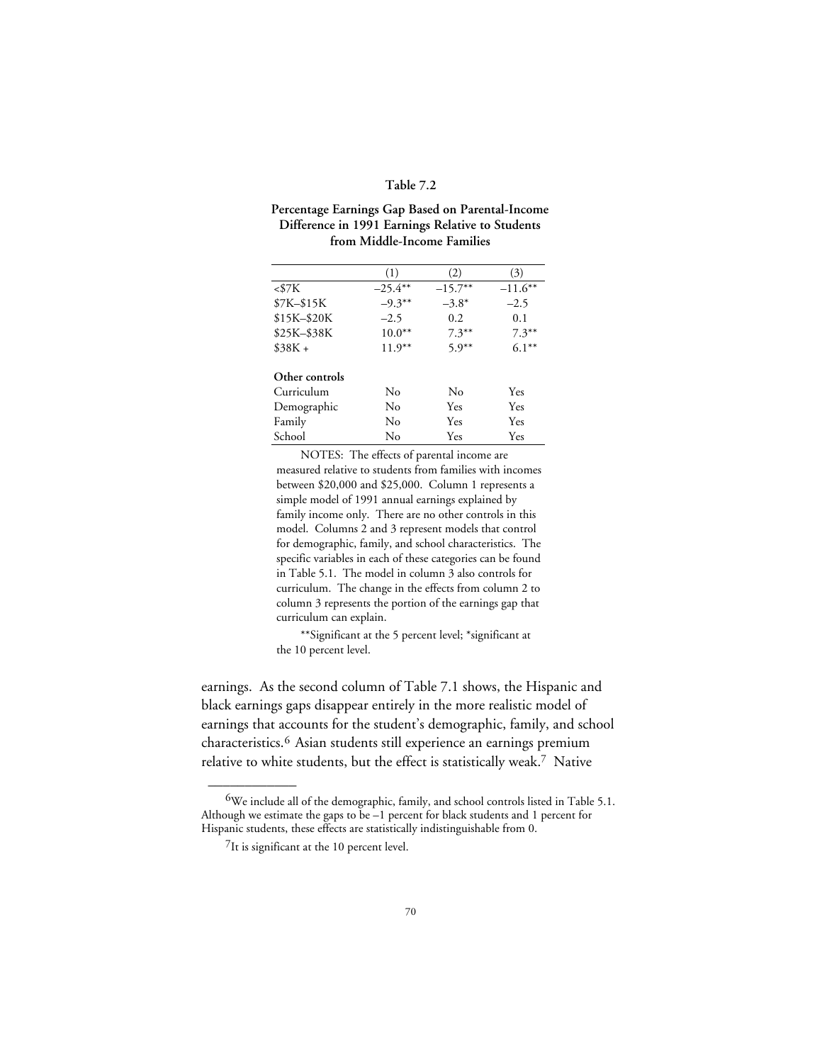**Table 7.2**

**Percentage Earnings Gap Based on Parental-Income Difference in 1991 Earnings Relative to Students from Middle-Income Families**

| | (1) | (2) | (3) |
|---|---|---|---|
| <$7K | –25.4** | –15.7** | –11.6** |
| $7K–$15K | –9.3** | –3.8* | –2.5 |
| $15K–$20K | –2.5 | 0.2 | 0.1 |
| $25K–$38K | 10.0** | 7.3** | 7.3** |
| $38K + | 11.9** | 5.9** | 6.1** |
| **Other controls** | | | |
| Curriculum | No | No | Yes |
| Demographic | No | Yes | Yes |
| Family | No | Yes | Yes |
| School | No | Yes | Yes |

NOTES: The effects of parental income are measured relative to students from families with incomes between $20,000 and $25,000. Column 1 represents a simple model of 1991 annual earnings explained by family income only. There are no other controls in this model. Columns 2 and 3 represent models that control for demographic, family, and school characteristics. The specific variables in each of these categories can be found in Table 5.1. The model in column 3 also controls for curriculum. The change in the effects from column 2 to column 3 represents the portion of the earnings gap that curriculum can explain.

**Significant at the 5 percent level; *significant at the 10 percent level.

earnings. As the second column of Table 7.1 shows, the Hispanic and black earnings gaps disappear entirely in the more realistic model of earnings that accounts for the student's demographic, family, and school characteristics.[6] Asian students still experience an earnings premium relative to white students, but the effect is statistically weak.[7] Native

[6] We include all of the demographic, family, and school controls listed in Table 5.1. Although we estimate the gaps to be –1 percent for black students and 1 percent for Hispanic students, these effects are statistically indistinguishable from 0.

[7] It is significant at the 10 percent level.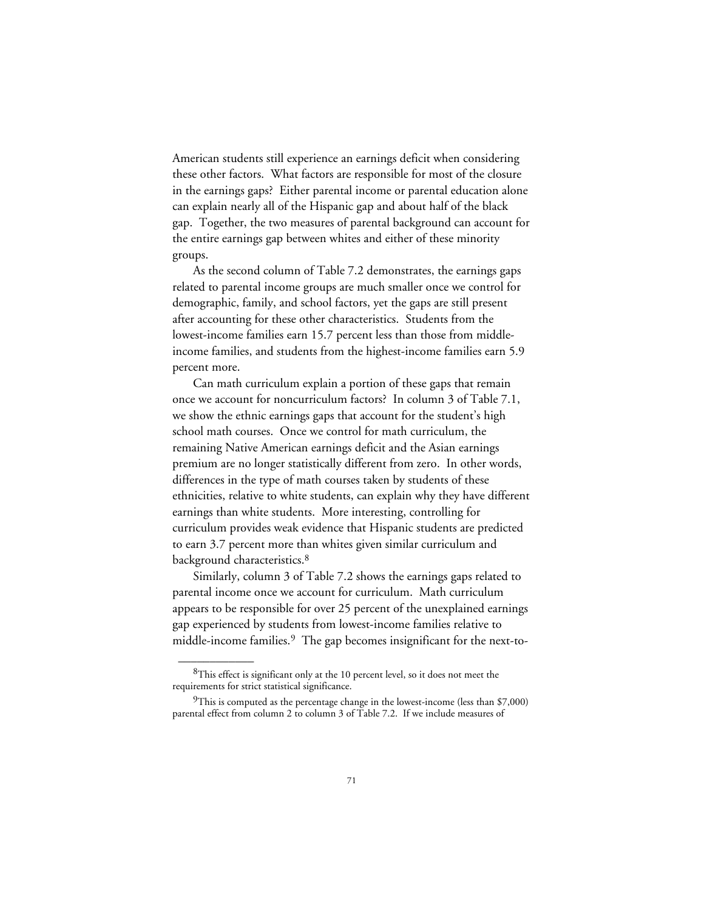American students still experience an earnings deficit when considering these other factors. What factors are responsible for most of the closure in the earnings gaps? Either parental income or parental education alone can explain nearly all of the Hispanic gap and about half of the black gap. Together, the two measures of parental background can account for the entire earnings gap between whites and either of these minority groups.

As the second column of Table 7.2 demonstrates, the earnings gaps related to parental income groups are much smaller once we control for demographic, family, and school factors, yet the gaps are still present after accounting for these other characteristics. Students from the lowest-income families earn 15.7 percent less than those from middle-income families, and students from the highest-income families earn 5.9 percent more.

Can math curriculum explain a portion of these gaps that remain once we account for noncurriculum factors? In column 3 of Table 7.1, we show the ethnic earnings gaps that account for the student's high school math courses. Once we control for math curriculum, the remaining Native American earnings deficit and the Asian earnings premium are no longer statistically different from zero. In other words, differences in the type of math courses taken by students of these ethnicities, relative to white students, can explain why they have different earnings than white students. More interesting, controlling for curriculum provides weak evidence that Hispanic students are predicted to earn 3.7 percent more than whites given similar curriculum and background characteristics.[8]

Similarly, column 3 of Table 7.2 shows the earnings gaps related to parental income once we account for curriculum. Math curriculum appears to be responsible for over 25 percent of the unexplained earnings gap experienced by students from lowest-income families relative to middle-income families.[9] The gap becomes insignificant for the next-to-

---

[8]This effect is significant only at the 10 percent level, so it does not meet the requirements for strict statistical significance.

[9]This is computed as the percentage change in the lowest-income (less than $7,000) parental effect from column 2 to column 3 of Table 7.2. If we include measures of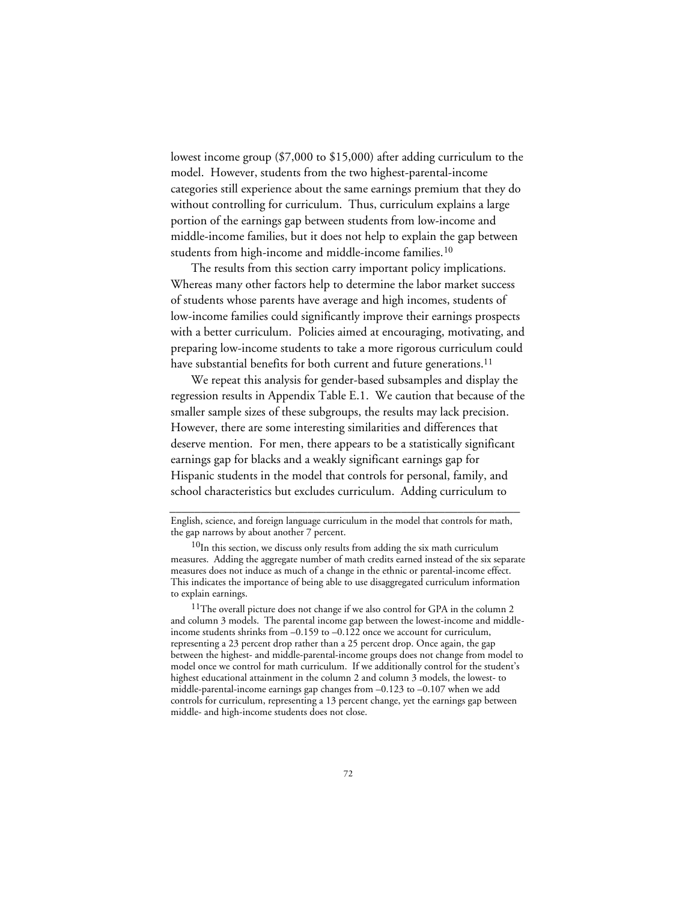lowest income group ($7,000 to $15,000) after adding curriculum to the model. However, students from the two highest-parental-income categories still experience about the same earnings premium that they do without controlling for curriculum. Thus, curriculum explains a large portion of the earnings gap between students from low-income and middle-income families, but it does not help to explain the gap between students from high-income and middle-income families.[10]

The results from this section carry important policy implications. Whereas many other factors help to determine the labor market success of students whose parents have average and high incomes, students of low-income families could significantly improve their earnings prospects with a better curriculum. Policies aimed at encouraging, motivating, and preparing low-income students to take a more rigorous curriculum could have substantial benefits for both current and future generations.[11]

We repeat this analysis for gender-based subsamples and display the regression results in Appendix Table E.1. We caution that because of the smaller sample sizes of these subgroups, the results may lack precision. However, there are some interesting similarities and differences that deserve mention. For men, there appears to be a statistically significant earnings gap for blacks and a weakly significant earnings gap for Hispanic students in the model that controls for personal, family, and school characteristics but excludes curriculum. Adding curriculum to

---

English, science, and foreign language curriculum in the model that controls for math, the gap narrows by about another 7 percent.

[10]In this section, we discuss only results from adding the six math curriculum measures. Adding the aggregate number of math credits earned instead of the six separate measures does not induce as much of a change in the ethnic or parental-income effect. This indicates the importance of being able to use disaggregated curriculum information to explain earnings.

[11]The overall picture does not change if we also control for GPA in the column 2 and column 3 models. The parental income gap between the lowest-income and middle-income students shrinks from –0.159 to –0.122 once we account for curriculum, representing a 23 percent drop rather than a 25 percent drop. Once again, the gap between the highest- and middle-parental-income groups does not change from model to model once we control for math curriculum. If we additionally control for the student's highest educational attainment in the column 2 and column 3 models, the lowest- to middle-parental-income earnings gap changes from –0.123 to –0.107 when we add controls for curriculum, representing a 13 percent change, yet the earnings gap between middle- and high-income students does not close.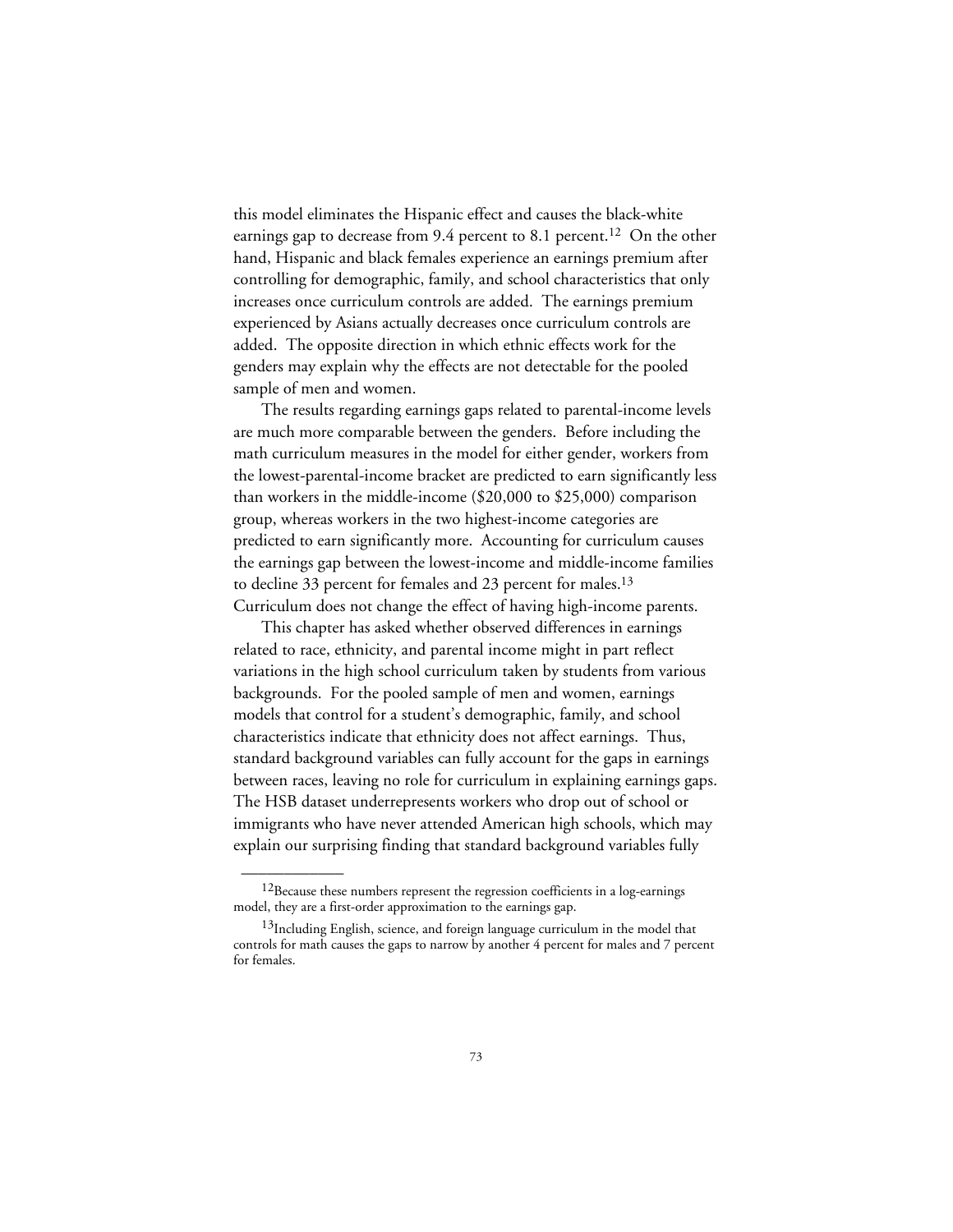this model eliminates the Hispanic effect and causes the black-white earnings gap to decrease from 9.4 percent to 8.1 percent.[12] On the other hand, Hispanic and black females experience an earnings premium after controlling for demographic, family, and school characteristics that only increases once curriculum controls are added. The earnings premium experienced by Asians actually decreases once curriculum controls are added. The opposite direction in which ethnic effects work for the genders may explain why the effects are not detectable for the pooled sample of men and women.

The results regarding earnings gaps related to parental-income levels are much more comparable between the genders. Before including the math curriculum measures in the model for either gender, workers from the lowest-parental-income bracket are predicted to earn significantly less than workers in the middle-income ($20,000 to $25,000) comparison group, whereas workers in the two highest-income categories are predicted to earn significantly more. Accounting for curriculum causes the earnings gap between the lowest-income and middle-income families to decline 33 percent for females and 23 percent for males.[13] Curriculum does not change the effect of having high-income parents.

This chapter has asked whether observed differences in earnings related to race, ethnicity, and parental income might in part reflect variations in the high school curriculum taken by students from various backgrounds. For the pooled sample of men and women, earnings models that control for a student's demographic, family, and school characteristics indicate that ethnicity does not affect earnings. Thus, standard background variables can fully account for the gaps in earnings between races, leaving no role for curriculum in explaining earnings gaps. The HSB dataset underrepresents workers who drop out of school or immigrants who have never attended American high schools, which may explain our surprising finding that standard background variables fully

---

[12]Because these numbers represent the regression coefficients in a log-earnings model, they are a first-order approximation to the earnings gap.

[13]Including English, science, and foreign language curriculum in the model that controls for math causes the gaps to narrow by another 4 percent for males and 7 percent for females.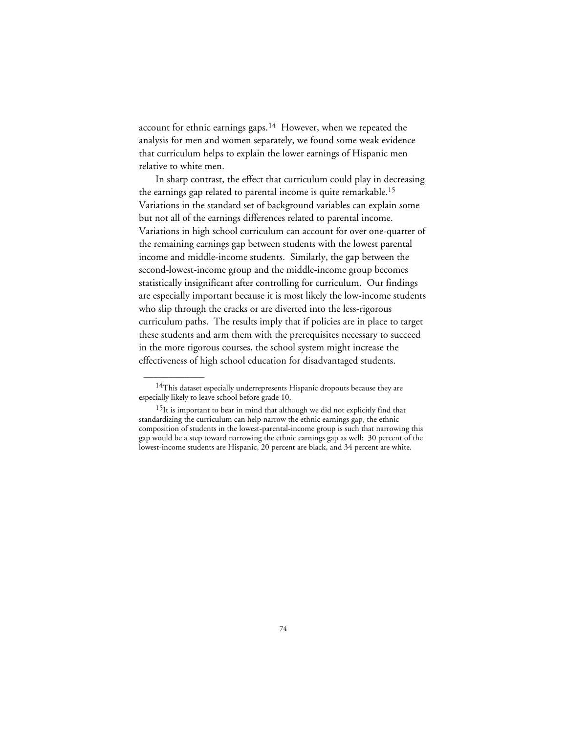account for ethnic earnings gaps.[14] However, when we repeated the analysis for men and women separately, we found some weak evidence that curriculum helps to explain the lower earnings of Hispanic men relative to white men.

In sharp contrast, the effect that curriculum could play in decreasing the earnings gap related to parental income is quite remarkable.[15] Variations in the standard set of background variables can explain some but not all of the earnings differences related to parental income. Variations in high school curriculum can account for over one-quarter of the remaining earnings gap between students with the lowest parental income and middle-income students. Similarly, the gap between the second-lowest-income group and the middle-income group becomes statistically insignificant after controlling for curriculum. Our findings are especially important because it is most likely the low-income students who slip through the cracks or are diverted into the less-rigorous curriculum paths. The results imply that if policies are in place to target these students and arm them with the prerequisites necessary to succeed in the more rigorous courses, the school system might increase the effectiveness of high school education for disadvantaged students.

---

[14]This dataset especially underrepresents Hispanic dropouts because they are especially likely to leave school before grade 10.

[15]It is important to bear in mind that although we did not explicitly find that standardizing the curriculum can help narrow the ethnic earnings gap, the ethnic composition of students in the lowest-parental-income group is such that narrowing this gap would be a step toward narrowing the ethnic earnings gap as well: 30 percent of the lowest-income students are Hispanic, 20 percent are black, and 34 percent are white.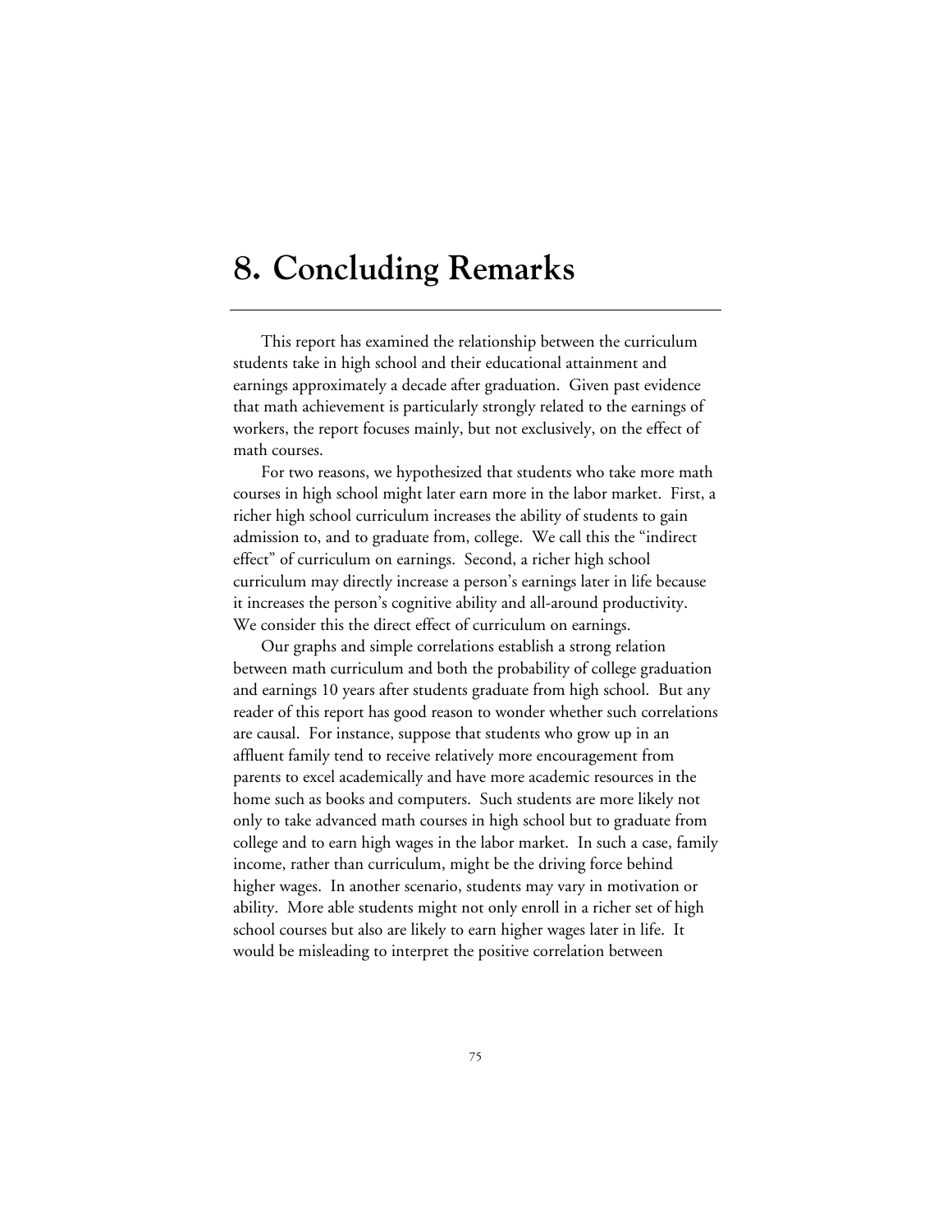# 8. Concluding Remarks

This report has examined the relationship between the curriculum students take in high school and their educational attainment and earnings approximately a decade after graduation. Given past evidence that math achievement is particularly strongly related to the earnings of workers, the report focuses mainly, but not exclusively, on the effect of math courses.

For two reasons, we hypothesized that students who take more math courses in high school might later earn more in the labor market. First, a richer high school curriculum increases the ability of students to gain admission to, and to graduate from, college. We call this the "indirect effect" of curriculum on earnings. Second, a richer high school curriculum may directly increase a person's earnings later in life because it increases the person's cognitive ability and all-around productivity. We consider this the direct effect of curriculum on earnings.

Our graphs and simple correlations establish a strong relation between math curriculum and both the probability of college graduation and earnings 10 years after students graduate from high school. But any reader of this report has good reason to wonder whether such correlations are causal. For instance, suppose that students who grow up in an affluent family tend to receive relatively more encouragement from parents to excel academically and have more academic resources in the home such as books and computers. Such students are more likely not only to take advanced math courses in high school but to graduate from college and to earn high wages in the labor market. In such a case, family income, rather than curriculum, might be the driving force behind higher wages. In another scenario, students may vary in motivation or ability. More able students might not only enroll in a richer set of high school courses but also are likely to earn higher wages later in life. It would be misleading to interpret the positive correlation between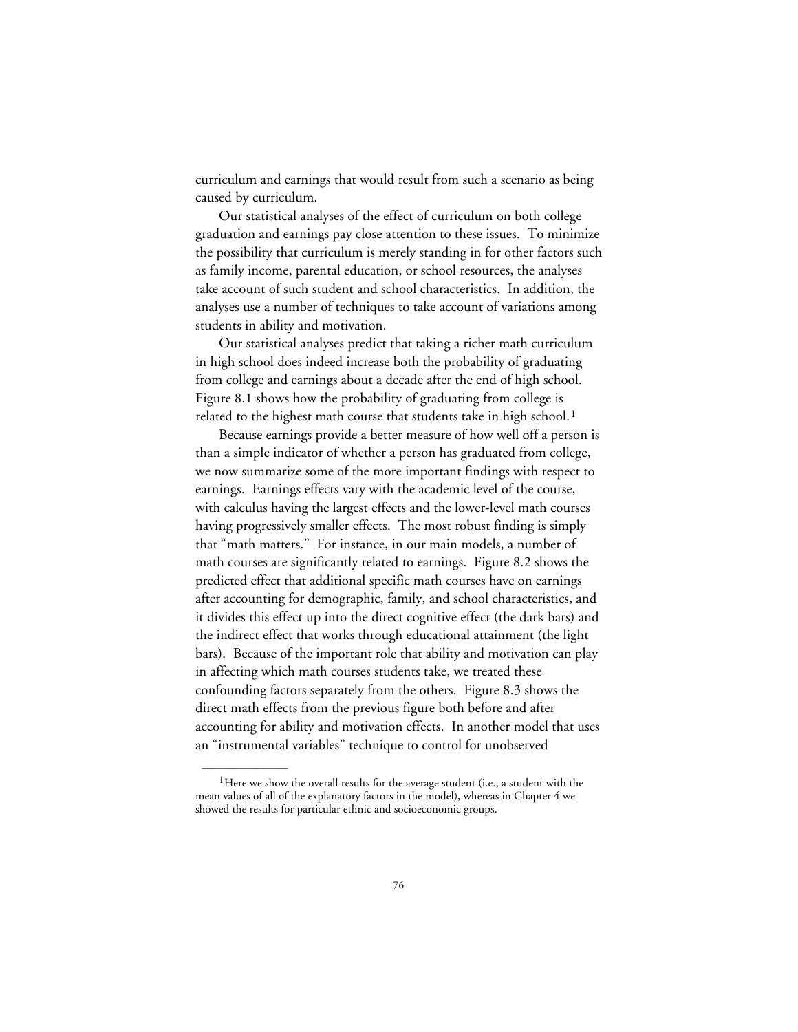curriculum and earnings that would result from such a scenario as being caused by curriculum.

Our statistical analyses of the effect of curriculum on both college graduation and earnings pay close attention to these issues. To minimize the possibility that curriculum is merely standing in for other factors such as family income, parental education, or school resources, the analyses take account of such student and school characteristics. In addition, the analyses use a number of techniques to take account of variations among students in ability and motivation.

Our statistical analyses predict that taking a richer math curriculum in high school does indeed increase both the probability of graduating from college and earnings about a decade after the end of high school. Figure 8.1 shows how the probability of graduating from college is related to the highest math course that students take in high school.[1]

Because earnings provide a better measure of how well off a person is than a simple indicator of whether a person has graduated from college, we now summarize some of the more important findings with respect to earnings. Earnings effects vary with the academic level of the course, with calculus having the largest effects and the lower-level math courses having progressively smaller effects. The most robust finding is simply that "math matters." For instance, in our main models, a number of math courses are significantly related to earnings. Figure 8.2 shows the predicted effect that additional specific math courses have on earnings after accounting for demographic, family, and school characteristics, and it divides this effect up into the direct cognitive effect (the dark bars) and the indirect effect that works through educational attainment (the light bars). Because of the important role that ability and motivation can play in affecting which math courses students take, we treated these confounding factors separately from the others. Figure 8.3 shows the direct math effects from the previous figure both before and after accounting for ability and motivation effects. In another model that uses an "instrumental variables" technique to control for unobserved

---

[1] Here we show the overall results for the average student (i.e., a student with the mean values of all of the explanatory factors in the model), whereas in Chapter 4 we showed the results for particular ethnic and socioeconomic groups.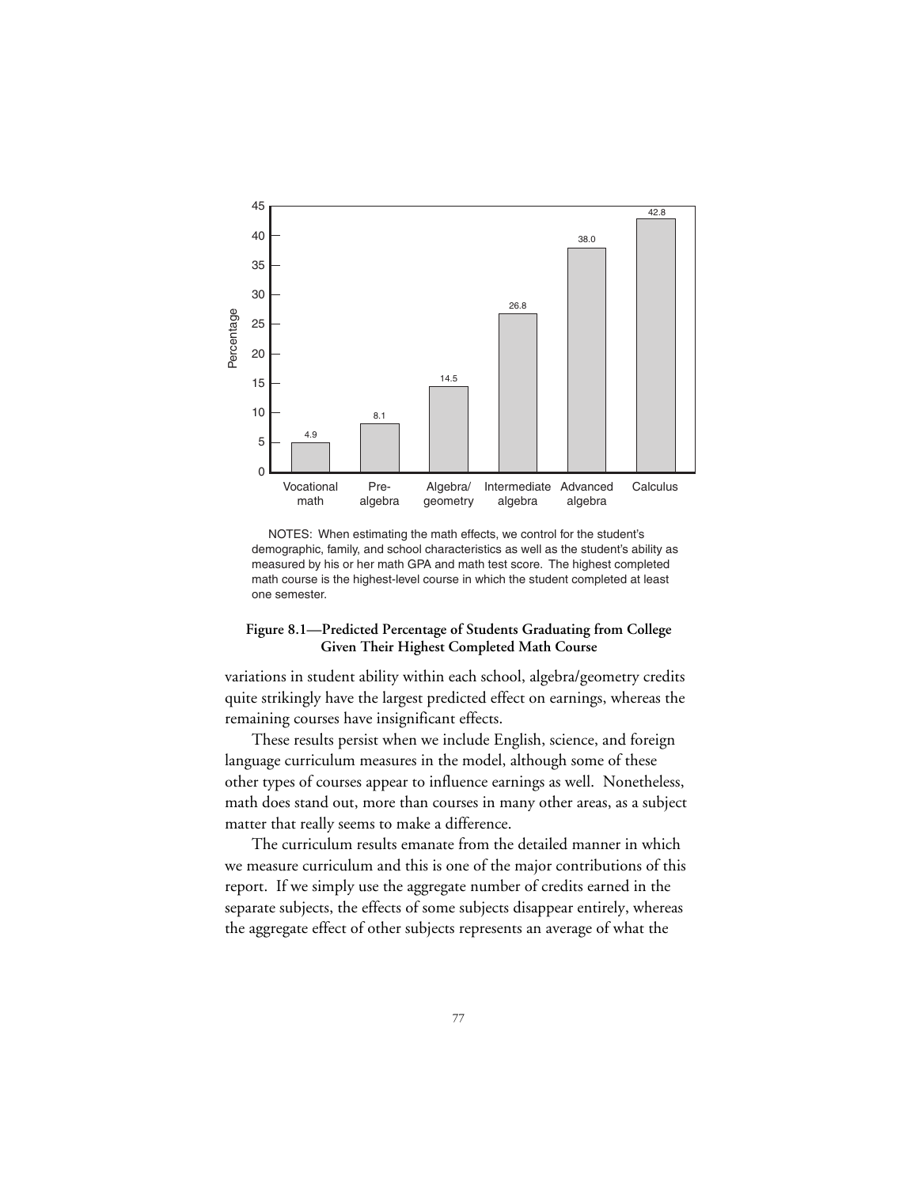| Highest completed math course | Percentage |
|---|---|
| Vocational math | 4.9 |
| Pre-algebra | 8.1 |
| Algebra/geometry | 14.5 |
| Intermediate algebra | 26.8 |
| Advanced algebra | 38.0 |
| Calculus | 42.8 |

NOTES: When estimating the math effects, we control for the student's demographic, family, and school characteristics as well as the student's ability as measured by his or her math GPA and math test score. The highest completed math course is the highest-level course in which the student completed at least one semester.

**Figure 8.1—Predicted Percentage of Students Graduating from College Given Their Highest Completed Math Course**

variations in student ability within each school, algebra/geometry credits quite strikingly have the largest predicted effect on earnings, whereas the remaining courses have insignificant effects.

These results persist when we include English, science, and foreign language curriculum measures in the model, although some of these other types of courses appear to influence earnings as well. Nonetheless, math does stand out, more than courses in many other areas, as a subject matter that really seems to make a difference.

The curriculum results emanate from the detailed manner in which we measure curriculum and this is one of the major contributions of this report. If we simply use the aggregate number of credits earned in the separate subjects, the effects of some subjects disappear entirely, whereas the aggregate effect of other subjects represents an average of what the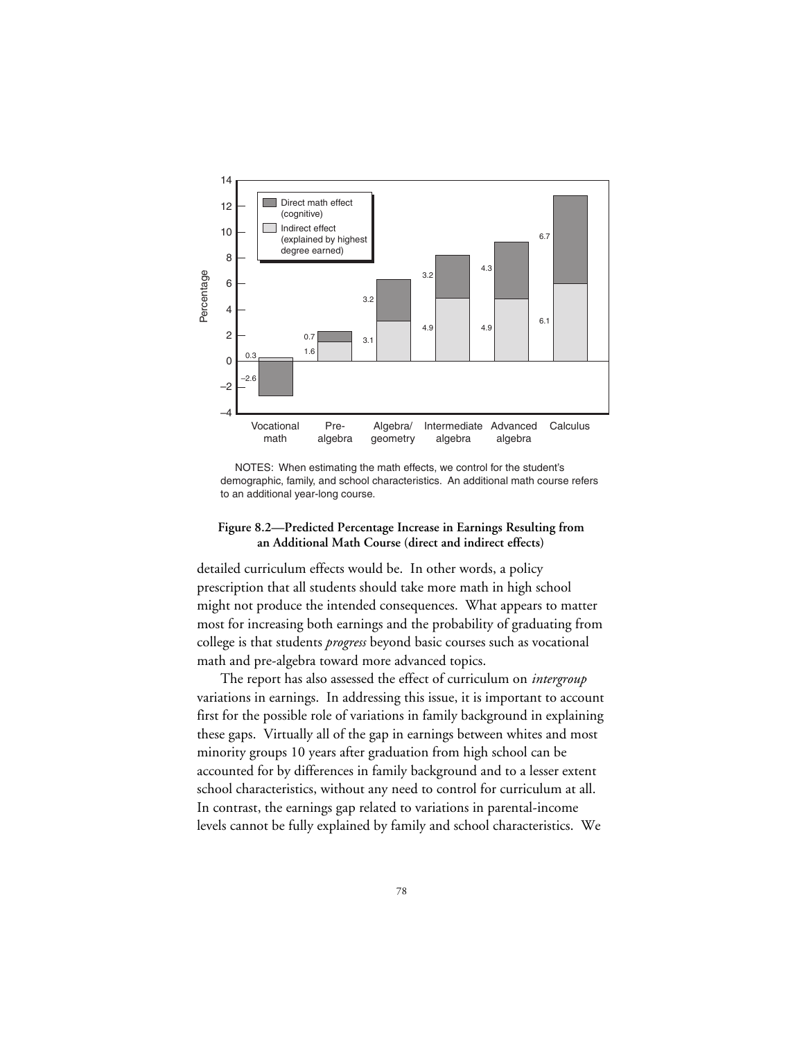NOTES: When estimating the math effects, we control for the student's demographic, family, and school characteristics. An additional math course refers to an additional year-long course.

**Figure 8.2—Predicted Percentage Increase in Earnings Resulting from an Additional Math Course (direct and indirect effects)**

detailed curriculum effects would be. In other words, a policy prescription that all students should take more math in high school might not produce the intended consequences. What appears to matter most for increasing both earnings and the probability of graduating from college is that students *progress* beyond basic courses such as vocational math and pre-algebra toward more advanced topics.

The report has also assessed the effect of curriculum on *intergroup* variations in earnings. In addressing this issue, it is important to account first for the possible role of variations in family background in explaining these gaps. Virtually all of the gap in earnings between whites and most minority groups 10 years after graduation from high school can be accounted for by differences in family background and to a lesser extent school characteristics, without any need to control for curriculum at all. In contrast, the earnings gap related to variations in parental-income levels cannot be fully explained by family and school characteristics. We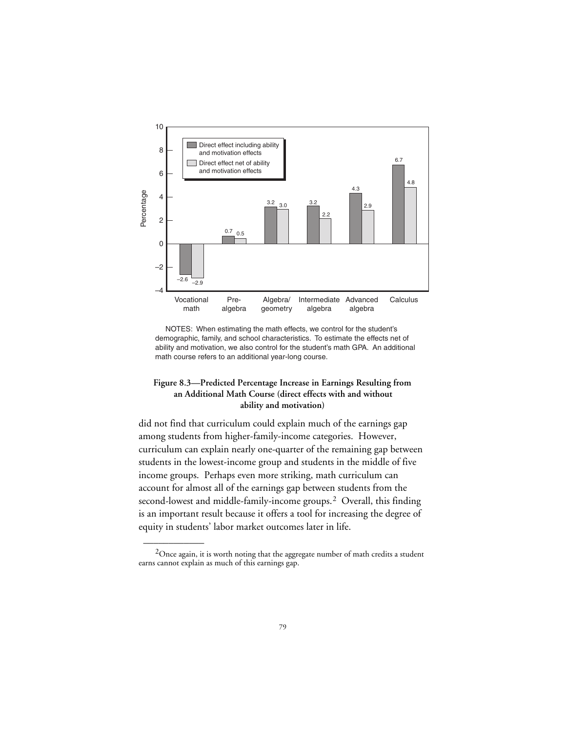NOTES: When estimating the math effects, we control for the student's demographic, family, and school characteristics. To estimate the effects net of ability and motivation, we also control for the student's math GPA. An additional math course refers to an additional year-long course.

**Figure 8.3—Predicted Percentage Increase in Earnings Resulting from an Additional Math Course (direct effects with and without ability and motivation)**

did not find that curriculum could explain much of the earnings gap among students from higher-family-income categories. However, curriculum can explain nearly one-quarter of the remaining gap between students in the lowest-income group and students in the middle of five income groups. Perhaps even more striking, math curriculum can account for almost all of the earnings gap between students from the second-lowest and middle-family-income groups.[2] Overall, this finding is an important result because it offers a tool for increasing the degree of equity in students' labor market outcomes later in life.

---

[2]Once again, it is worth noting that the aggregate number of math credits a student earns cannot explain as much of this earnings gap.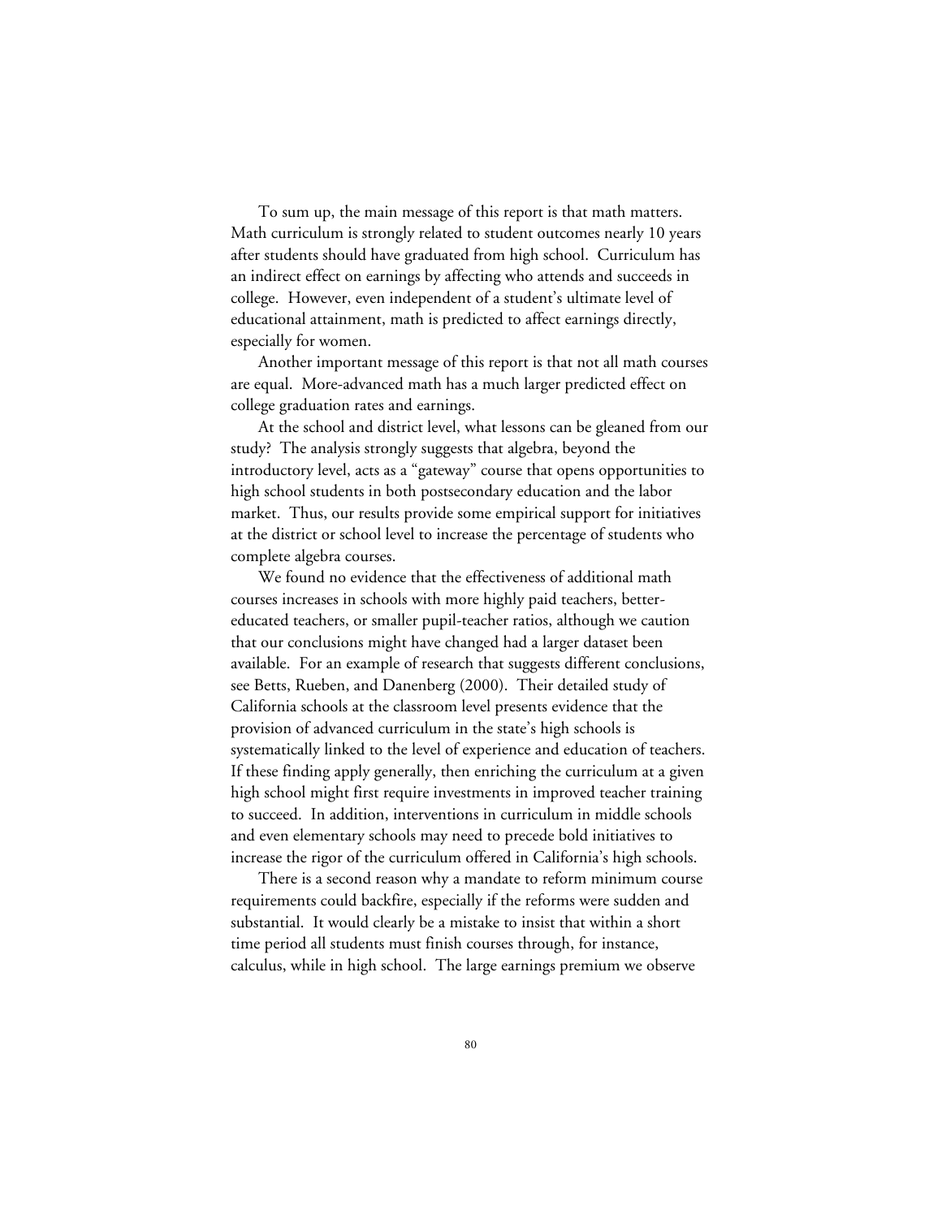To sum up, the main message of this report is that math matters. Math curriculum is strongly related to student outcomes nearly 10 years after students should have graduated from high school. Curriculum has an indirect effect on earnings by affecting who attends and succeeds in college. However, even independent of a student's ultimate level of educational attainment, math is predicted to affect earnings directly, especially for women.

Another important message of this report is that not all math courses are equal. More-advanced math has a much larger predicted effect on college graduation rates and earnings.

At the school and district level, what lessons can be gleaned from our study? The analysis strongly suggests that algebra, beyond the introductory level, acts as a "gateway" course that opens opportunities to high school students in both postsecondary education and the labor market. Thus, our results provide some empirical support for initiatives at the district or school level to increase the percentage of students who complete algebra courses.

We found no evidence that the effectiveness of additional math courses increases in schools with more highly paid teachers, better-educated teachers, or smaller pupil-teacher ratios, although we caution that our conclusions might have changed had a larger dataset been available. For an example of research that suggests different conclusions, see Betts, Rueben, and Danenberg (2000). Their detailed study of California schools at the classroom level presents evidence that the provision of advanced curriculum in the state's high schools is systematically linked to the level of experience and education of teachers. If these finding apply generally, then enriching the curriculum at a given high school might first require investments in improved teacher training to succeed. In addition, interventions in curriculum in middle schools and even elementary schools may need to precede bold initiatives to increase the rigor of the curriculum offered in California's high schools.

There is a second reason why a mandate to reform minimum course requirements could backfire, especially if the reforms were sudden and substantial. It would clearly be a mistake to insist that within a short time period all students must finish courses through, for instance, calculus, while in high school. The large earnings premium we observe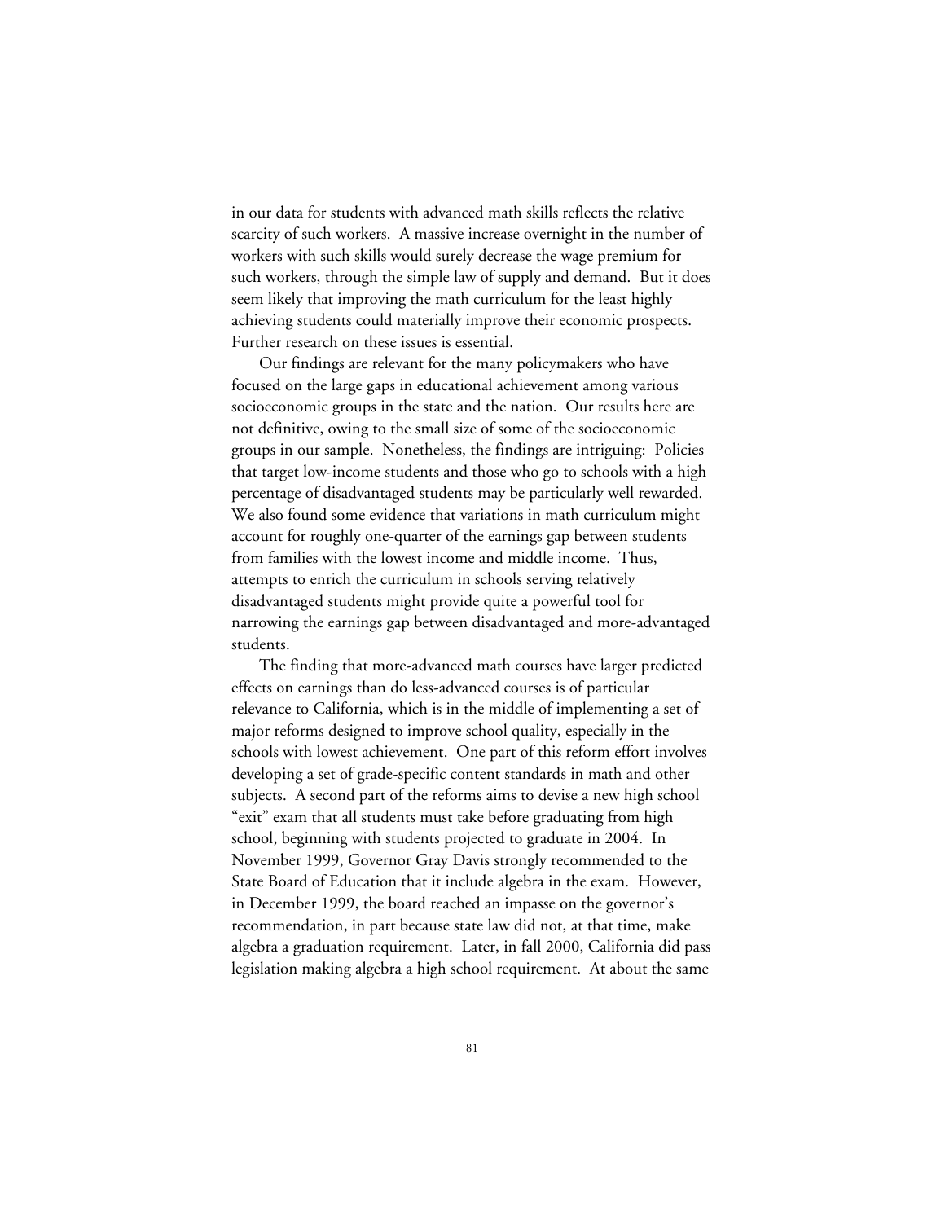in our data for students with advanced math skills reflects the relative scarcity of such workers. A massive increase overnight in the number of workers with such skills would surely decrease the wage premium for such workers, through the simple law of supply and demand. But it does seem likely that improving the math curriculum for the least highly achieving students could materially improve their economic prospects. Further research on these issues is essential.

Our findings are relevant for the many policymakers who have focused on the large gaps in educational achievement among various socioeconomic groups in the state and the nation. Our results here are not definitive, owing to the small size of some of the socioeconomic groups in our sample. Nonetheless, the findings are intriguing: Policies that target low-income students and those who go to schools with a high percentage of disadvantaged students may be particularly well rewarded. We also found some evidence that variations in math curriculum might account for roughly one-quarter of the earnings gap between students from families with the lowest income and middle income. Thus, attempts to enrich the curriculum in schools serving relatively disadvantaged students might provide quite a powerful tool for narrowing the earnings gap between disadvantaged and more-advantaged students.

The finding that more-advanced math courses have larger predicted effects on earnings than do less-advanced courses is of particular relevance to California, which is in the middle of implementing a set of major reforms designed to improve school quality, especially in the schools with lowest achievement. One part of this reform effort involves developing a set of grade-specific content standards in math and other subjects. A second part of the reforms aims to devise a new high school "exit" exam that all students must take before graduating from high school, beginning with students projected to graduate in 2004. In November 1999, Governor Gray Davis strongly recommended to the State Board of Education that it include algebra in the exam. However, in December 1999, the board reached an impasse on the governor's recommendation, in part because state law did not, at that time, make algebra a graduation requirement. Later, in fall 2000, California did pass legislation making algebra a high school requirement. At about the same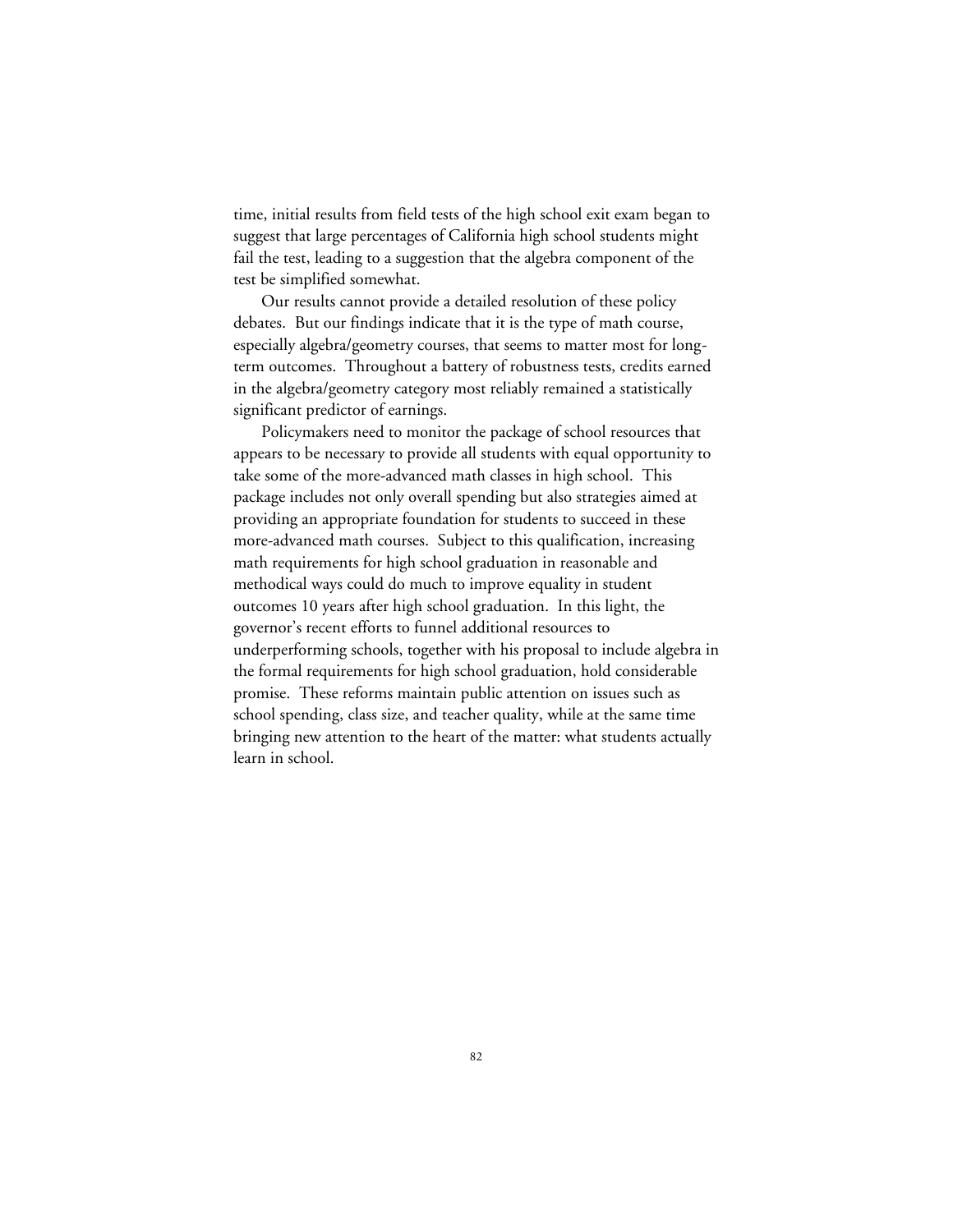time, initial results from field tests of the high school exit exam began to suggest that large percentages of California high school students might fail the test, leading to a suggestion that the algebra component of the test be simplified somewhat.

Our results cannot provide a detailed resolution of these policy debates. But our findings indicate that it is the type of math course, especially algebra/geometry courses, that seems to matter most for long-term outcomes. Throughout a battery of robustness tests, credits earned in the algebra/geometry category most reliably remained a statistically significant predictor of earnings.

Policymakers need to monitor the package of school resources that appears to be necessary to provide all students with equal opportunity to take some of the more-advanced math classes in high school. This package includes not only overall spending but also strategies aimed at providing an appropriate foundation for students to succeed in these more-advanced math courses. Subject to this qualification, increasing math requirements for high school graduation in reasonable and methodical ways could do much to improve equality in student outcomes 10 years after high school graduation. In this light, the governor's recent efforts to funnel additional resources to underperforming schools, together with his proposal to include algebra in the formal requirements for high school graduation, hold considerable promise. These reforms maintain public attention on issues such as school spending, class size, and teacher quality, while at the same time bringing new attention to the heart of the matter: what students actually learn in school.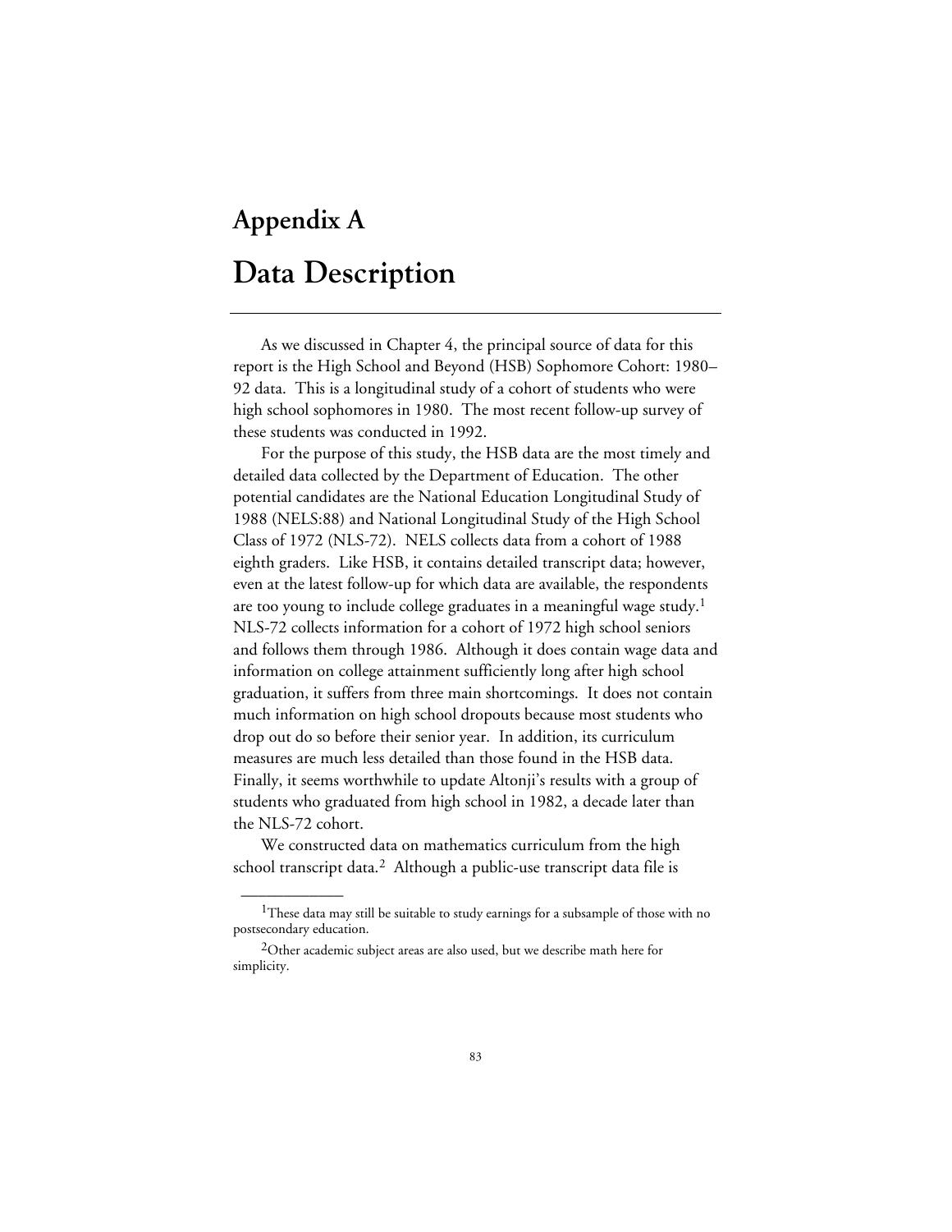# Appendix A

# Data Description

As we discussed in Chapter 4, the principal source of data for this report is the High School and Beyond (HSB) Sophomore Cohort: 1980–92 data. This is a longitudinal study of a cohort of students who were high school sophomores in 1980. The most recent follow-up survey of these students was conducted in 1992.

For the purpose of this study, the HSB data are the most timely and detailed data collected by the Department of Education. The other potential candidates are the National Education Longitudinal Study of 1988 (NELS:88) and National Longitudinal Study of the High School Class of 1972 (NLS-72). NELS collects data from a cohort of 1988 eighth graders. Like HSB, it contains detailed transcript data; however, even at the latest follow-up for which data are available, the respondents are too young to include college graduates in a meaningful wage study.[1] NLS-72 collects information for a cohort of 1972 high school seniors and follows them through 1986. Although it does contain wage data and information on college attainment sufficiently long after high school graduation, it suffers from three main shortcomings. It does not contain much information on high school dropouts because most students who drop out do so before their senior year. In addition, its curriculum measures are much less detailed than those found in the HSB data. Finally, it seems worthwhile to update Altonji's results with a group of students who graduated from high school in 1982, a decade later than the NLS-72 cohort.

We constructed data on mathematics curriculum from the high school transcript data.[2] Although a public-use transcript data file is

---

[1]These data may still be suitable to study earnings for a subsample of those with no postsecondary education.

[2]Other academic subject areas are also used, but we describe math here for simplicity.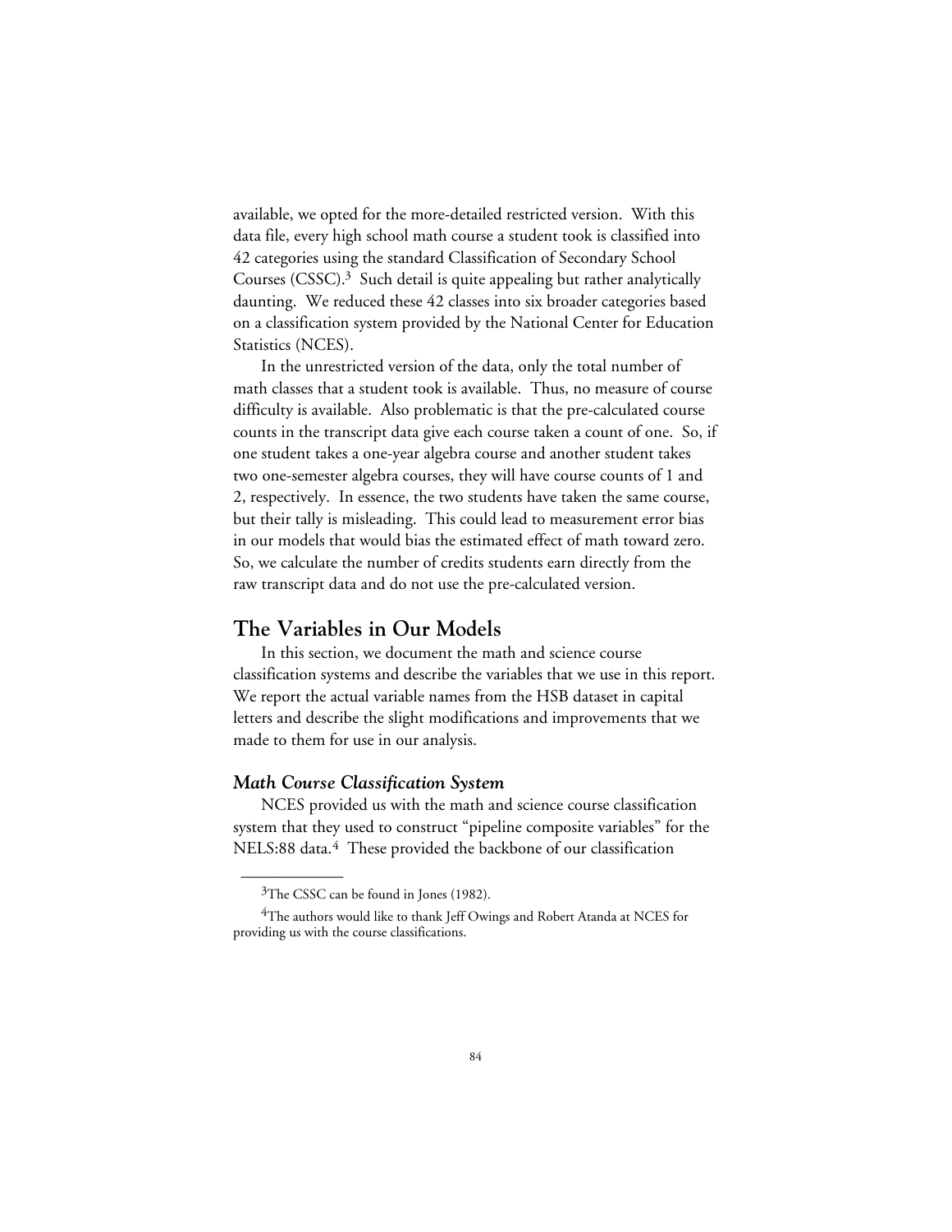available, we opted for the more-detailed restricted version. With this data file, every high school math course a student took is classified into 42 categories using the standard Classification of Secondary School Courses (CSSC).[3] Such detail is quite appealing but rather analytically daunting. We reduced these 42 classes into six broader categories based on a classification system provided by the National Center for Education Statistics (NCES).

In the unrestricted version of the data, only the total number of math classes that a student took is available. Thus, no measure of course difficulty is available. Also problematic is that the pre-calculated course counts in the transcript data give each course taken a count of one. So, if one student takes a one-year algebra course and another student takes two one-semester algebra courses, they will have course counts of 1 and 2, respectively. In essence, the two students have taken the same course, but their tally is misleading. This could lead to measurement error bias in our models that would bias the estimated effect of math toward zero. So, we calculate the number of credits students earn directly from the raw transcript data and do not use the pre-calculated version.

## The Variables in Our Models

In this section, we document the math and science course classification systems and describe the variables that we use in this report. We report the actual variable names from the HSB dataset in capital letters and describe the slight modifications and improvements that we made to them for use in our analysis.

### *Math Course Classification System*

NCES provided us with the math and science course classification system that they used to construct "pipeline composite variables" for the NELS:88 data.[4] These provided the backbone of our classification

---

[3]The CSSC can be found in Jones (1982).

[4]The authors would like to thank Jeff Owings and Robert Atanda at NCES for providing us with the course classifications.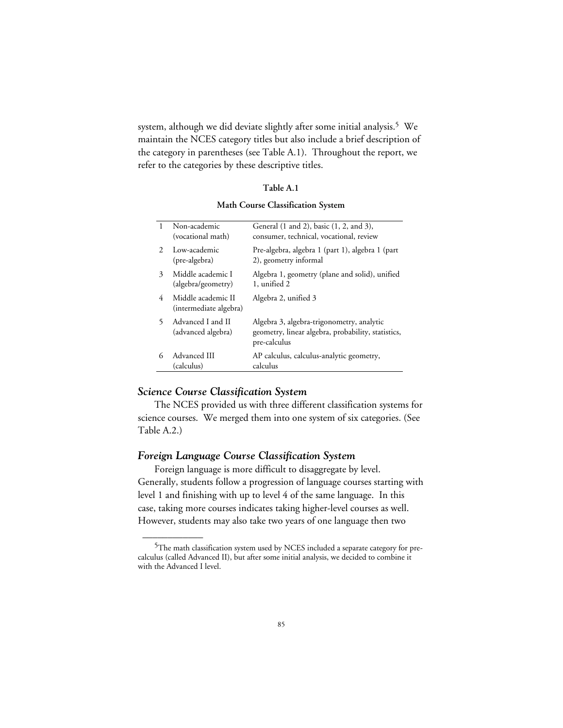system, although we did deviate slightly after some initial analysis.[5] We maintain the NCES category titles but also include a brief description of the category in parentheses (see Table A.1). Throughout the report, we refer to the categories by these descriptive titles.

**Table A.1**

**Math Course Classification System**

| | | |
|---|---|---|
| 1 | Non-academic (vocational math) | General (1 and 2), basic (1, 2, and 3), consumer, technical, vocational, review |
| 2 | Low-academic (pre-algebra) | Pre-algebra, algebra 1 (part 1), algebra 1 (part 2), geometry informal |
| 3 | Middle academic I (algebra/geometry) | Algebra 1, geometry (plane and solid), unified 1, unified 2 |
| 4 | Middle academic II (intermediate algebra) | Algebra 2, unified 3 |
| 5 | Advanced I and II (advanced algebra) | Algebra 3, algebra-trigonometry, analytic geometry, linear algebra, probability, statistics, pre-calculus |
| 6 | Advanced III (calculus) | AP calculus, calculus-analytic geometry, calculus |

### *Science Course Classification System*

The NCES provided us with three different classification systems for science courses. We merged them into one system of six categories. (See Table A.2.)

### *Foreign Language Course Classification System*

Foreign language is more difficult to disaggregate by level. Generally, students follow a progression of language courses starting with level 1 and finishing with up to level 4 of the same language. In this case, taking more courses indicates taking higher-level courses as well. However, students may also take two years of one language then two

[5]The math classification system used by NCES included a separate category for pre-calculus (called Advanced II), but after some initial analysis, we decided to combine it with the Advanced I level.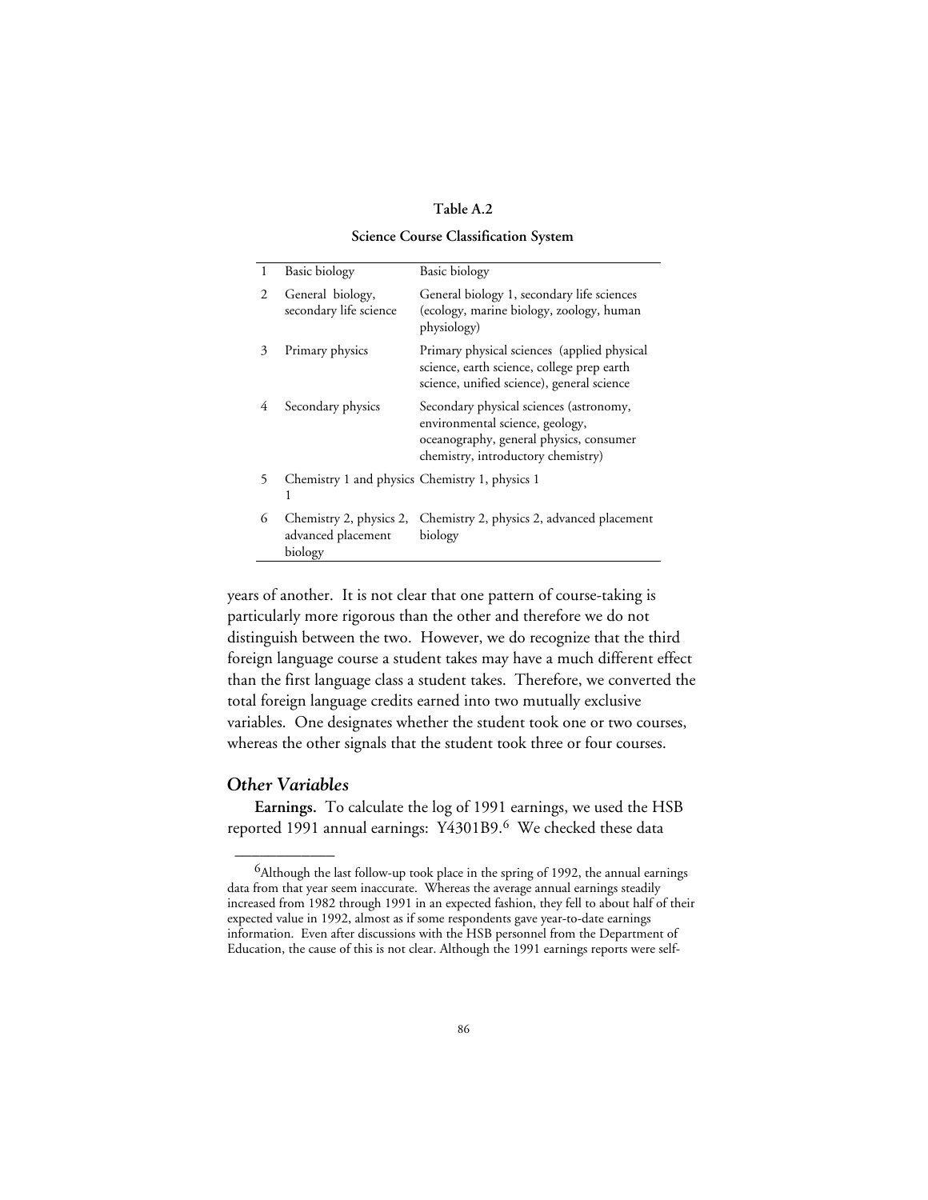**Table A.2**

**Science Course Classification System**

| | | |
|---|---|---|
| 1 | Basic biology | Basic biology |
| 2 | General biology, secondary life science | General biology 1, secondary life sciences (ecology, marine biology, zoology, human physiology) |
| 3 | Primary physics | Primary physical sciences (applied physical science, earth science, college prep earth science, unified science), general science |
| 4 | Secondary physics | Secondary physical sciences (astronomy, environmental science, geology, oceanography, general physics, consumer chemistry, introductory chemistry) |
| 5 | Chemistry 1 and physics 1 | Chemistry 1, physics 1 |
| 6 | Chemistry 2, physics 2, advanced placement biology | Chemistry 2, physics 2, advanced placement biology |

years of another. It is not clear that one pattern of course-taking is particularly more rigorous than the other and therefore we do not distinguish between the two. However, we do recognize that the third foreign language course a student takes may have a much different effect than the first language class a student takes. Therefore, we converted the total foreign language credits earned into two mutually exclusive variables. One designates whether the student took one or two courses, whereas the other signals that the student took three or four courses.

### *Other Variables*

**Earnings.** To calculate the log of 1991 earnings, we used the HSB reported 1991 annual earnings: Y4301B9.[6] We checked these data

[6]Although the last follow-up took place in the spring of 1992, the annual earnings data from that year seem inaccurate. Whereas the average annual earnings steadily increased from 1982 through 1991 in an expected fashion, they fell to about half of their expected value in 1992, almost as if some respondents gave year-to-date earnings information. Even after discussions with the HSB personnel from the Department of Education, the cause of this is not clear. Although the 1991 earnings reports were self-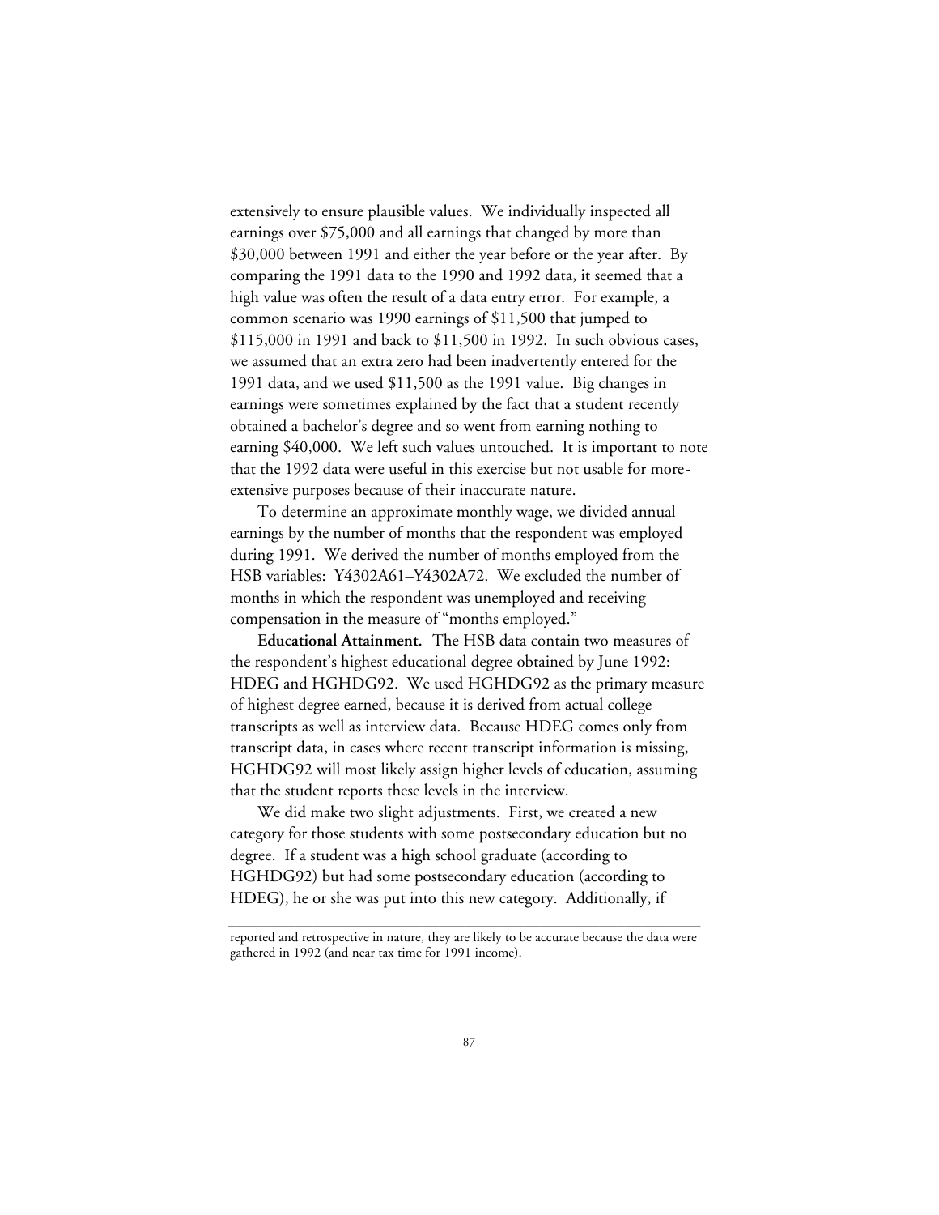extensively to ensure plausible values. We individually inspected all earnings over $75,000 and all earnings that changed by more than $30,000 between 1991 and either the year before or the year after. By comparing the 1991 data to the 1990 and 1992 data, it seemed that a high value was often the result of a data entry error. For example, a common scenario was 1990 earnings of $11,500 that jumped to $115,000 in 1991 and back to $11,500 in 1992. In such obvious cases, we assumed that an extra zero had been inadvertently entered for the 1991 data, and we used $11,500 as the 1991 value. Big changes in earnings were sometimes explained by the fact that a student recently obtained a bachelor's degree and so went from earning nothing to earning $40,000. We left such values untouched. It is important to note that the 1992 data were useful in this exercise but not usable for more-extensive purposes because of their inaccurate nature.

To determine an approximate monthly wage, we divided annual earnings by the number of months that the respondent was employed during 1991. We derived the number of months employed from the HSB variables: Y4302A61–Y4302A72. We excluded the number of months in which the respondent was unemployed and receiving compensation in the measure of "months employed."

**Educational Attainment.** The HSB data contain two measures of the respondent's highest educational degree obtained by June 1992: HDEG and HGHDG92. We used HGHDG92 as the primary measure of highest degree earned, because it is derived from actual college transcripts as well as interview data. Because HDEG comes only from transcript data, in cases where recent transcript information is missing, HGHDG92 will most likely assign higher levels of education, assuming that the student reports these levels in the interview.

We did make two slight adjustments. First, we created a new category for those students with some postsecondary education but no degree. If a student was a high school graduate (according to HGHDG92) but had some postsecondary education (according to HDEG), he or she was put into this new category. Additionally, if

---

reported and retrospective in nature, they are likely to be accurate because the data were gathered in 1992 (and near tax time for 1991 income).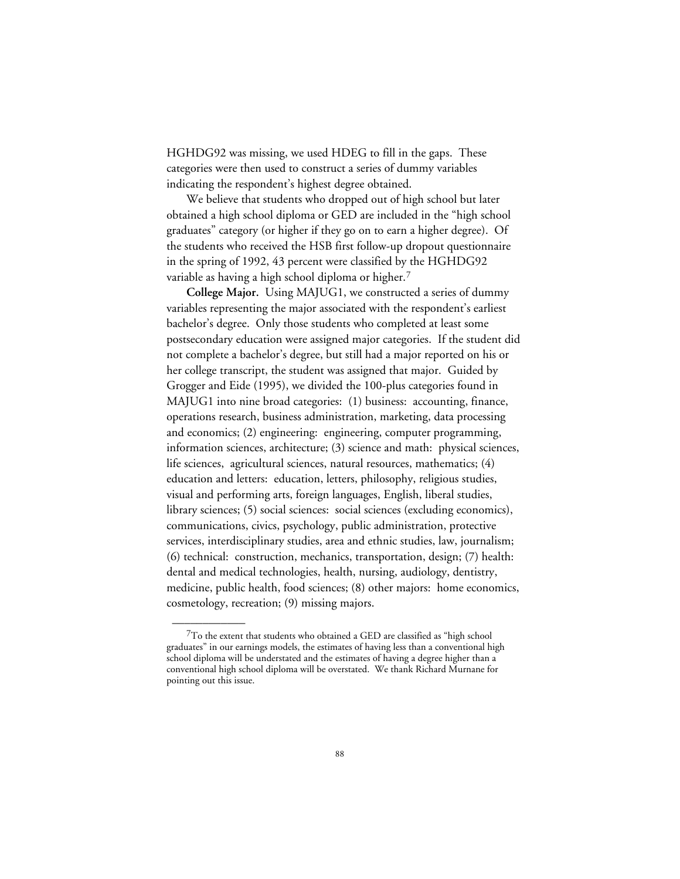HGHDG92 was missing, we used HDEG to fill in the gaps. These categories were then used to construct a series of dummy variables indicating the respondent's highest degree obtained.

We believe that students who dropped out of high school but later obtained a high school diploma or GED are included in the "high school graduates" category (or higher if they go on to earn a higher degree). Of the students who received the HSB first follow-up dropout questionnaire in the spring of 1992, 43 percent were classified by the HGHDG92 variable as having a high school diploma or higher.[7]

**College Major.** Using MAJUG1, we constructed a series of dummy variables representing the major associated with the respondent's earliest bachelor's degree. Only those students who completed at least some postsecondary education were assigned major categories. If the student did not complete a bachelor's degree, but still had a major reported on his or her college transcript, the student was assigned that major. Guided by Grogger and Eide (1995), we divided the 100-plus categories found in MAJUG1 into nine broad categories: (1) business: accounting, finance, operations research, business administration, marketing, data processing and economics; (2) engineering: engineering, computer programming, information sciences, architecture; (3) science and math: physical sciences, life sciences, agricultural sciences, natural resources, mathematics; (4) education and letters: education, letters, philosophy, religious studies, visual and performing arts, foreign languages, English, liberal studies, library sciences; (5) social sciences: social sciences (excluding economics), communications, civics, psychology, public administration, protective services, interdisciplinary studies, area and ethnic studies, law, journalism; (6) technical: construction, mechanics, transportation, design; (7) health: dental and medical technologies, health, nursing, audiology, dentistry, medicine, public health, food sciences; (8) other majors: home economics, cosmetology, recreation; (9) missing majors.

---

[7]To the extent that students who obtained a GED are classified as "high school graduates" in our earnings models, the estimates of having less than a conventional high school diploma will be understated and the estimates of having a degree higher than a conventional high school diploma will be overstated. We thank Richard Murnane for pointing out this issue.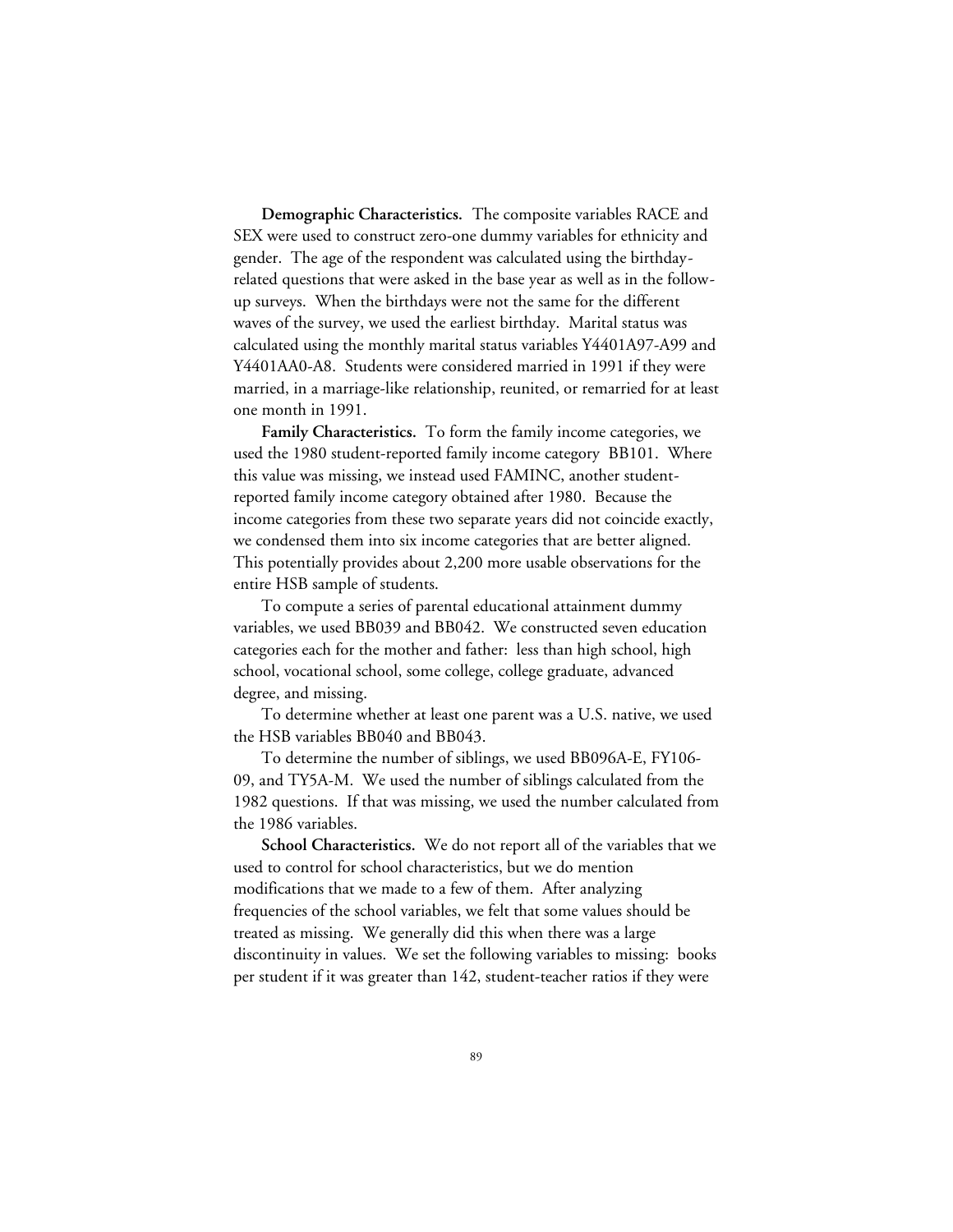**Demographic Characteristics.** The composite variables RACE and SEX were used to construct zero-one dummy variables for ethnicity and gender. The age of the respondent was calculated using the birthday-related questions that were asked in the base year as well as in the follow-up surveys. When the birthdays were not the same for the different waves of the survey, we used the earliest birthday. Marital status was calculated using the monthly marital status variables Y4401A97-A99 and Y4401AA0-A8. Students were considered married in 1991 if they were married, in a marriage-like relationship, reunited, or remarried for at least one month in 1991.

**Family Characteristics.** To form the family income categories, we used the 1980 student-reported family income category BB101. Where this value was missing, we instead used FAMINC, another student-reported family income category obtained after 1980. Because the income categories from these two separate years did not coincide exactly, we condensed them into six income categories that are better aligned. This potentially provides about 2,200 more usable observations for the entire HSB sample of students.

To compute a series of parental educational attainment dummy variables, we used BB039 and BB042. We constructed seven education categories each for the mother and father: less than high school, high school, vocational school, some college, college graduate, advanced degree, and missing.

To determine whether at least one parent was a U.S. native, we used the HSB variables BB040 and BB043.

To determine the number of siblings, we used BB096A-E, FY106-09, and TY5A-M. We used the number of siblings calculated from the 1982 questions. If that was missing, we used the number calculated from the 1986 variables.

**School Characteristics.** We do not report all of the variables that we used to control for school characteristics, but we do mention modifications that we made to a few of them. After analyzing frequencies of the school variables, we felt that some values should be treated as missing. We generally did this when there was a large discontinuity in values. We set the following variables to missing: books per student if it was greater than 142, student-teacher ratios if they were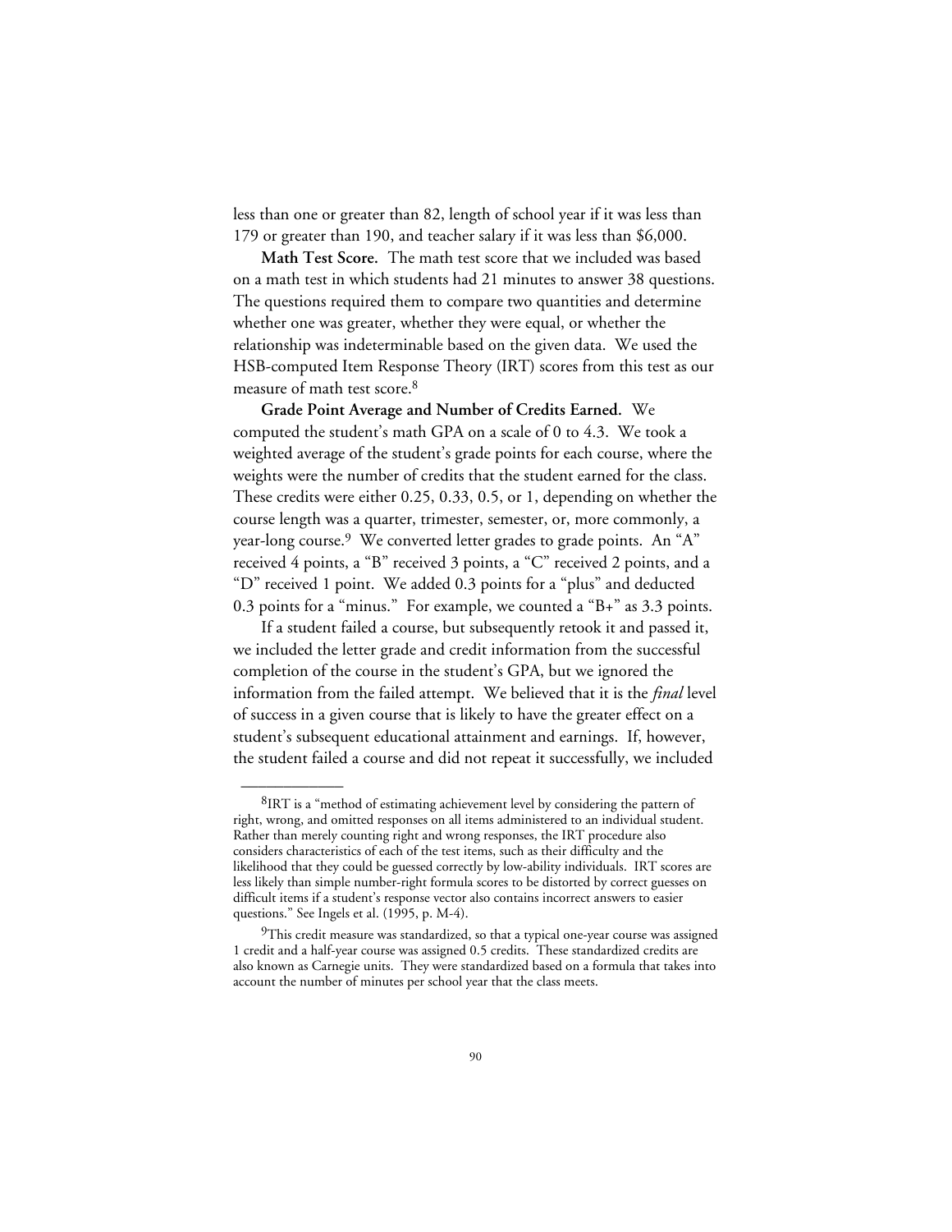less than one or greater than 82, length of school year if it was less than 179 or greater than 190, and teacher salary if it was less than $6,000.

**Math Test Score.** The math test score that we included was based on a math test in which students had 21 minutes to answer 38 questions. The questions required them to compare two quantities and determine whether one was greater, whether they were equal, or whether the relationship was indeterminable based on the given data. We used the HSB-computed Item Response Theory (IRT) scores from this test as our measure of math test score.[8]

**Grade Point Average and Number of Credits Earned.** We computed the student's math GPA on a scale of 0 to 4.3. We took a weighted average of the student's grade points for each course, where the weights were the number of credits that the student earned for the class. These credits were either 0.25, 0.33, 0.5, or 1, depending on whether the course length was a quarter, trimester, semester, or, more commonly, a year-long course.[9] We converted letter grades to grade points. An "A" received 4 points, a "B" received 3 points, a "C" received 2 points, and a "D" received 1 point. We added 0.3 points for a "plus" and deducted 0.3 points for a "minus." For example, we counted a "B+" as 3.3 points.

If a student failed a course, but subsequently retook it and passed it, we included the letter grade and credit information from the successful completion of the course in the student's GPA, but we ignored the information from the failed attempt. We believed that it is the *final* level of success in a given course that is likely to have the greater effect on a student's subsequent educational attainment and earnings. If, however, the student failed a course and did not repeat it successfully, we included

---

[8]IRT is a "method of estimating achievement level by considering the pattern of right, wrong, and omitted responses on all items administered to an individual student. Rather than merely counting right and wrong responses, the IRT procedure also considers characteristics of each of the test items, such as their difficulty and the likelihood that they could be guessed correctly by low-ability individuals. IRT scores are less likely than simple number-right formula scores to be distorted by correct guesses on difficult items if a student's response vector also contains incorrect answers to easier questions." See Ingels et al. (1995, p. M-4).

[9]This credit measure was standardized, so that a typical one-year course was assigned 1 credit and a half-year course was assigned 0.5 credits. These standardized credits are also known as Carnegie units. They were standardized based on a formula that takes into account the number of minutes per school year that the class meets.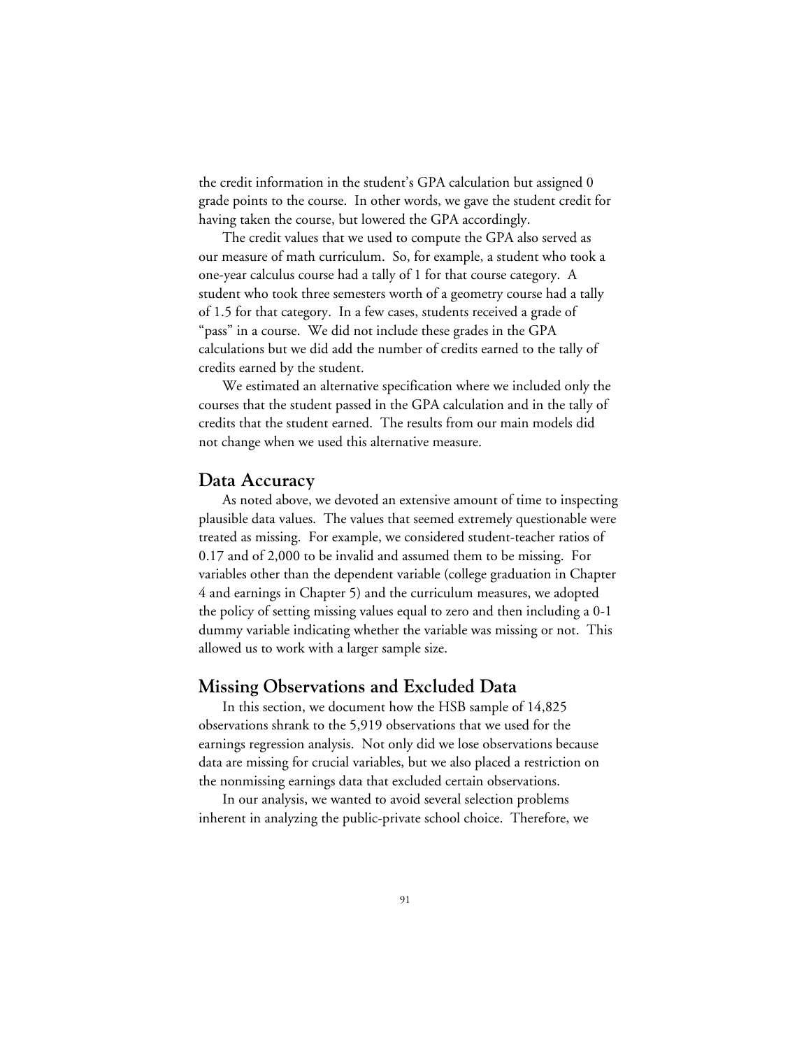the credit information in the student's GPA calculation but assigned 0 grade points to the course. In other words, we gave the student credit for having taken the course, but lowered the GPA accordingly.

The credit values that we used to compute the GPA also served as our measure of math curriculum. So, for example, a student who took a one-year calculus course had a tally of 1 for that course category. A student who took three semesters worth of a geometry course had a tally of 1.5 for that category. In a few cases, students received a grade of "pass" in a course. We did not include these grades in the GPA calculations but we did add the number of credits earned to the tally of credits earned by the student.

We estimated an alternative specification where we included only the courses that the student passed in the GPA calculation and in the tally of credits that the student earned. The results from our main models did not change when we used this alternative measure.

## Data Accuracy

As noted above, we devoted an extensive amount of time to inspecting plausible data values. The values that seemed extremely questionable were treated as missing. For example, we considered student-teacher ratios of 0.17 and of 2,000 to be invalid and assumed them to be missing. For variables other than the dependent variable (college graduation in Chapter 4 and earnings in Chapter 5) and the curriculum measures, we adopted the policy of setting missing values equal to zero and then including a 0-1 dummy variable indicating whether the variable was missing or not. This allowed us to work with a larger sample size.

## Missing Observations and Excluded Data

In this section, we document how the HSB sample of 14,825 observations shrank to the 5,919 observations that we used for the earnings regression analysis. Not only did we lose observations because data are missing for crucial variables, but we also placed a restriction on the nonmissing earnings data that excluded certain observations.

In our analysis, we wanted to avoid several selection problems inherent in analyzing the public-private school choice. Therefore, we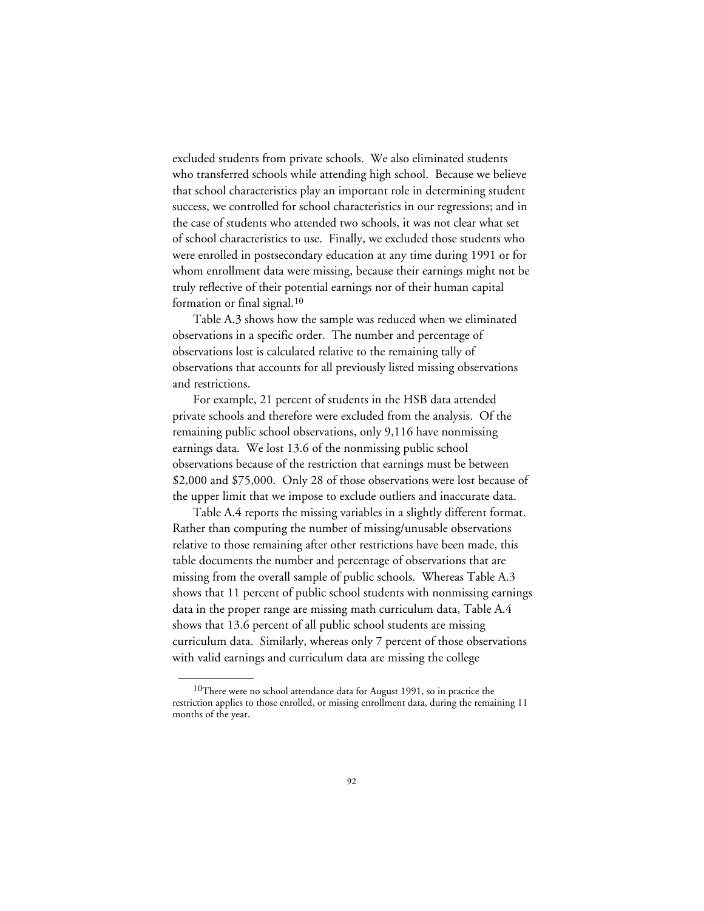excluded students from private schools. We also eliminated students who transferred schools while attending high school. Because we believe that school characteristics play an important role in determining student success, we controlled for school characteristics in our regressions; and in the case of students who attended two schools, it was not clear what set of school characteristics to use. Finally, we excluded those students who were enrolled in postsecondary education at any time during 1991 or for whom enrollment data were missing, because their earnings might not be truly reflective of their potential earnings nor of their human capital formation or final signal.[10]

Table A.3 shows how the sample was reduced when we eliminated observations in a specific order. The number and percentage of observations lost is calculated relative to the remaining tally of observations that accounts for all previously listed missing observations and restrictions.

For example, 21 percent of students in the HSB data attended private schools and therefore were excluded from the analysis. Of the remaining public school observations, only 9,116 have nonmissing earnings data. We lost 13.6 of the nonmissing public school observations because of the restriction that earnings must be between \$2,000 and \$75,000. Only 28 of those observations were lost because of the upper limit that we impose to exclude outliers and inaccurate data.

Table A.4 reports the missing variables in a slightly different format. Rather than computing the number of missing/unusable observations relative to those remaining after other restrictions have been made, this table documents the number and percentage of observations that are missing from the overall sample of public schools. Whereas Table A.3 shows that 11 percent of public school students with nonmissing earnings data in the proper range are missing math curriculum data, Table A.4 shows that 13.6 percent of all public school students are missing curriculum data. Similarly, whereas only 7 percent of those observations with valid earnings and curriculum data are missing the college

---

[10]There were no school attendance data for August 1991, so in practice the restriction applies to those enrolled, or missing enrollment data, during the remaining 11 months of the year.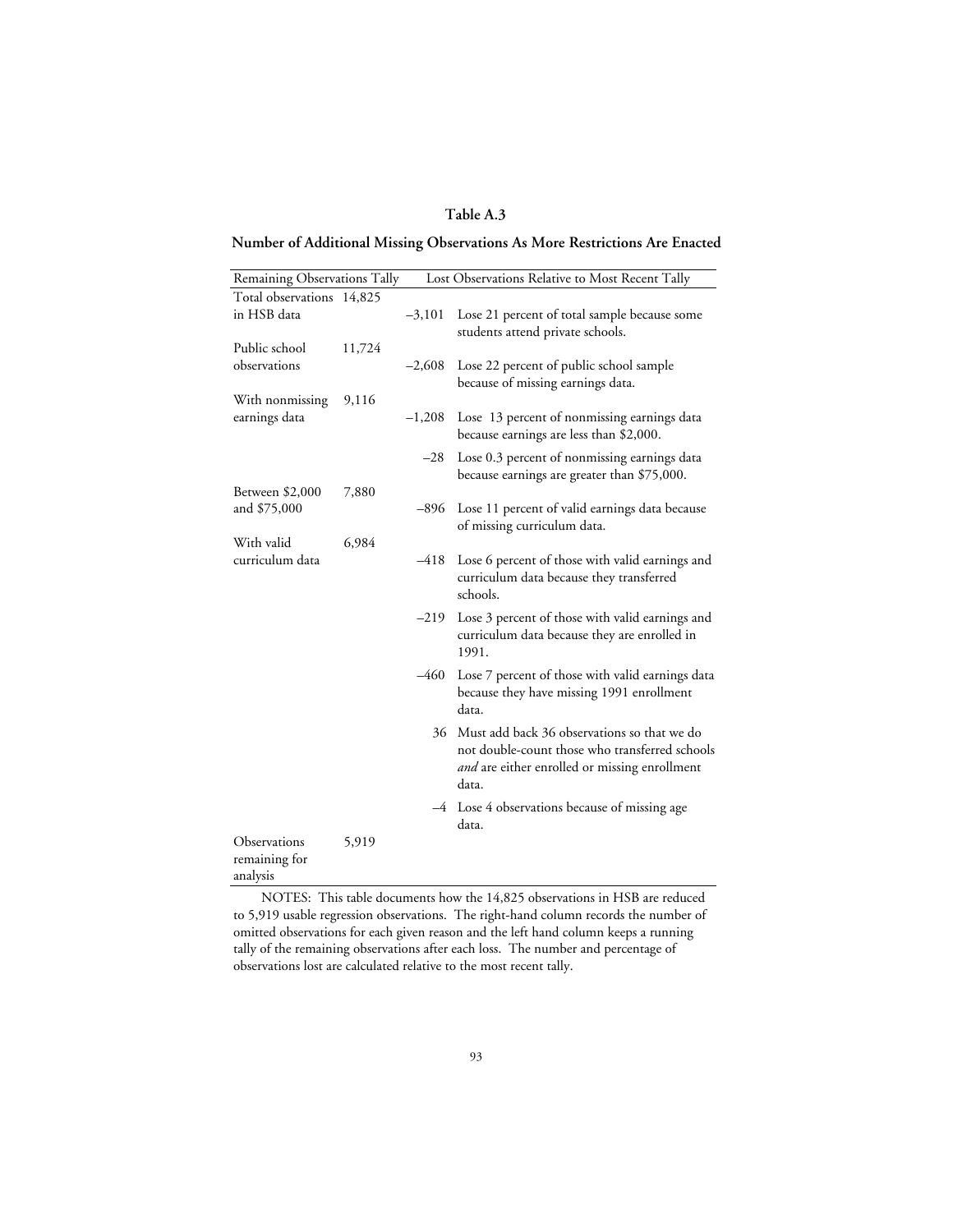**Table A.3**

**Number of Additional Missing Observations As More Restrictions Are Enacted**

| Remaining Observations Tally | | Lost Observations Relative to Most Recent Tally | |
|---|---|---|---|
| Total observations in HSB data | 14,825 | | |
| | | –3,101 | Lose 21 percent of total sample because some students attend private schools. |
| Public school observations | 11,724 | | |
| | | –2,608 | Lose 22 percent of public school sample because of missing earnings data. |
| With nonmissing earnings data | 9,116 | | |
| | | –1,208 | Lose 13 percent of nonmissing earnings data because earnings are less than $2,000. |
| | | –28 | Lose 0.3 percent of nonmissing earnings data because earnings are greater than $75,000. |
| Between $2,000 and $75,000 | 7,880 | | |
| | | –896 | Lose 11 percent of valid earnings data because of missing curriculum data. |
| With valid curriculum data | 6,984 | | |
| | | –418 | Lose 6 percent of those with valid earnings and curriculum data because they transferred schools. |
| | | –219 | Lose 3 percent of those with valid earnings and curriculum data because they are enrolled in 1991. |
| | | –460 | Lose 7 percent of those with valid earnings data because they have missing 1991 enrollment data. |
| | | 36 | Must add back 36 observations so that we do not double-count those who transferred schools *and* are either enrolled or missing enrollment data. |
| | | –4 | Lose 4 observations because of missing age data. |
| Observations remaining for analysis | 5,919 | | |

NOTES: This table documents how the 14,825 observations in HSB are reduced to 5,919 usable regression observations. The right-hand column records the number of omitted observations for each given reason and the left hand column keeps a running tally of the remaining observations after each loss. The number and percentage of observations lost are calculated relative to the most recent tally.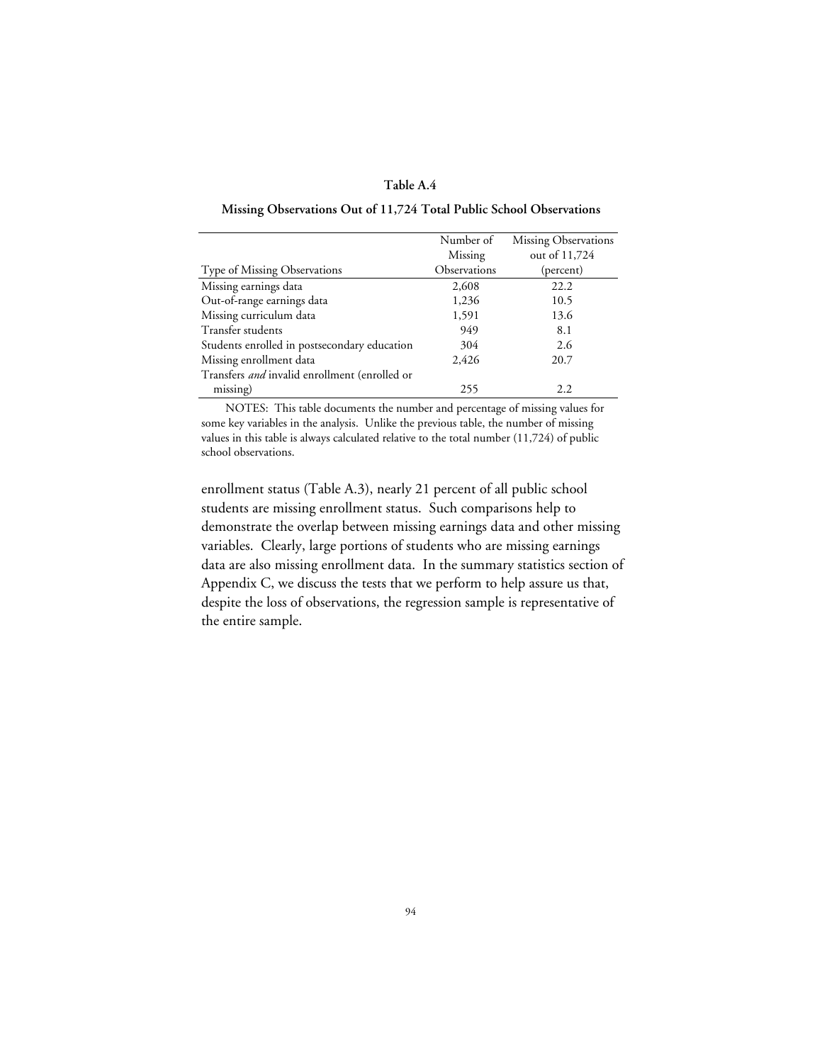**Table A.4**

**Missing Observations Out of 11,724 Total Public School Observations**

| Type of Missing Observations | Number of Missing Observations | Missing Observations out of 11,724 (percent) |
|---|---|---|
| Missing earnings data | 2,608 | 22.2 |
| Out-of-range earnings data | 1,236 | 10.5 |
| Missing curriculum data | 1,591 | 13.6 |
| Transfer students | 949 | 8.1 |
| Students enrolled in postsecondary education | 304 | 2.6 |
| Missing enrollment data | 2,426 | 20.7 |
| Transfers *and* invalid enrollment (enrolled or missing) | 255 | 2.2 |

NOTES: This table documents the number and percentage of missing values for some key variables in the analysis. Unlike the previous table, the number of missing values in this table is always calculated relative to the total number (11,724) of public school observations.

enrollment status (Table A.3), nearly 21 percent of all public school students are missing enrollment status. Such comparisons help to demonstrate the overlap between missing earnings data and other missing variables. Clearly, large portions of students who are missing earnings data are also missing enrollment data. In the summary statistics section of Appendix C, we discuss the tests that we perform to help assure us that, despite the loss of observations, the regression sample is representative of the entire sample.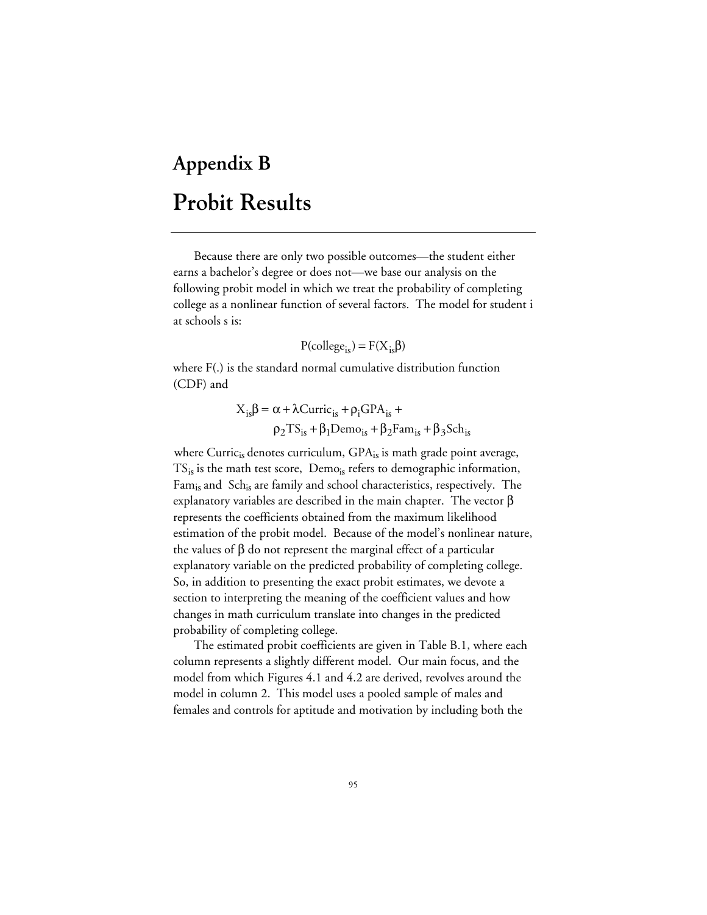# Appendix B

# Probit Results

Because there are only two possible outcomes—the student either earns a bachelor's degree or does not—we base our analysis on the following probit model in which we treat the probability of completing college as a nonlinear function of several factors. The model for student i at schools s is:

$$P(\text{college}_{is}) = F(X_{is}\beta)$$

where F(.) is the standard normal cumulative distribution function (CDF) and

$$X_{is}\beta = \alpha + \lambda \text{Curric}_{is} + \rho_i \text{GPA}_{is} + \rho_2 \text{TS}_{is} + \beta_1 \text{Demo}_{is} + \beta_2 \text{Fam}_{is} + \beta_3 \text{Sch}_{is}$$

where $\text{Curric}_{is}$ denotes curriculum, $\text{GPA}_{is}$ is math grade point average, $\text{TS}_{is}$ is the math test score, $\text{Demo}_{is}$ refers to demographic information, $\text{Fam}_{is}$ and $\text{Sch}_{is}$ are family and school characteristics, respectively. The explanatory variables are described in the main chapter. The vector $\beta$ represents the coefficients obtained from the maximum likelihood estimation of the probit model. Because of the model's nonlinear nature, the values of $\beta$ do not represent the marginal effect of a particular explanatory variable on the predicted probability of completing college. So, in addition to presenting the exact probit estimates, we devote a section to interpreting the meaning of the coefficient values and how changes in math curriculum translate into changes in the predicted probability of completing college.

The estimated probit coefficients are given in Table B.1, where each column represents a slightly different model. Our main focus, and the model from which Figures 4.1 and 4.2 are derived, revolves around the model in column 2. This model uses a pooled sample of males and females and controls for aptitude and motivation by including both the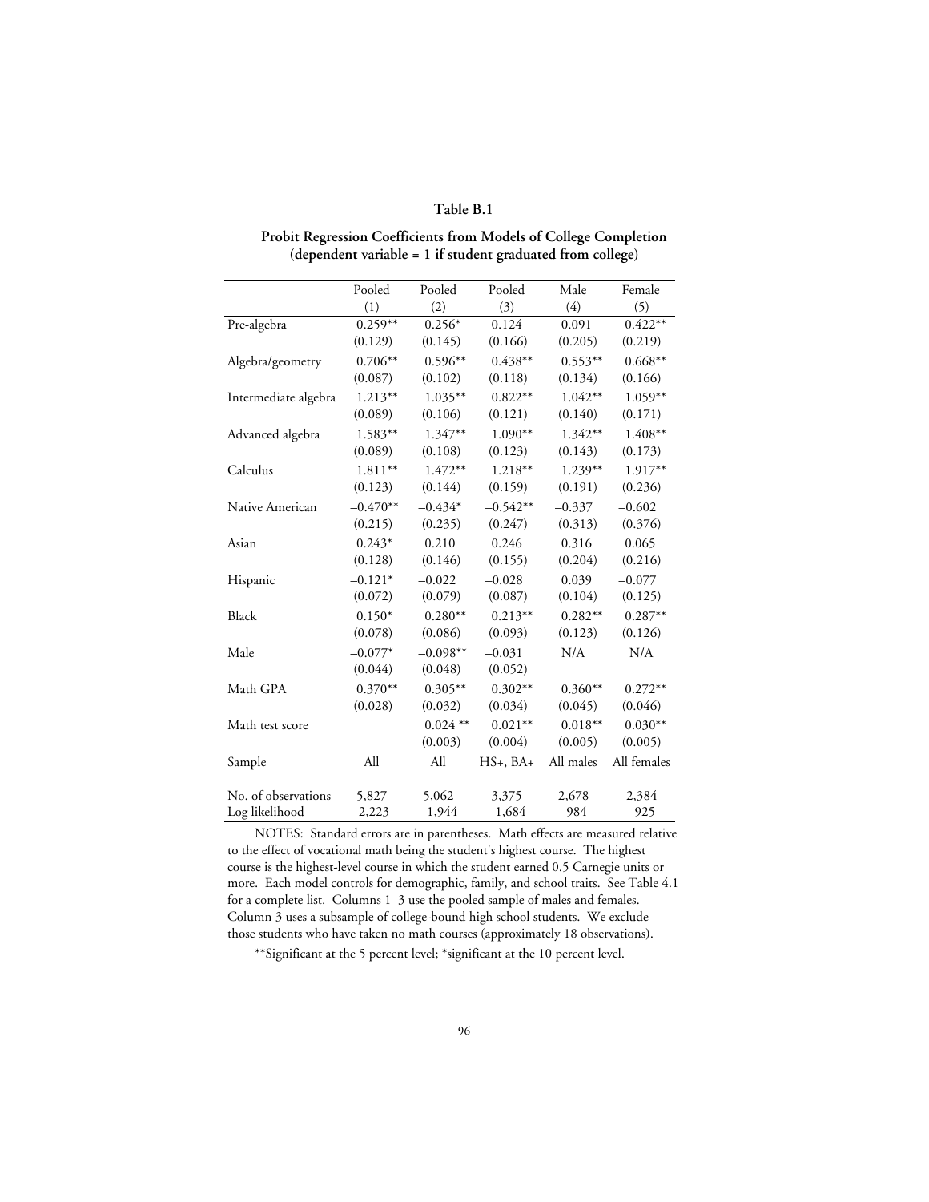**Table B.1**

**Probit Regression Coefficients from Models of College Completion (dependent variable = 1 if student graduated from college)**

| | Pooled (1) | Pooled (2) | Pooled (3) | Male (4) | Female (5) |
|---|---|---|---|---|---|
| Pre-algebra | 0.259** | 0.256* | 0.124 | 0.091 | 0.422** |
| | (0.129) | (0.145) | (0.166) | (0.205) | (0.219) |
| Algebra/geometry | 0.706** | 0.596** | 0.438** | 0.553** | 0.668** |
| | (0.087) | (0.102) | (0.118) | (0.134) | (0.166) |
| Intermediate algebra | 1.213** | 1.035** | 0.822** | 1.042** | 1.059** |
| | (0.089) | (0.106) | (0.121) | (0.140) | (0.171) |
| Advanced algebra | 1.583** | 1.347** | 1.090** | 1.342** | 1.408** |
| | (0.089) | (0.108) | (0.123) | (0.143) | (0.173) |
| Calculus | 1.811** | 1.472** | 1.218** | 1.239** | 1.917** |
| | (0.123) | (0.144) | (0.159) | (0.191) | (0.236) |
| Native American | –0.470** | –0.434* | –0.542** | –0.337 | –0.602 |
| | (0.215) | (0.235) | (0.247) | (0.313) | (0.376) |
| Asian | 0.243* | 0.210 | 0.246 | 0.316 | 0.065 |
| | (0.128) | (0.146) | (0.155) | (0.204) | (0.216) |
| Hispanic | –0.121* | –0.022 | –0.028 | 0.039 | –0.077 |
| | (0.072) | (0.079) | (0.087) | (0.104) | (0.125) |
| Black | 0.150* | 0.280** | 0.213** | 0.282** | 0.287** |
| | (0.078) | (0.086) | (0.093) | (0.123) | (0.126) |
| Male | –0.077* | –0.098** | –0.031 | N/A | N/A |
| | (0.044) | (0.048) | (0.052) | | |
| Math GPA | 0.370** | 0.305** | 0.302** | 0.360** | 0.272** |
| | (0.028) | (0.032) | (0.034) | (0.045) | (0.046) |
| Math test score | | 0.024 ** | 0.021** | 0.018** | 0.030** |
| | | (0.003) | (0.004) | (0.005) | (0.005) |
| Sample | All | All | HS+, BA+ | All males | All females |
| No. of observations | 5,827 | 5,062 | 3,375 | 2,678 | 2,384 |
| Log likelihood | –2,223 | –1,944 | –1,684 | –984 | –925 |

NOTES: Standard errors are in parentheses. Math effects are measured relative to the effect of vocational math being the student's highest course. The highest course is the highest-level course in which the student earned 0.5 Carnegie units or more. Each model controls for demographic, family, and school traits. See Table 4.1 for a complete list. Columns 1–3 use the pooled sample of males and females. Column 3 uses a subsample of college-bound high school students. We exclude those students who have taken no math courses (approximately 18 observations).

**Significant at the 5 percent level; *significant at the 10 percent level.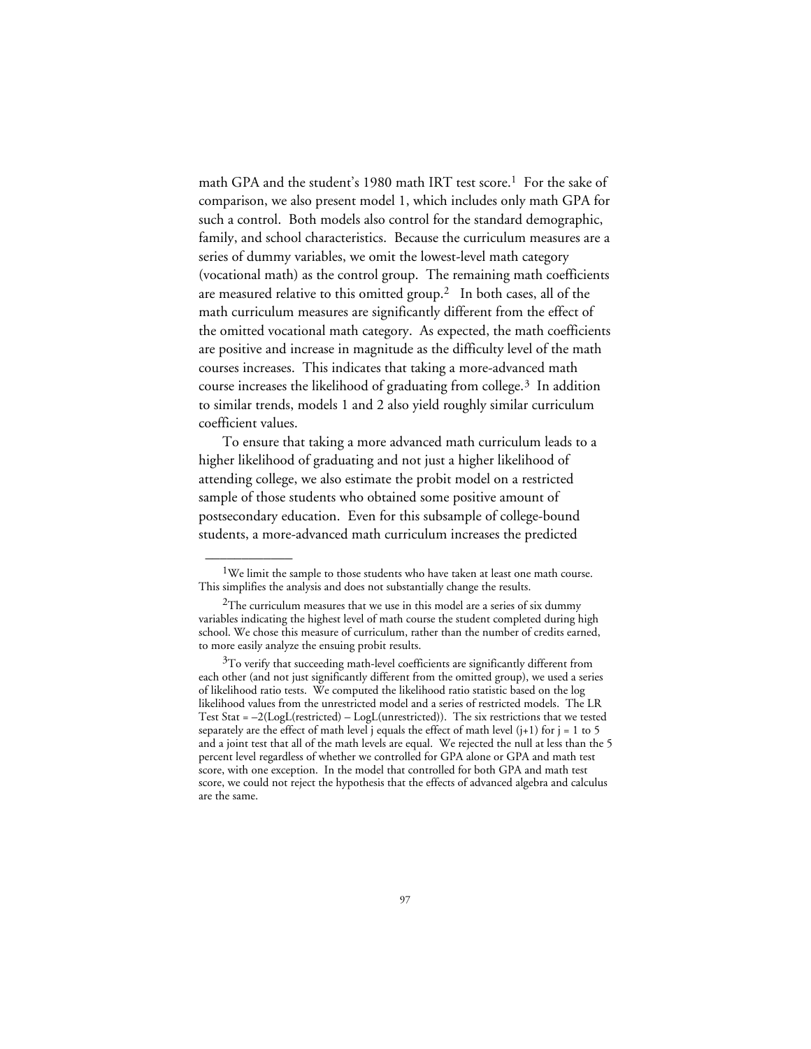math GPA and the student's 1980 math IRT test score.[1] For the sake of comparison, we also present model 1, which includes only math GPA for such a control. Both models also control for the standard demographic, family, and school characteristics. Because the curriculum measures are a series of dummy variables, we omit the lowest-level math category (vocational math) as the control group. The remaining math coefficients are measured relative to this omitted group.[2] In both cases, all of the math curriculum measures are significantly different from the effect of the omitted vocational math category. As expected, the math coefficients are positive and increase in magnitude as the difficulty level of the math courses increases. This indicates that taking a more-advanced math course increases the likelihood of graduating from college.[3] In addition to similar trends, models 1 and 2 also yield roughly similar curriculum coefficient values.

To ensure that taking a more advanced math curriculum leads to a higher likelihood of graduating and not just a higher likelihood of attending college, we also estimate the probit model on a restricted sample of those students who obtained some positive amount of postsecondary education. Even for this subsample of college-bound students, a more-advanced math curriculum increases the predicted

---

[1] We limit the sample to those students who have taken at least one math course. This simplifies the analysis and does not substantially change the results.

[2] The curriculum measures that we use in this model are a series of six dummy variables indicating the highest level of math course the student completed during high school. We chose this measure of curriculum, rather than the number of credits earned, to more easily analyze the ensuing probit results.

[3] To verify that succeeding math-level coefficients are significantly different from each other (and not just significantly different from the omitted group), we used a series of likelihood ratio tests. We computed the likelihood ratio statistic based on the log likelihood values from the unrestricted model and a series of restricted models. The LR Test Stat = $-2(\text{LogL(restricted)} - \text{LogL(unrestricted)})$. The six restrictions that we tested separately are the effect of math level j equals the effect of math level $(j+1)$ for $j = 1$ to 5 and a joint test that all of the math levels are equal. We rejected the null at less than the 5 percent level regardless of whether we controlled for GPA alone or GPA and math test score, with one exception. In the model that controlled for both GPA and math test score, we could not reject the hypothesis that the effects of advanced algebra and calculus are the same.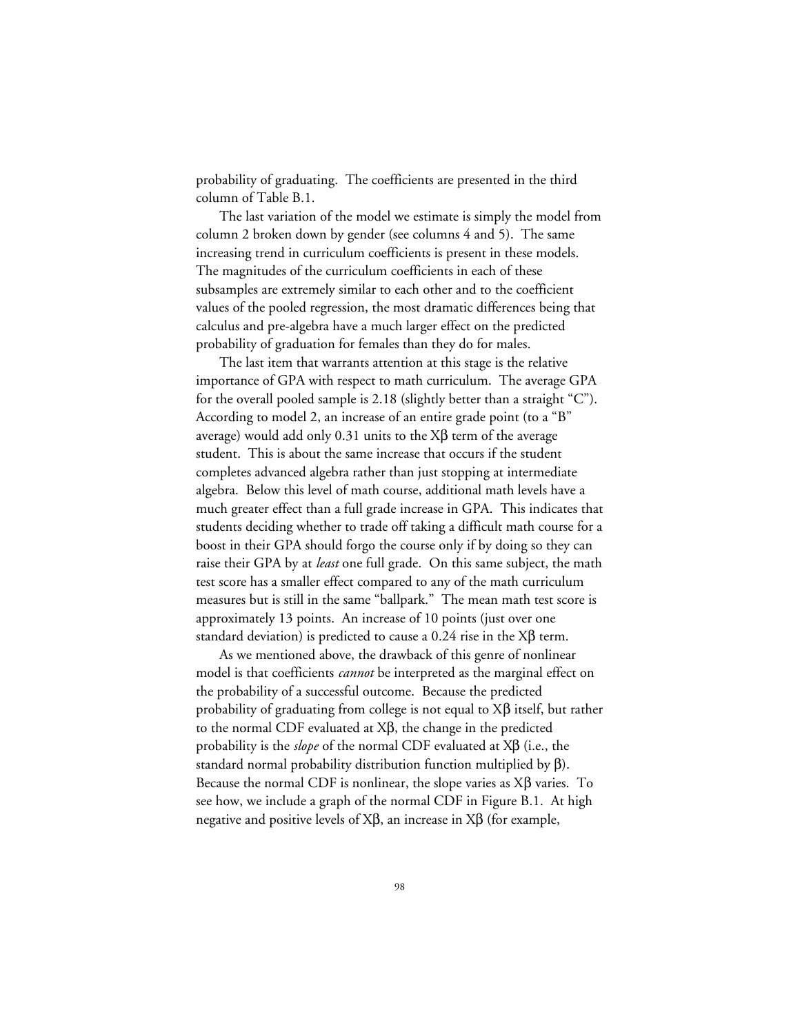probability of graduating. The coefficients are presented in the third column of Table B.1.

The last variation of the model we estimate is simply the model from column 2 broken down by gender (see columns 4 and 5). The same increasing trend in curriculum coefficients is present in these models. The magnitudes of the curriculum coefficients in each of these subsamples are extremely similar to each other and to the coefficient values of the pooled regression, the most dramatic differences being that calculus and pre-algebra have a much larger effect on the predicted probability of graduation for females than they do for males.

The last item that warrants attention at this stage is the relative importance of GPA with respect to math curriculum. The average GPA for the overall pooled sample is 2.18 (slightly better than a straight "C"). According to model 2, an increase of an entire grade point (to a "B" average) would add only 0.31 units to the $X\beta$ term of the average student. This is about the same increase that occurs if the student completes advanced algebra rather than just stopping at intermediate algebra. Below this level of math course, additional math levels have a much greater effect than a full grade increase in GPA. This indicates that students deciding whether to trade off taking a difficult math course for a boost in their GPA should forgo the course only if by doing so they can raise their GPA by at *least* one full grade. On this same subject, the math test score has a smaller effect compared to any of the math curriculum measures but is still in the same "ballpark." The mean math test score is approximately 13 points. An increase of 10 points (just over one standard deviation) is predicted to cause a 0.24 rise in the $X\beta$ term.

As we mentioned above, the drawback of this genre of nonlinear model is that coefficients *cannot* be interpreted as the marginal effect on the probability of a successful outcome. Because the predicted probability of graduating from college is not equal to $X\beta$ itself, but rather to the normal CDF evaluated at $X\beta$, the change in the predicted probability is the *slope* of the normal CDF evaluated at $X\beta$ (i.e., the standard normal probability distribution function multiplied by $\beta$). Because the normal CDF is nonlinear, the slope varies as $X\beta$ varies. To see how, we include a graph of the normal CDF in Figure B.1. At high negative and positive levels of $X\beta$, an increase in $X\beta$ (for example,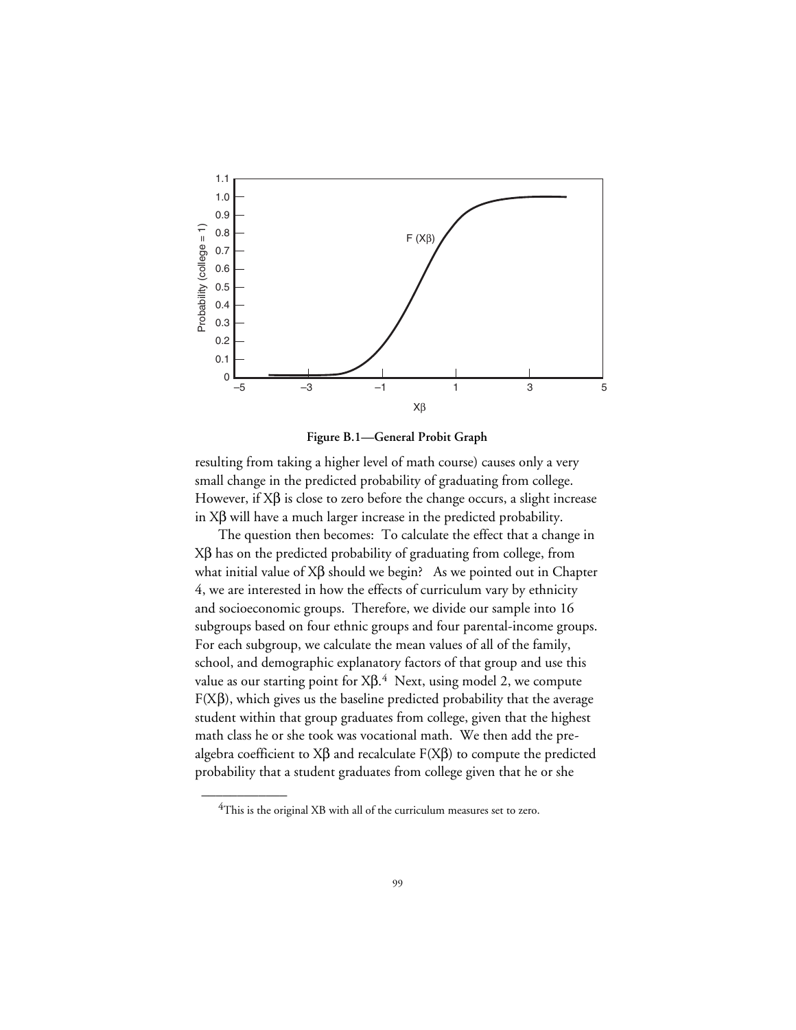**Figure B.1—General Probit Graph**

resulting from taking a higher level of math course) causes only a very small change in the predicted probability of graduating from college. However, if $X\beta$ is close to zero before the change occurs, a slight increase in $X\beta$ will have a much larger increase in the predicted probability.

The question then becomes: To calculate the effect that a change in $X\beta$ has on the predicted probability of graduating from college, from what initial value of $X\beta$ should we begin? As we pointed out in Chapter 4, we are interested in how the effects of curriculum vary by ethnicity and socioeconomic groups. Therefore, we divide our sample into 16 subgroups based on four ethnic groups and four parental-income groups. For each subgroup, we calculate the mean values of all of the family, school, and demographic explanatory factors of that group and use this value as our starting point for $X\beta$.[4] Next, using model 2, we compute $F(X\beta)$, which gives us the baseline predicted probability that the average student within that group graduates from college, given that the highest math class he or she took was vocational math. We then add the pre-algebra coefficient to $X\beta$ and recalculate $F(X\beta)$ to compute the predicted probability that a student graduates from college given that he or she

---

[4] This is the original XB with all of the curriculum measures set to zero.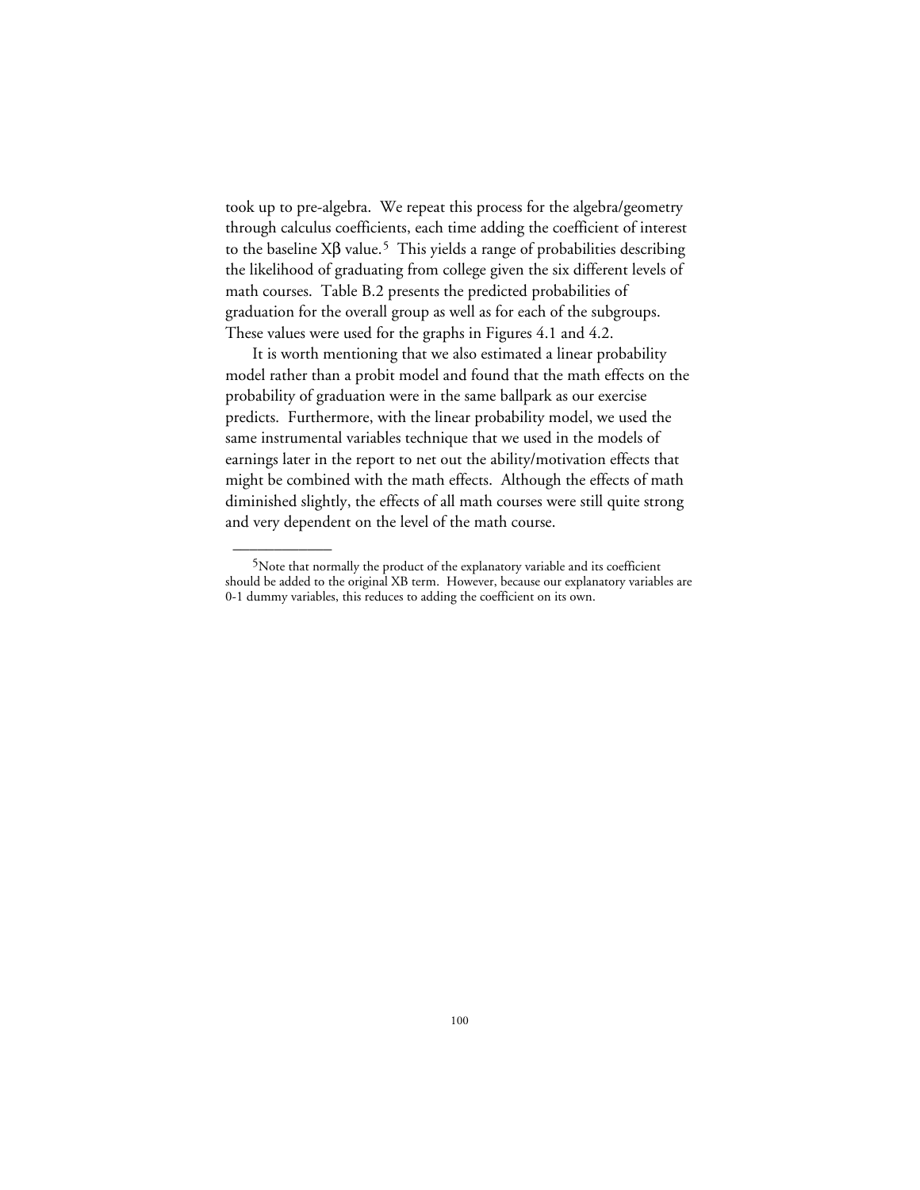took up to pre-algebra. We repeat this process for the algebra/geometry through calculus coefficients, each time adding the coefficient of interest to the baseline $X\beta$ value.[5] This yields a range of probabilities describing the likelihood of graduating from college given the six different levels of math courses. Table B.2 presents the predicted probabilities of graduation for the overall group as well as for each of the subgroups. These values were used for the graphs in Figures 4.1 and 4.2.

It is worth mentioning that we also estimated a linear probability model rather than a probit model and found that the math effects on the probability of graduation were in the same ballpark as our exercise predicts. Furthermore, with the linear probability model, we used the same instrumental variables technique that we used in the models of earnings later in the report to net out the ability/motivation effects that might be combined with the math effects. Although the effects of math diminished slightly, the effects of all math courses were still quite strong and very dependent on the level of the math course.

---

[5]Note that normally the product of the explanatory variable and its coefficient should be added to the original XB term. However, because our explanatory variables are 0-1 dummy variables, this reduces to adding the coefficient on its own.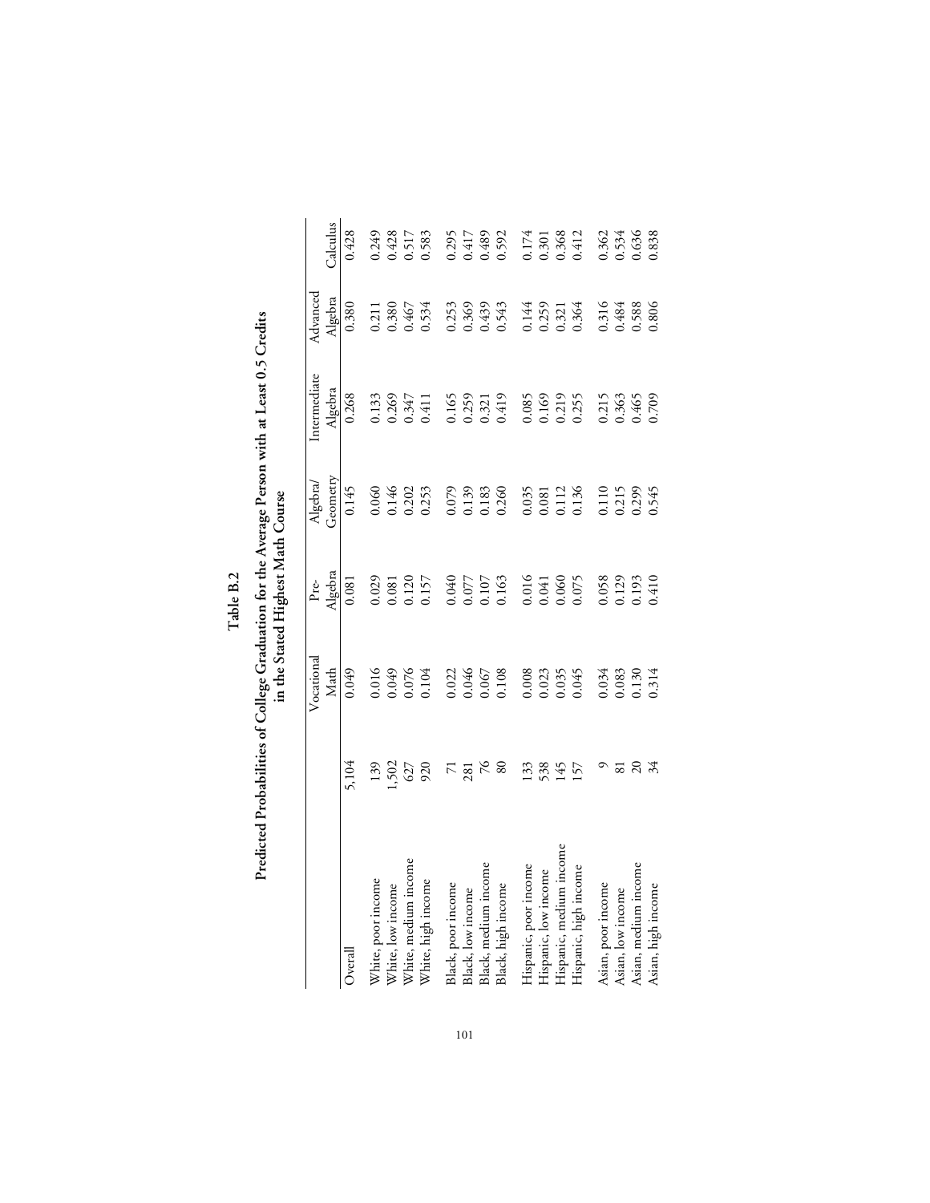**Table B.2**

**Predicted Probabilities of College Graduation for the Average Person with at Least 0.5 Credits in the Stated Highest Math Course**

| | | Vocational Math | Pre-Algebra | Algebra/ Geometry | Intermediate Algebra | Advanced Algebra | Calculus |
|---|---|---|---|---|---|---|---|
| Overall | 5,104 | 0.049 | 0.081 | 0.145 | 0.268 | 0.380 | 0.428 |
| White, poor income | 139 | 0.016 | 0.029 | 0.060 | 0.133 | 0.211 | 0.249 |
| White, low income | 1,502 | 0.049 | 0.081 | 0.146 | 0.269 | 0.380 | 0.428 |
| White, medium income | 627 | 0.076 | 0.120 | 0.202 | 0.347 | 0.467 | 0.517 |
| White, high income | 920 | 0.104 | 0.157 | 0.253 | 0.411 | 0.534 | 0.583 |
| Black, poor income | 71 | 0.022 | 0.040 | 0.079 | 0.165 | 0.253 | 0.295 |
| Black, low income | 281 | 0.046 | 0.077 | 0.139 | 0.259 | 0.369 | 0.417 |
| Black, medium income | 76 | 0.067 | 0.107 | 0.183 | 0.321 | 0.439 | 0.489 |
| Black, high income | 80 | 0.108 | 0.163 | 0.260 | 0.419 | 0.543 | 0.592 |
| Hispanic, poor income | 133 | 0.008 | 0.016 | 0.035 | 0.085 | 0.144 | 0.174 |
| Hispanic, low income | 538 | 0.023 | 0.041 | 0.081 | 0.169 | 0.259 | 0.301 |
| Hispanic, medium income | 145 | 0.035 | 0.060 | 0.112 | 0.219 | 0.321 | 0.368 |
| Hispanic, high income | 157 | 0.045 | 0.075 | 0.136 | 0.255 | 0.364 | 0.412 |
| Asian, poor income | 9 | 0.034 | 0.058 | 0.110 | 0.215 | 0.316 | 0.362 |
| Asian, low income | 81 | 0.083 | 0.129 | 0.215 | 0.363 | 0.484 | 0.534 |
| Asian, medium income | 20 | 0.130 | 0.193 | 0.299 | 0.465 | 0.588 | 0.636 |
| Asian, high income | 34 | 0.314 | 0.410 | 0.545 | 0.709 | 0.806 | 0.838 |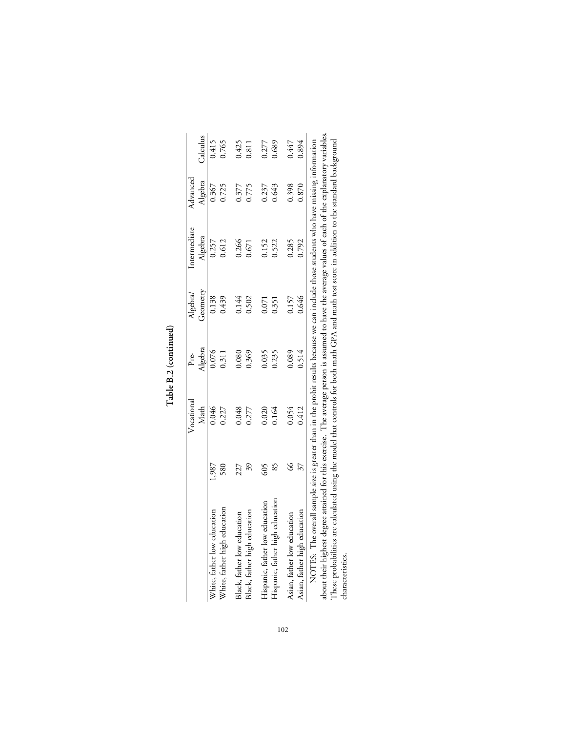**Table B.2 (continued)**

| | | Vocational Math | Pre-Algebra | Algebra/ Geometry | Intermediate Algebra | Advanced Algebra | Calculus |
|---|---|---|---|---|---|---|---|
| White, father low education | 1,987 | 0.046 | 0.076 | 0.138 | 0.257 | 0.367 | 0.415 |
| White, father high education | 580 | 0.227 | 0.311 | 0.439 | 0.612 | 0.725 | 0.765 |
| Black, father low education | 227 | 0.048 | 0.080 | 0.144 | 0.266 | 0.377 | 0.425 |
| Black, father high education | 39 | 0.277 | 0.369 | 0.502 | 0.671 | 0.775 | 0.811 |
| Hispanic, father low education | 605 | 0.020 | 0.035 | 0.071 | 0.152 | 0.237 | 0.277 |
| Hispanic, father high education | 85 | 0.164 | 0.235 | 0.351 | 0.522 | 0.643 | 0.689 |
| Asian, father low education | 66 | 0.054 | 0.089 | 0.157 | 0.285 | 0.398 | 0.447 |
| Asian, father high education | 37 | 0.412 | 0.514 | 0.646 | 0.792 | 0.870 | 0.894 |

NOTES: The overall sample size is greater than in the probit results because we can include those students who have missing information about their highest degree attained for this exercise. The average person is assumed to have the average values of each of the explanatory variables. These probabilities are calculated using the model that controls for both math GPA and math test score in addition to the standard background characteristics.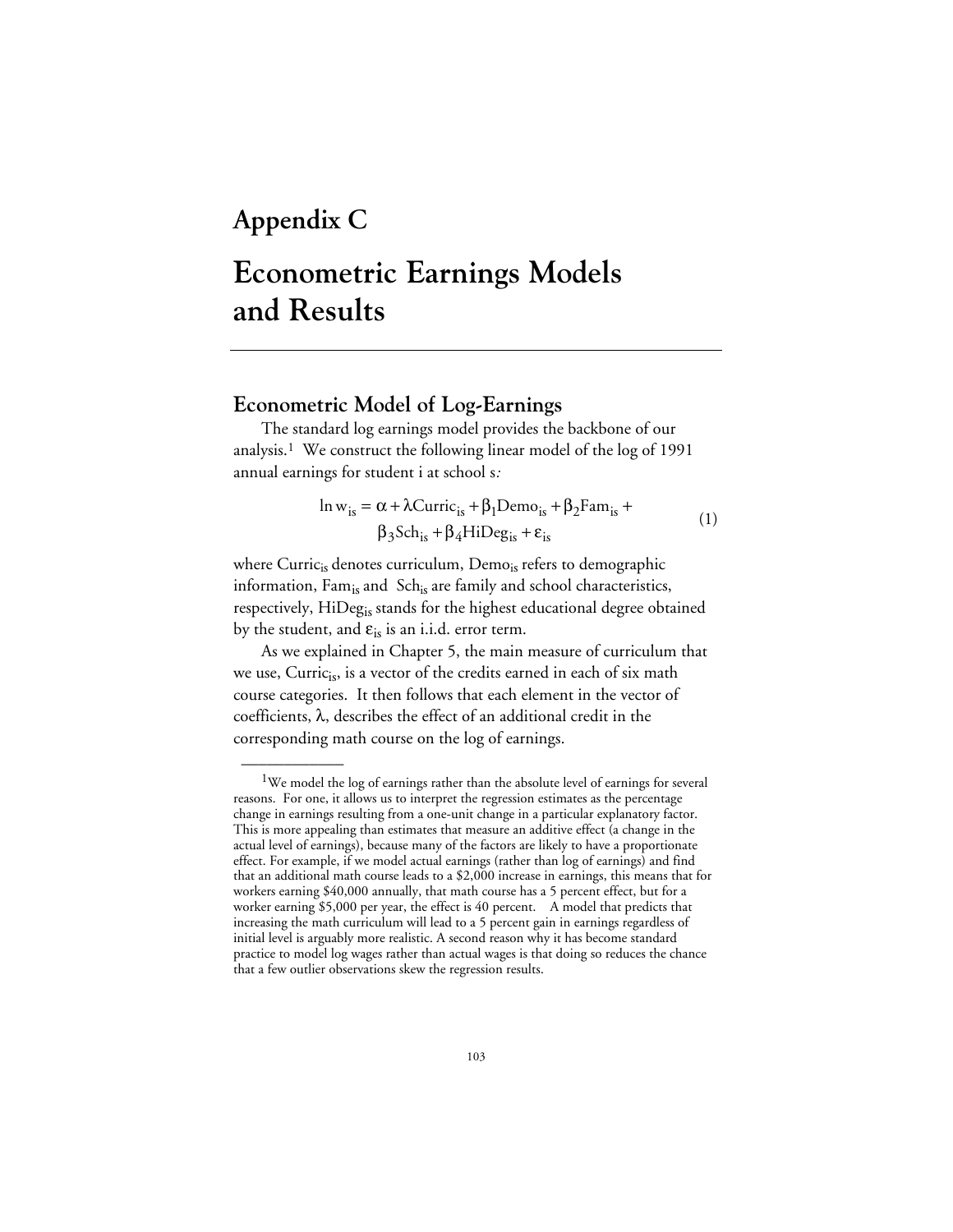# Appendix C

# Econometric Earnings Models and Results

## Econometric Model of Log-Earnings

The standard log earnings model provides the backbone of our analysis.[1] We construct the following linear model of the log of 1991 annual earnings for student i at school s:

$$\ln w_{is} = \alpha + \lambda \text{Curric}_{is} + \beta_1 \text{Demo}_{is} + \beta_2 \text{Fam}_{is} + \beta_3 \text{Sch}_{is} + \beta_4 \text{HiDeg}_{is} + \varepsilon_{is} \tag{1}$$

where $\text{Curric}_{is}$ denotes curriculum, $\text{Demo}_{is}$ refers to demographic information, $\text{Fam}_{is}$ and $\text{Sch}_{is}$ are family and school characteristics, respectively, $\text{HiDeg}_{is}$ stands for the highest educational degree obtained by the student, and $\varepsilon_{is}$ is an i.i.d. error term.

As we explained in Chapter 5, the main measure of curriculum that we use, $\text{Curric}_{is}$, is a vector of the credits earned in each of six math course categories. It then follows that each element in the vector of coefficients, $\lambda$, describes the effect of an additional credit in the corresponding math course on the log of earnings.

---

[1] We model the log of earnings rather than the absolute level of earnings for several reasons. For one, it allows us to interpret the regression estimates as the percentage change in earnings resulting from a one-unit change in a particular explanatory factor. This is more appealing than estimates that measure an additive effect (a change in the actual level of earnings), because many of the factors are likely to have a proportionate effect. For example, if we model actual earnings (rather than log of earnings) and find that an additional math course leads to a $2,000 increase in earnings, this means that for workers earning $40,000 annually, that math course has a 5 percent effect, but for a worker earning $5,000 per year, the effect is 40 percent. A model that predicts that increasing the math curriculum will lead to a 5 percent gain in earnings regardless of initial level is arguably more realistic. A second reason why it has become standard practice to model log wages rather than actual wages is that doing so reduces the chance that a few outlier observations skew the regression results.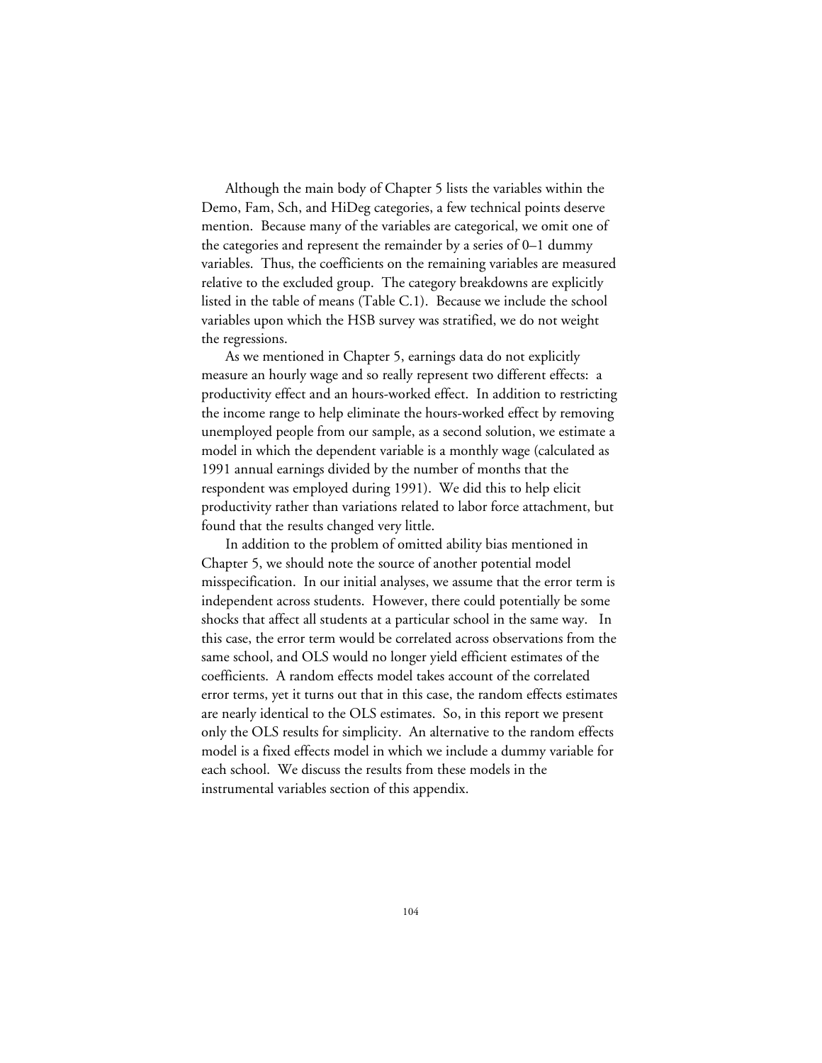Although the main body of Chapter 5 lists the variables within the Demo, Fam, Sch, and HiDeg categories, a few technical points deserve mention. Because many of the variables are categorical, we omit one of the categories and represent the remainder by a series of 0–1 dummy variables. Thus, the coefficients on the remaining variables are measured relative to the excluded group. The category breakdowns are explicitly listed in the table of means (Table C.1). Because we include the school variables upon which the HSB survey was stratified, we do not weight the regressions.

As we mentioned in Chapter 5, earnings data do not explicitly measure an hourly wage and so really represent two different effects: a productivity effect and an hours-worked effect. In addition to restricting the income range to help eliminate the hours-worked effect by removing unemployed people from our sample, as a second solution, we estimate a model in which the dependent variable is a monthly wage (calculated as 1991 annual earnings divided by the number of months that the respondent was employed during 1991). We did this to help elicit productivity rather than variations related to labor force attachment, but found that the results changed very little.

In addition to the problem of omitted ability bias mentioned in Chapter 5, we should note the source of another potential model misspecification. In our initial analyses, we assume that the error term is independent across students. However, there could potentially be some shocks that affect all students at a particular school in the same way. In this case, the error term would be correlated across observations from the same school, and OLS would no longer yield efficient estimates of the coefficients. A random effects model takes account of the correlated error terms, yet it turns out that in this case, the random effects estimates are nearly identical to the OLS estimates. So, in this report we present only the OLS results for simplicity. An alternative to the random effects model is a fixed effects model in which we include a dummy variable for each school. We discuss the results from these models in the instrumental variables section of this appendix.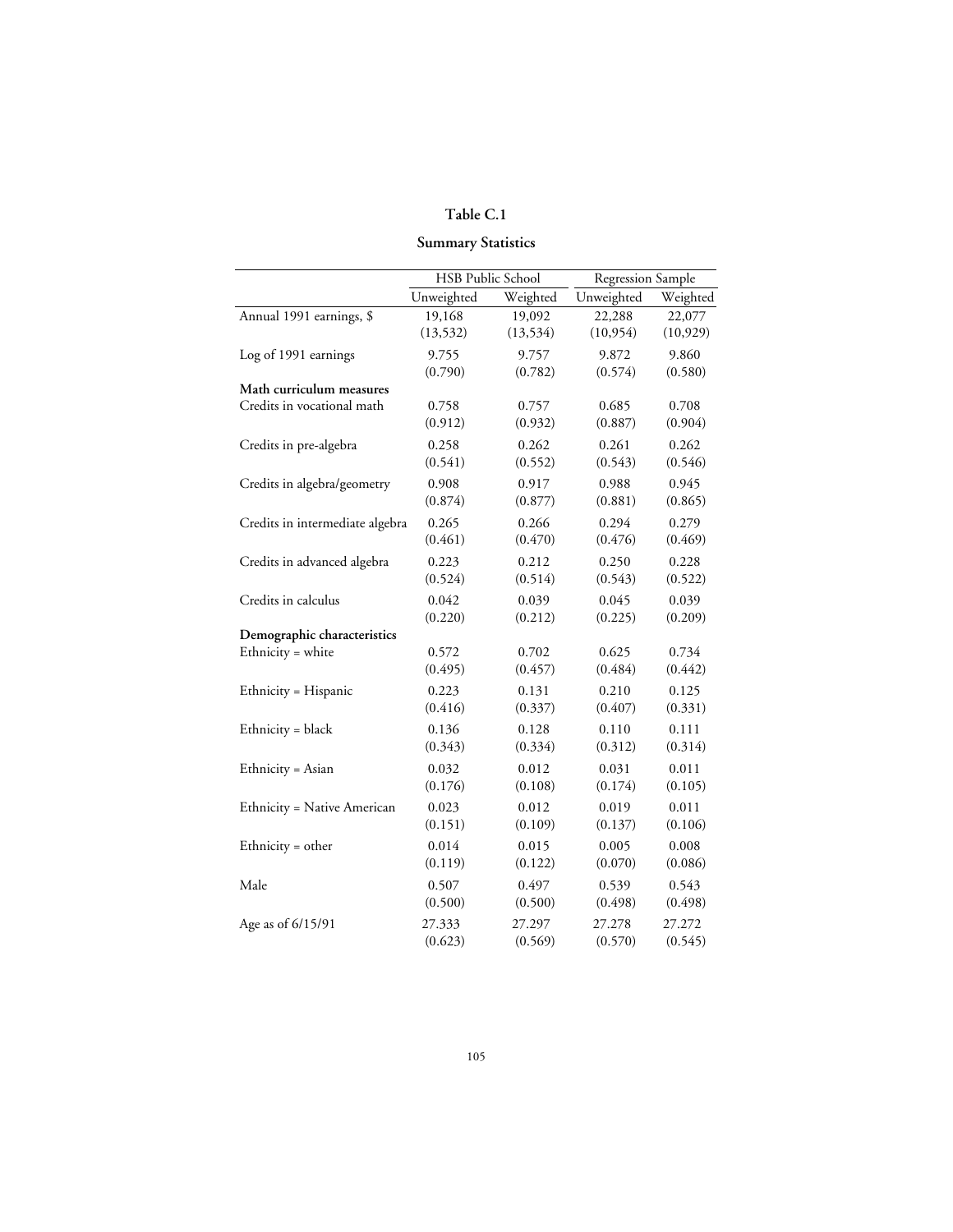# Table C.1

## Summary Statistics

| | HSB Public School | | Regression Sample | |
|---|---|---|---|---|
| | Unweighted | Weighted | Unweighted | Weighted |
| Annual 1991 earnings, $ | 19,168 | 19,092 | 22,288 | 22,077 |
| | (13,532) | (13,534) | (10,954) | (10,929) |
| Log of 1991 earnings | 9.755 | 9.757 | 9.872 | 9.860 |
| | (0.790) | (0.782) | (0.574) | (0.580) |
| **Math curriculum measures** | | | | |
| Credits in vocational math | 0.758 | 0.757 | 0.685 | 0.708 |
| | (0.912) | (0.932) | (0.887) | (0.904) |
| Credits in pre-algebra | 0.258 | 0.262 | 0.261 | 0.262 |
| | (0.541) | (0.552) | (0.543) | (0.546) |
| Credits in algebra/geometry | 0.908 | 0.917 | 0.988 | 0.945 |
| | (0.874) | (0.877) | (0.881) | (0.865) |
| Credits in intermediate algebra | 0.265 | 0.266 | 0.294 | 0.279 |
| | (0.461) | (0.470) | (0.476) | (0.469) |
| Credits in advanced algebra | 0.223 | 0.212 | 0.250 | 0.228 |
| | (0.524) | (0.514) | (0.543) | (0.522) |
| Credits in calculus | 0.042 | 0.039 | 0.045 | 0.039 |
| | (0.220) | (0.212) | (0.225) | (0.209) |
| **Demographic characteristics** | | | | |
| Ethnicity = white | 0.572 | 0.702 | 0.625 | 0.734 |
| | (0.495) | (0.457) | (0.484) | (0.442) |
| Ethnicity = Hispanic | 0.223 | 0.131 | 0.210 | 0.125 |
| | (0.416) | (0.337) | (0.407) | (0.331) |
| Ethnicity = black | 0.136 | 0.128 | 0.110 | 0.111 |
| | (0.343) | (0.334) | (0.312) | (0.314) |
| Ethnicity = Asian | 0.032 | 0.012 | 0.031 | 0.011 |
| | (0.176) | (0.108) | (0.174) | (0.105) |
| Ethnicity = Native American | 0.023 | 0.012 | 0.019 | 0.011 |
| | (0.151) | (0.109) | (0.137) | (0.106) |
| Ethnicity = other | 0.014 | 0.015 | 0.005 | 0.008 |
| | (0.119) | (0.122) | (0.070) | (0.086) |
| Male | 0.507 | 0.497 | 0.539 | 0.543 |
| | (0.500) | (0.500) | (0.498) | (0.498) |
| Age as of 6/15/91 | 27.333 | 27.297 | 27.278 | 27.272 |
| | (0.623) | (0.569) | (0.570) | (0.545) |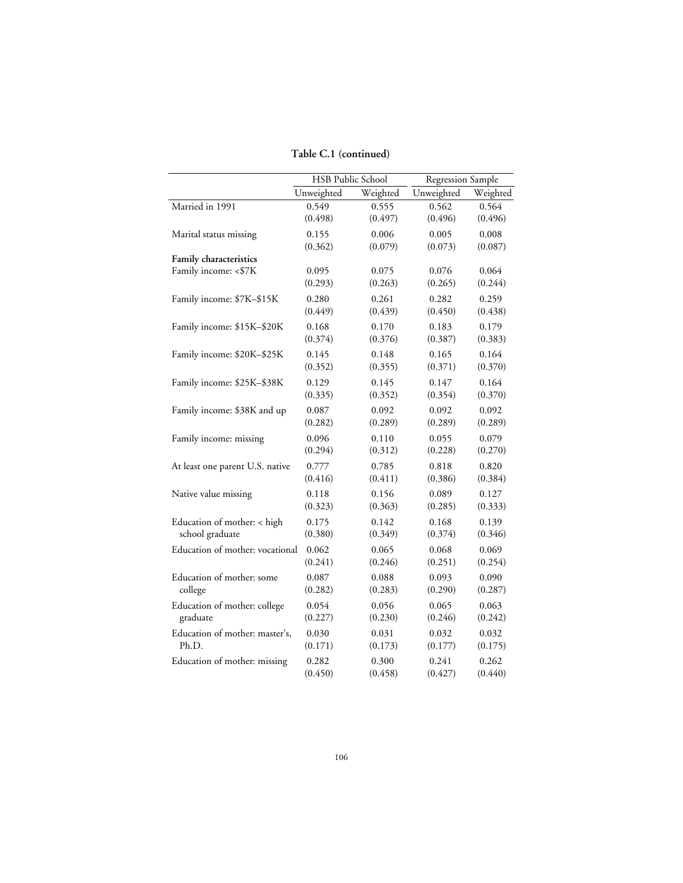**Table C.1 (continued)**

| | HSB Public School | | Regression Sample | |
|---|---|---|---|---|
| | Unweighted | Weighted | Unweighted | Weighted |
| Married in 1991 | 0.549 | 0.555 | 0.562 | 0.564 |
| | (0.498) | (0.497) | (0.496) | (0.496) |
| Marital status missing | 0.155 | 0.006 | 0.005 | 0.008 |
| | (0.362) | (0.079) | (0.073) | (0.087) |
| **Family characteristics** | | | | |
| Family income: <$7K | 0.095 | 0.075 | 0.076 | 0.064 |
| | (0.293) | (0.263) | (0.265) | (0.244) |
| Family income: $7K–$15K | 0.280 | 0.261 | 0.282 | 0.259 |
| | (0.449) | (0.439) | (0.450) | (0.438) |
| Family income: $15K–$20K | 0.168 | 0.170 | 0.183 | 0.179 |
| | (0.374) | (0.376) | (0.387) | (0.383) |
| Family income: $20K–$25K | 0.145 | 0.148 | 0.165 | 0.164 |
| | (0.352) | (0.355) | (0.371) | (0.370) |
| Family income: $25K–$38K | 0.129 | 0.145 | 0.147 | 0.164 |
| | (0.335) | (0.352) | (0.354) | (0.370) |
| Family income: $38K and up | 0.087 | 0.092 | 0.092 | 0.092 |
| | (0.282) | (0.289) | (0.289) | (0.289) |
| Family income: missing | 0.096 | 0.110 | 0.055 | 0.079 |
| | (0.294) | (0.312) | (0.228) | (0.270) |
| At least one parent U.S. native | 0.777 | 0.785 | 0.818 | 0.820 |
| | (0.416) | (0.411) | (0.386) | (0.384) |
| Native value missing | 0.118 | 0.156 | 0.089 | 0.127 |
| | (0.323) | (0.363) | (0.285) | (0.333) |
| Education of mother: < high school graduate | 0.175 | 0.142 | 0.168 | 0.139 |
| | (0.380) | (0.349) | (0.374) | (0.346) |
| Education of mother: vocational | 0.062 | 0.065 | 0.068 | 0.069 |
| | (0.241) | (0.246) | (0.251) | (0.254) |
| Education of mother: some college | 0.087 | 0.088 | 0.093 | 0.090 |
| | (0.282) | (0.283) | (0.290) | (0.287) |
| Education of mother: college graduate | 0.054 | 0.056 | 0.065 | 0.063 |
| | (0.227) | (0.230) | (0.246) | (0.242) |
| Education of mother: master's, Ph.D. | 0.030 | 0.031 | 0.032 | 0.032 |
| | (0.171) | (0.173) | (0.177) | (0.175) |
| Education of mother: missing | 0.282 | 0.300 | 0.241 | 0.262 |
| | (0.450) | (0.458) | (0.427) | (0.440) |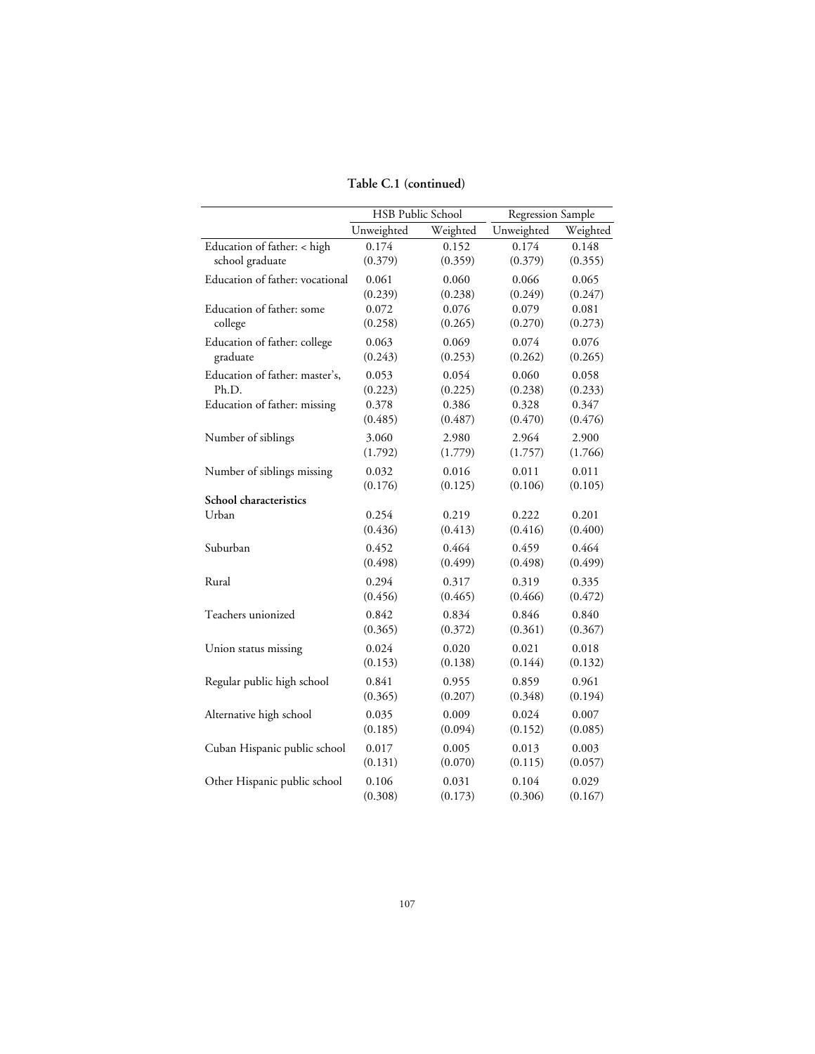**Table C.1 (continued)**

| | HSB Public School | | Regression Sample | |
|---|---|---|---|---|
| | Unweighted | Weighted | Unweighted | Weighted |
| Education of father: < high school graduate | 0.174 | 0.152 | 0.174 | 0.148 |
| | (0.379) | (0.359) | (0.379) | (0.355) |
| Education of father: vocational | 0.061 | 0.060 | 0.066 | 0.065 |
| | (0.239) | (0.238) | (0.249) | (0.247) |
| Education of father: some college | 0.072 | 0.076 | 0.079 | 0.081 |
| | (0.258) | (0.265) | (0.270) | (0.273) |
| Education of father: college graduate | 0.063 | 0.069 | 0.074 | 0.076 |
| | (0.243) | (0.253) | (0.262) | (0.265) |
| Education of father: master's, Ph.D. | 0.053 | 0.054 | 0.060 | 0.058 |
| | (0.223) | (0.225) | (0.238) | (0.233) |
| Education of father: missing | 0.378 | 0.386 | 0.328 | 0.347 |
| | (0.485) | (0.487) | (0.470) | (0.476) |
| Number of siblings | 3.060 | 2.980 | 2.964 | 2.900 |
| | (1.792) | (1.779) | (1.757) | (1.766) |
| Number of siblings missing | 0.032 | 0.016 | 0.011 | 0.011 |
| | (0.176) | (0.125) | (0.106) | (0.105) |
| **School characteristics** | | | | |
| Urban | 0.254 | 0.219 | 0.222 | 0.201 |
| | (0.436) | (0.413) | (0.416) | (0.400) |
| Suburban | 0.452 | 0.464 | 0.459 | 0.464 |
| | (0.498) | (0.499) | (0.498) | (0.499) |
| Rural | 0.294 | 0.317 | 0.319 | 0.335 |
| | (0.456) | (0.465) | (0.466) | (0.472) |
| Teachers unionized | 0.842 | 0.834 | 0.846 | 0.840 |
| | (0.365) | (0.372) | (0.361) | (0.367) |
| Union status missing | 0.024 | 0.020 | 0.021 | 0.018 |
| | (0.153) | (0.138) | (0.144) | (0.132) |
| Regular public high school | 0.841 | 0.955 | 0.859 | 0.961 |
| | (0.365) | (0.207) | (0.348) | (0.194) |
| Alternative high school | 0.035 | 0.009 | 0.024 | 0.007 |
| | (0.185) | (0.094) | (0.152) | (0.085) |
| Cuban Hispanic public school | 0.017 | 0.005 | 0.013 | 0.003 |
| | (0.131) | (0.070) | (0.115) | (0.057) |
| Other Hispanic public school | 0.106 | 0.031 | 0.104 | 0.029 |
| | (0.308) | (0.173) | (0.306) | (0.167) |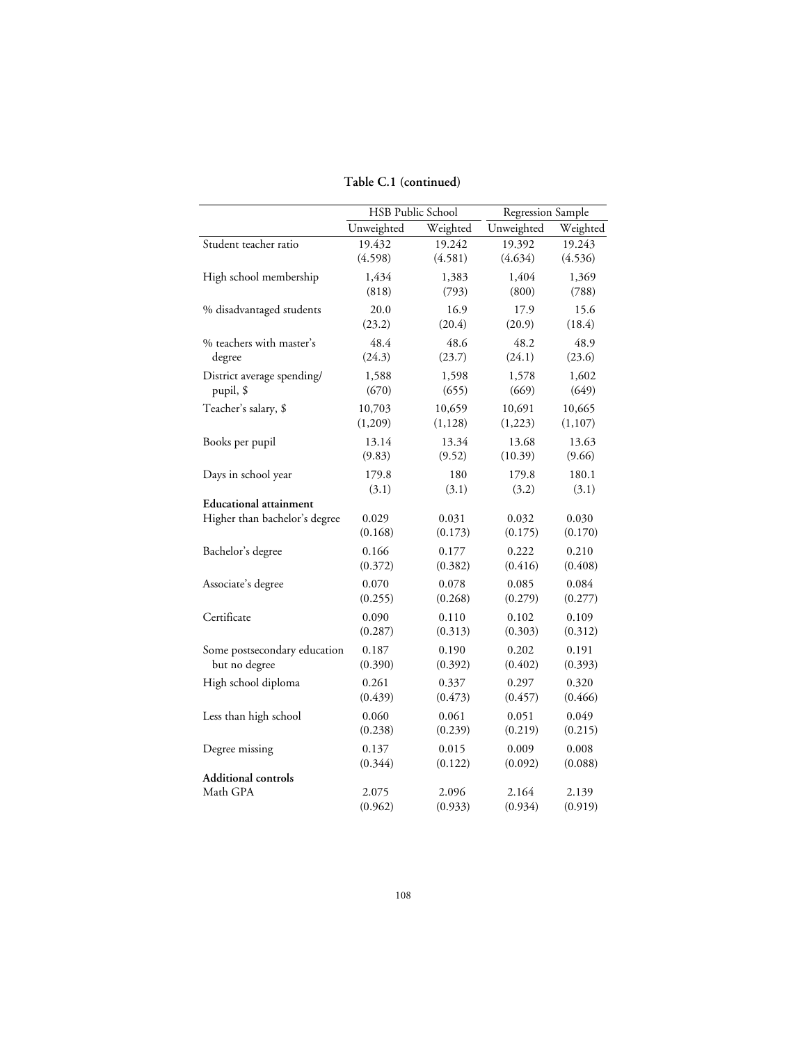**Table C.1 (continued)**

| | HSB Public School | | Regression Sample | |
|---|---|---|---|---|
| | Unweighted | Weighted | Unweighted | Weighted |
| Student teacher ratio | 19.432 | 19.242 | 19.392 | 19.243 |
| | (4.598) | (4.581) | (4.634) | (4.536) |
| High school membership | 1,434 | 1,383 | 1,404 | 1,369 |
| | (818) | (793) | (800) | (788) |
| % disadvantaged students | 20.0 | 16.9 | 17.9 | 15.6 |
| | (23.2) | (20.4) | (20.9) | (18.4) |
| % teachers with master's degree | 48.4 | 48.6 | 48.2 | 48.9 |
| | (24.3) | (23.7) | (24.1) | (23.6) |
| District average spending/ pupil, $ | 1,588 | 1,598 | 1,578 | 1,602 |
| | (670) | (655) | (669) | (649) |
| Teacher's salary, $ | 10,703 | 10,659 | 10,691 | 10,665 |
| | (1,209) | (1,128) | (1,223) | (1,107) |
| Books per pupil | 13.14 | 13.34 | 13.68 | 13.63 |
| | (9.83) | (9.52) | (10.39) | (9.66) |
| Days in school year | 179.8 | 180 | 179.8 | 180.1 |
| | (3.1) | (3.1) | (3.2) | (3.1) |
| **Educational attainment** | | | | |
| Higher than bachelor's degree | 0.029 | 0.031 | 0.032 | 0.030 |
| | (0.168) | (0.173) | (0.175) | (0.170) |
| Bachelor's degree | 0.166 | 0.177 | 0.222 | 0.210 |
| | (0.372) | (0.382) | (0.416) | (0.408) |
| Associate's degree | 0.070 | 0.078 | 0.085 | 0.084 |
| | (0.255) | (0.268) | (0.279) | (0.277) |
| Certificate | 0.090 | 0.110 | 0.102 | 0.109 |
| | (0.287) | (0.313) | (0.303) | (0.312) |
| Some postsecondary education but no degree | 0.187 | 0.190 | 0.202 | 0.191 |
| | (0.390) | (0.392) | (0.402) | (0.393) |
| High school diploma | 0.261 | 0.337 | 0.297 | 0.320 |
| | (0.439) | (0.473) | (0.457) | (0.466) |
| Less than high school | 0.060 | 0.061 | 0.051 | 0.049 |
| | (0.238) | (0.239) | (0.219) | (0.215) |
| Degree missing | 0.137 | 0.015 | 0.009 | 0.008 |
| | (0.344) | (0.122) | (0.092) | (0.088) |
| **Additional controls** | | | | |
| Math GPA | 2.075 | 2.096 | 2.164 | 2.139 |
| | (0.962) | (0.933) | (0.934) | (0.919) |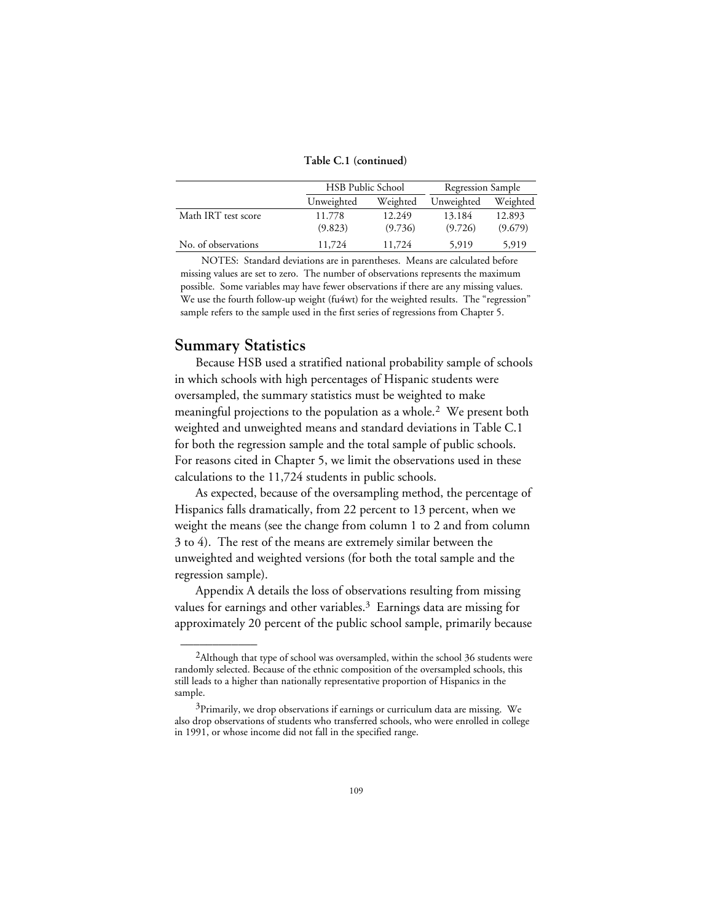**Table C.1 (continued)**

| | HSB Public School | | Regression Sample | |
|---|---|---|---|---|
| | Unweighted | Weighted | Unweighted | Weighted |
| Math IRT test score | 11.778 | 12.249 | 13.184 | 12.893 |
| | (9.823) | (9.736) | (9.726) | (9.679) |
| No. of observations | 11,724 | 11,724 | 5,919 | 5,919 |

NOTES: Standard deviations are in parentheses. Means are calculated before missing values are set to zero. The number of observations represents the maximum possible. Some variables may have fewer observations if there are any missing values. We use the fourth follow-up weight (fu4wt) for the weighted results. The "regression" sample refers to the sample used in the first series of regressions from Chapter 5.

## Summary Statistics

Because HSB used a stratified national probability sample of schools in which schools with high percentages of Hispanic students were oversampled, the summary statistics must be weighted to make meaningful projections to the population as a whole.[2] We present both weighted and unweighted means and standard deviations in Table C.1 for both the regression sample and the total sample of public schools. For reasons cited in Chapter 5, we limit the observations used in these calculations to the 11,724 students in public schools.

As expected, because of the oversampling method, the percentage of Hispanics falls dramatically, from 22 percent to 13 percent, when we weight the means (see the change from column 1 to 2 and from column 3 to 4). The rest of the means are extremely similar between the unweighted and weighted versions (for both the total sample and the regression sample).

Appendix A details the loss of observations resulting from missing values for earnings and other variables.[3] Earnings data are missing for approximately 20 percent of the public school sample, primarily because

---

[2]Although that type of school was oversampled, within the school 36 students were randomly selected. Because of the ethnic composition of the oversampled schools, this still leads to a higher than nationally representative proportion of Hispanics in the sample.

[3]Primarily, we drop observations if earnings or curriculum data are missing. We also drop observations of students who transferred schools, who were enrolled in college in 1991, or whose income did not fall in the specified range.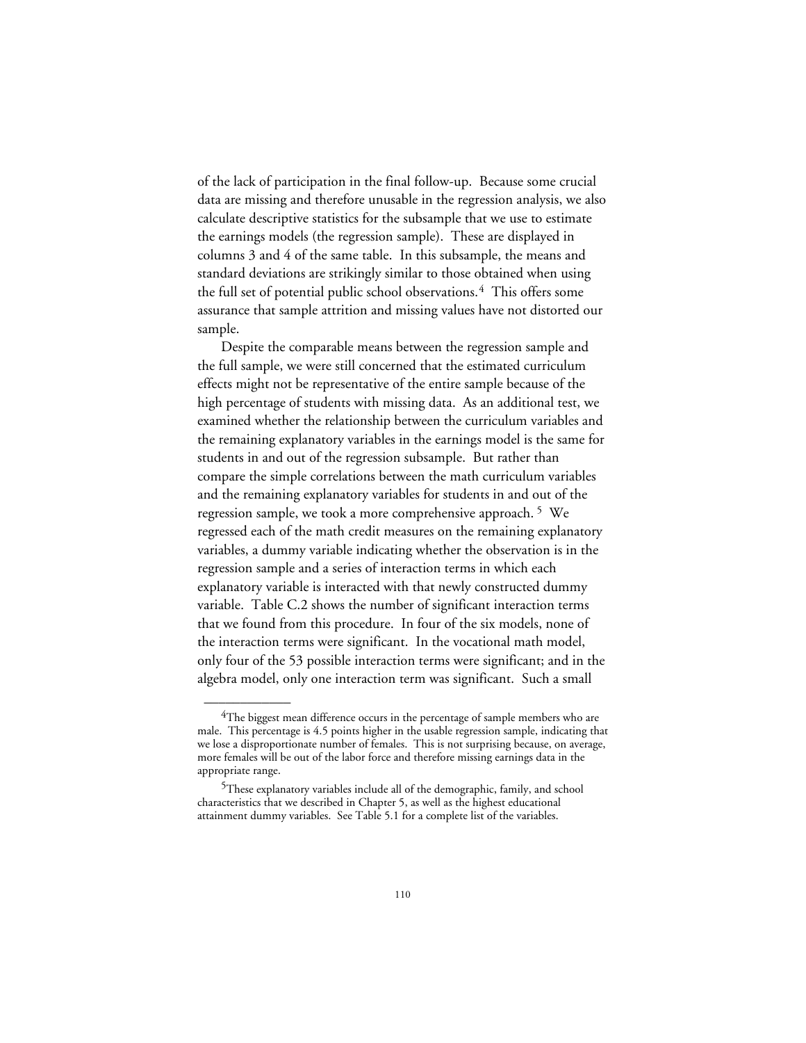of the lack of participation in the final follow-up. Because some crucial data are missing and therefore unusable in the regression analysis, we also calculate descriptive statistics for the subsample that we use to estimate the earnings models (the regression sample). These are displayed in columns 3 and 4 of the same table. In this subsample, the means and standard deviations are strikingly similar to those obtained when using the full set of potential public school observations.[4] This offers some assurance that sample attrition and missing values have not distorted our sample.

Despite the comparable means between the regression sample and the full sample, we were still concerned that the estimated curriculum effects might not be representative of the entire sample because of the high percentage of students with missing data. As an additional test, we examined whether the relationship between the curriculum variables and the remaining explanatory variables in the earnings model is the same for students in and out of the regression subsample. But rather than compare the simple correlations between the math curriculum variables and the remaining explanatory variables for students in and out of the regression sample, we took a more comprehensive approach.[5] We regressed each of the math credit measures on the remaining explanatory variables, a dummy variable indicating whether the observation is in the regression sample and a series of interaction terms in which each explanatory variable is interacted with that newly constructed dummy variable. Table C.2 shows the number of significant interaction terms that we found from this procedure. In four of the six models, none of the interaction terms were significant. In the vocational math model, only four of the 53 possible interaction terms were significant; and in the algebra model, only one interaction term was significant. Such a small

---

[4]The biggest mean difference occurs in the percentage of sample members who are male. This percentage is 4.5 points higher in the usable regression sample, indicating that we lose a disproportionate number of females. This is not surprising because, on average, more females will be out of the labor force and therefore missing earnings data in the appropriate range.

[5]These explanatory variables include all of the demographic, family, and school characteristics that we described in Chapter 5, as well as the highest educational attainment dummy variables. See Table 5.1 for a complete list of the variables.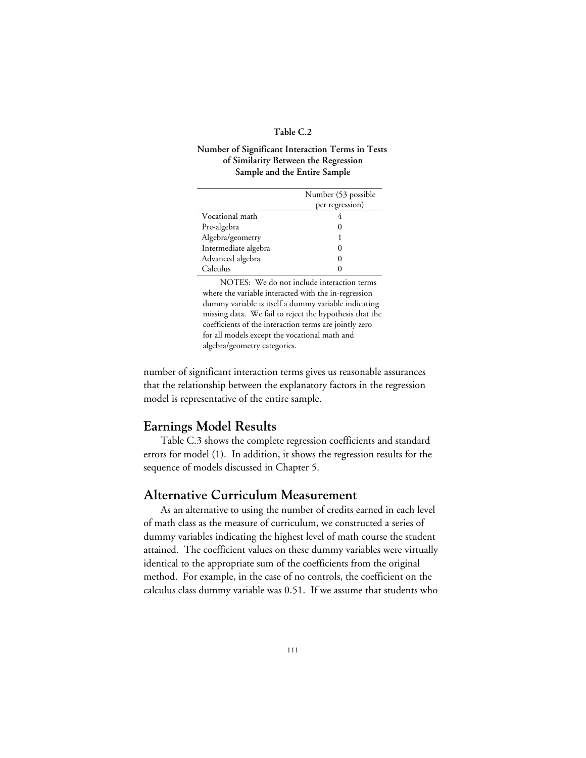**Table C.2**

**Number of Significant Interaction Terms in Tests of Similarity Between the Regression Sample and the Entire Sample**

| | Number (53 possible per regression) |
|---|---|
| Vocational math | 4 |
| Pre-algebra | 0 |
| Algebra/geometry | 1 |
| Intermediate algebra | 0 |
| Advanced algebra | 0 |
| Calculus | 0 |

NOTES: We do not include interaction terms where the variable interacted with the in-regression dummy variable is itself a dummy variable indicating missing data. We fail to reject the hypothesis that the coefficients of the interaction terms are jointly zero for all models except the vocational math and algebra/geometry categories.

number of significant interaction terms gives us reasonable assurances that the relationship between the explanatory factors in the regression model is representative of the entire sample.

## Earnings Model Results

Table C.3 shows the complete regression coefficients and standard errors for model (1). In addition, it shows the regression results for the sequence of models discussed in Chapter 5.

## Alternative Curriculum Measurement

As an alternative to using the number of credits earned in each level of math class as the measure of curriculum, we constructed a series of dummy variables indicating the highest level of math course the student attained. The coefficient values on these dummy variables were virtually identical to the appropriate sum of the coefficients from the original method. For example, in the case of no controls, the coefficient on the calculus class dummy variable was 0.51. If we assume that students who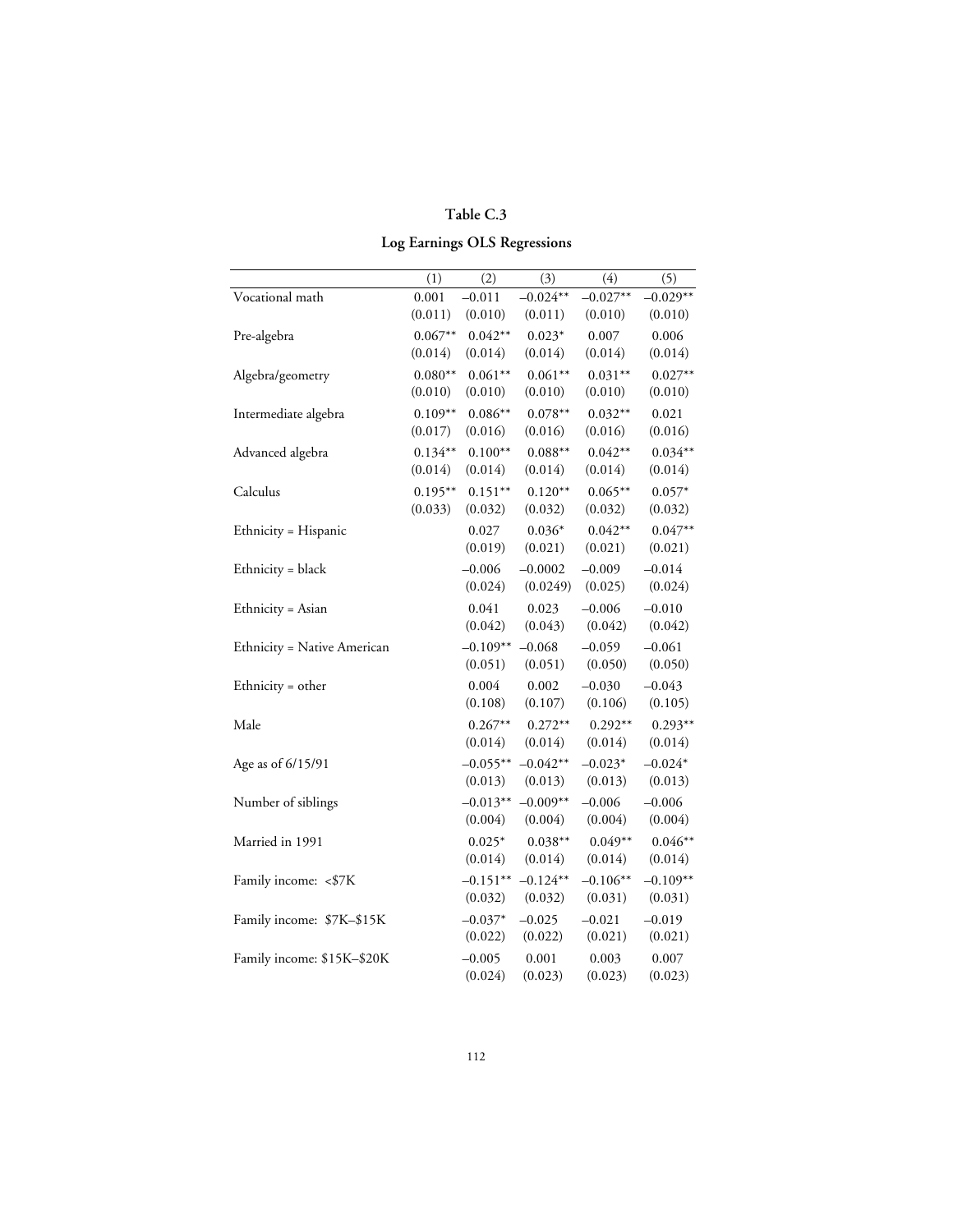**Table C.3**

**Log Earnings OLS Regressions**

| | (1) | (2) | (3) | (4) | (5) |
|---|---|---|---|---|---|
| Vocational math | 0.001 | –0.011 | –0.024** | –0.027** | –0.029** |
| | (0.011) | (0.010) | (0.011) | (0.010) | (0.010) |
| Pre-algebra | 0.067** | 0.042** | 0.023* | 0.007 | 0.006 |
| | (0.014) | (0.014) | (0.014) | (0.014) | (0.014) |
| Algebra/geometry | 0.080** | 0.061** | 0.061** | 0.031** | 0.027** |
| | (0.010) | (0.010) | (0.010) | (0.010) | (0.010) |
| Intermediate algebra | 0.109** | 0.086** | 0.078** | 0.032** | 0.021 |
| | (0.017) | (0.016) | (0.016) | (0.016) | (0.016) |
| Advanced algebra | 0.134** | 0.100** | 0.088** | 0.042** | 0.034** |
| | (0.014) | (0.014) | (0.014) | (0.014) | (0.014) |
| Calculus | 0.195** | 0.151** | 0.120** | 0.065** | 0.057* |
| | (0.033) | (0.032) | (0.032) | (0.032) | (0.032) |
| Ethnicity = Hispanic | | 0.027 | 0.036* | 0.042** | 0.047** |
| | | (0.019) | (0.021) | (0.021) | (0.021) |
| Ethnicity = black | | –0.006 | –0.0002 | –0.009 | –0.014 |
| | | (0.024) | (0.0249) | (0.025) | (0.024) |
| Ethnicity = Asian | | 0.041 | 0.023 | –0.006 | –0.010 |
| | | (0.042) | (0.043) | (0.042) | (0.042) |
| Ethnicity = Native American | | –0.109** | –0.068 | –0.059 | –0.061 |
| | | (0.051) | (0.051) | (0.050) | (0.050) |
| Ethnicity = other | | 0.004 | 0.002 | –0.030 | –0.043 |
| | | (0.108) | (0.107) | (0.106) | (0.105) |
| Male | | 0.267** | 0.272** | 0.292** | 0.293** |
| | | (0.014) | (0.014) | (0.014) | (0.014) |
| Age as of 6/15/91 | | –0.055** | –0.042** | –0.023* | –0.024* |
| | | (0.013) | (0.013) | (0.013) | (0.013) |
| Number of siblings | | –0.013** | –0.009** | –0.006 | –0.006 |
| | | (0.004) | (0.004) | (0.004) | (0.004) |
| Married in 1991 | | 0.025* | 0.038** | 0.049** | 0.046** |
| | | (0.014) | (0.014) | (0.014) | (0.014) |
| Family income: <$7K | | –0.151** | –0.124** | –0.106** | –0.109** |
| | | (0.032) | (0.032) | (0.031) | (0.031) |
| Family income: $7K–$15K | | –0.037* | –0.025 | –0.021 | –0.019 |
| | | (0.022) | (0.022) | (0.021) | (0.021) |
| Family income: $15K–$20K | | –0.005 | 0.001 | 0.003 | 0.007 |
| | | (0.024) | (0.023) | (0.023) | (0.023) |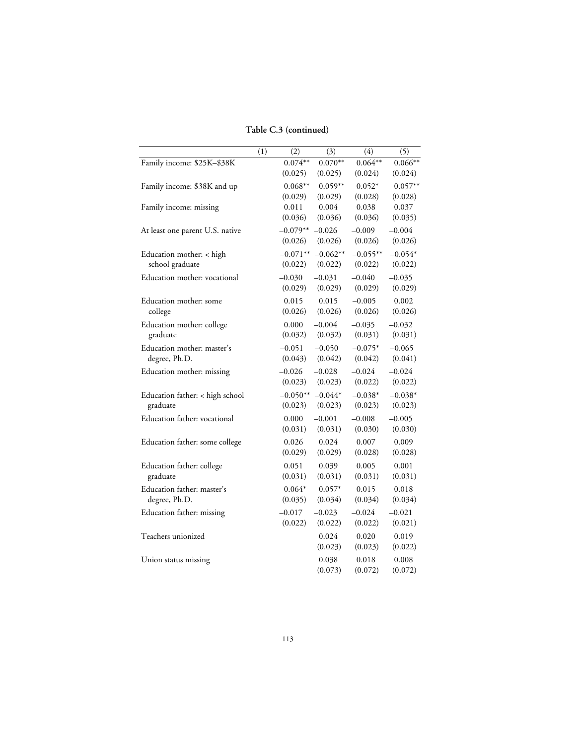**Table C.3 (continued)**

| | (1) | (2) | (3) | (4) | (5) |
|---|---|---|---|---|---|
| Family income: $25K–$38K | | 0.074** | 0.070** | 0.064** | 0.066** |
| | | (0.025) | (0.025) | (0.024) | (0.024) |
| Family income: $38K and up | | 0.068** | 0.059** | 0.052* | 0.057** |
| | | (0.029) | (0.029) | (0.028) | (0.028) |
| Family income: missing | | 0.011 | 0.004 | 0.038 | 0.037 |
| | | (0.036) | (0.036) | (0.036) | (0.035) |
| At least one parent U.S. native | | –0.079** | –0.026 | –0.009 | –0.004 |
| | | (0.026) | (0.026) | (0.026) | (0.026) |
| Education mother: < high school graduate | | –0.071** | –0.062** | –0.055** | –0.054* |
| | | (0.022) | (0.022) | (0.022) | (0.022) |
| Education mother: vocational | | –0.030 | –0.031 | –0.040 | –0.035 |
| | | (0.029) | (0.029) | (0.029) | (0.029) |
| Education mother: some college | | 0.015 | 0.015 | –0.005 | 0.002 |
| | | (0.026) | (0.026) | (0.026) | (0.026) |
| Education mother: college graduate | | 0.000 | –0.004 | –0.035 | –0.032 |
| | | (0.032) | (0.032) | (0.031) | (0.031) |
| Education mother: master's degree, Ph.D. | | –0.051 | –0.050 | –0.075* | –0.065 |
| | | (0.043) | (0.042) | (0.042) | (0.041) |
| Education mother: missing | | –0.026 | –0.028 | –0.024 | –0.024 |
| | | (0.023) | (0.023) | (0.022) | (0.022) |
| Education father: < high school graduate | | –0.050** | –0.044* | –0.038* | –0.038* |
| | | (0.023) | (0.023) | (0.023) | (0.023) |
| Education father: vocational | | 0.000 | –0.001 | –0.008 | –0.005 |
| | | (0.031) | (0.031) | (0.030) | (0.030) |
| Education father: some college | | 0.026 | 0.024 | 0.007 | 0.009 |
| | | (0.029) | (0.029) | (0.028) | (0.028) |
| Education father: college graduate | | 0.051 | 0.039 | 0.005 | 0.001 |
| | | (0.031) | (0.031) | (0.031) | (0.031) |
| Education father: master's degree, Ph.D. | | 0.064* | 0.057* | 0.015 | 0.018 |
| | | (0.035) | (0.034) | (0.034) | (0.034) |
| Education father: missing | | –0.017 | –0.023 | –0.024 | –0.021 |
| | | (0.022) | (0.022) | (0.022) | (0.021) |
| Teachers unionized | | | 0.024 | 0.020 | 0.019 |
| | | | (0.023) | (0.023) | (0.022) |
| Union status missing | | | 0.038 | 0.018 | 0.008 |
| | | | (0.073) | (0.072) | (0.072) |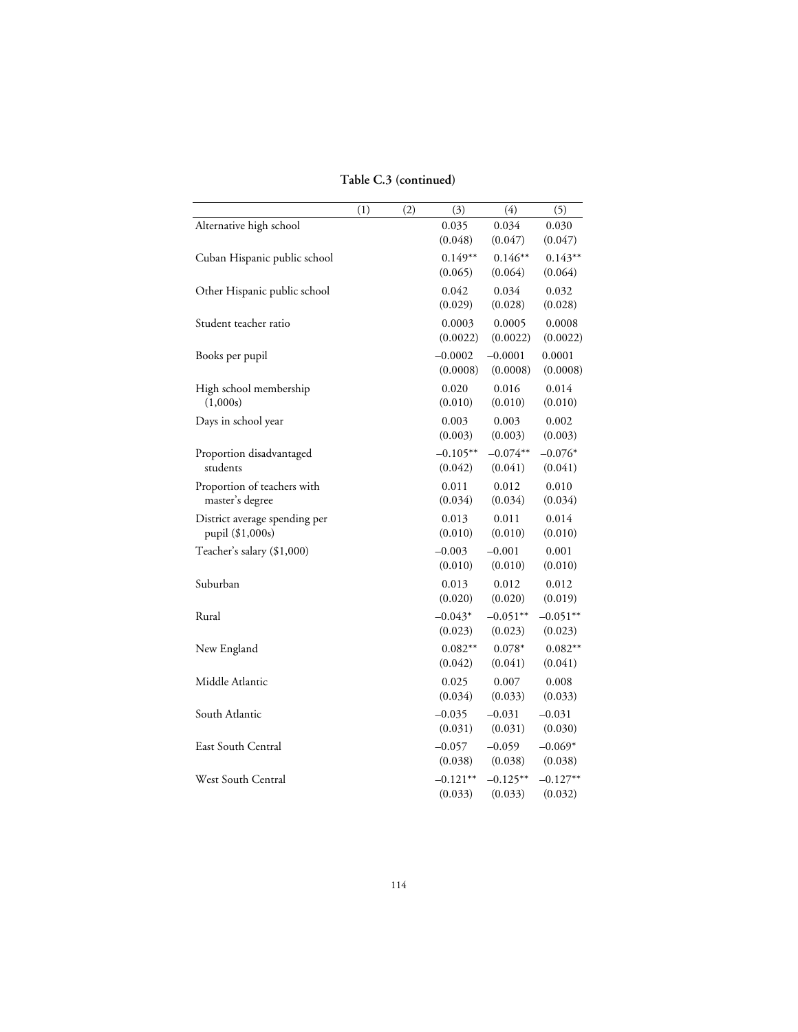**Table C.3 (continued)**

| | (1) | (2) | (3) | (4) | (5) |
|---|---|---|---|---|---|
| Alternative high school | | | 0.035<br>(0.048) | 0.034<br>(0.047) | 0.030<br>(0.047) |
| Cuban Hispanic public school | | | 0.149**<br>(0.065) | 0.146**<br>(0.064) | 0.143**<br>(0.064) |
| Other Hispanic public school | | | 0.042<br>(0.029) | 0.034<br>(0.028) | 0.032<br>(0.028) |
| Student teacher ratio | | | 0.0003<br>(0.0022) | 0.0005<br>(0.0022) | 0.0008<br>(0.0022) |
| Books per pupil | | | –0.0002<br>(0.0008) | –0.0001<br>(0.0008) | 0.0001<br>(0.0008) |
| High school membership (1,000s) | | | 0.020<br>(0.010) | 0.016<br>(0.010) | 0.014<br>(0.010) |
| Days in school year | | | 0.003<br>(0.003) | 0.003<br>(0.003) | 0.002<br>(0.003) |
| Proportion disadvantaged students | | | –0.105**<br>(0.042) | –0.074**<br>(0.041) | –0.076*<br>(0.041) |
| Proportion of teachers with master's degree | | | 0.011<br>(0.034) | 0.012<br>(0.034) | 0.010<br>(0.034) |
| District average spending per pupil ($1,000s) | | | 0.013<br>(0.010) | 0.011<br>(0.010) | 0.014<br>(0.010) |
| Teacher's salary ($1,000) | | | –0.003<br>(0.010) | –0.001<br>(0.010) | 0.001<br>(0.010) |
| Suburban | | | 0.013<br>(0.020) | 0.012<br>(0.020) | 0.012<br>(0.019) |
| Rural | | | –0.043*<br>(0.023) | –0.051**<br>(0.023) | –0.051**<br>(0.023) |
| New England | | | 0.082**<br>(0.042) | 0.078*<br>(0.041) | 0.082**<br>(0.041) |
| Middle Atlantic | | | 0.025<br>(0.034) | 0.007<br>(0.033) | 0.008<br>(0.033) |
| South Atlantic | | | –0.035<br>(0.031) | –0.031<br>(0.031) | –0.031<br>(0.030) |
| East South Central | | | –0.057<br>(0.038) | –0.059<br>(0.038) | –0.069*<br>(0.038) |
| West South Central | | | –0.121**<br>(0.033) | –0.125**<br>(0.033) | –0.127**<br>(0.032) |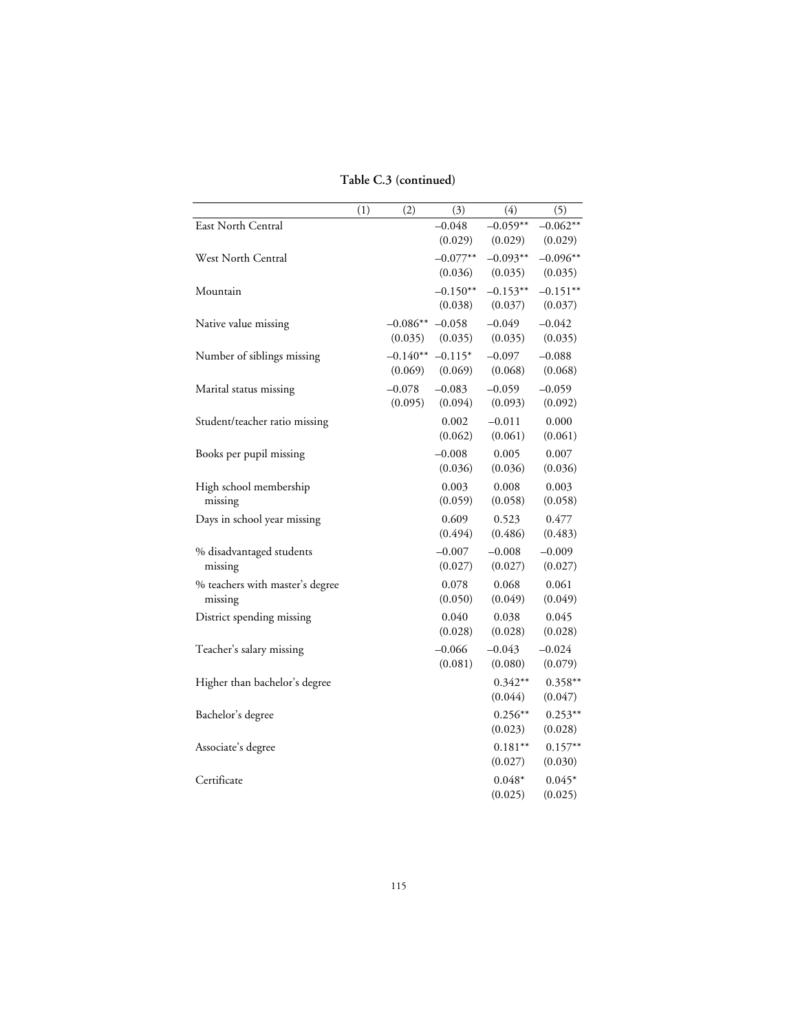**Table C.3 (continued)**

| | (1) | (2) | (3) | (4) | (5) |
|---|---|---|---|---|---|
| East North Central | | | –0.048 | –0.059** | –0.062** |
| | | | (0.029) | (0.029) | (0.029) |
| West North Central | | | –0.077** | –0.093** | –0.096** |
| | | | (0.036) | (0.035) | (0.035) |
| Mountain | | | –0.150** | –0.153** | –0.151** |
| | | | (0.038) | (0.037) | (0.037) |
| Native value missing | | –0.086** | –0.058 | –0.049 | –0.042 |
| | | (0.035) | (0.035) | (0.035) | (0.035) |
| Number of siblings missing | | –0.140** | –0.115* | –0.097 | –0.088 |
| | | (0.069) | (0.069) | (0.068) | (0.068) |
| Marital status missing | | –0.078 | –0.083 | –0.059 | –0.059 |
| | | (0.095) | (0.094) | (0.093) | (0.092) |
| Student/teacher ratio missing | | | 0.002 | –0.011 | 0.000 |
| | | | (0.062) | (0.061) | (0.061) |
| Books per pupil missing | | | –0.008 | 0.005 | 0.007 |
| | | | (0.036) | (0.036) | (0.036) |
| High school membership missing | | | 0.003 | 0.008 | 0.003 |
| | | | (0.059) | (0.058) | (0.058) |
| Days in school year missing | | | 0.609 | 0.523 | 0.477 |
| | | | (0.494) | (0.486) | (0.483) |
| % disadvantaged students missing | | | –0.007 | –0.008 | –0.009 |
| | | | (0.027) | (0.027) | (0.027) |
| % teachers with master's degree missing | | | 0.078 | 0.068 | 0.061 |
| | | | (0.050) | (0.049) | (0.049) |
| District spending missing | | | 0.040 | 0.038 | 0.045 |
| | | | (0.028) | (0.028) | (0.028) |
| Teacher's salary missing | | | –0.066 | –0.043 | –0.024 |
| | | | (0.081) | (0.080) | (0.079) |
| Higher than bachelor's degree | | | | 0.342** | 0.358** |
| | | | | (0.044) | (0.047) |
| Bachelor's degree | | | | 0.256** | 0.253** |
| | | | | (0.023) | (0.028) |
| Associate's degree | | | | 0.181** | 0.157** |
| | | | | (0.027) | (0.030) |
| Certificate | | | | 0.048* | 0.045* |
| | | | | (0.025) | (0.025) |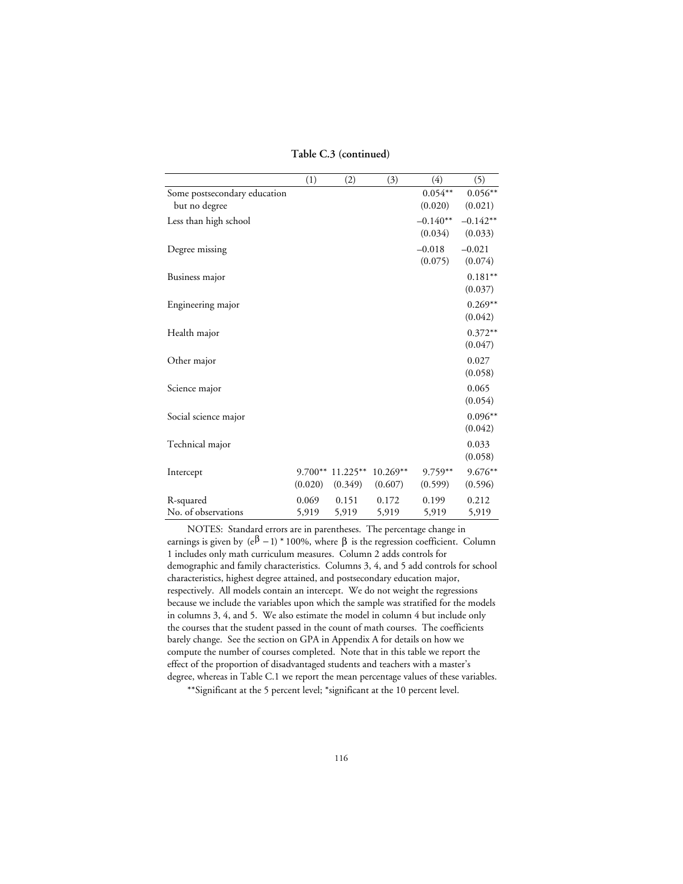**Table C.3 (continued)**

| | (1) | (2) | (3) | (4) | (5) |
|---|---|---|---|---|---|
| Some postsecondary education but no degree | | | | 0.054** | 0.056** |
| | | | | (0.020) | (0.021) |
| Less than high school | | | | –0.140** | –0.142** |
| | | | | (0.034) | (0.033) |
| Degree missing | | | | –0.018 | –0.021 |
| | | | | (0.075) | (0.074) |
| Business major | | | | | 0.181** |
| | | | | | (0.037) |
| Engineering major | | | | | 0.269** |
| | | | | | (0.042) |
| Health major | | | | | 0.372** |
| | | | | | (0.047) |
| Other major | | | | | 0.027 |
| | | | | | (0.058) |
| Science major | | | | | 0.065 |
| | | | | | (0.054) |
| Social science major | | | | | 0.096** |
| | | | | | (0.042) |
| Technical major | | | | | 0.033 |
| | | | | | (0.058) |
| Intercept | 9.700** | 11.225** | 10.269** | 9.759** | 9.676** |
| | (0.020) | (0.349) | (0.607) | (0.599) | (0.596) |
| R-squared | 0.069 | 0.151 | 0.172 | 0.199 | 0.212 |
| No. of observations | 5,919 | 5,919 | 5,919 | 5,919 | 5,919 |

NOTES: Standard errors are in parentheses. The percentage change in earnings is given by $(e^{\beta} - 1) * 100\%$, where $\beta$ is the regression coefficient. Column 1 includes only math curriculum measures. Column 2 adds controls for demographic and family characteristics. Columns 3, 4, and 5 add controls for school characteristics, highest degree attained, and postsecondary education major, respectively. All models contain an intercept. We do not weight the regressions because we include the variables upon which the sample was stratified for the models in columns 3, 4, and 5. We also estimate the model in column 4 but include only the courses that the student passed in the count of math courses. The coefficients barely change. See the section on GPA in Appendix A for details on how we compute the number of courses completed. Note that in this table we report the effect of the proportion of disadvantaged students and teachers with a master's degree, whereas in Table C.1 we report the mean percentage values of these variables.

**Significant at the 5 percent level; *significant at the 10 percent level.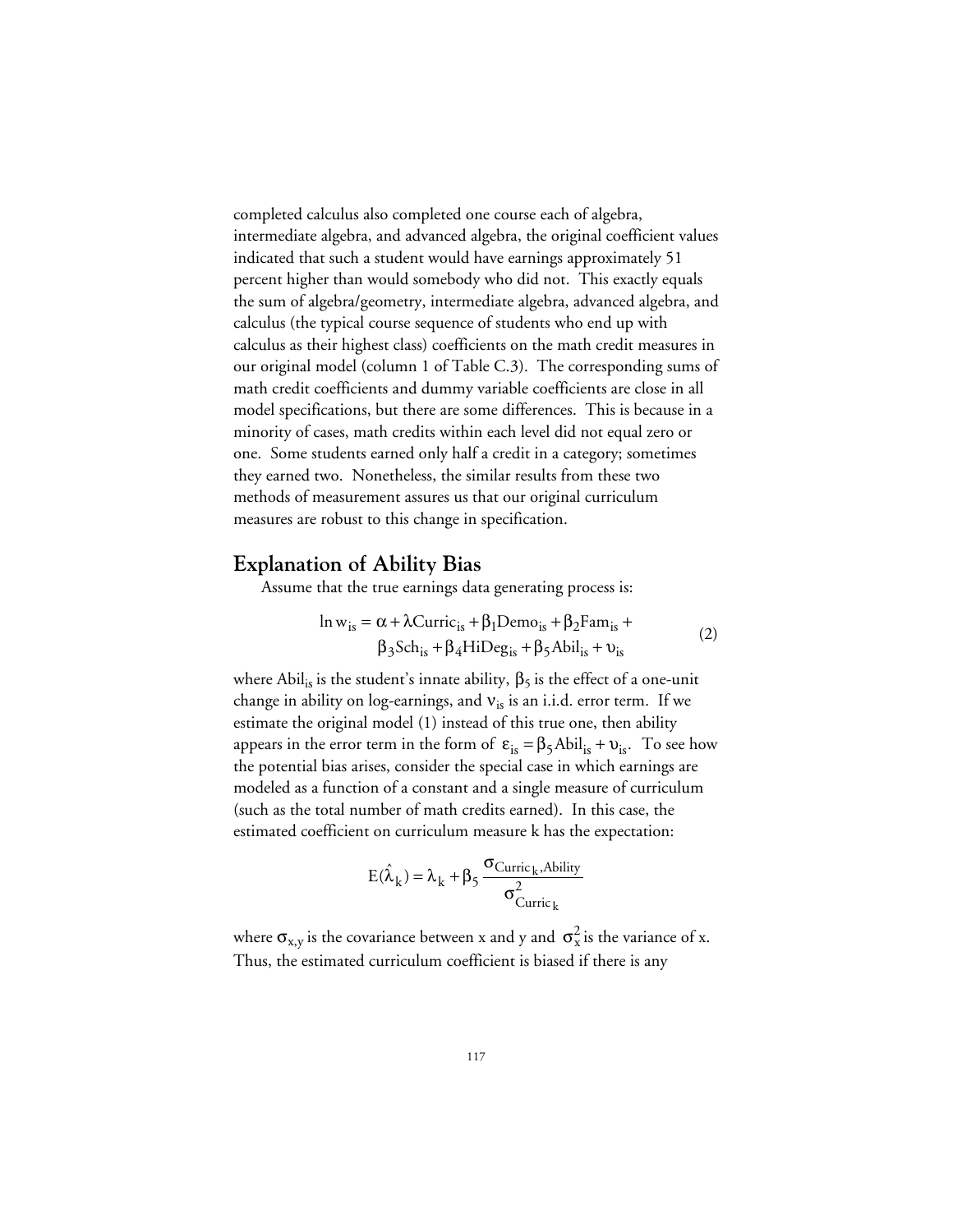completed calculus also completed one course each of algebra, intermediate algebra, and advanced algebra, the original coefficient values indicated that such a student would have earnings approximately 51 percent higher than would somebody who did not. This exactly equals the sum of algebra/geometry, intermediate algebra, advanced algebra, and calculus (the typical course sequence of students who end up with calculus as their highest class) coefficients on the math credit measures in our original model (column 1 of Table C.3). The corresponding sums of math credit coefficients and dummy variable coefficients are close in all model specifications, but there are some differences. This is because in a minority of cases, math credits within each level did not equal zero or one. Some students earned only half a credit in a category; sometimes they earned two. Nonetheless, the similar results from these two methods of measurement assures us that our original curriculum measures are robust to this change in specification.

## Explanation of Ability Bias

Assume that the true earnings data generating process is:

$$\ln w_{is} = \alpha + \lambda \text{Curric}_{is} + \beta_1 \text{Demo}_{is} + \beta_2 \text{Fam}_{is} + \beta_3 \text{Sch}_{is} + \beta_4 \text{HiDeg}_{is} + \beta_5 \text{Abil}_{is} + \upsilon_{is} \tag{2}$$

where $\text{Abil}_{is}$ is the student's innate ability, $\beta_5$ is the effect of a one-unit change in ability on log-earnings, and $\nu_{is}$ is an i.i.d. error term. If we estimate the original model (1) instead of this true one, then ability appears in the error term in the form of $\varepsilon_{is} = \beta_5 \text{Abil}_{is} + \upsilon_{is}$. To see how the potential bias arises, consider the special case in which earnings are modeled as a function of a constant and a single measure of curriculum (such as the total number of math credits earned). In this case, the estimated coefficient on curriculum measure k has the expectation:

$$E(\hat{\lambda}_k) = \lambda_k + \beta_5 \frac{\sigma_{\text{Curric}_k,\text{Ability}}}{\sigma^2_{\text{Curric}_k}}$$

where $\sigma_{x,y}$ is the covariance between x and y and $\sigma^2_x$ is the variance of x. Thus, the estimated curriculum coefficient is biased if there is any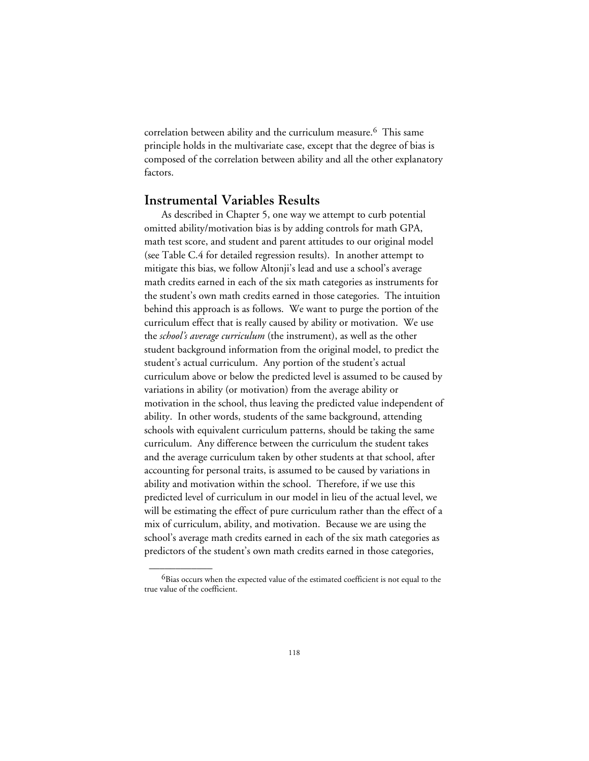correlation between ability and the curriculum measure.[6] This same principle holds in the multivariate case, except that the degree of bias is composed of the correlation between ability and all the other explanatory factors.

## Instrumental Variables Results

As described in Chapter 5, one way we attempt to curb potential omitted ability/motivation bias is by adding controls for math GPA, math test score, and student and parent attitudes to our original model (see Table C.4 for detailed regression results). In another attempt to mitigate this bias, we follow Altonji's lead and use a school's average math credits earned in each of the six math categories as instruments for the student's own math credits earned in those categories. The intuition behind this approach is as follows. We want to purge the portion of the curriculum effect that is really caused by ability or motivation. We use the *school's average curriculum* (the instrument), as well as the other student background information from the original model, to predict the student's actual curriculum. Any portion of the student's actual curriculum above or below the predicted level is assumed to be caused by variations in ability (or motivation) from the average ability or motivation in the school, thus leaving the predicted value independent of ability. In other words, students of the same background, attending schools with equivalent curriculum patterns, should be taking the same curriculum. Any difference between the curriculum the student takes and the average curriculum taken by other students at that school, after accounting for personal traits, is assumed to be caused by variations in ability and motivation within the school. Therefore, if we use this predicted level of curriculum in our model in lieu of the actual level, we will be estimating the effect of pure curriculum rather than the effect of a mix of curriculum, ability, and motivation. Because we are using the school's average math credits earned in each of the six math categories as predictors of the student's own math credits earned in those categories,

[6] Bias occurs when the expected value of the estimated coefficient is not equal to the true value of the coefficient.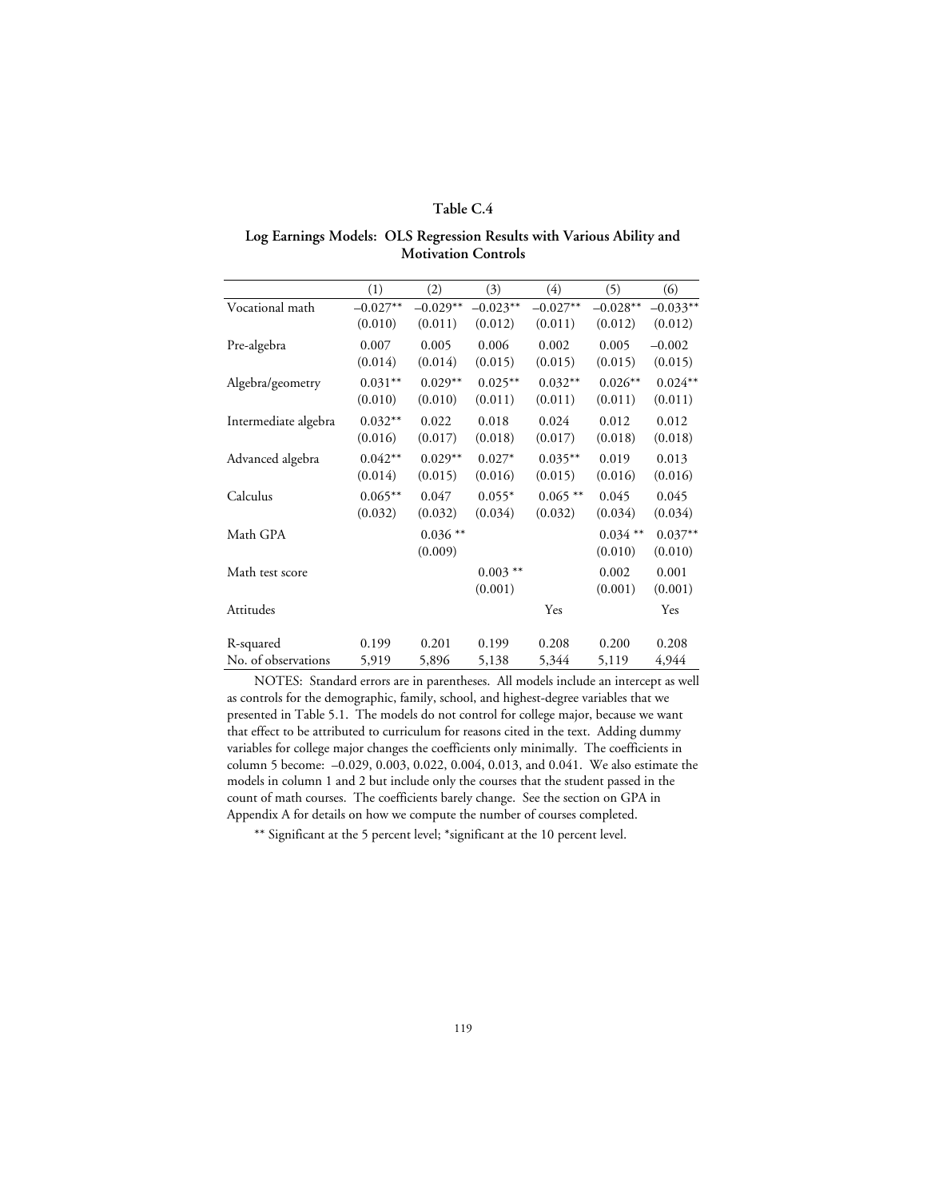# Table C.4

## Log Earnings Models: OLS Regression Results with Various Ability and Motivation Controls

| | (1) | (2) | (3) | (4) | (5) | (6) |
|---|---|---|---|---|---|---|
| Vocational math | –0.027** | –0.029** | –0.023** | –0.027** | –0.028** | –0.033** |
| | (0.010) | (0.011) | (0.012) | (0.011) | (0.012) | (0.012) |
| Pre-algebra | 0.007 | 0.005 | 0.006 | 0.002 | 0.005 | –0.002 |
| | (0.014) | (0.014) | (0.015) | (0.015) | (0.015) | (0.015) |
| Algebra/geometry | 0.031** | 0.029** | 0.025** | 0.032** | 0.026** | 0.024** |
| | (0.010) | (0.010) | (0.011) | (0.011) | (0.011) | (0.011) |
| Intermediate algebra | 0.032** | 0.022 | 0.018 | 0.024 | 0.012 | 0.012 |
| | (0.016) | (0.017) | (0.018) | (0.017) | (0.018) | (0.018) |
| Advanced algebra | 0.042** | 0.029** | 0.027* | 0.035** | 0.019 | 0.013 |
| | (0.014) | (0.015) | (0.016) | (0.015) | (0.016) | (0.016) |
| Calculus | 0.065** | 0.047 | 0.055* | 0.065 ** | 0.045 | 0.045 |
| | (0.032) | (0.032) | (0.034) | (0.032) | (0.034) | (0.034) |
| Math GPA | | 0.036 ** | | | 0.034 ** | 0.037** |
| | | (0.009) | | | (0.010) | (0.010) |
| Math test score | | | 0.003 ** | | 0.002 | 0.001 |
| | | | (0.001) | | (0.001) | (0.001) |
| Attitudes | | | | Yes | | Yes |
| R-squared | 0.199 | 0.201 | 0.199 | 0.208 | 0.200 | 0.208 |
| No. of observations | 5,919 | 5,896 | 5,138 | 5,344 | 5,119 | 4,944 |

NOTES: Standard errors are in parentheses. All models include an intercept as well as controls for the demographic, family, school, and highest-degree variables that we presented in Table 5.1. The models do not control for college major, because we want that effect to be attributed to curriculum for reasons cited in the text. Adding dummy variables for college major changes the coefficients only minimally. The coefficients in column 5 become: –0.029, 0.003, 0.022, 0.004, 0.013, and 0.041. We also estimate the models in column 1 and 2 but include only the courses that the student passed in the count of math courses. The coefficients barely change. See the section on GPA in Appendix A for details on how we compute the number of courses completed.

** Significant at the 5 percent level; *significant at the 10 percent level.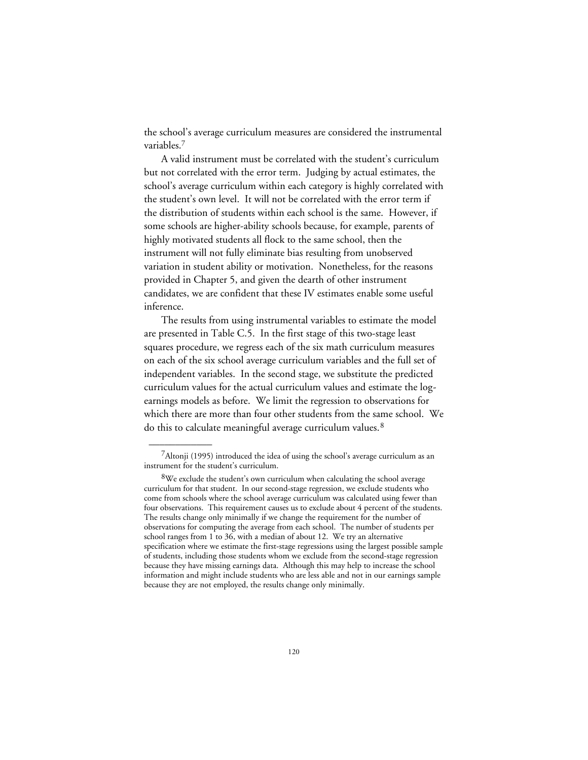the school's average curriculum measures are considered the instrumental variables.[7]

A valid instrument must be correlated with the student's curriculum but not correlated with the error term. Judging by actual estimates, the school's average curriculum within each category is highly correlated with the student's own level. It will not be correlated with the error term if the distribution of students within each school is the same. However, if some schools are higher-ability schools because, for example, parents of highly motivated students all flock to the same school, then the instrument will not fully eliminate bias resulting from unobserved variation in student ability or motivation. Nonetheless, for the reasons provided in Chapter 5, and given the dearth of other instrument candidates, we are confident that these IV estimates enable some useful inference.

The results from using instrumental variables to estimate the model are presented in Table C.5. In the first stage of this two-stage least squares procedure, we regress each of the six math curriculum measures on each of the six school average curriculum variables and the full set of independent variables. In the second stage, we substitute the predicted curriculum values for the actual curriculum values and estimate the log-earnings models as before. We limit the regression to observations for which there are more than four other students from the same school. We do this to calculate meaningful average curriculum values.[8]

---

[7]Altonji (1995) introduced the idea of using the school's average curriculum as an instrument for the student's curriculum.

[8]We exclude the student's own curriculum when calculating the school average curriculum for that student. In our second-stage regression, we exclude students who come from schools where the school average curriculum was calculated using fewer than four observations. This requirement causes us to exclude about 4 percent of the students. The results change only minimally if we change the requirement for the number of observations for computing the average from each school. The number of students per school ranges from 1 to 36, with a median of about 12. We try an alternative specification where we estimate the first-stage regressions using the largest possible sample of students, including those students whom we exclude from the second-stage regression because they have missing earnings data. Although this may help to increase the school information and might include students who are less able and not in our earnings sample because they are not employed, the results change only minimally.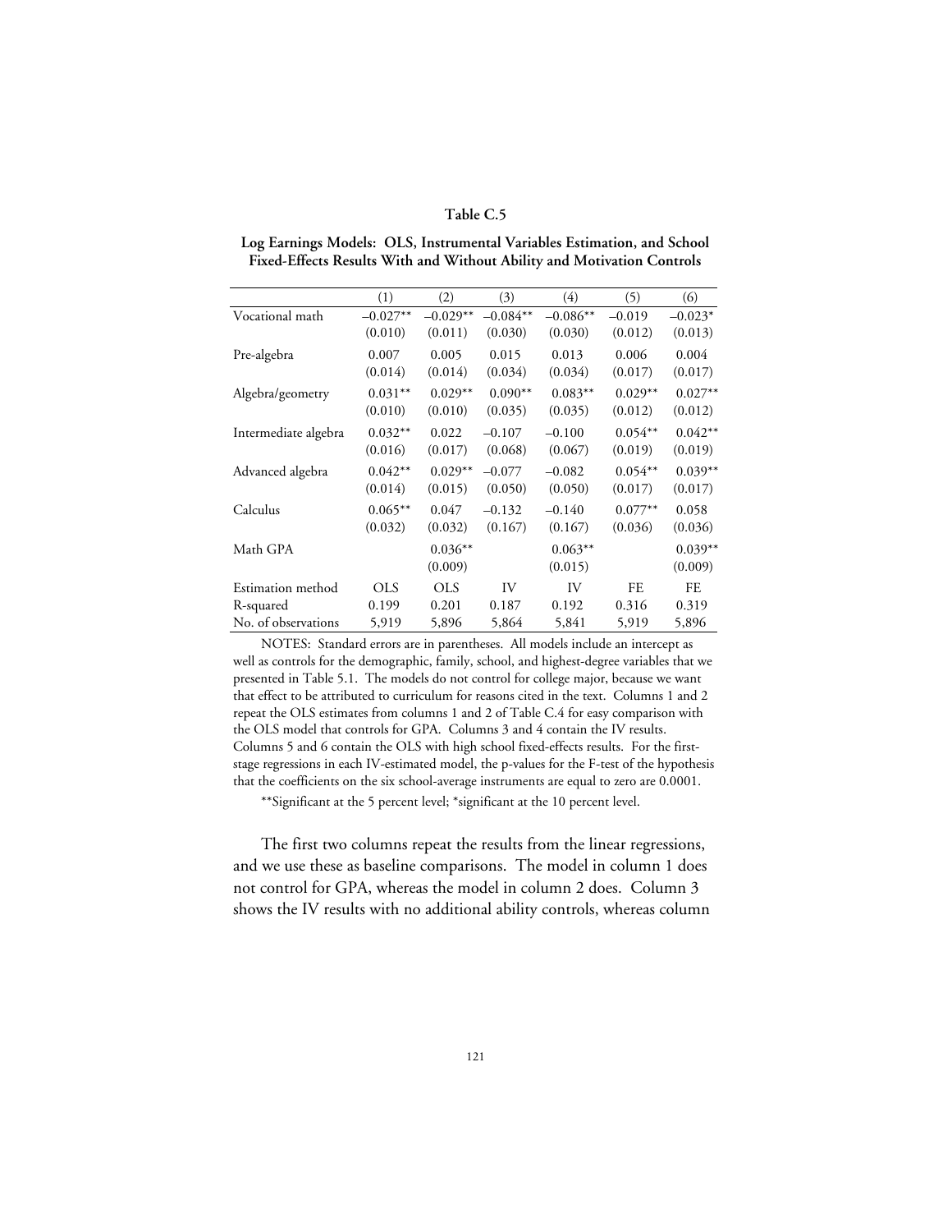**Table C.5**

**Log Earnings Models: OLS, Instrumental Variables Estimation, and School Fixed-Effects Results With and Without Ability and Motivation Controls**

| | (1) | (2) | (3) | (4) | (5) | (6) |
|---|---|---|---|---|---|---|
| Vocational math | –0.027** | –0.029** | –0.084** | –0.086** | –0.019 | –0.023* |
| | (0.010) | (0.011) | (0.030) | (0.030) | (0.012) | (0.013) |
| Pre-algebra | 0.007 | 0.005 | 0.015 | 0.013 | 0.006 | 0.004 |
| | (0.014) | (0.014) | (0.034) | (0.034) | (0.017) | (0.017) |
| Algebra/geometry | 0.031** | 0.029** | 0.090** | 0.083** | 0.029** | 0.027** |
| | (0.010) | (0.010) | (0.035) | (0.035) | (0.012) | (0.012) |
| Intermediate algebra | 0.032** | 0.022 | –0.107 | –0.100 | 0.054** | 0.042** |
| | (0.016) | (0.017) | (0.068) | (0.067) | (0.019) | (0.019) |
| Advanced algebra | 0.042** | 0.029** | –0.077 | –0.082 | 0.054** | 0.039** |
| | (0.014) | (0.015) | (0.050) | (0.050) | (0.017) | (0.017) |
| Calculus | 0.065** | 0.047 | –0.132 | –0.140 | 0.077** | 0.058 |
| | (0.032) | (0.032) | (0.167) | (0.167) | (0.036) | (0.036) |
| Math GPA | | 0.036** | | 0.063** | | 0.039** |
| | | (0.009) | | (0.015) | | (0.009) |
| Estimation method | OLS | OLS | IV | IV | FE | FE |
| R-squared | 0.199 | 0.201 | 0.187 | 0.192 | 0.316 | 0.319 |
| No. of observations | 5,919 | 5,896 | 5,864 | 5,841 | 5,919 | 5,896 |

NOTES: Standard errors are in parentheses. All models include an intercept as well as controls for the demographic, family, school, and highest-degree variables that we presented in Table 5.1. The models do not control for college major, because we want that effect to be attributed to curriculum for reasons cited in the text. Columns 1 and 2 repeat the OLS estimates from columns 1 and 2 of Table C.4 for easy comparison with the OLS model that controls for GPA. Columns 3 and 4 contain the IV results. Columns 5 and 6 contain the OLS with high school fixed-effects results. For the first-stage regressions in each IV-estimated model, the p-values for the F-test of the hypothesis that the coefficients on the six school-average instruments are equal to zero are 0.0001.

**Significant at the 5 percent level; *significant at the 10 percent level.

The first two columns repeat the results from the linear regressions, and we use these as baseline comparisons. The model in column 1 does not control for GPA, whereas the model in column 2 does. Column 3 shows the IV results with no additional ability controls, whereas column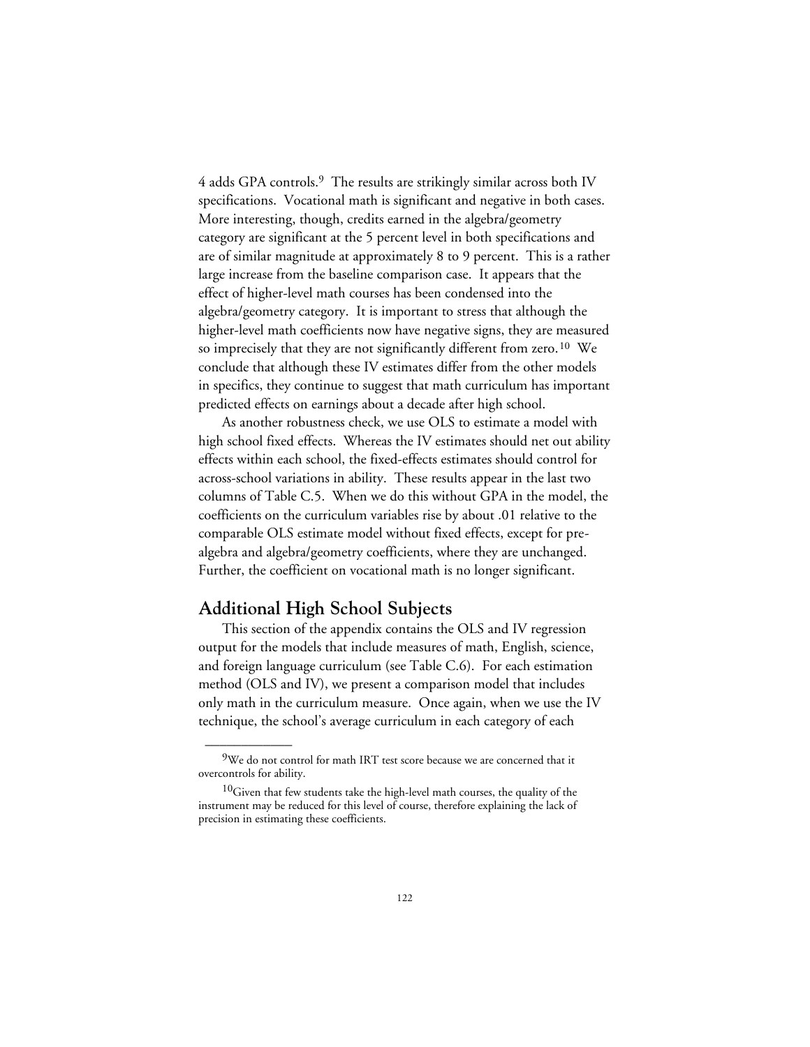4 adds GPA controls.[9] The results are strikingly similar across both IV specifications. Vocational math is significant and negative in both cases. More interesting, though, credits earned in the algebra/geometry category are significant at the 5 percent level in both specifications and are of similar magnitude at approximately 8 to 9 percent. This is a rather large increase from the baseline comparison case. It appears that the effect of higher-level math courses has been condensed into the algebra/geometry category. It is important to stress that although the higher-level math coefficients now have negative signs, they are measured so imprecisely that they are not significantly different from zero.[10] We conclude that although these IV estimates differ from the other models in specifics, they continue to suggest that math curriculum has important predicted effects on earnings about a decade after high school.

As another robustness check, we use OLS to estimate a model with high school fixed effects. Whereas the IV estimates should net out ability effects within each school, the fixed-effects estimates should control for across-school variations in ability. These results appear in the last two columns of Table C.5. When we do this without GPA in the model, the coefficients on the curriculum variables rise by about .01 relative to the comparable OLS estimate model without fixed effects, except for pre-algebra and algebra/geometry coefficients, where they are unchanged. Further, the coefficient on vocational math is no longer significant.

## Additional High School Subjects

This section of the appendix contains the OLS and IV regression output for the models that include measures of math, English, science, and foreign language curriculum (see Table C.6). For each estimation method (OLS and IV), we present a comparison model that includes only math in the curriculum measure. Once again, when we use the IV technique, the school's average curriculum in each category of each

---

[9]We do not control for math IRT test score because we are concerned that it overcontrols for ability.

[10]Given that few students take the high-level math courses, the quality of the instrument may be reduced for this level of course, therefore explaining the lack of precision in estimating these coefficients.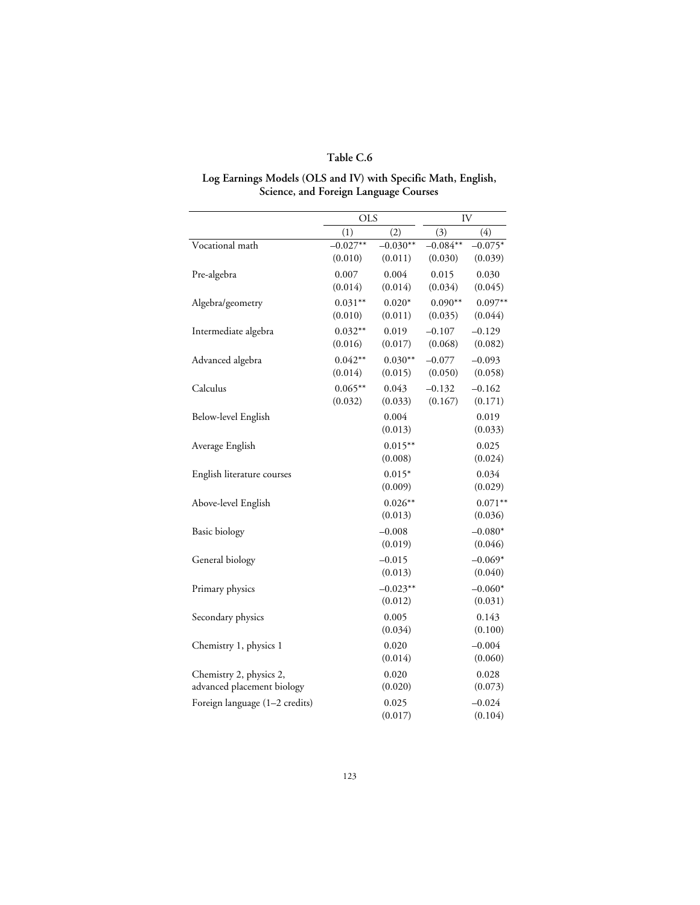**Table C.6**

**Log Earnings Models (OLS and IV) with Specific Math, English, Science, and Foreign Language Courses**

| | OLS | | IV | |
|---|---|---|---|---|
| | (1) | (2) | (3) | (4) |
| Vocational math | −0.027** | −0.030** | −0.084** | −0.075* |
| | (0.010) | (0.011) | (0.030) | (0.039) |
| Pre-algebra | 0.007 | 0.004 | 0.015 | 0.030 |
| | (0.014) | (0.014) | (0.034) | (0.045) |
| Algebra/geometry | 0.031** | 0.020* | 0.090** | 0.097** |
| | (0.010) | (0.011) | (0.035) | (0.044) |
| Intermediate algebra | 0.032** | 0.019 | −0.107 | −0.129 |
| | (0.016) | (0.017) | (0.068) | (0.082) |
| Advanced algebra | 0.042** | 0.030** | −0.077 | −0.093 |
| | (0.014) | (0.015) | (0.050) | (0.058) |
| Calculus | 0.065** | 0.043 | −0.132 | −0.162 |
| | (0.032) | (0.033) | (0.167) | (0.171) |
| Below-level English | | 0.004 | | 0.019 |
| | | (0.013) | | (0.033) |
| Average English | | 0.015** | | 0.025 |
| | | (0.008) | | (0.024) |
| English literature courses | | 0.015* | | 0.034 |
| | | (0.009) | | (0.029) |
| Above-level English | | 0.026** | | 0.071** |
| | | (0.013) | | (0.036) |
| Basic biology | | −0.008 | | −0.080* |
| | | (0.019) | | (0.046) |
| General biology | | −0.015 | | −0.069* |
| | | (0.013) | | (0.040) |
| Primary physics | | −0.023** | | −0.060* |
| | | (0.012) | | (0.031) |
| Secondary physics | | 0.005 | | 0.143 |
| | | (0.034) | | (0.100) |
| Chemistry 1, physics 1 | | 0.020 | | −0.004 |
| | | (0.014) | | (0.060) |
| Chemistry 2, physics 2, advanced placement biology | | 0.020 | | 0.028 |
| | | (0.020) | | (0.073) |
| Foreign language (1–2 credits) | | 0.025 | | −0.024 |
| | | (0.017) | | (0.104) |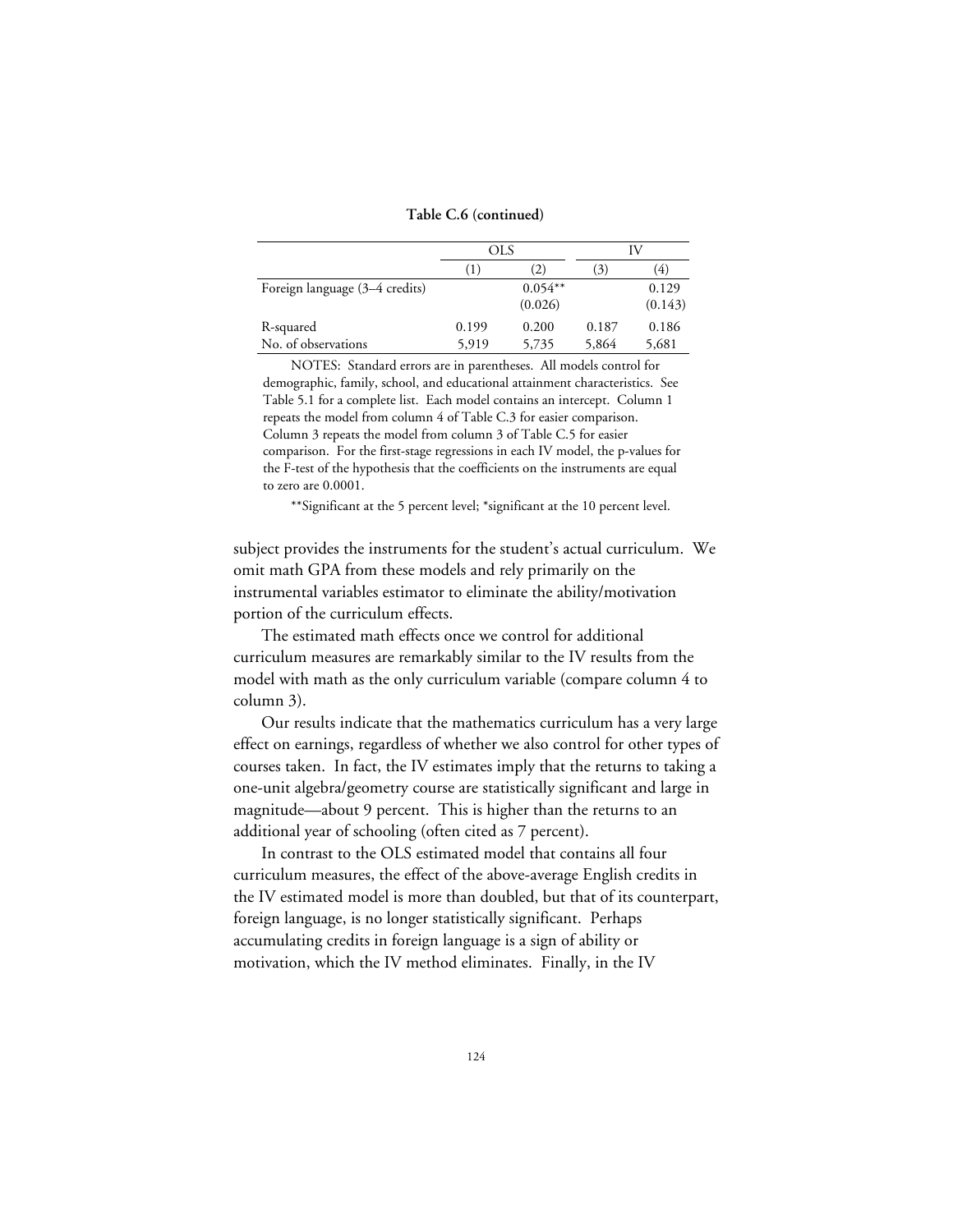**Table C.6 (continued)**

| | OLS | | IV | |
|---|---|---|---|---|
| | (1) | (2) | (3) | (4) |
| Foreign language (3–4 credits) | | 0.054** | | 0.129 |
| | | (0.026) | | (0.143) |
| R-squared | 0.199 | 0.200 | 0.187 | 0.186 |
| No. of observations | 5,919 | 5,735 | 5,864 | 5,681 |

NOTES: Standard errors are in parentheses. All models control for demographic, family, school, and educational attainment characteristics. See Table 5.1 for a complete list. Each model contains an intercept. Column 1 repeats the model from column 4 of Table C.3 for easier comparison. Column 3 repeats the model from column 3 of Table C.5 for easier comparison. For the first-stage regressions in each IV model, the p-values for the F-test of the hypothesis that the coefficients on the instruments are equal to zero are 0.0001.

**Significant at the 5 percent level; *significant at the 10 percent level.

subject provides the instruments for the student's actual curriculum. We omit math GPA from these models and rely primarily on the instrumental variables estimator to eliminate the ability/motivation portion of the curriculum effects.

The estimated math effects once we control for additional curriculum measures are remarkably similar to the IV results from the model with math as the only curriculum variable (compare column 4 to column 3).

Our results indicate that the mathematics curriculum has a very large effect on earnings, regardless of whether we also control for other types of courses taken. In fact, the IV estimates imply that the returns to taking a one-unit algebra/geometry course are statistically significant and large in magnitude—about 9 percent. This is higher than the returns to an additional year of schooling (often cited as 7 percent).

In contrast to the OLS estimated model that contains all four curriculum measures, the effect of the above-average English credits in the IV estimated model is more than doubled, but that of its counterpart, foreign language, is no longer statistically significant. Perhaps accumulating credits in foreign language is a sign of ability or motivation, which the IV method eliminates. Finally, in the IV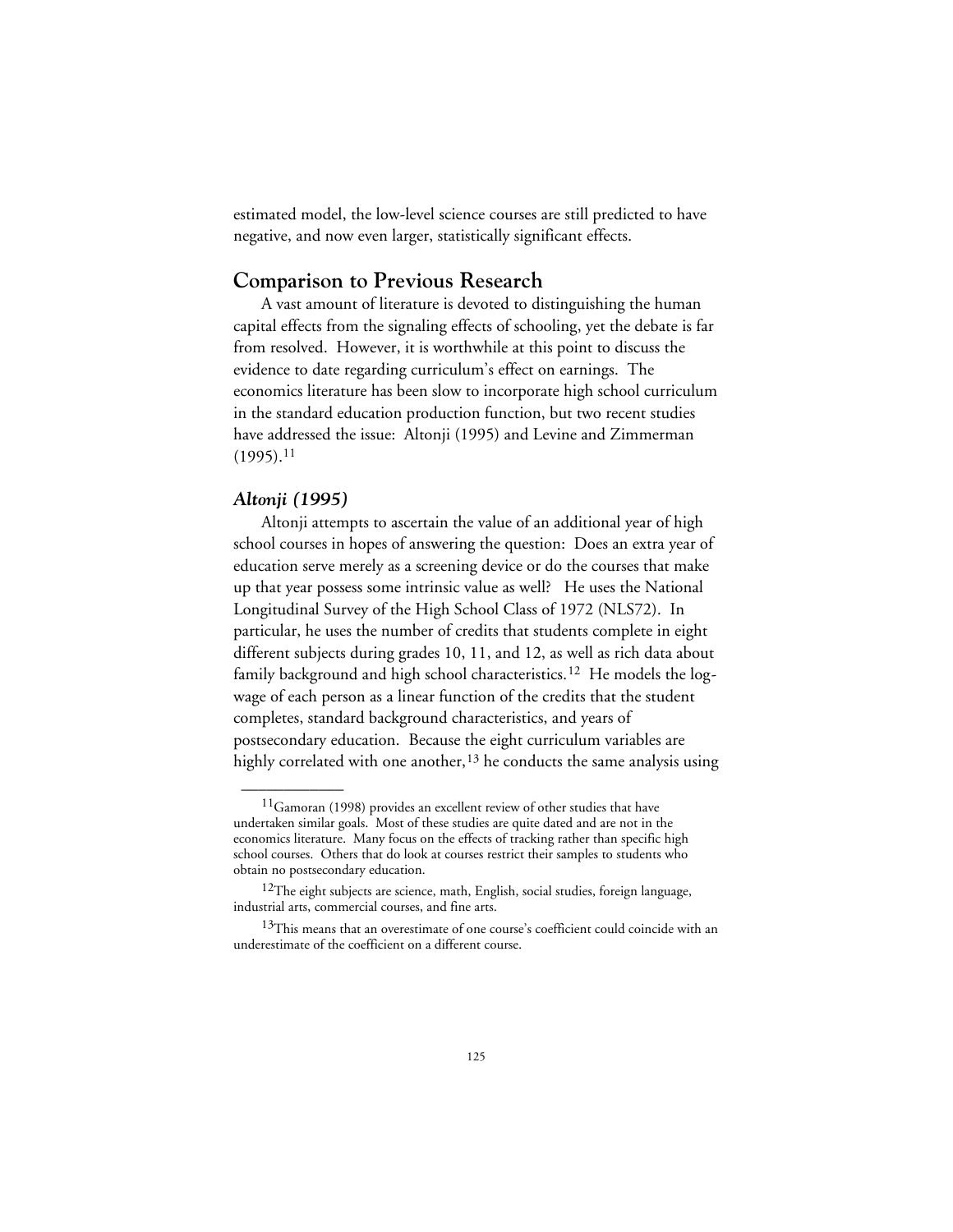estimated model, the low-level science courses are still predicted to have negative, and now even larger, statistically significant effects.

## Comparison to Previous Research

A vast amount of literature is devoted to distinguishing the human capital effects from the signaling effects of schooling, yet the debate is far from resolved. However, it is worthwhile at this point to discuss the evidence to date regarding curriculum's effect on earnings. The economics literature has been slow to incorporate high school curriculum in the standard education production function, but two recent studies have addressed the issue: Altonji (1995) and Levine and Zimmerman (1995).[11]

### *Altonji (1995)*

Altonji attempts to ascertain the value of an additional year of high school courses in hopes of answering the question: Does an extra year of education serve merely as a screening device or do the courses that make up that year possess some intrinsic value as well? He uses the National Longitudinal Survey of the High School Class of 1972 (NLS72). In particular, he uses the number of credits that students complete in eight different subjects during grades 10, 11, and 12, as well as rich data about family background and high school characteristics.[12] He models the log-wage of each person as a linear function of the credits that the student completes, standard background characteristics, and years of postsecondary education. Because the eight curriculum variables are highly correlated with one another,[13] he conducts the same analysis using

---

[11] Gamoran (1998) provides an excellent review of other studies that have undertaken similar goals. Most of these studies are quite dated and are not in the economics literature. Many focus on the effects of tracking rather than specific high school courses. Others that do look at courses restrict their samples to students who obtain no postsecondary education.

[12] The eight subjects are science, math, English, social studies, foreign language, industrial arts, commercial courses, and fine arts.

[13] This means that an overestimate of one course's coefficient could coincide with an underestimate of the coefficient on a different course.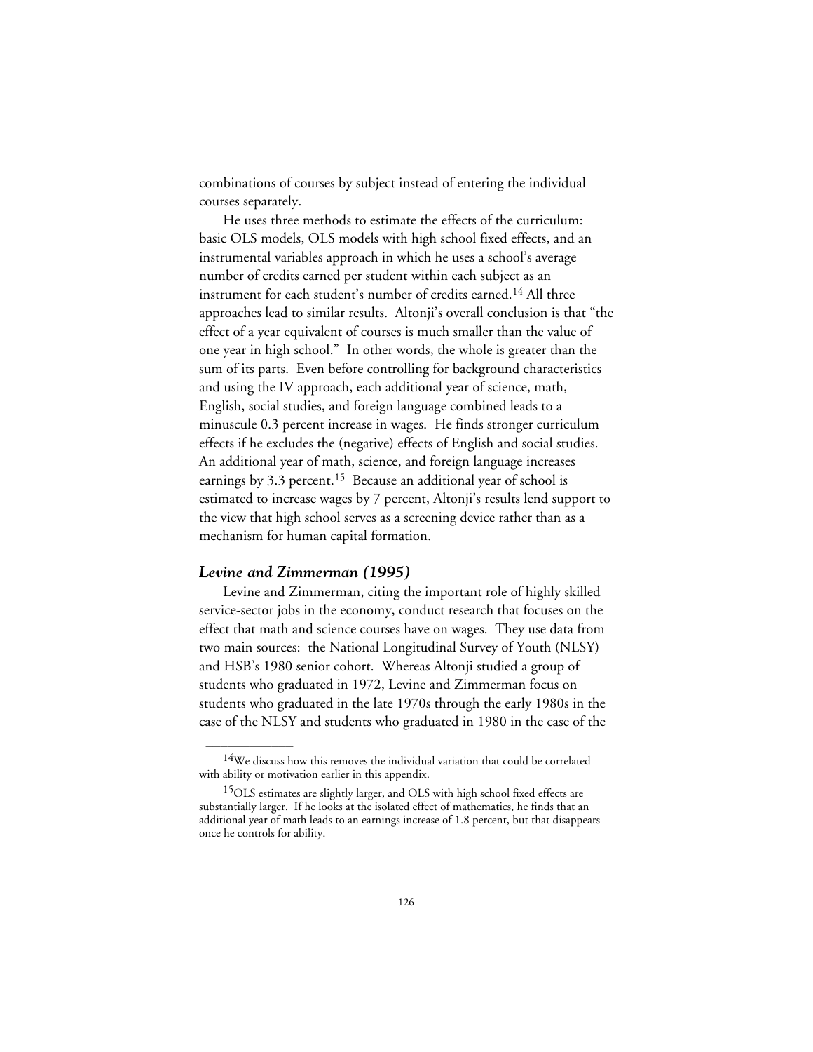combinations of courses by subject instead of entering the individual courses separately.

He uses three methods to estimate the effects of the curriculum: basic OLS models, OLS models with high school fixed effects, and an instrumental variables approach in which he uses a school's average number of credits earned per student within each subject as an instrument for each student's number of credits earned.[14] All three approaches lead to similar results. Altonji's overall conclusion is that "the effect of a year equivalent of courses is much smaller than the value of one year in high school." In other words, the whole is greater than the sum of its parts. Even before controlling for background characteristics and using the IV approach, each additional year of science, math, English, social studies, and foreign language combined leads to a minuscule 0.3 percent increase in wages. He finds stronger curriculum effects if he excludes the (negative) effects of English and social studies. An additional year of math, science, and foreign language increases earnings by 3.3 percent.[15] Because an additional year of school is estimated to increase wages by 7 percent, Altonji's results lend support to the view that high school serves as a screening device rather than as a mechanism for human capital formation.

### *Levine and Zimmerman (1995)*

Levine and Zimmerman, citing the important role of highly skilled service-sector jobs in the economy, conduct research that focuses on the effect that math and science courses have on wages. They use data from two main sources: the National Longitudinal Survey of Youth (NLSY) and HSB's 1980 senior cohort. Whereas Altonji studied a group of students who graduated in 1972, Levine and Zimmerman focus on students who graduated in the late 1970s through the early 1980s in the case of the NLSY and students who graduated in 1980 in the case of the

---

[14] We discuss how this removes the individual variation that could be correlated with ability or motivation earlier in this appendix.

[15] OLS estimates are slightly larger, and OLS with high school fixed effects are substantially larger. If he looks at the isolated effect of mathematics, he finds that an additional year of math leads to an earnings increase of 1.8 percent, but that disappears once he controls for ability.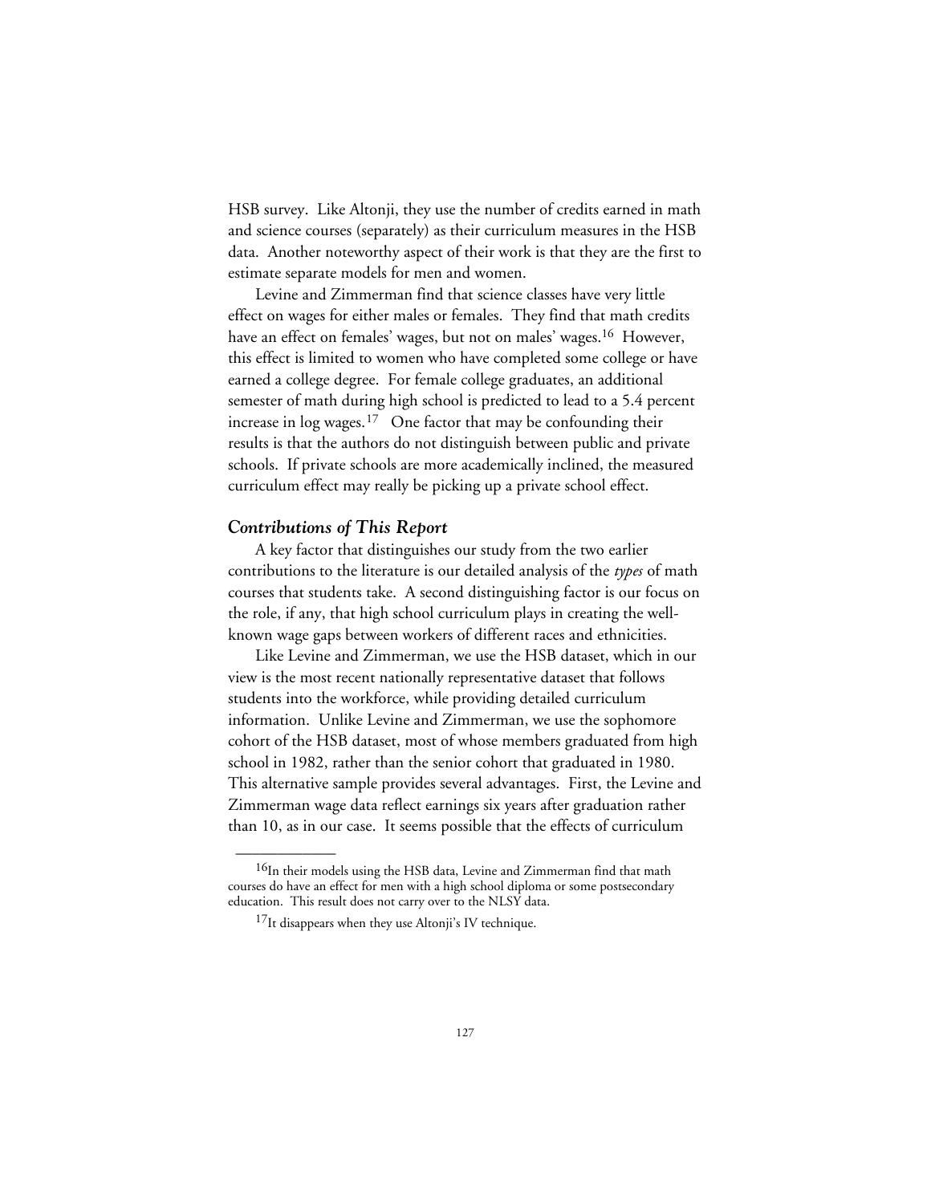HSB survey. Like Altonji, they use the number of credits earned in math and science courses (separately) as their curriculum measures in the HSB data. Another noteworthy aspect of their work is that they are the first to estimate separate models for men and women.

Levine and Zimmerman find that science classes have very little effect on wages for either males or females. They find that math credits have an effect on females' wages, but not on males' wages.[16] However, this effect is limited to women who have completed some college or have earned a college degree. For female college graduates, an additional semester of math during high school is predicted to lead to a 5.4 percent increase in log wages.[17] One factor that may be confounding their results is that the authors do not distinguish between public and private schools. If private schools are more academically inclined, the measured curriculum effect may really be picking up a private school effect.

### *Contributions of This Report*

A key factor that distinguishes our study from the two earlier contributions to the literature is our detailed analysis of the *types* of math courses that students take. A second distinguishing factor is our focus on the role, if any, that high school curriculum plays in creating the well-known wage gaps between workers of different races and ethnicities.

Like Levine and Zimmerman, we use the HSB dataset, which in our view is the most recent nationally representative dataset that follows students into the workforce, while providing detailed curriculum information. Unlike Levine and Zimmerman, we use the sophomore cohort of the HSB dataset, most of whose members graduated from high school in 1982, rather than the senior cohort that graduated in 1980. This alternative sample provides several advantages. First, the Levine and Zimmerman wage data reflect earnings six years after graduation rather than 10, as in our case. It seems possible that the effects of curriculum

---

[16]In their models using the HSB data, Levine and Zimmerman find that math courses do have an effect for men with a high school diploma or some postsecondary education. This result does not carry over to the NLSY data.

[17]It disappears when they use Altonji's IV technique.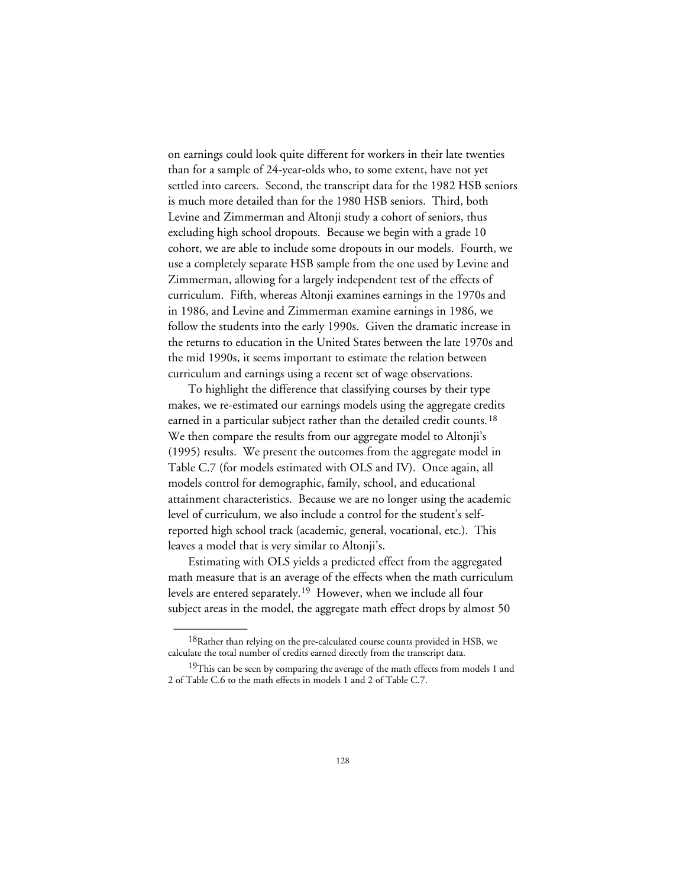on earnings could look quite different for workers in their late twenties than for a sample of 24-year-olds who, to some extent, have not yet settled into careers. Second, the transcript data for the 1982 HSB seniors is much more detailed than for the 1980 HSB seniors. Third, both Levine and Zimmerman and Altonji study a cohort of seniors, thus excluding high school dropouts. Because we begin with a grade 10 cohort, we are able to include some dropouts in our models. Fourth, we use a completely separate HSB sample from the one used by Levine and Zimmerman, allowing for a largely independent test of the effects of curriculum. Fifth, whereas Altonji examines earnings in the 1970s and in 1986, and Levine and Zimmerman examine earnings in 1986, we follow the students into the early 1990s. Given the dramatic increase in the returns to education in the United States between the late 1970s and the mid 1990s, it seems important to estimate the relation between curriculum and earnings using a recent set of wage observations.

To highlight the difference that classifying courses by their type makes, we re-estimated our earnings models using the aggregate credits earned in a particular subject rather than the detailed credit counts.[18] We then compare the results from our aggregate model to Altonji's (1995) results. We present the outcomes from the aggregate model in Table C.7 (for models estimated with OLS and IV). Once again, all models control for demographic, family, school, and educational attainment characteristics. Because we are no longer using the academic level of curriculum, we also include a control for the student's self-reported high school track (academic, general, vocational, etc.). This leaves a model that is very similar to Altonji's.

Estimating with OLS yields a predicted effect from the aggregated math measure that is an average of the effects when the math curriculum levels are entered separately.[19] However, when we include all four subject areas in the model, the aggregate math effect drops by almost 50

---

[18] Rather than relying on the pre-calculated course counts provided in HSB, we calculate the total number of credits earned directly from the transcript data.

[19] This can be seen by comparing the average of the math effects from models 1 and 2 of Table C.6 to the math effects in models 1 and 2 of Table C.7.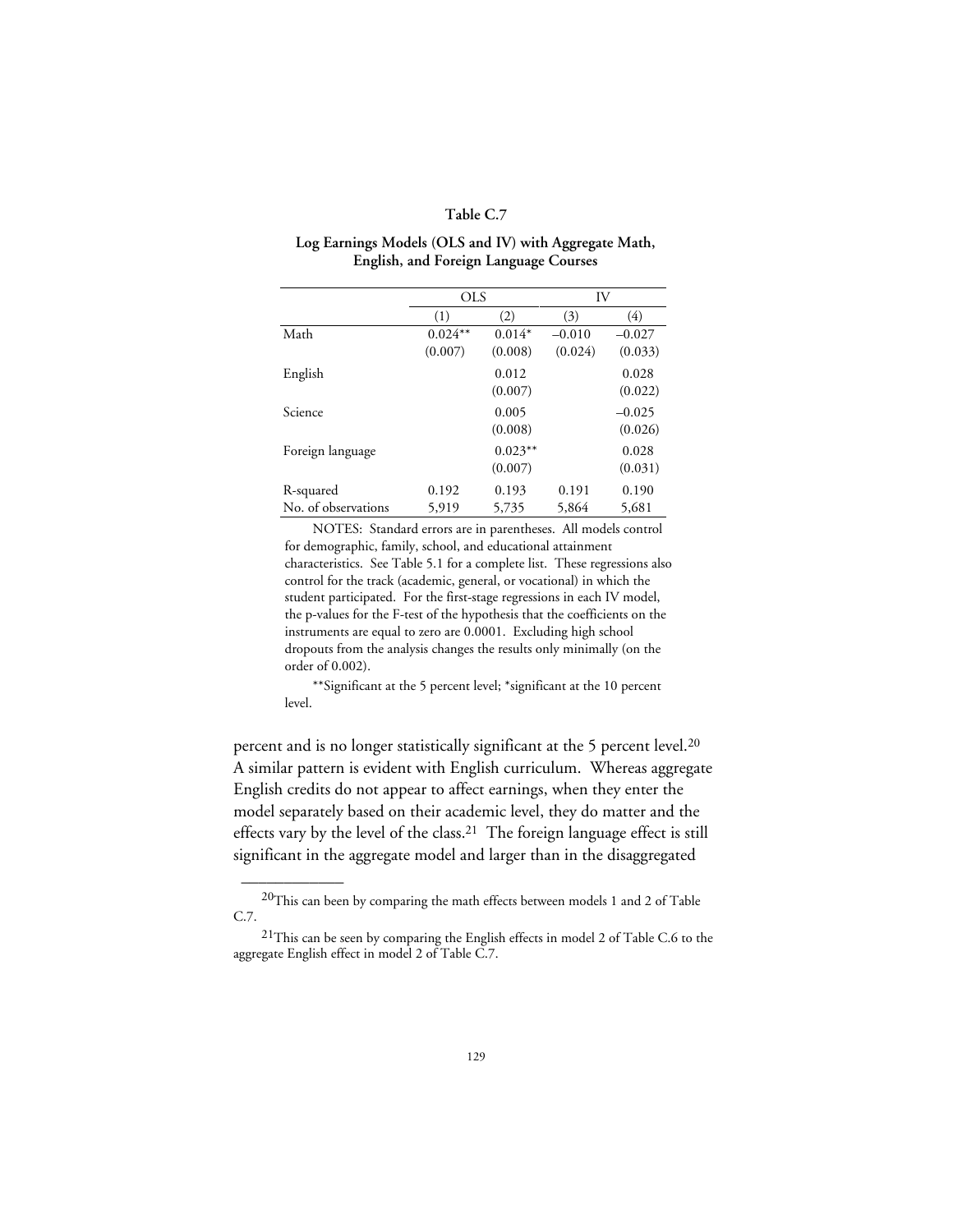**Table C.7**

**Log Earnings Models (OLS and IV) with Aggregate Math, English, and Foreign Language Courses**

| | OLS | | IV | |
|---|---|---|---|---|
| | (1) | (2) | (3) | (4) |
| Math | 0.024** | 0.014* | –0.010 | –0.027 |
| | (0.007) | (0.008) | (0.024) | (0.033) |
| English | | 0.012 | | 0.028 |
| | | (0.007) | | (0.022) |
| Science | | 0.005 | | –0.025 |
| | | (0.008) | | (0.026) |
| Foreign language | | 0.023** | | 0.028 |
| | | (0.007) | | (0.031) |
| R-squared | 0.192 | 0.193 | 0.191 | 0.190 |
| No. of observations | 5,919 | 5,735 | 5,864 | 5,681 |

NOTES: Standard errors are in parentheses. All models control for demographic, family, school, and educational attainment characteristics. See Table 5.1 for a complete list. These regressions also control for the track (academic, general, or vocational) in which the student participated. For the first-stage regressions in each IV model, the p-values for the F-test of the hypothesis that the coefficients on the instruments are equal to zero are 0.0001. Excluding high school dropouts from the analysis changes the results only minimally (on the order of 0.002).

**Significant at the 5 percent level; *significant at the 10 percent level.

percent and is no longer statistically significant at the 5 percent level.[20] A similar pattern is evident with English curriculum. Whereas aggregate English credits do not appear to affect earnings, when they enter the model separately based on their academic level, they do matter and the effects vary by the level of the class.[21] The foreign language effect is still significant in the aggregate model and larger than in the disaggregated

---

[20]This can been by comparing the math effects between models 1 and 2 of Table C.7.

[21]This can be seen by comparing the English effects in model 2 of Table C.6 to the aggregate English effect in model 2 of Table C.7.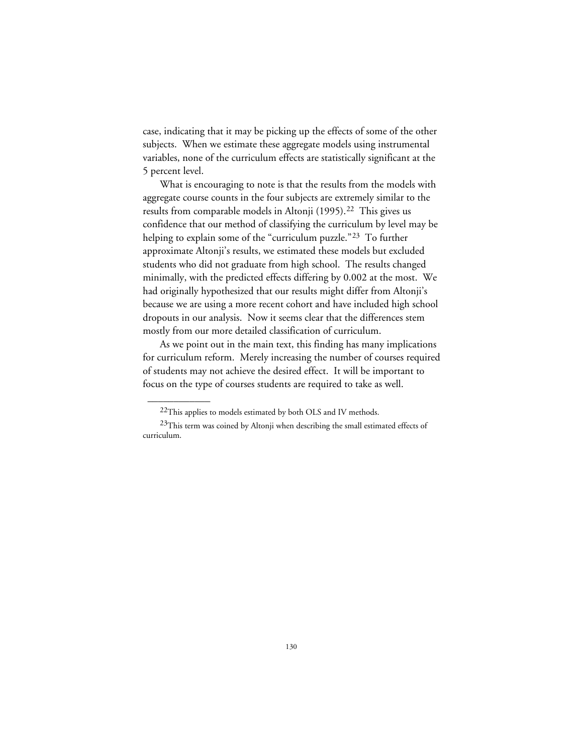case, indicating that it may be picking up the effects of some of the other subjects. When we estimate these aggregate models using instrumental variables, none of the curriculum effects are statistically significant at the 5 percent level.

What is encouraging to note is that the results from the models with aggregate course counts in the four subjects are extremely similar to the results from comparable models in Altonji (1995).[22] This gives us confidence that our method of classifying the curriculum by level may be helping to explain some of the "curriculum puzzle."[23] To further approximate Altonji's results, we estimated these models but excluded students who did not graduate from high school. The results changed minimally, with the predicted effects differing by 0.002 at the most. We had originally hypothesized that our results might differ from Altonji's because we are using a more recent cohort and have included high school dropouts in our analysis. Now it seems clear that the differences stem mostly from our more detailed classification of curriculum.

As we point out in the main text, this finding has many implications for curriculum reform. Merely increasing the number of courses required of students may not achieve the desired effect. It will be important to focus on the type of courses students are required to take as well.

---

[22]This applies to models estimated by both OLS and IV methods.

[23]This term was coined by Altonji when describing the small estimated effects of curriculum.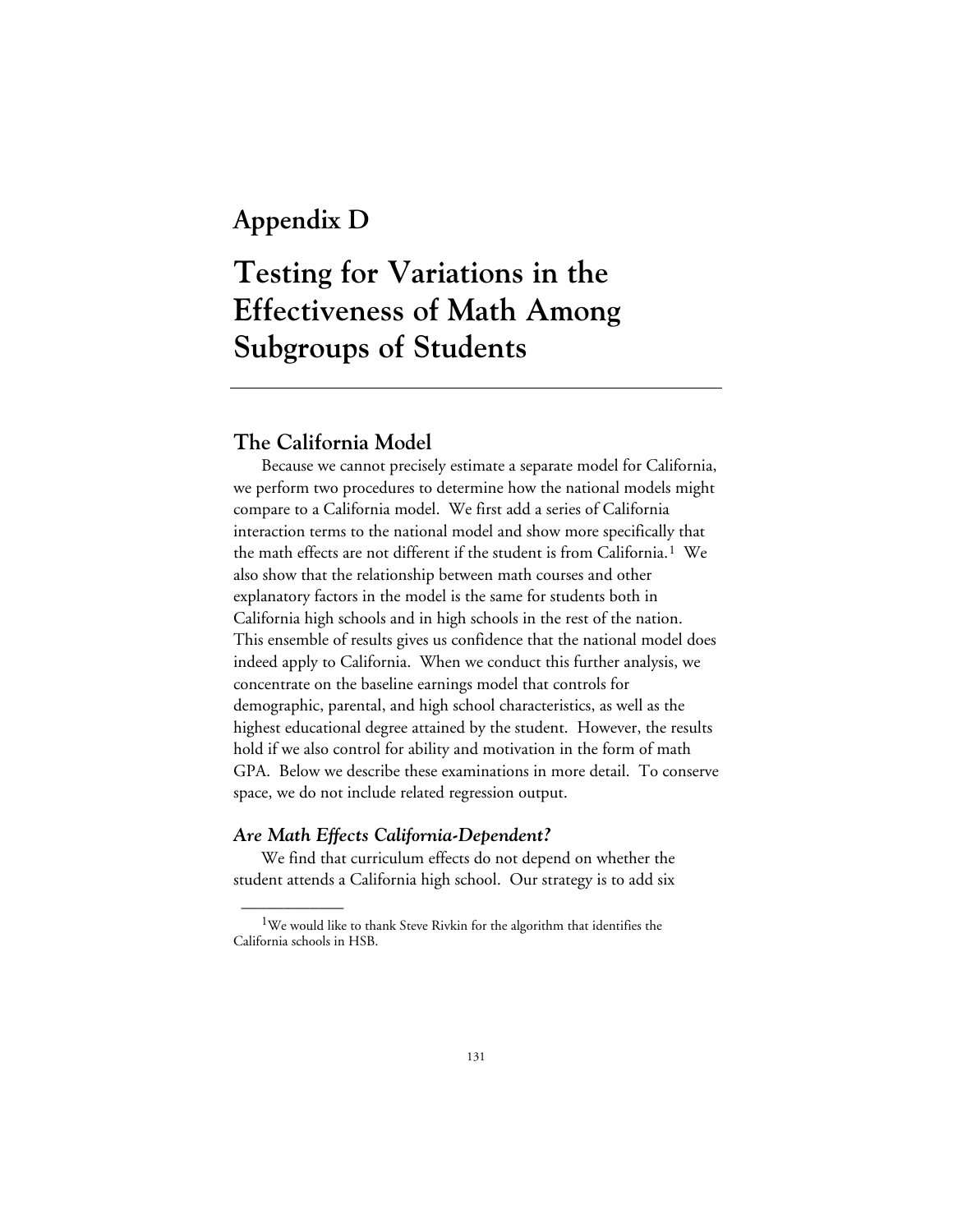# Appendix D

# Testing for Variations in the Effectiveness of Math Among Subgroups of Students

## The California Model

Because we cannot precisely estimate a separate model for California, we perform two procedures to determine how the national models might compare to a California model. We first add a series of California interaction terms to the national model and show more specifically that the math effects are not different if the student is from California.[1] We also show that the relationship between math courses and other explanatory factors in the model is the same for students both in California high schools and in high schools in the rest of the nation. This ensemble of results gives us confidence that the national model does indeed apply to California. When we conduct this further analysis, we concentrate on the baseline earnings model that controls for demographic, parental, and high school characteristics, as well as the highest educational degree attained by the student. However, the results hold if we also control for ability and motivation in the form of math GPA. Below we describe these examinations in more detail. To conserve space, we do not include related regression output.

### *Are Math Effects California-Dependent?*

We find that curriculum effects do not depend on whether the student attends a California high school. Our strategy is to add six

---

[1] We would like to thank Steve Rivkin for the algorithm that identifies the California schools in HSB.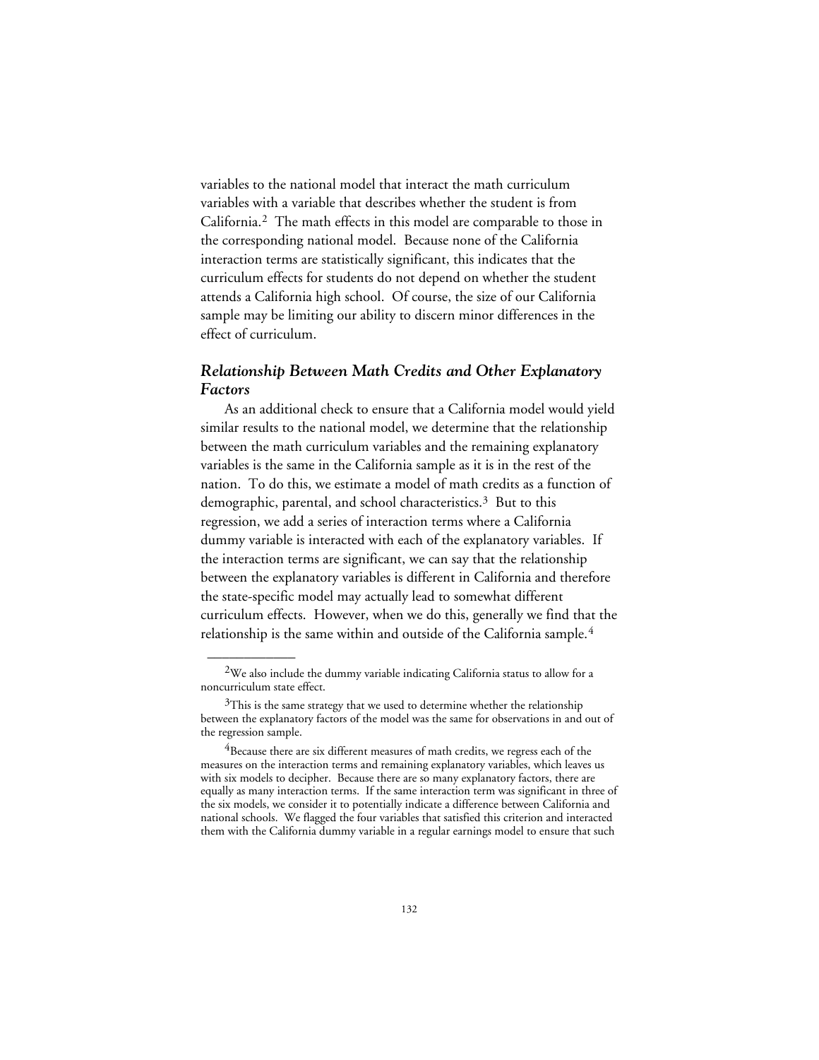variables to the national model that interact the math curriculum variables with a variable that describes whether the student is from California.[2] The math effects in this model are comparable to those in the corresponding national model. Because none of the California interaction terms are statistically significant, this indicates that the curriculum effects for students do not depend on whether the student attends a California high school. Of course, the size of our California sample may be limiting our ability to discern minor differences in the effect of curriculum.

### *Relationship Between Math Credits and Other Explanatory Factors*

As an additional check to ensure that a California model would yield similar results to the national model, we determine that the relationship between the math curriculum variables and the remaining explanatory variables is the same in the California sample as it is in the rest of the nation. To do this, we estimate a model of math credits as a function of demographic, parental, and school characteristics.[3] But to this regression, we add a series of interaction terms where a California dummy variable is interacted with each of the explanatory variables. If the interaction terms are significant, we can say that the relationship between the explanatory variables is different in California and therefore the state-specific model may actually lead to somewhat different curriculum effects. However, when we do this, generally we find that the relationship is the same within and outside of the California sample.[4]

---

[2]We also include the dummy variable indicating California status to allow for a noncurriculum state effect.

[3]This is the same strategy that we used to determine whether the relationship between the explanatory factors of the model was the same for observations in and out of the regression sample.

[4]Because there are six different measures of math credits, we regress each of the measures on the interaction terms and remaining explanatory variables, which leaves us with six models to decipher. Because there are so many explanatory factors, there are equally as many interaction terms. If the same interaction term was significant in three of the six models, we consider it to potentially indicate a difference between California and national schools. We flagged the four variables that satisfied this criterion and interacted them with the California dummy variable in a regular earnings model to ensure that such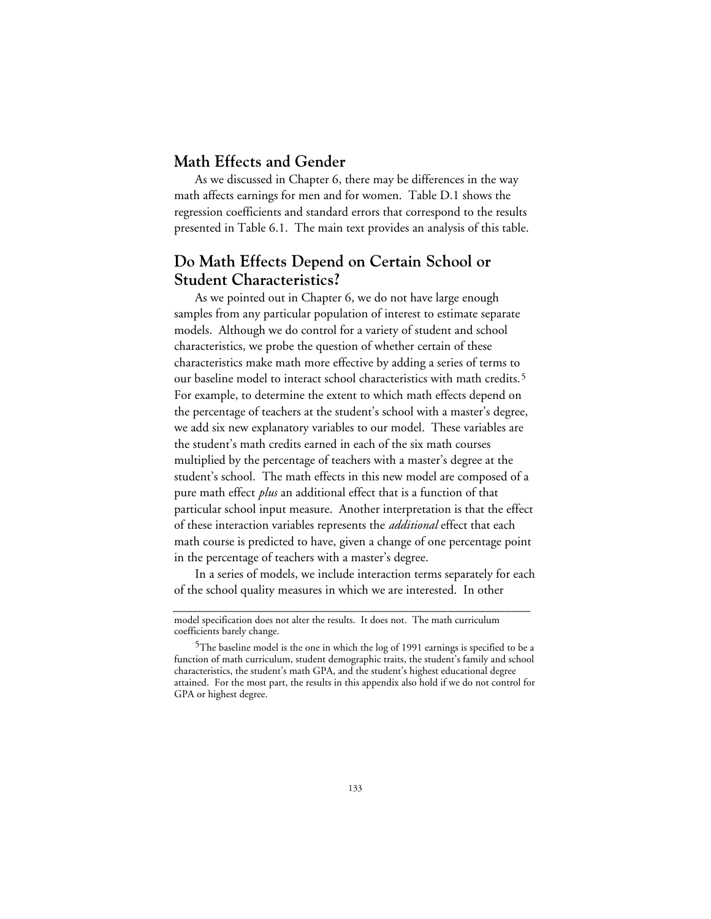## Math Effects and Gender

As we discussed in Chapter 6, there may be differences in the way math affects earnings for men and for women. Table D.1 shows the regression coefficients and standard errors that correspond to the results presented in Table 6.1. The main text provides an analysis of this table.

## Do Math Effects Depend on Certain School or Student Characteristics?

As we pointed out in Chapter 6, we do not have large enough samples from any particular population of interest to estimate separate models. Although we do control for a variety of student and school characteristics, we probe the question of whether certain of these characteristics make math more effective by adding a series of terms to our baseline model to interact school characteristics with math credits.[5] For example, to determine the extent to which math effects depend on the percentage of teachers at the student's school with a master's degree, we add six new explanatory variables to our model. These variables are the student's math credits earned in each of the six math courses multiplied by the percentage of teachers with a master's degree at the student's school. The math effects in this new model are composed of a pure math effect *plus* an additional effect that is a function of that particular school input measure. Another interpretation is that the effect of these interaction variables represents the *additional* effect that each math course is predicted to have, given a change of one percentage point in the percentage of teachers with a master's degree.

In a series of models, we include interaction terms separately for each of the school quality measures in which we are interested. In other

---

model specification does not alter the results. It does not. The math curriculum coefficients barely change.

[5]The baseline model is the one in which the log of 1991 earnings is specified to be a function of math curriculum, student demographic traits, the student's family and school characteristics, the student's math GPA, and the student's highest educational degree attained. For the most part, the results in this appendix also hold if we do not control for GPA or highest degree.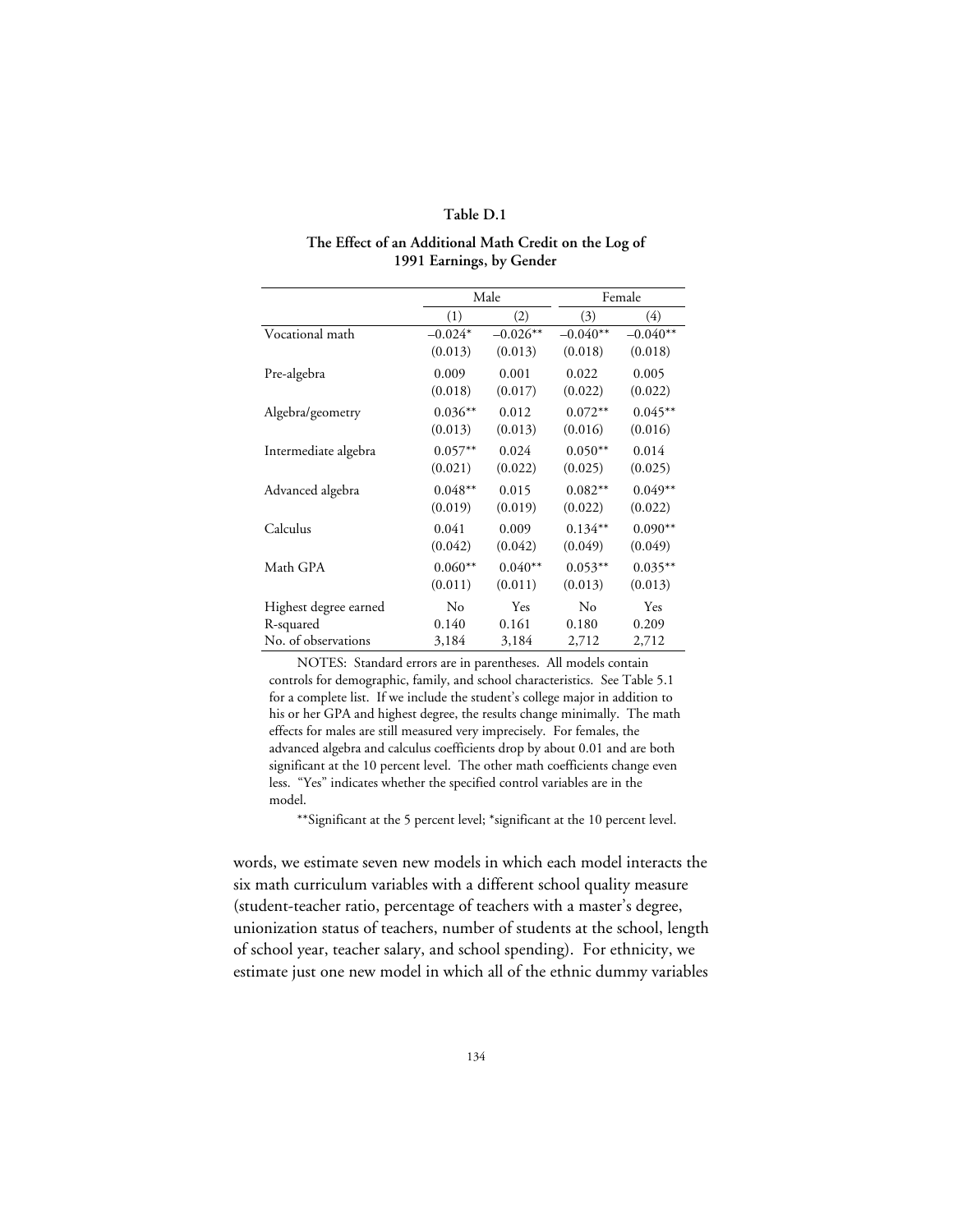**Table D.1**

**The Effect of an Additional Math Credit on the Log of 1991 Earnings, by Gender**

| | Male | | Female | |
|---|---|---|---|---|
| | (1) | (2) | (3) | (4) |
| Vocational math | –0.024* | –0.026** | –0.040** | –0.040** |
| | (0.013) | (0.013) | (0.018) | (0.018) |
| Pre-algebra | 0.009 | 0.001 | 0.022 | 0.005 |
| | (0.018) | (0.017) | (0.022) | (0.022) |
| Algebra/geometry | 0.036** | 0.012 | 0.072** | 0.045** |
| | (0.013) | (0.013) | (0.016) | (0.016) |
| Intermediate algebra | 0.057** | 0.024 | 0.050** | 0.014 |
| | (0.021) | (0.022) | (0.025) | (0.025) |
| Advanced algebra | 0.048** | 0.015 | 0.082** | 0.049** |
| | (0.019) | (0.019) | (0.022) | (0.022) |
| Calculus | 0.041 | 0.009 | 0.134** | 0.090** |
| | (0.042) | (0.042) | (0.049) | (0.049) |
| Math GPA | 0.060** | 0.040** | 0.053** | 0.035** |
| | (0.011) | (0.011) | (0.013) | (0.013) |
| Highest degree earned | No | Yes | No | Yes |
| R-squared | 0.140 | 0.161 | 0.180 | 0.209 |
| No. of observations | 3,184 | 3,184 | 2,712 | 2,712 |

NOTES: Standard errors are in parentheses. All models contain controls for demographic, family, and school characteristics. See Table 5.1 for a complete list. If we include the student's college major in addition to his or her GPA and highest degree, the results change minimally. The math effects for males are still measured very imprecisely. For females, the advanced algebra and calculus coefficients drop by about 0.01 and are both significant at the 10 percent level. The other math coefficients change even less. "Yes" indicates whether the specified control variables are in the model.

**Significant at the 5 percent level; *significant at the 10 percent level.

words, we estimate seven new models in which each model interacts the six math curriculum variables with a different school quality measure (student-teacher ratio, percentage of teachers with a master's degree, unionization status of teachers, number of students at the school, length of school year, teacher salary, and school spending). For ethnicity, we estimate just one new model in which all of the ethnic dummy variables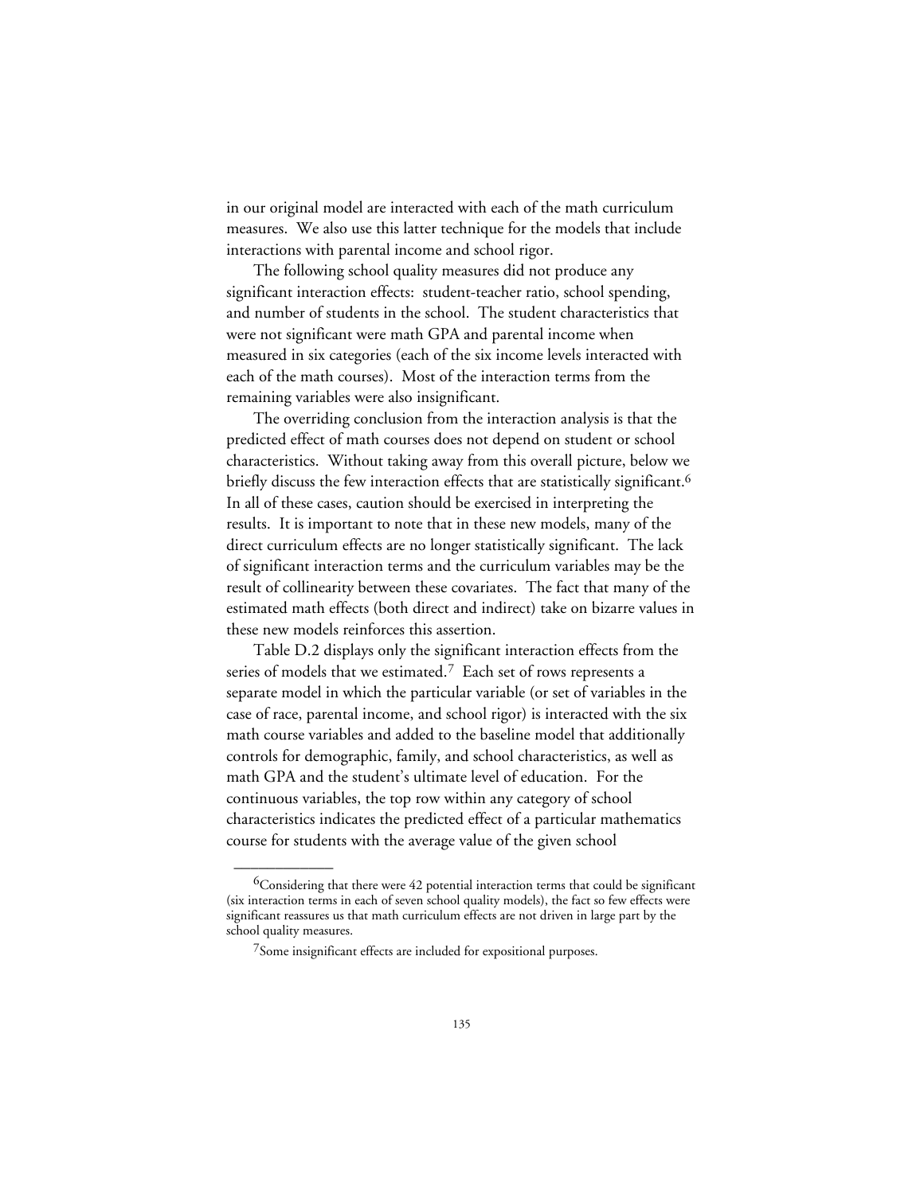in our original model are interacted with each of the math curriculum measures. We also use this latter technique for the models that include interactions with parental income and school rigor.

The following school quality measures did not produce any significant interaction effects: student-teacher ratio, school spending, and number of students in the school. The student characteristics that were not significant were math GPA and parental income when measured in six categories (each of the six income levels interacted with each of the math courses). Most of the interaction terms from the remaining variables were also insignificant.

The overriding conclusion from the interaction analysis is that the predicted effect of math courses does not depend on student or school characteristics. Without taking away from this overall picture, below we briefly discuss the few interaction effects that are statistically significant.[6] In all of these cases, caution should be exercised in interpreting the results. It is important to note that in these new models, many of the direct curriculum effects are no longer statistically significant. The lack of significant interaction terms and the curriculum variables may be the result of collinearity between these covariates. The fact that many of the estimated math effects (both direct and indirect) take on bizarre values in these new models reinforces this assertion.

Table D.2 displays only the significant interaction effects from the series of models that we estimated.[7] Each set of rows represents a separate model in which the particular variable (or set of variables in the case of race, parental income, and school rigor) is interacted with the six math course variables and added to the baseline model that additionally controls for demographic, family, and school characteristics, as well as math GPA and the student's ultimate level of education. For the continuous variables, the top row within any category of school characteristics indicates the predicted effect of a particular mathematics course for students with the average value of the given school

[6] Considering that there were 42 potential interaction terms that could be significant (six interaction terms in each of seven school quality models), the fact so few effects were significant reassures us that math curriculum effects are not driven in large part by the school quality measures.

[7] Some insignificant effects are included for expositional purposes.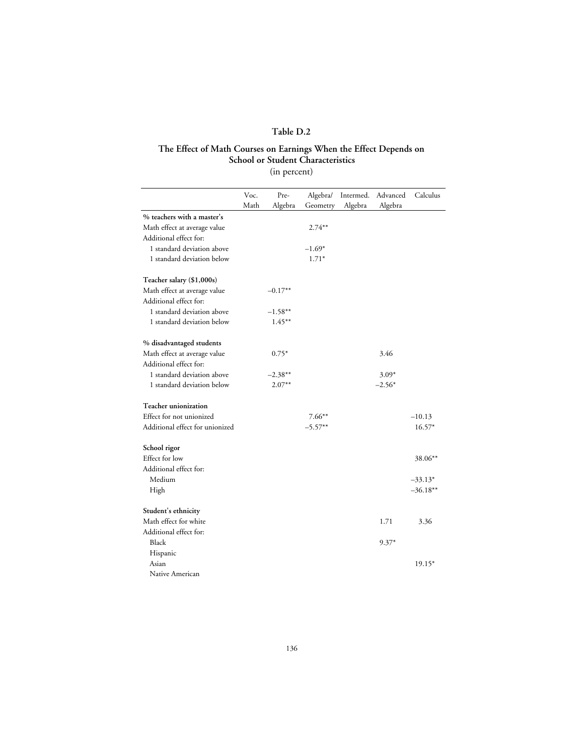# Table D.2

## The Effect of Math Courses on Earnings When the Effect Depends on School or Student Characteristics

(in percent)

| | Voc. Math | Pre-Algebra | Algebra/ Geometry | Intermed. Algebra | Advanced Algebra | Calculus |
|---|---|---|---|---|---|---|
| **% teachers with a master's** | | | | | | |
| Math effect at average value | | | 2.74** | | | |
| Additional effect for: | | | | | | |
| 1 standard deviation above | | | –1.69* | | | |
| 1 standard deviation below | | | 1.71* | | | |
| **Teacher salary ($1,000s)** | | | | | | |
| Math effect at average value | | –0.17** | | | | |
| Additional effect for: | | | | | | |
| 1 standard deviation above | | –1.58** | | | | |
| 1 standard deviation below | | 1.45** | | | | |
| **% disadvantaged students** | | | | | | |
| Math effect at average value | | 0.75* | | | 3.46 | |
| Additional effect for: | | | | | | |
| 1 standard deviation above | | –2.38** | | | 3.09* | |
| 1 standard deviation below | | 2.07** | | | –2.56* | |
| **Teacher unionization** | | | | | | |
| Effect for not unionized | | | 7.66** | | | –10.13 |
| Additional effect for unionized | | | –5.57** | | | 16.57* |
| **School rigor** | | | | | | |
| Effect for low | | | | | | 38.06** |
| Additional effect for: | | | | | | |
| Medium | | | | | | –33.13* |
| High | | | | | | –36.18** |
| **Student's ethnicity** | | | | | | |
| Math effect for white | | | | | 1.71 | 3.36 |
| Additional effect for: | | | | | | |
| Black | | | | | 9.37* | |
| Hispanic | | | | | | |
| Asian | | | | | | 19.15* |
| Native American | | | | | | |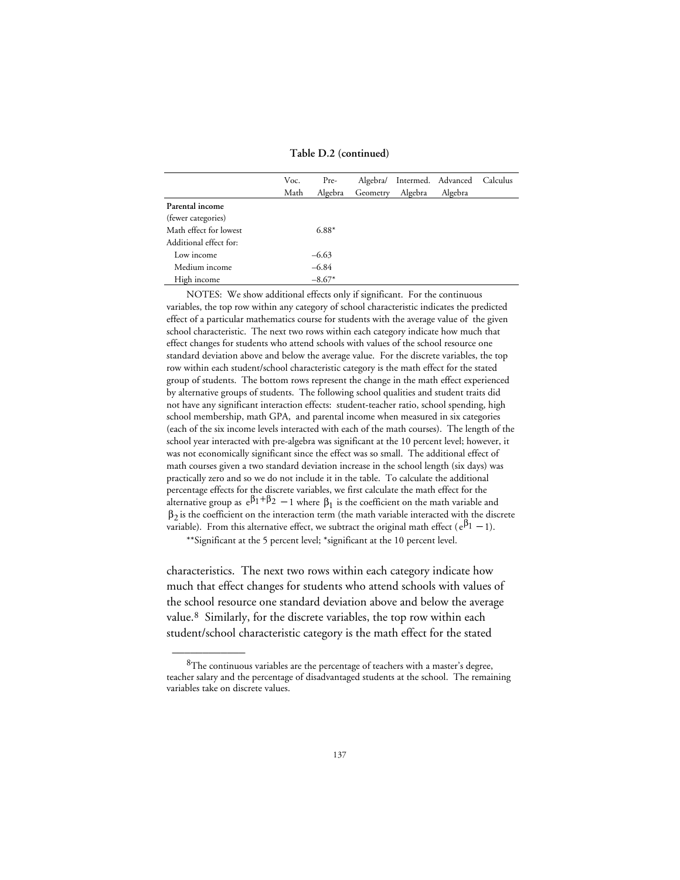**Table D.2 (continued)**

| | Voc. Math | Pre-Algebra | Algebra/ Geometry | Intermed. Algebra | Advanced Algebra | Calculus |
|---|---|---|---|---|---|---|
| **Parental income** | | | | | | |
| (fewer categories) | | | | | | |
| Math effect for lowest | | 6.88* | | | | |
| Additional effect for: | | | | | | |
| Low income | | –6.63 | | | | |
| Medium income | | –6.84 | | | | |
| High income | | –8.67* | | | | |

NOTES: We show additional effects only if significant. For the continuous variables, the top row within any category of school characteristic indicates the predicted effect of a particular mathematics course for students with the average value of the given school characteristic. The next two rows within each category indicate how much that effect changes for students who attend schools with values of the school resource one standard deviation above and below the average value. For the discrete variables, the top row within each student/school characteristic category is the math effect for the stated group of students. The bottom rows represent the change in the math effect experienced by alternative groups of students. The following school qualities and student traits did not have any significant interaction effects: student-teacher ratio, school spending, high school membership, math GPA, and parental income when measured in six categories (each of the six income levels interacted with each of the math courses). The length of the school year interacted with pre-algebra was significant at the 10 percent level; however, it was not economically significant since the effect was so small. The additional effect of math courses given a two standard deviation increase in the school length (six days) was practically zero and so we do not include it in the table. To calculate the additional percentage effects for the discrete variables, we first calculate the math effect for the alternative group as $e^{\beta_1+\beta_2} - 1$ where $\beta_1$ is the coefficient on the math variable and $\beta_2$ is the coefficient on the interaction term (the math variable interacted with the discrete variable). From this alternative effect, we subtract the original math effect ($e^{\beta_1} - 1$).

**Significant at the 5 percent level; *significant at the 10 percent level.

characteristics. The next two rows within each category indicate how much that effect changes for students who attend schools with values of the school resource one standard deviation above and below the average value.[8] Similarly, for the discrete variables, the top row within each student/school characteristic category is the math effect for the stated

---

[8]The continuous variables are the percentage of teachers with a master's degree, teacher salary and the percentage of disadvantaged students at the school. The remaining variables take on discrete values.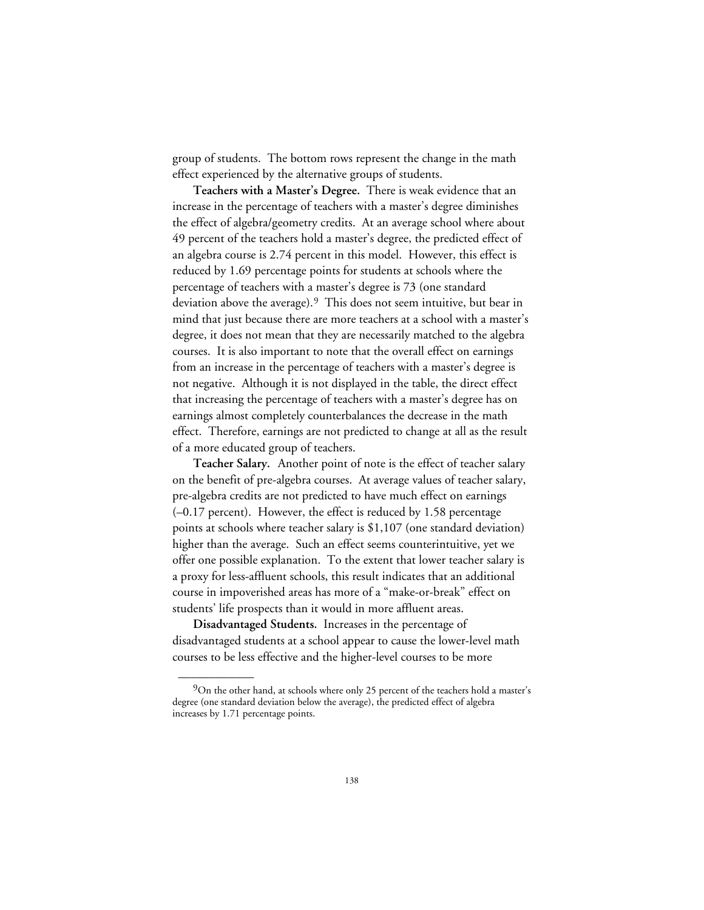group of students. The bottom rows represent the change in the math effect experienced by the alternative groups of students.

**Teachers with a Master's Degree.** There is weak evidence that an increase in the percentage of teachers with a master's degree diminishes the effect of algebra/geometry credits. At an average school where about 49 percent of the teachers hold a master's degree, the predicted effect of an algebra course is 2.74 percent in this model. However, this effect is reduced by 1.69 percentage points for students at schools where the percentage of teachers with a master's degree is 73 (one standard deviation above the average).[9] This does not seem intuitive, but bear in mind that just because there are more teachers at a school with a master's degree, it does not mean that they are necessarily matched to the algebra courses. It is also important to note that the overall effect on earnings from an increase in the percentage of teachers with a master's degree is not negative. Although it is not displayed in the table, the direct effect that increasing the percentage of teachers with a master's degree has on earnings almost completely counterbalances the decrease in the math effect. Therefore, earnings are not predicted to change at all as the result of a more educated group of teachers.

**Teacher Salary.** Another point of note is the effect of teacher salary on the benefit of pre-algebra courses. At average values of teacher salary, pre-algebra credits are not predicted to have much effect on earnings (–0.17 percent). However, the effect is reduced by 1.58 percentage points at schools where teacher salary is $1,107 (one standard deviation) higher than the average. Such an effect seems counterintuitive, yet we offer one possible explanation. To the extent that lower teacher salary is a proxy for less-affluent schools, this result indicates that an additional course in impoverished areas has more of a "make-or-break" effect on students' life prospects than it would in more affluent areas.

**Disadvantaged Students.** Increases in the percentage of disadvantaged students at a school appear to cause the lower-level math courses to be less effective and the higher-level courses to be more

---

[9]On the other hand, at schools where only 25 percent of the teachers hold a master's degree (one standard deviation below the average), the predicted effect of algebra increases by 1.71 percentage points.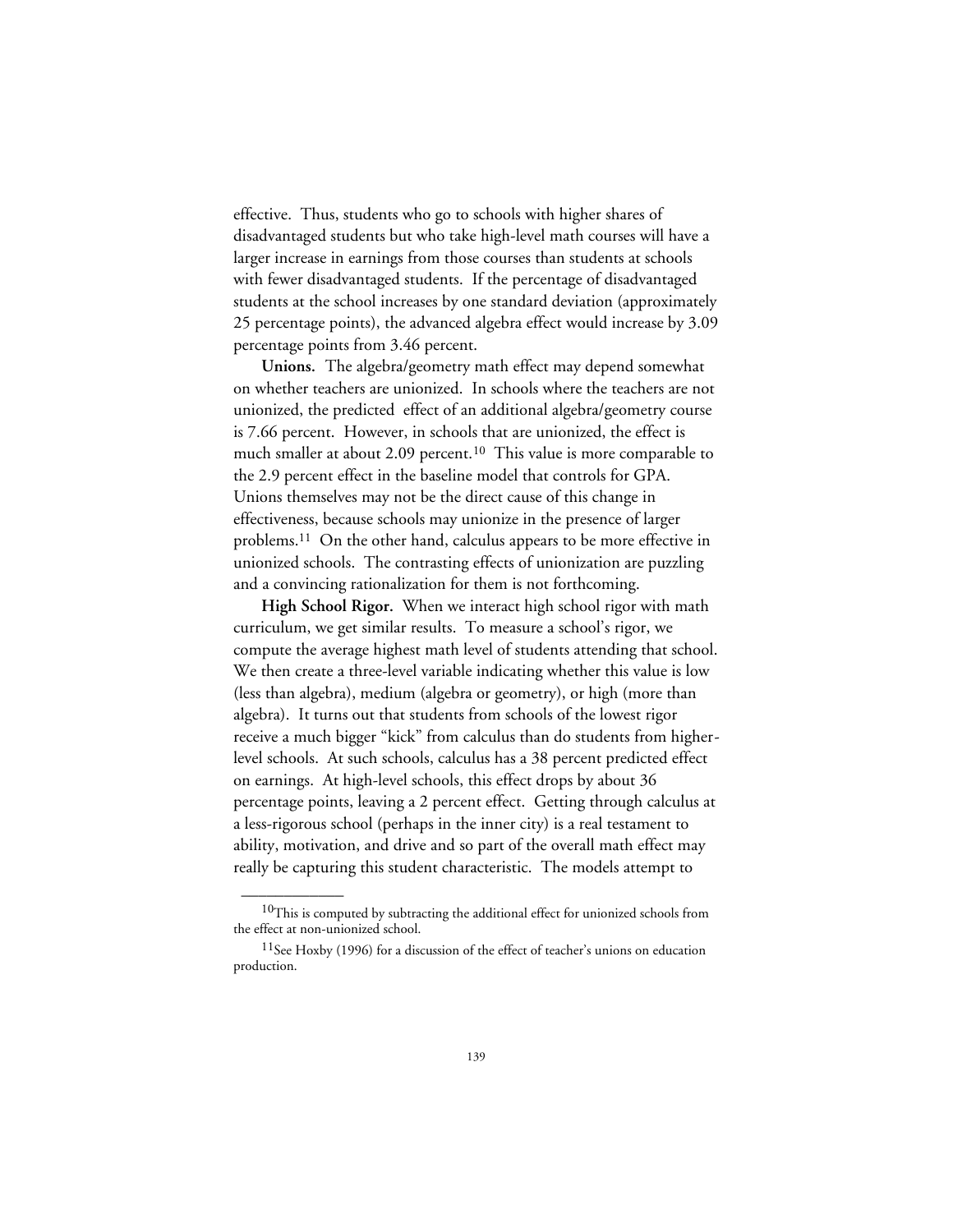effective. Thus, students who go to schools with higher shares of disadvantaged students but who take high-level math courses will have a larger increase in earnings from those courses than students at schools with fewer disadvantaged students. If the percentage of disadvantaged students at the school increases by one standard deviation (approximately 25 percentage points), the advanced algebra effect would increase by 3.09 percentage points from 3.46 percent.

**Unions.** The algebra/geometry math effect may depend somewhat on whether teachers are unionized. In schools where the teachers are not unionized, the predicted effect of an additional algebra/geometry course is 7.66 percent. However, in schools that are unionized, the effect is much smaller at about 2.09 percent.[10] This value is more comparable to the 2.9 percent effect in the baseline model that controls for GPA. Unions themselves may not be the direct cause of this change in effectiveness, because schools may unionize in the presence of larger problems.[11] On the other hand, calculus appears to be more effective in unionized schools. The contrasting effects of unionization are puzzling and a convincing rationalization for them is not forthcoming.

**High School Rigor.** When we interact high school rigor with math curriculum, we get similar results. To measure a school's rigor, we compute the average highest math level of students attending that school. We then create a three-level variable indicating whether this value is low (less than algebra), medium (algebra or geometry), or high (more than algebra). It turns out that students from schools of the lowest rigor receive a much bigger "kick" from calculus than do students from higher-level schools. At such schools, calculus has a 38 percent predicted effect on earnings. At high-level schools, this effect drops by about 36 percentage points, leaving a 2 percent effect. Getting through calculus at a less-rigorous school (perhaps in the inner city) is a real testament to ability, motivation, and drive and so part of the overall math effect may really be capturing this student characteristic. The models attempt to

---

[10]This is computed by subtracting the additional effect for unionized schools from the effect at non-unionized school.

[11]See Hoxby (1996) for a discussion of the effect of teacher's unions on education production.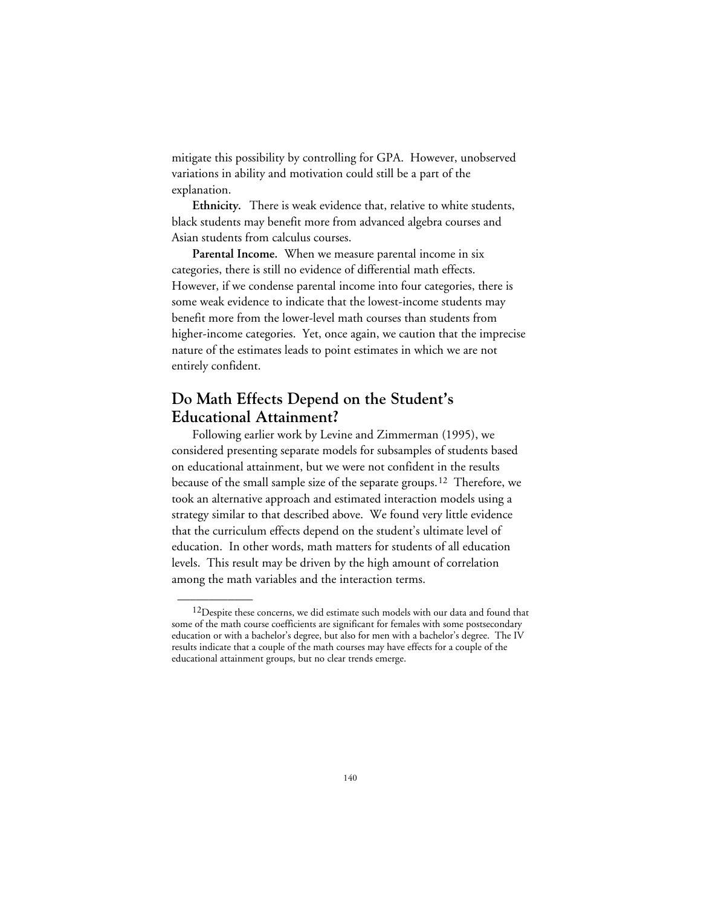mitigate this possibility by controlling for GPA. However, unobserved variations in ability and motivation could still be a part of the explanation.

**Ethnicity.** There is weak evidence that, relative to white students, black students may benefit more from advanced algebra courses and Asian students from calculus courses.

**Parental Income.** When we measure parental income in six categories, there is still no evidence of differential math effects. However, if we condense parental income into four categories, there is some weak evidence to indicate that the lowest-income students may benefit more from the lower-level math courses than students from higher-income categories. Yet, once again, we caution that the imprecise nature of the estimates leads to point estimates in which we are not entirely confident.

## Do Math Effects Depend on the Student's Educational Attainment?

Following earlier work by Levine and Zimmerman (1995), we considered presenting separate models for subsamples of students based on educational attainment, but we were not confident in the results because of the small sample size of the separate groups.[12] Therefore, we took an alternative approach and estimated interaction models using a strategy similar to that described above. We found very little evidence that the curriculum effects depend on the student's ultimate level of education. In other words, math matters for students of all education levels. This result may be driven by the high amount of correlation among the math variables and the interaction terms.

---

[12]Despite these concerns, we did estimate such models with our data and found that some of the math course coefficients are significant for females with some postsecondary education or with a bachelor's degree, but also for men with a bachelor's degree. The IV results indicate that a couple of the math courses may have effects for a couple of the educational attainment groups, but no clear trends emerge.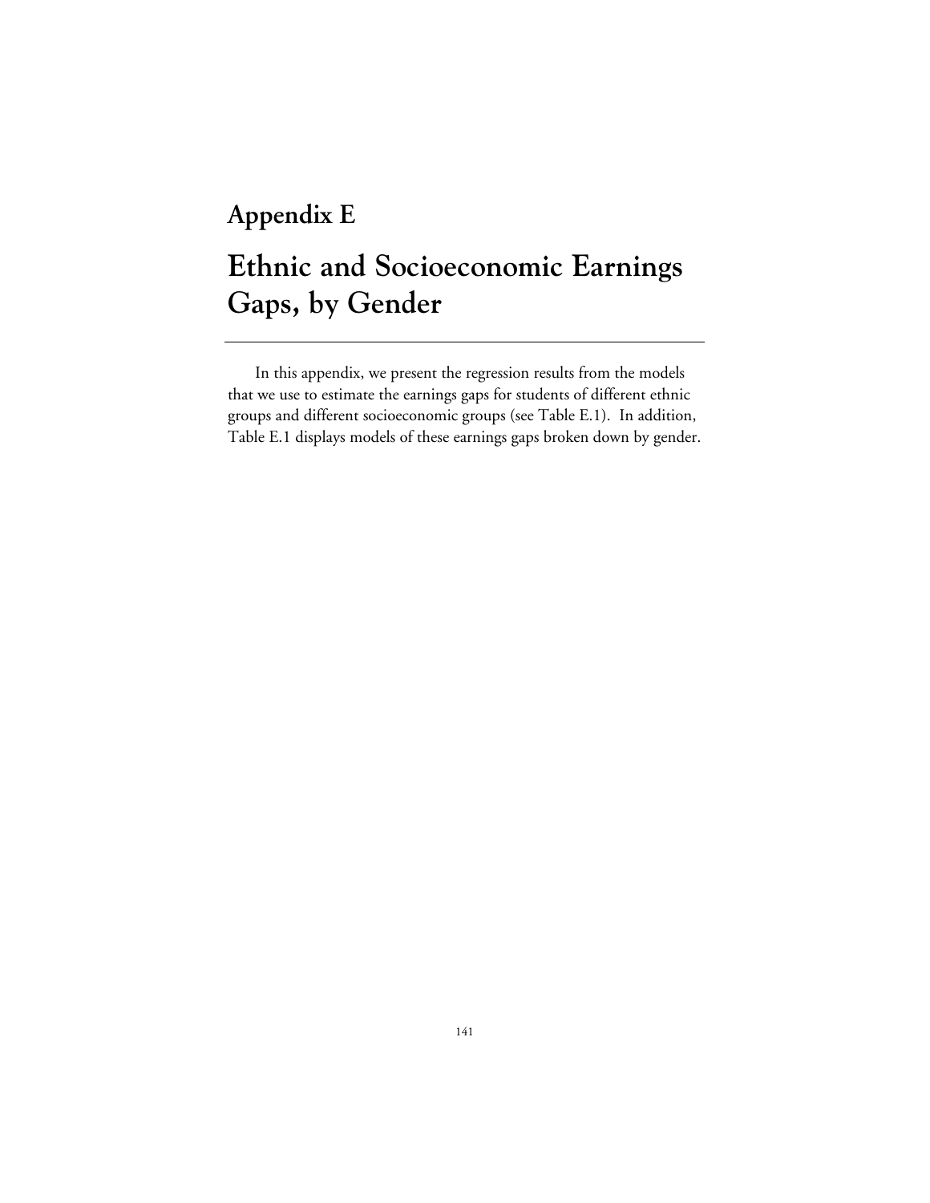# Appendix E

# Ethnic and Socioeconomic Earnings Gaps, by Gender

In this appendix, we present the regression results from the models that we use to estimate the earnings gaps for students of different ethnic groups and different socioeconomic groups (see Table E.1). In addition, Table E.1 displays models of these earnings gaps broken down by gender.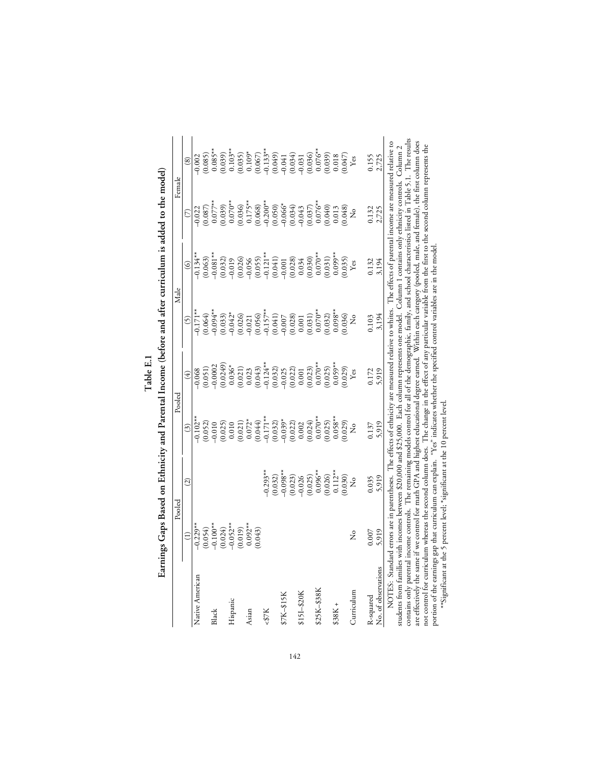**Table E.1**

**Earnings Gaps Based on Ethnicity and Parental Income (before and after curriculum is added to the model)**

| | Pooled | | Pooled | | Male | | Female | |
|---|---|---|---|---|---|---|---|---|
| | (1) | (2) | (3) | (4) | (5) | (6) | (7) | (8) |
| Native American | –0.229** | | –0.102** | –0.068 | –0.171** | –0.134** | –0.022 | –0.002 |
| | (0.054) | | (0.052) | (0.051) | (0.064) | (0.063) | (0.087) | (0.085) |
| Black | –0.100** | | –0.010 | –0.0002 | –0.094** | –0.081** | 0.077** | 0.085** |
| | (0.024) | | (0.025) | (0.0249) | (0.033) | (0.032) | (0.039) | (0.039) |
| Hispanic | –0.052** | | 0.010 | 0.036* | –0.042* | –0.019 | 0.070** | 0.103** |
| | (0.019) | | (0.021) | (0.021) | (0.026) | (0.026) | (0.036) | (0.035) |
| Asian | 0.092** | | 0.072* | 0.023 | –0.021 | –0.056 | 0.175** | 0.109* |
| | (0.043) | | (0.044) | (0.043) | (0.056) | (0.055) | (0.068) | (0.067) |
| <$7K | | –0.293** | –0.171** | –0.124** | –0.157** | –0.121** | –0.200** | –0.133** |
| | | (0.032) | (0.032) | (0.032) | (0.041) | (0.041) | (0.050) | (0.049) |
| $7K–$15K | | –0.098** | –0.039* | –0.025 | –0.007 | –0.001 | –0.066* | –0.041 |
| | | (0.023) | (0.022) | (0.022) | (0.028) | (0.028) | (0.034) | (0.034) |
| $15I–$20K | | –0.026 | 0.002 | 0.001 | 0.001 | 0.034 | –0.043 | –0.031 |
| | | (0.025) | (0.024) | (0.023) | (0.031) | (0.030) | (0.037) | (0.036) |
| $25K–$38K | | 0.096** | 0.070** | 0.070** | 0.070** | 0.070** | 0.076** | 0.076** |
| | | (0.026) | (0.025) | (0.025) | (0.032) | (0.031) | (0.040) | (0.039) |
| $38K + | | 0.112** | 0.058** | 0.059** | 0.098** | 0.099** | 0.013 | 0.018 |
| | | (0.030) | (0.029) | (0.029) | (0.036) | (0.035) | (0.048) | (0.047) |
| Curriculum | No | No | No | Yes | No | Yes | No | Yes |
| R-squared | 0.007 | 0.035 | 0.137 | 0.172 | 0.103 | 0.132 | 0.132 | 0.155 |
| No. of observations | 5,919 | 5,919 | 5,919 | 5,919 | 3,194 | 3,194 | 2,725 | 2,725 |

NOTES: Standard errors are in parentheses. The effects of ethnicity are measured relative to whites. The effects of parental income are measured relative to students from families with incomes between $20,000 and $25,000. Each column represents one model. Column 1 contains only ethnicity controls. Column 2 contains only parental income controls. The remaining models control for all of the demographic, family, and school characteristics listed in Table 5.1. The results are effectively the same if we control for math GPA and highest educational degree earned. Within each category (pooled, male, and female), the first column does not control for curriculum whereas the second column does. The change in the effect of any particular variable from the first to the second column represents the portion of the earnings gap that curriculum can explain. "Yes" indicates whether the specified control variables are in the model.

**Significant at the 5 percent level; *significant at the 10 percent level.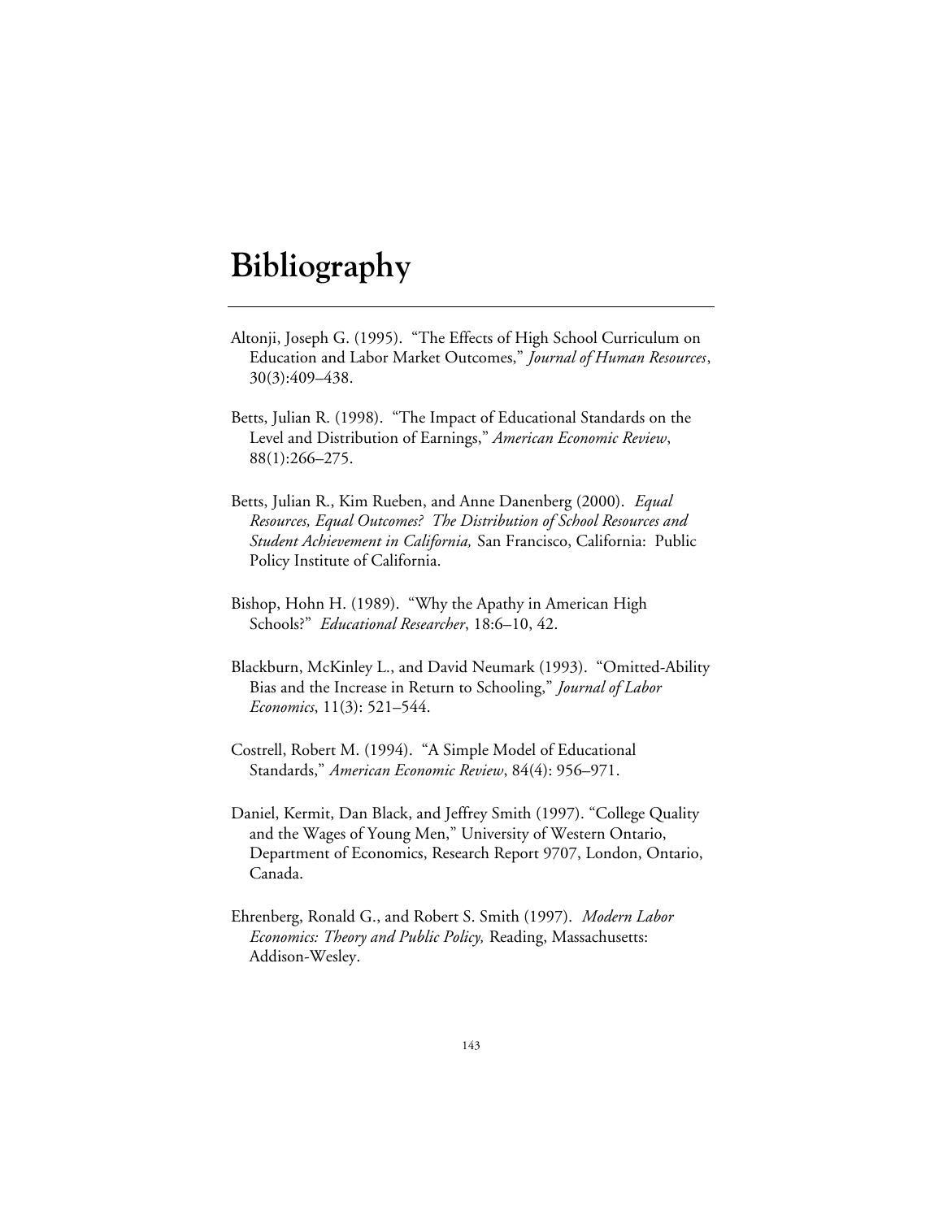# Bibliography

Altonji, Joseph G. (1995). "The Effects of High School Curriculum on Education and Labor Market Outcomes," *Journal of Human Resources*, 30(3):409–438.

Betts, Julian R. (1998). "The Impact of Educational Standards on the Level and Distribution of Earnings," *American Economic Review*, 88(1):266–275.

Betts, Julian R., Kim Rueben, and Anne Danenberg (2000). *Equal Resources, Equal Outcomes? The Distribution of School Resources and Student Achievement in California,* San Francisco, California: Public Policy Institute of California.

Bishop, Hohn H. (1989). "Why the Apathy in American High Schools?" *Educational Researcher*, 18:6–10, 42.

Blackburn, McKinley L., and David Neumark (1993). "Omitted-Ability Bias and the Increase in Return to Schooling," *Journal of Labor Economics*, 11(3): 521–544.

Costrell, Robert M. (1994). "A Simple Model of Educational Standards," *American Economic Review*, 84(4): 956–971.

Daniel, Kermit, Dan Black, and Jeffrey Smith (1997). "College Quality and the Wages of Young Men," University of Western Ontario, Department of Economics, Research Report 9707, London, Ontario, Canada.

Ehrenberg, Ronald G., and Robert S. Smith (1997). *Modern Labor Economics: Theory and Public Policy,* Reading, Massachusetts: Addison-Wesley.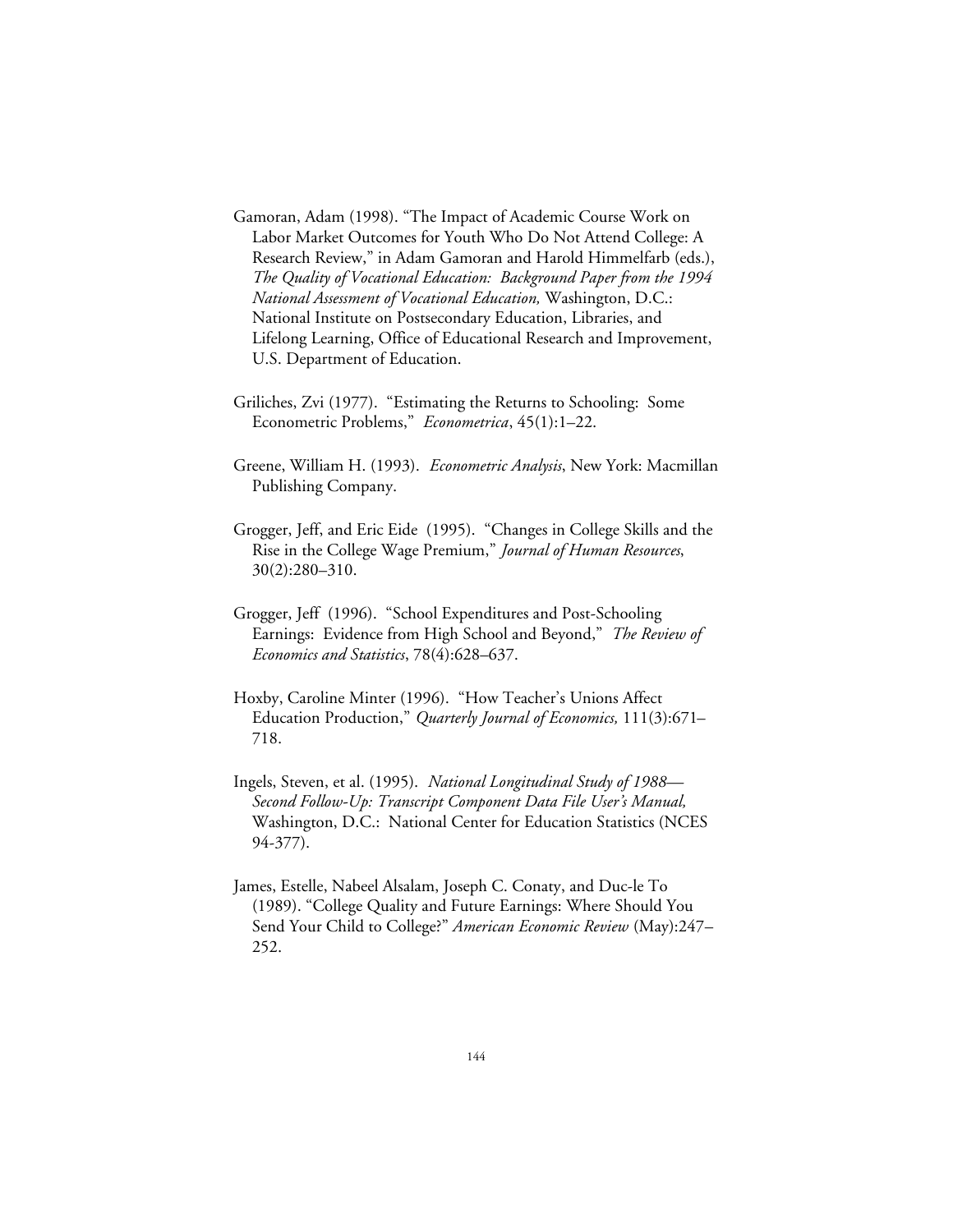Gamoran, Adam (1998). "The Impact of Academic Course Work on Labor Market Outcomes for Youth Who Do Not Attend College: A Research Review," in Adam Gamoran and Harold Himmelfarb (eds.), *The Quality of Vocational Education: Background Paper from the 1994 National Assessment of Vocational Education,* Washington, D.C.: National Institute on Postsecondary Education, Libraries, and Lifelong Learning, Office of Educational Research and Improvement, U.S. Department of Education.

Griliches, Zvi (1977). "Estimating the Returns to Schooling: Some Econometric Problems," *Econometrica*, 45(1):1–22.

Greene, William H. (1993). *Econometric Analysis*, New York: Macmillan Publishing Company.

Grogger, Jeff, and Eric Eide (1995). "Changes in College Skills and the Rise in the College Wage Premium," *Journal of Human Resources*, 30(2):280–310.

Grogger, Jeff (1996). "School Expenditures and Post-Schooling Earnings: Evidence from High School and Beyond," *The Review of Economics and Statistics*, 78(4):628–637.

Hoxby, Caroline Minter (1996). "How Teacher's Unions Affect Education Production," *Quarterly Journal of Economics,* 111(3):671–718.

Ingels, Steven, et al. (1995). *National Longitudinal Study of 1988—Second Follow-Up: Transcript Component Data File User's Manual,* Washington, D.C.: National Center for Education Statistics (NCES 94-377).

James, Estelle, Nabeel Alsalam, Joseph C. Conaty, and Duc-le To (1989). "College Quality and Future Earnings: Where Should You Send Your Child to College?" *American Economic Review* (May):247–252.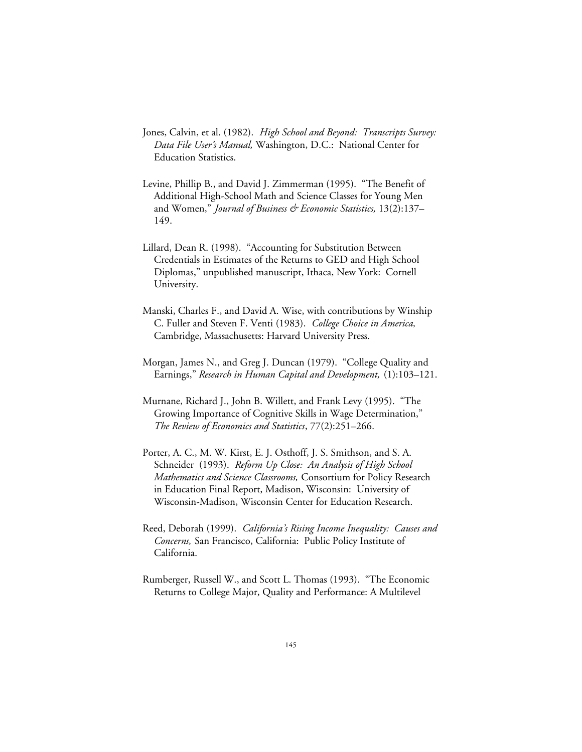Jones, Calvin, et al. (1982). *High School and Beyond: Transcripts Survey: Data File User's Manual,* Washington, D.C.: National Center for Education Statistics.

Levine, Phillip B., and David J. Zimmerman (1995). "The Benefit of Additional High-School Math and Science Classes for Young Men and Women," *Journal of Business & Economic Statistics,* 13(2):137–149.

Lillard, Dean R. (1998). "Accounting for Substitution Between Credentials in Estimates of the Returns to GED and High School Diplomas," unpublished manuscript, Ithaca, New York: Cornell University.

Manski, Charles F., and David A. Wise, with contributions by Winship C. Fuller and Steven F. Venti (1983). *College Choice in America,* Cambridge, Massachusetts: Harvard University Press.

Morgan, James N., and Greg J. Duncan (1979). "College Quality and Earnings," *Research in Human Capital and Development,* (1):103–121.

Murnane, Richard J., John B. Willett, and Frank Levy (1995). "The Growing Importance of Cognitive Skills in Wage Determination," *The Review of Economics and Statistics*, 77(2):251–266.

Porter, A. C., M. W. Kirst, E. J. Osthoff, J. S. Smithson, and S. A. Schneider (1993). *Reform Up Close: An Analysis of High School Mathematics and Science Classrooms,* Consortium for Policy Research in Education Final Report, Madison, Wisconsin: University of Wisconsin-Madison, Wisconsin Center for Education Research.

Reed, Deborah (1999). *California's Rising Income Inequality: Causes and Concerns,* San Francisco, California: Public Policy Institute of California.

Rumberger, Russell W., and Scott L. Thomas (1993). "The Economic Returns to College Major, Quality and Performance: A Multilevel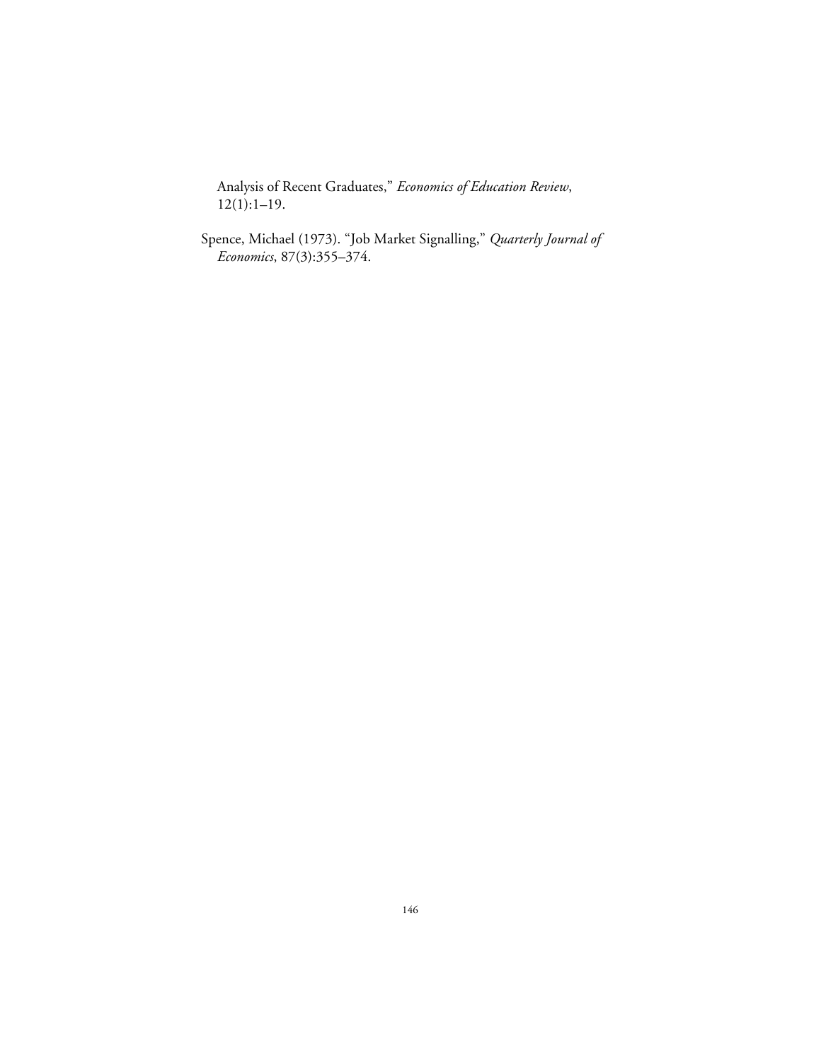Analysis of Recent Graduates," *Economics of Education Review*, 12(1):1–19.

Spence, Michael (1973). "Job Market Signalling," *Quarterly Journal of Economics*, 87(3):355–374.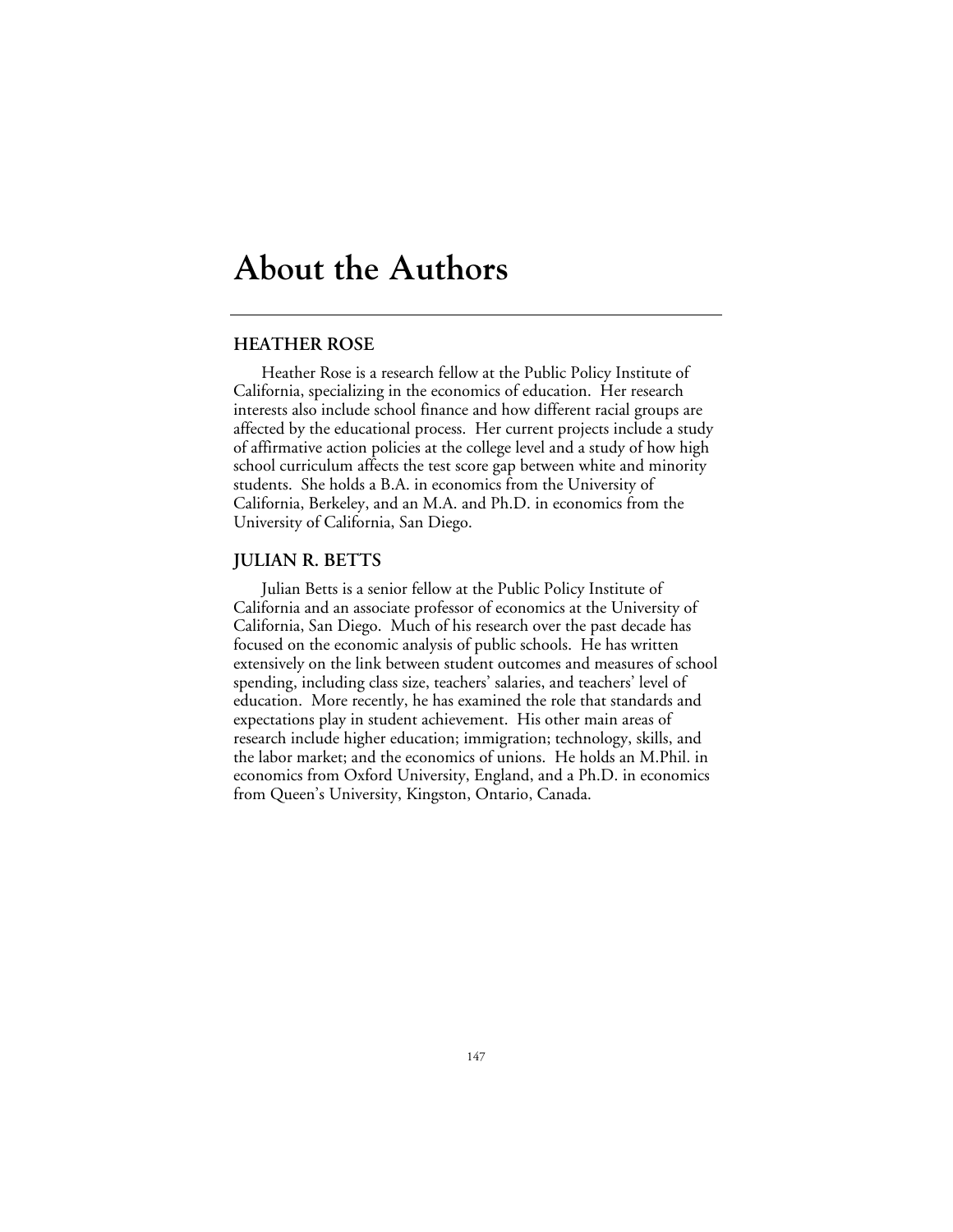# About the Authors

## HEATHER ROSE

Heather Rose is a research fellow at the Public Policy Institute of California, specializing in the economics of education. Her research interests also include school finance and how different racial groups are affected by the educational process. Her current projects include a study of affirmative action policies at the college level and a study of how high school curriculum affects the test score gap between white and minority students. She holds a B.A. in economics from the University of California, Berkeley, and an M.A. and Ph.D. in economics from the University of California, San Diego.

## JULIAN R. BETTS

Julian Betts is a senior fellow at the Public Policy Institute of California and an associate professor of economics at the University of California, San Diego. Much of his research over the past decade has focused on the economic analysis of public schools. He has written extensively on the link between student outcomes and measures of school spending, including class size, teachers' salaries, and teachers' level of education. More recently, he has examined the role that standards and expectations play in student achievement. His other main areas of research include higher education; immigration; technology, skills, and the labor market; and the economics of unions. He holds an M.Phil. in economics from Oxford University, England, and a Ph.D. in economics from Queen's University, Kingston, Ontario, Canada.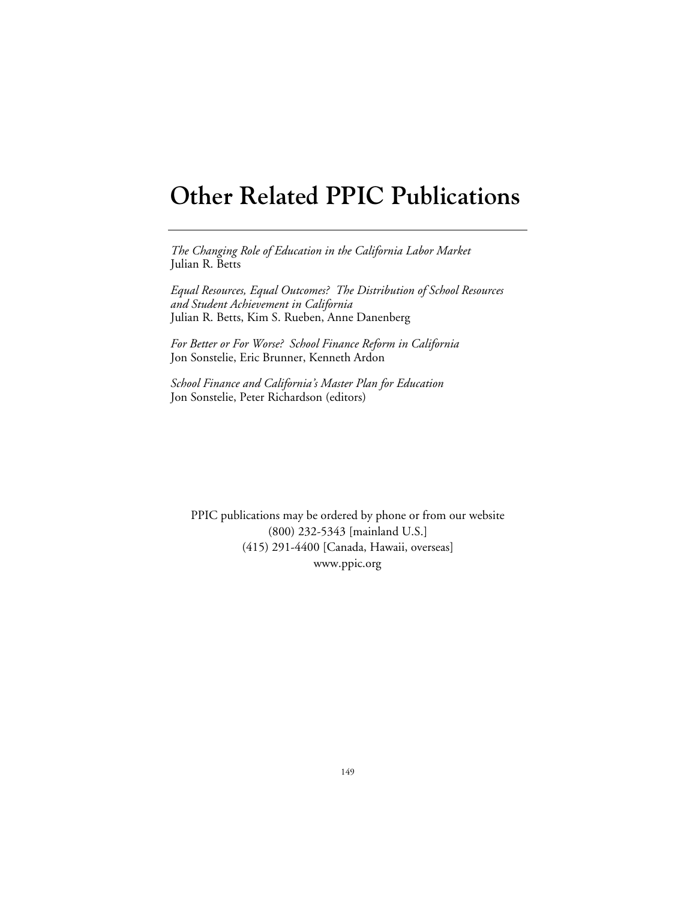# Other Related PPIC Publications

*The Changing Role of Education in the California Labor Market*
Julian R. Betts

*Equal Resources, Equal Outcomes? The Distribution of School Resources and Student Achievement in California*
Julian R. Betts, Kim S. Rueben, Anne Danenberg

*For Better or For Worse? School Finance Reform in California*
Jon Sonstelie, Eric Brunner, Kenneth Ardon

*School Finance and California's Master Plan for Education*
Jon Sonstelie, Peter Richardson (editors)

PPIC publications may be ordered by phone or from our website
(800) 232-5343 [mainland U.S.]
(415) 291-4400 [Canada, Hawaii, overseas]
www.ppic.org